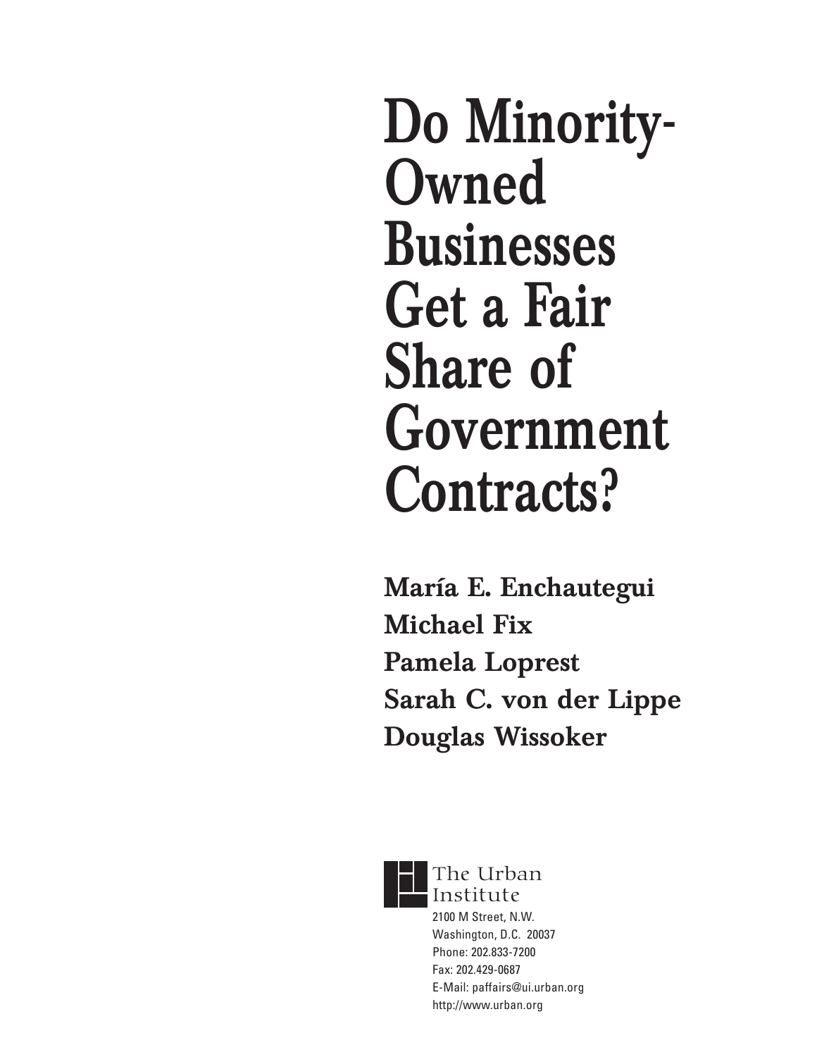# Do Minority-Owned Businesses Get a Fair Share of Government Contracts?

**María E. Enchautegui**
**Michael Fix**
**Pamela Loprest**
**Sarah C. von der Lippe**
**Douglas Wissoker**

The Urban Institute
2100 M Street, N.W.
Washington, D.C. 20037
Phone: 202.833-7200
Fax: 202.429-0687
E-Mail: paffairs@ui.urban.org
http://www.urban.org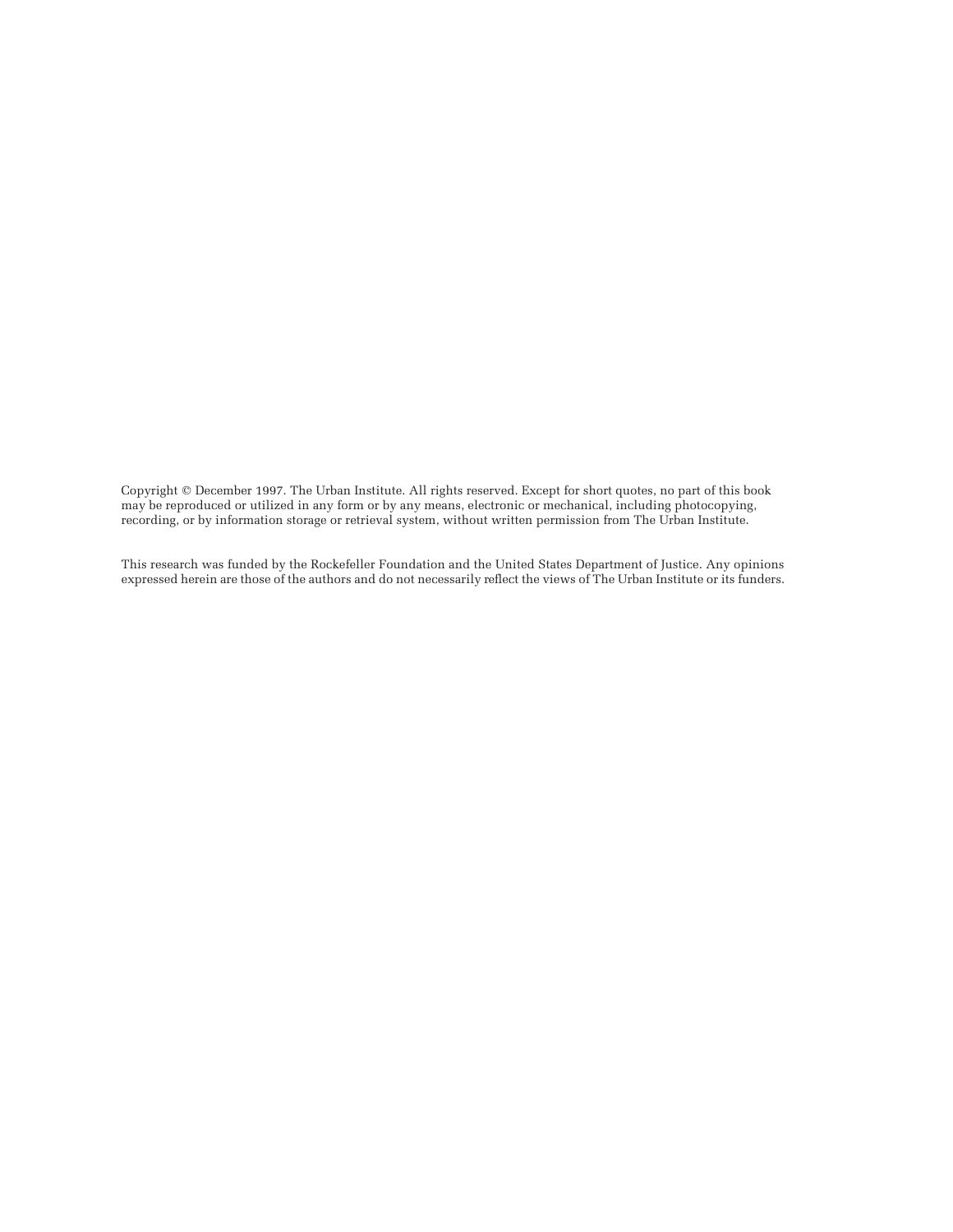Copyright © December 1997. The Urban Institute. All rights reserved. Except for short quotes, no part of this book may be reproduced or utilized in any form or by any means, electronic or mechanical, including photocopying, recording, or by information storage or retrieval system, without written permission from The Urban Institute.

This research was funded by the Rockefeller Foundation and the United States Department of Justice. Any opinions expressed herein are those of the authors and do not necessarily reflect the views of The Urban Institute or its funders.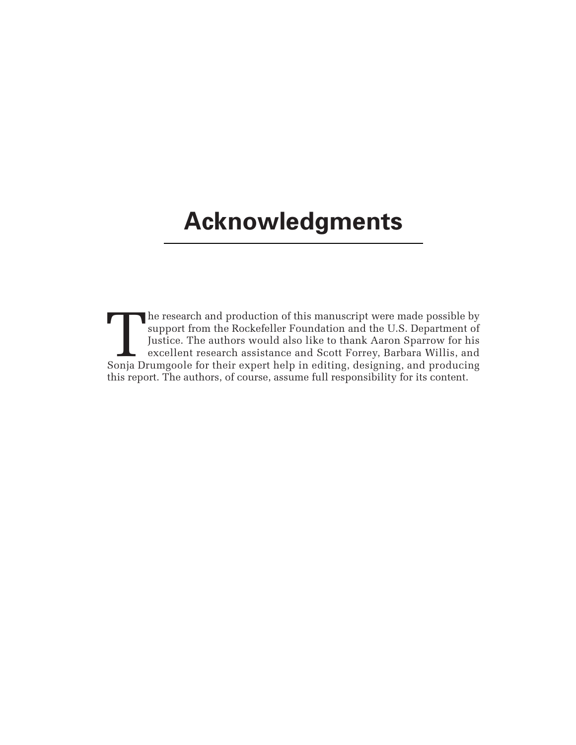# Acknowledgments

The research and production of this manuscript were made possible by support from the Rockefeller Foundation and the U.S. Department of Justice. The authors would also like to thank Aaron Sparrow for his excellent research assistance and Scott Forrey, Barbara Willis, and Sonja Drumgoole for their expert help in editing, designing, and producing this report. The authors, of course, assume full responsibility for its content.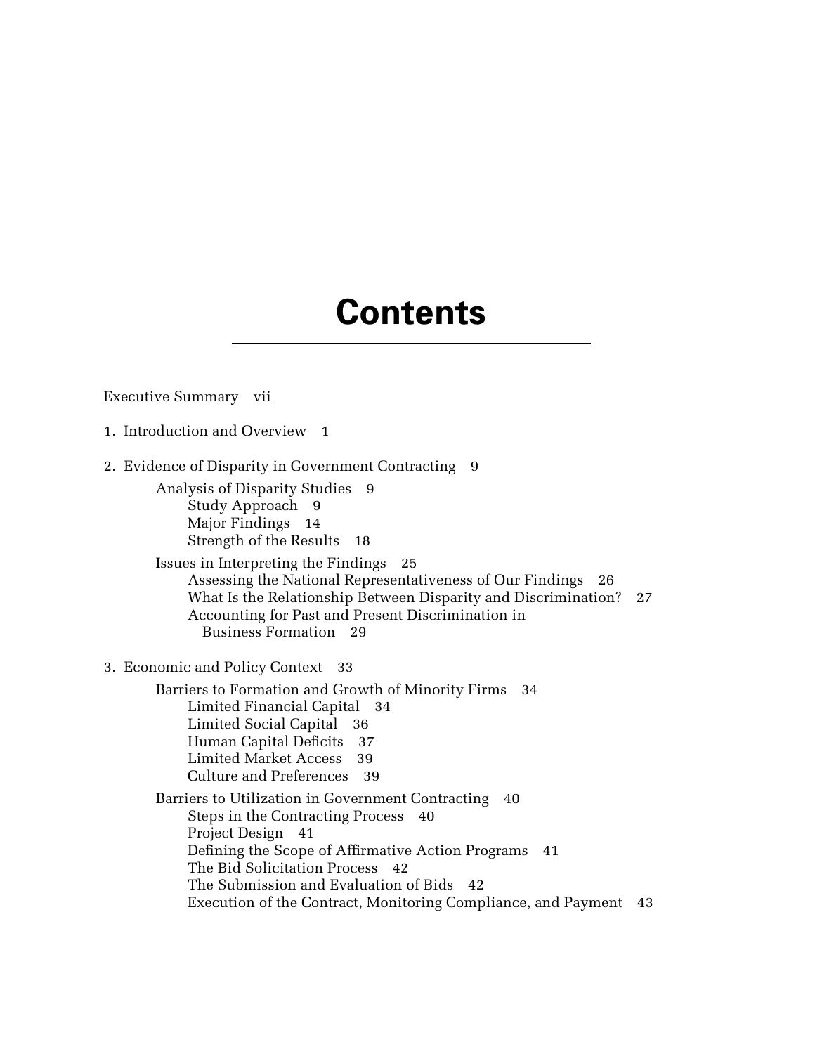# Contents

Executive Summary vii

1. Introduction and Overview 1

2. Evidence of Disparity in Government Contracting 9
    - Analysis of Disparity Studies 9
        - Study Approach 9
        - Major Findings 14
        - Strength of the Results 18
    - Issues in Interpreting the Findings 25
        - Assessing the National Representativeness of Our Findings 26
        - What Is the Relationship Between Disparity and Discrimination? 27
        - Accounting for Past and Present Discrimination in Business Formation 29

3. Economic and Policy Context 33
    - Barriers to Formation and Growth of Minority Firms 34
        - Limited Financial Capital 34
        - Limited Social Capital 36
        - Human Capital Deficits 37
        - Limited Market Access 39
        - Culture and Preferences 39
    - Barriers to Utilization in Government Contracting 40
        - Steps in the Contracting Process 40
        - Project Design 41
        - Defining the Scope of Affirmative Action Programs 41
        - The Bid Solicitation Process 42
        - The Submission and Evaluation of Bids 42
        - Execution of the Contract, Monitoring Compliance, and Payment 43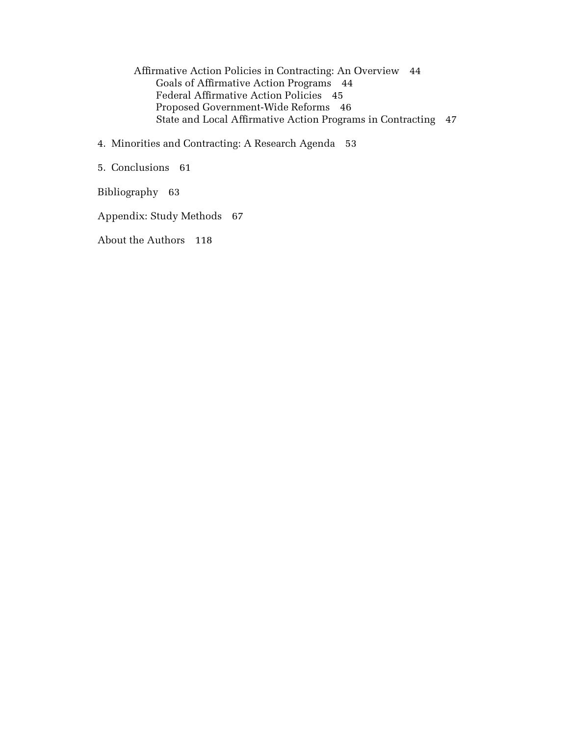Affirmative Action Policies in Contracting: An Overview 44
- Goals of Affirmative Action Programs 44
- Federal Affirmative Action Policies 45
- Proposed Government-Wide Reforms 46
- State and Local Affirmative Action Programs in Contracting 47

4. Minorities and Contracting: A Research Agenda 53

5. Conclusions 61

Bibliography 63

Appendix: Study Methods 67

About the Authors 118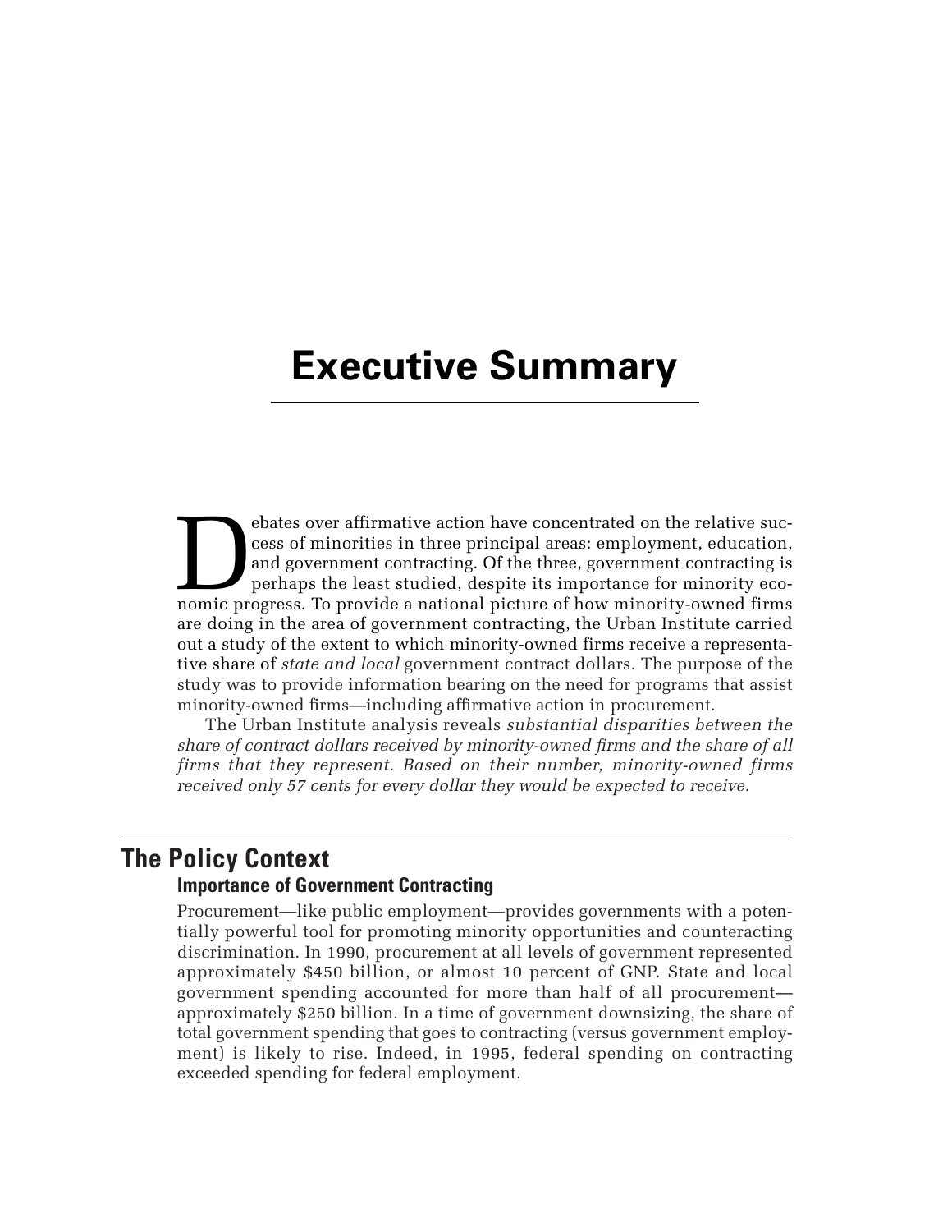# Executive Summary

Debates over affirmative action have concentrated on the relative success of minorities in three principal areas: employment, education, and government contracting. Of the three, government contracting is perhaps the least studied, despite its importance for minority economic progress. To provide a national picture of how minority-owned firms are doing in the area of government contracting, the Urban Institute carried out a study of the extent to which minority-owned firms receive a representative share of *state and local* government contract dollars. The purpose of the study was to provide information bearing on the need for programs that assist minority-owned firms—including affirmative action in procurement.

The Urban Institute analysis reveals *substantial disparities between the share of contract dollars received by minority-owned firms and the share of all firms that they represent. Based on their number, minority-owned firms received only 57 cents for every dollar they would be expected to receive.*

## The Policy Context

### Importance of Government Contracting

Procurement—like public employment—provides governments with a potentially powerful tool for promoting minority opportunities and counteracting discrimination. In 1990, procurement at all levels of government represented approximately $450 billion, or almost 10 percent of GNP. State and local government spending accounted for more than half of all procurement—approximately $250 billion. In a time of government downsizing, the share of total government spending that goes to contracting (versus government employment) is likely to rise. Indeed, in 1995, federal spending on contracting exceeded spending for federal employment.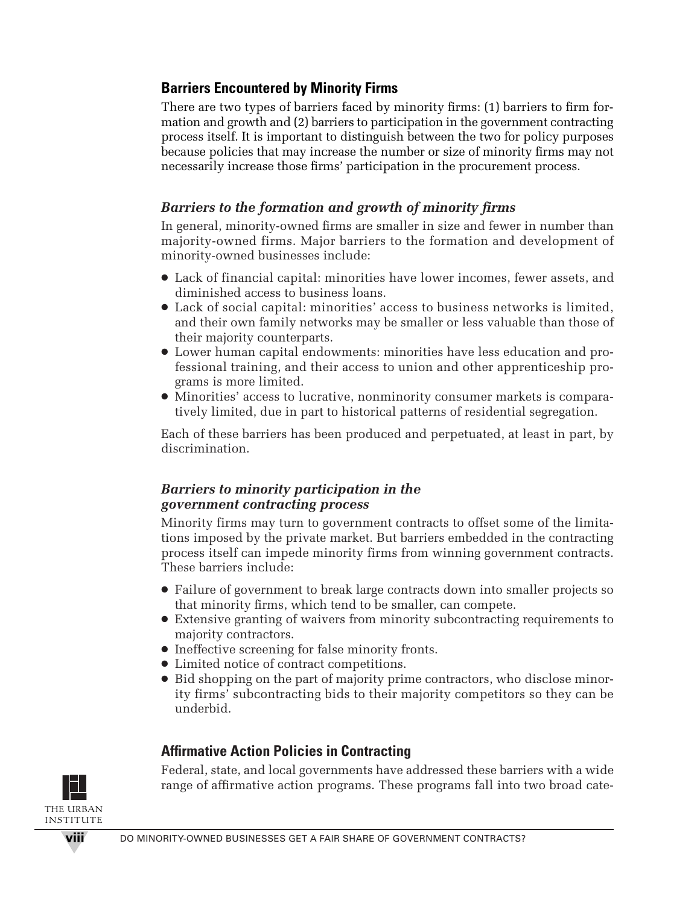## Barriers Encountered by Minority Firms

There are two types of barriers faced by minority firms: (1) barriers to firm formation and growth and (2) barriers to participation in the government contracting process itself. It is important to distinguish between the two for policy purposes because policies that may increase the number or size of minority firms may not necessarily increase those firms' participation in the procurement process.

### *Barriers to the formation and growth of minority firms*

In general, minority-owned firms are smaller in size and fewer in number than majority-owned firms. Major barriers to the formation and development of minority-owned businesses include:

- Lack of financial capital: minorities have lower incomes, fewer assets, and diminished access to business loans.
- Lack of social capital: minorities' access to business networks is limited, and their own family networks may be smaller or less valuable than those of their majority counterparts.
- Lower human capital endowments: minorities have less education and professional training, and their access to union and other apprenticeship programs is more limited.
- Minorities' access to lucrative, nonminority consumer markets is comparatively limited, due in part to historical patterns of residential segregation.

Each of these barriers has been produced and perpetuated, at least in part, by discrimination.

### *Barriers to minority participation in the government contracting process*

Minority firms may turn to government contracts to offset some of the limitations imposed by the private market. But barriers embedded in the contracting process itself can impede minority firms from winning government contracts. These barriers include:

- Failure of government to break large contracts down into smaller projects so that minority firms, which tend to be smaller, can compete.
- Extensive granting of waivers from minority subcontracting requirements to majority contractors.
- Ineffective screening for false minority fronts.
- Limited notice of contract competitions.
- Bid shopping on the part of majority prime contractors, who disclose minority firms' subcontracting bids to their majority competitors so they can be underbid.

## Affirmative Action Policies in Contracting

Federal, state, and local governments have addressed these barriers with a wide range of affirmative action programs. These programs fall into two broad cate-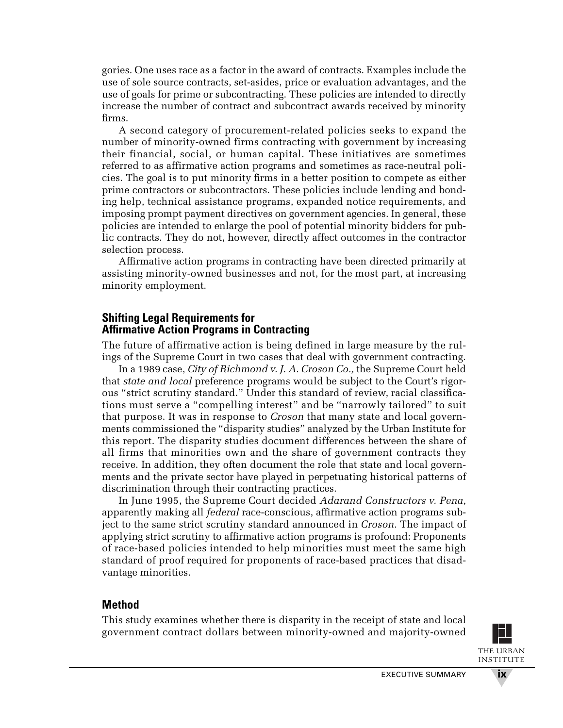gories. One uses race as a factor in the award of contracts. Examples include the use of sole source contracts, set-asides, price or evaluation advantages, and the use of goals for prime or subcontracting. These policies are intended to directly increase the number of contract and subcontract awards received by minority firms.

A second category of procurement-related policies seeks to expand the number of minority-owned firms contracting with government by increasing their financial, social, or human capital. These initiatives are sometimes referred to as affirmative action programs and sometimes as race-neutral policies. The goal is to put minority firms in a better position to compete as either prime contractors or subcontractors. These policies include lending and bonding help, technical assistance programs, expanded notice requirements, and imposing prompt payment directives on government agencies. In general, these policies are intended to enlarge the pool of potential minority bidders for public contracts. They do not, however, directly affect outcomes in the contractor selection process.

Affirmative action programs in contracting have been directed primarily at assisting minority-owned businesses and not, for the most part, at increasing minority employment.

## Shifting Legal Requirements for Affirmative Action Programs in Contracting

The future of affirmative action is being defined in large measure by the rulings of the Supreme Court in two cases that deal with government contracting.

In a 1989 case, *City of Richmond v. J. A. Croson Co.,* the Supreme Court held that *state and local* preference programs would be subject to the Court's rigorous "strict scrutiny standard." Under this standard of review, racial classifications must serve a "compelling interest" and be "narrowly tailored" to suit that purpose. It was in response to *Croson* that many state and local governments commissioned the "disparity studies" analyzed by the Urban Institute for this report. The disparity studies document differences between the share of all firms that minorities own and the share of government contracts they receive. In addition, they often document the role that state and local governments and the private sector have played in perpetuating historical patterns of discrimination through their contracting practices.

In June 1995, the Supreme Court decided *Adarand Constructors v. Pena,* apparently making all *federal* race-conscious, affirmative action programs subject to the same strict scrutiny standard announced in *Croson.* The impact of applying strict scrutiny to affirmative action programs is profound: Proponents of race-based policies intended to help minorities must meet the same high standard of proof required for proponents of race-based practices that disadvantage minorities.

## Method

This study examines whether there is disparity in the receipt of state and local government contract dollars between minority-owned and majority-owned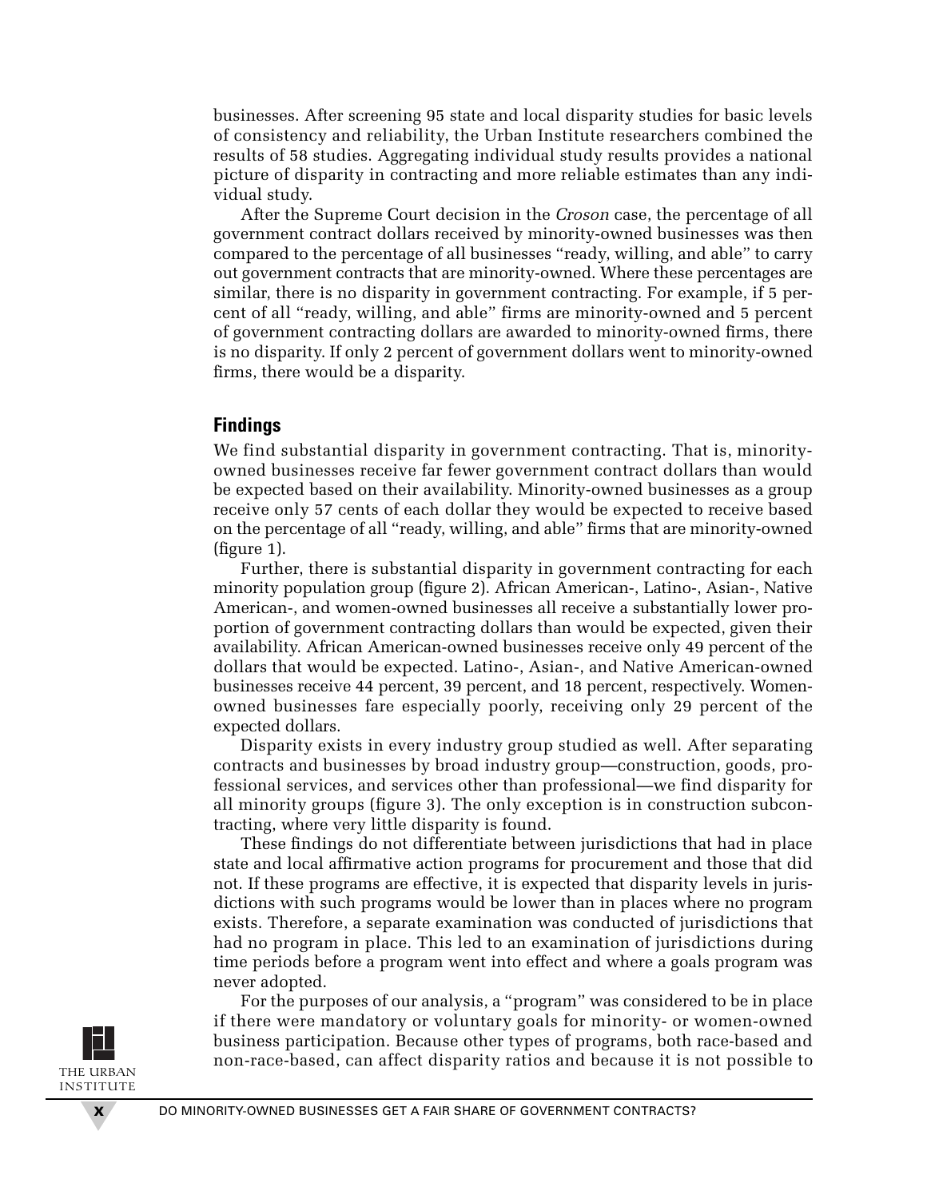businesses. After screening 95 state and local disparity studies for basic levels of consistency and reliability, the Urban Institute researchers combined the results of 58 studies. Aggregating individual study results provides a national picture of disparity in contracting and more reliable estimates than any individual study.

After the Supreme Court decision in the *Croson* case, the percentage of all government contract dollars received by minority-owned businesses was then compared to the percentage of all businesses "ready, willing, and able" to carry out government contracts that are minority-owned. Where these percentages are similar, there is no disparity in government contracting. For example, if 5 percent of all "ready, willing, and able" firms are minority-owned and 5 percent of government contracting dollars are awarded to minority-owned firms, there is no disparity. If only 2 percent of government dollars went to minority-owned firms, there would be a disparity.

## Findings

We find substantial disparity in government contracting. That is, minority-owned businesses receive far fewer government contract dollars than would be expected based on their availability. Minority-owned businesses as a group receive only 57 cents of each dollar they would be expected to receive based on the percentage of all "ready, willing, and able" firms that are minority-owned (figure 1).

Further, there is substantial disparity in government contracting for each minority population group (figure 2). African American-, Latino-, Asian-, Native American-, and women-owned businesses all receive a substantially lower proportion of government contracting dollars than would be expected, given their availability. African American-owned businesses receive only 49 percent of the dollars that would be expected. Latino-, Asian-, and Native American-owned businesses receive 44 percent, 39 percent, and 18 percent, respectively. Women-owned businesses fare especially poorly, receiving only 29 percent of the expected dollars.

Disparity exists in every industry group studied as well. After separating contracts and businesses by broad industry group—construction, goods, professional services, and services other than professional—we find disparity for all minority groups (figure 3). The only exception is in construction subcontracting, where very little disparity is found.

These findings do not differentiate between jurisdictions that had in place state and local affirmative action programs for procurement and those that did not. If these programs are effective, it is expected that disparity levels in jurisdictions with such programs would be lower than in places where no program exists. Therefore, a separate examination was conducted of jurisdictions that had no program in place. This led to an examination of jurisdictions during time periods before a program went into effect and where a goals program was never adopted.

For the purposes of our analysis, a "program" was considered to be in place if there were mandatory or voluntary goals for minority- or women-owned business participation. Because other types of programs, both race-based and non-race-based, can affect disparity ratios and because it is not possible to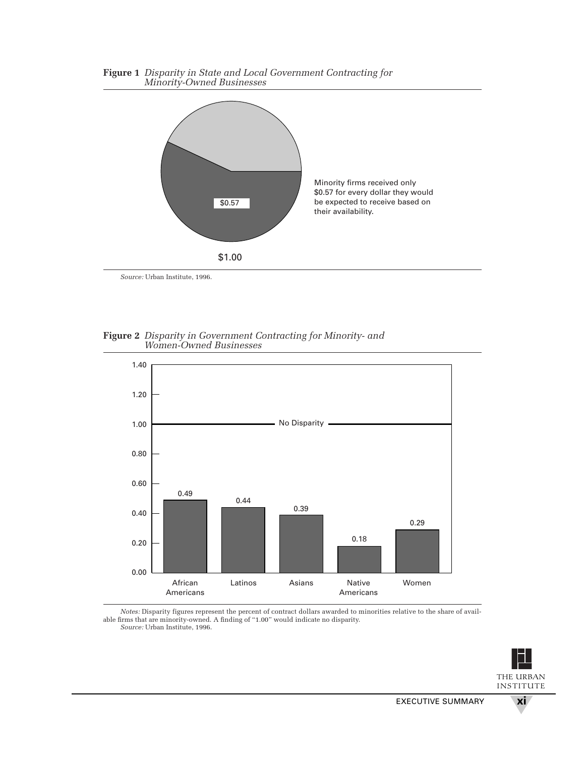**Figure 1** *Disparity in State and Local Government Contracting for Minority-Owned Businesses*

$0.57

$1.00

Minority firms received only $0.57 for every dollar they would be expected to receive based on their availability.

*Source:* Urban Institute, 1996.

**Figure 2** *Disparity in Government Contracting for Minority- and Women-Owned Businesses*

| Group | Disparity |
|---|---|
| African Americans | 0.49 |
| Latinos | 0.44 |
| Asians | 0.39 |
| Native Americans | 0.18 |
| Women | 0.29 |

No Disparity = 1.00

*Notes:* Disparity figures represent the percent of contract dollars awarded to minorities relative to the share of available firms that are minority-owned. A finding of "1.00" would indicate no disparity.
*Source:* Urban Institute, 1996.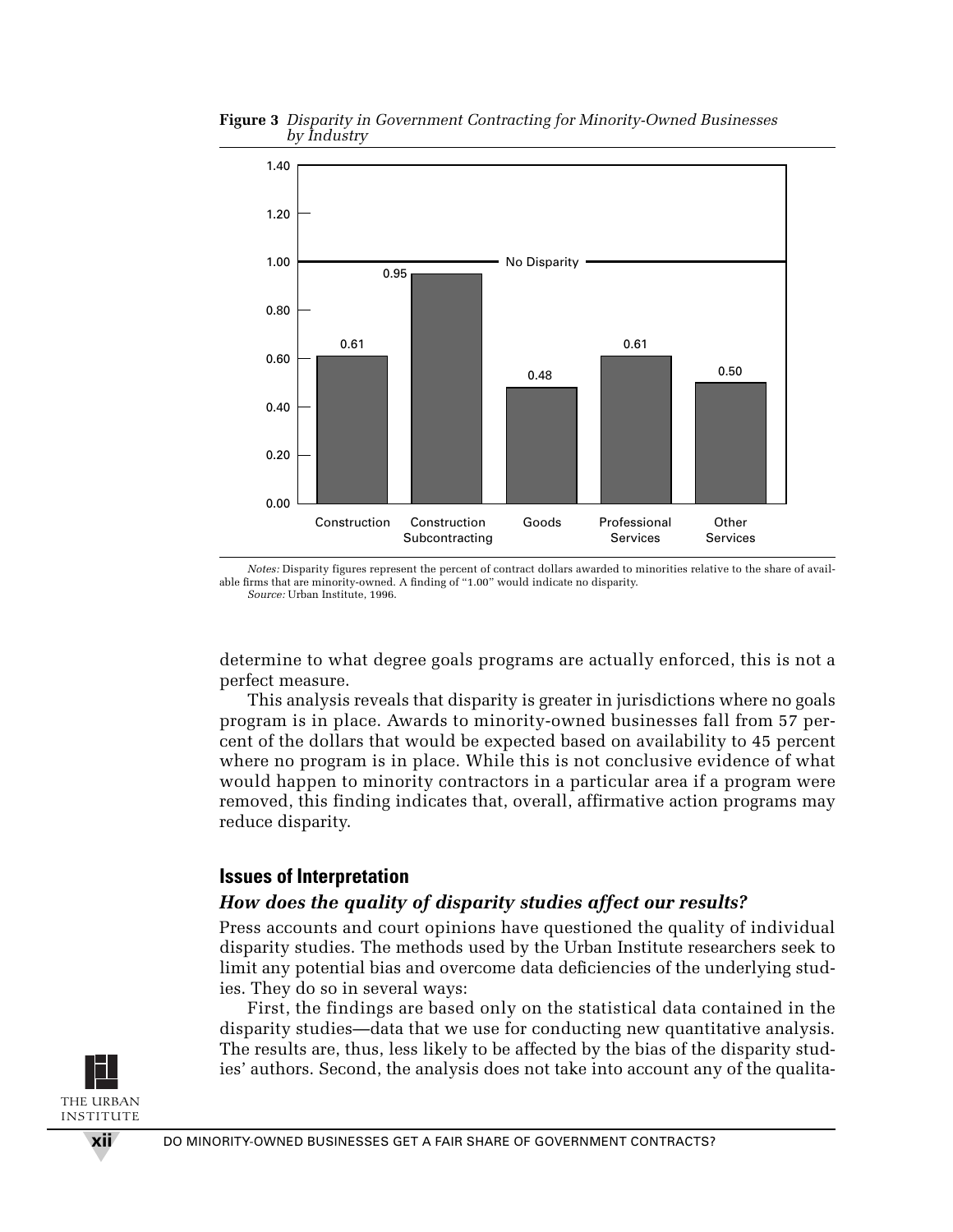**Figure 3** *Disparity in Government Contracting for Minority-Owned Businesses by Industry*

| Industry | Disparity |
|---|---|
| Construction | 0.61 |
| Construction Subcontracting | 0.95 |
| Goods | 0.48 |
| Professional Services | 0.61 |
| Other Services | 0.50 |

*Notes:* Disparity figures represent the percent of contract dollars awarded to minorities relative to the share of available firms that are minority-owned. A finding of "1.00" would indicate no disparity.
*Source:* Urban Institute, 1996.

determine to what degree goals programs are actually enforced, this is not a perfect measure.

This analysis reveals that disparity is greater in jurisdictions where no goals program is in place. Awards to minority-owned businesses fall from 57 percent of the dollars that would be expected based on availability to 45 percent where no program is in place. While this is not conclusive evidence of what would happen to minority contractors in a particular area if a program were removed, this finding indicates that, overall, affirmative action programs may reduce disparity.

## Issues of Interpretation

### *How does the quality of disparity studies affect our results?*

Press accounts and court opinions have questioned the quality of individual disparity studies. The methods used by the Urban Institute researchers seek to limit any potential bias and overcome data deficiencies of the underlying studies. They do so in several ways:

First, the findings are based only on the statistical data contained in the disparity studies—data that we use for conducting new quantitative analysis. The results are, thus, less likely to be affected by the bias of the disparity studies' authors. Second, the analysis does not take into account any of the qualita-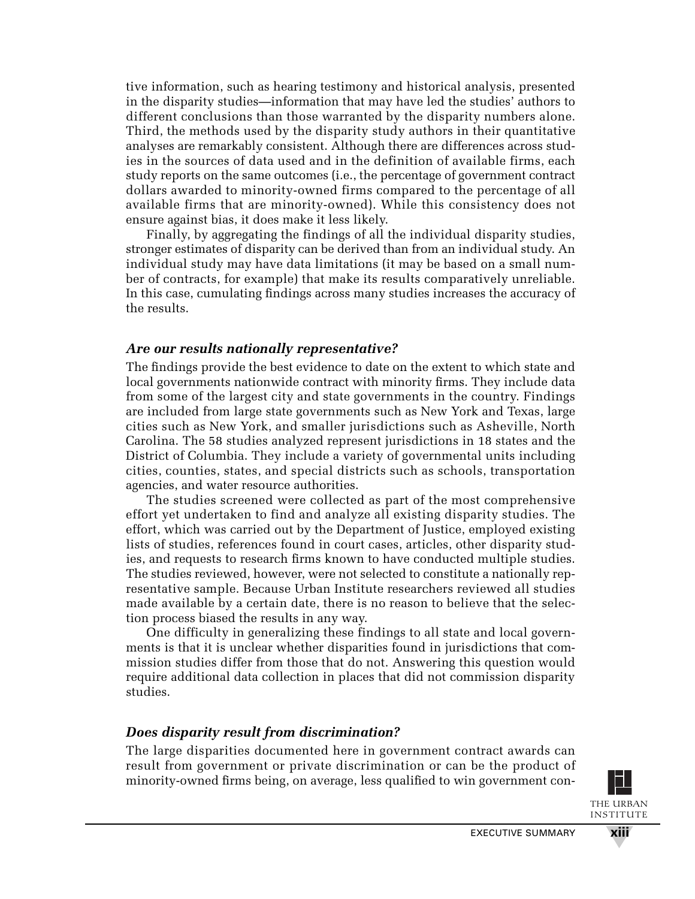tive information, such as hearing testimony and historical analysis, presented in the disparity studies—information that may have led the studies' authors to different conclusions than those warranted by the disparity numbers alone. Third, the methods used by the disparity study authors in their quantitative analyses are remarkably consistent. Although there are differences across studies in the sources of data used and in the definition of available firms, each study reports on the same outcomes (i.e., the percentage of government contract dollars awarded to minority-owned firms compared to the percentage of all available firms that are minority-owned). While this consistency does not ensure against bias, it does make it less likely.

Finally, by aggregating the findings of all the individual disparity studies, stronger estimates of disparity can be derived than from an individual study. An individual study may have data limitations (it may be based on a small number of contracts, for example) that make its results comparatively unreliable. In this case, cumulating findings across many studies increases the accuracy of the results.

### *Are our results nationally representative?*

The findings provide the best evidence to date on the extent to which state and local governments nationwide contract with minority firms. They include data from some of the largest city and state governments in the country. Findings are included from large state governments such as New York and Texas, large cities such as New York, and smaller jurisdictions such as Asheville, North Carolina. The 58 studies analyzed represent jurisdictions in 18 states and the District of Columbia. They include a variety of governmental units including cities, counties, states, and special districts such as schools, transportation agencies, and water resource authorities.

The studies screened were collected as part of the most comprehensive effort yet undertaken to find and analyze all existing disparity studies. The effort, which was carried out by the Department of Justice, employed existing lists of studies, references found in court cases, articles, other disparity studies, and requests to research firms known to have conducted multiple studies. The studies reviewed, however, were not selected to constitute a nationally representative sample. Because Urban Institute researchers reviewed all studies made available by a certain date, there is no reason to believe that the selection process biased the results in any way.

One difficulty in generalizing these findings to all state and local governments is that it is unclear whether disparities found in jurisdictions that commission studies differ from those that do not. Answering this question would require additional data collection in places that did not commission disparity studies.

### *Does disparity result from discrimination?*

The large disparities documented here in government contract awards can result from government or private discrimination or can be the product of minority-owned firms being, on average, less qualified to win government con-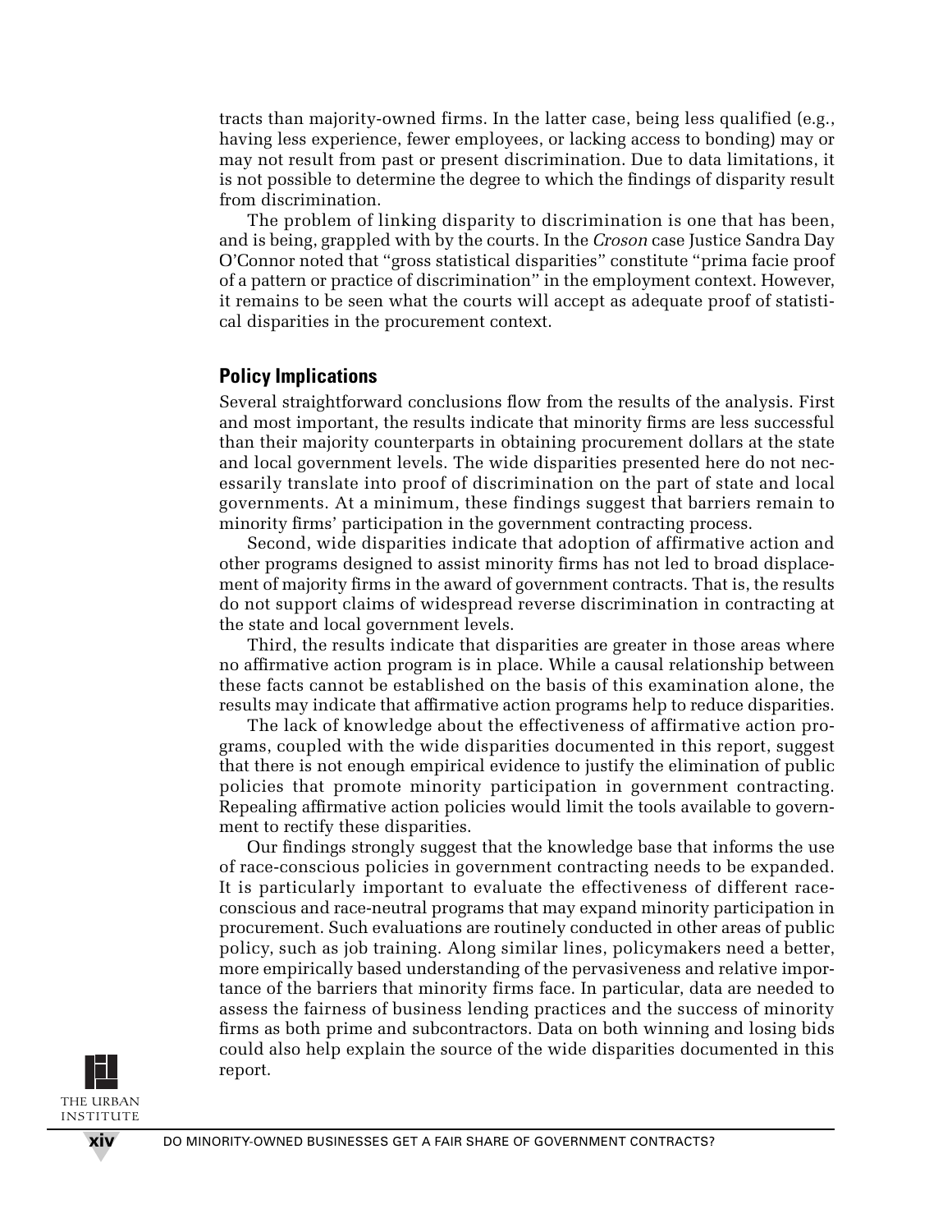tracts than majority-owned firms. In the latter case, being less qualified (e.g., having less experience, fewer employees, or lacking access to bonding) may or may not result from past or present discrimination. Due to data limitations, it is not possible to determine the degree to which the findings of disparity result from discrimination.

The problem of linking disparity to discrimination is one that has been, and is being, grappled with by the courts. In the *Croson* case Justice Sandra Day O'Connor noted that "gross statistical disparities" constitute "prima facie proof of a pattern or practice of discrimination" in the employment context. However, it remains to be seen what the courts will accept as adequate proof of statistical disparities in the procurement context.

## Policy Implications

Several straightforward conclusions flow from the results of the analysis. First and most important, the results indicate that minority firms are less successful than their majority counterparts in obtaining procurement dollars at the state and local government levels. The wide disparities presented here do not necessarily translate into proof of discrimination on the part of state and local governments. At a minimum, these findings suggest that barriers remain to minority firms' participation in the government contracting process.

Second, wide disparities indicate that adoption of affirmative action and other programs designed to assist minority firms has not led to broad displacement of majority firms in the award of government contracts. That is, the results do not support claims of widespread reverse discrimination in contracting at the state and local government levels.

Third, the results indicate that disparities are greater in those areas where no affirmative action program is in place. While a causal relationship between these facts cannot be established on the basis of this examination alone, the results may indicate that affirmative action programs help to reduce disparities.

The lack of knowledge about the effectiveness of affirmative action programs, coupled with the wide disparities documented in this report, suggest that there is not enough empirical evidence to justify the elimination of public policies that promote minority participation in government contracting. Repealing affirmative action policies would limit the tools available to government to rectify these disparities.

Our findings strongly suggest that the knowledge base that informs the use of race-conscious policies in government contracting needs to be expanded. It is particularly important to evaluate the effectiveness of different race-conscious and race-neutral programs that may expand minority participation in procurement. Such evaluations are routinely conducted in other areas of public policy, such as job training. Along similar lines, policymakers need a better, more empirically based understanding of the pervasiveness and relative importance of the barriers that minority firms face. In particular, data are needed to assess the fairness of business lending practices and the success of minority firms as both prime and subcontractors. Data on both winning and losing bids could also help explain the source of the wide disparities documented in this report.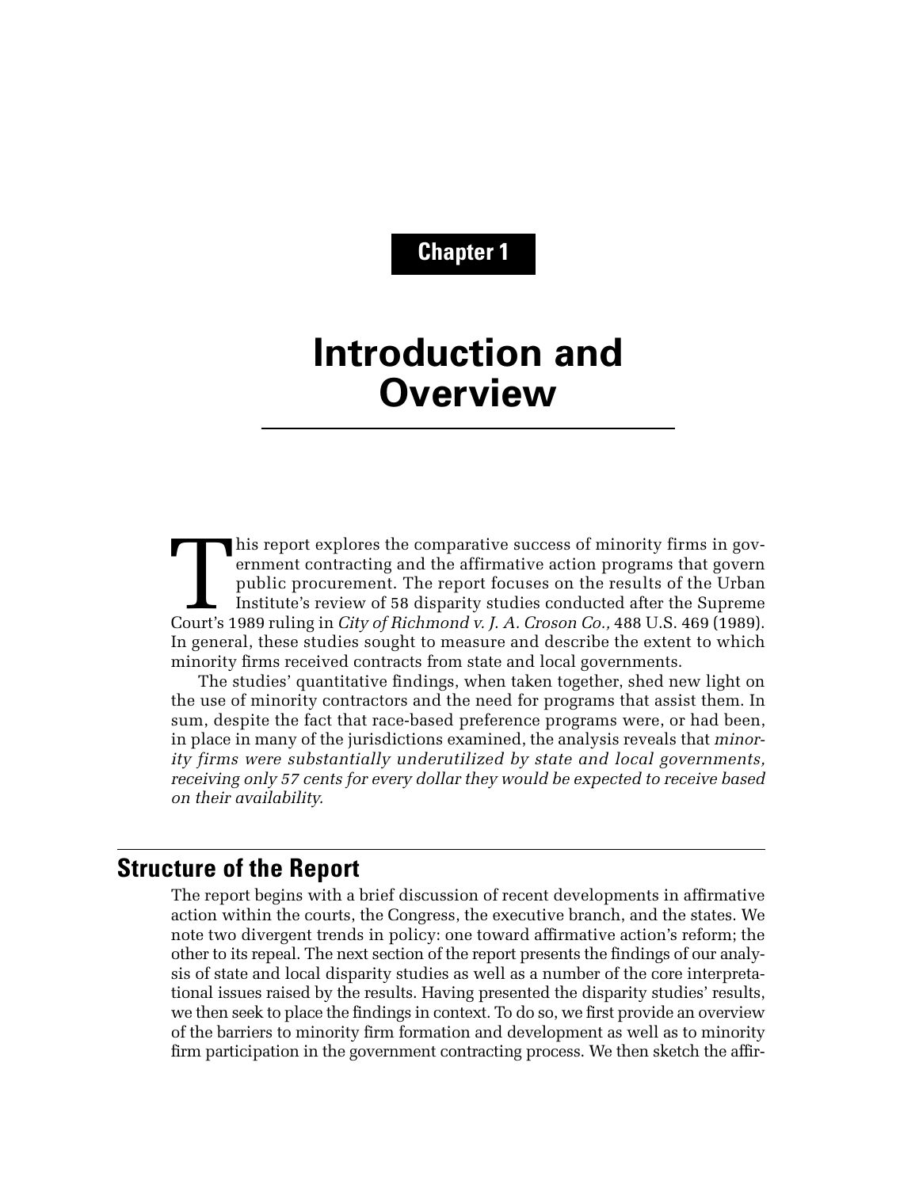# Chapter 1

# Introduction and Overview

This report explores the comparative success of minority firms in government contracting and the affirmative action programs that govern public procurement. The report focuses on the results of the Urban Institute's review of 58 disparity studies conducted after the Supreme Court's 1989 ruling in *City of Richmond v. J. A. Croson Co.,* 488 U.S. 469 (1989). In general, these studies sought to measure and describe the extent to which minority firms received contracts from state and local governments.

The studies' quantitative findings, when taken together, shed new light on the use of minority contractors and the need for programs that assist them. In sum, despite the fact that race-based preference programs were, or had been, in place in many of the jurisdictions examined, the analysis reveals that *minority firms were substantially underutilized by state and local governments, receiving only 57 cents for every dollar they would be expected to receive based on their availability.*

## Structure of the Report

The report begins with a brief discussion of recent developments in affirmative action within the courts, the Congress, the executive branch, and the states. We note two divergent trends in policy: one toward affirmative action's reform; the other to its repeal. The next section of the report presents the findings of our analysis of state and local disparity studies as well as a number of the core interpretational issues raised by the results. Having presented the disparity studies' results, we then seek to place the findings in context. To do so, we first provide an overview of the barriers to minority firm formation and development as well as to minority firm participation in the government contracting process. We then sketch the affir-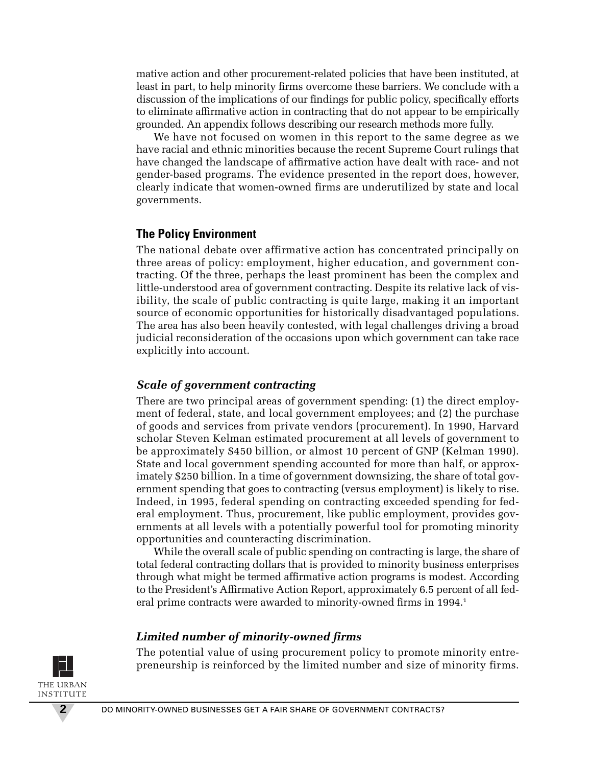mative action and other procurement-related policies that have been instituted, at least in part, to help minority firms overcome these barriers. We conclude with a discussion of the implications of our findings for public policy, specifically efforts to eliminate affirmative action in contracting that do not appear to be empirically grounded. An appendix follows describing our research methods more fully.

We have not focused on women in this report to the same degree as we have racial and ethnic minorities because the recent Supreme Court rulings that have changed the landscape of affirmative action have dealt with race- and not gender-based programs. The evidence presented in the report does, however, clearly indicate that women-owned firms are underutilized by state and local governments.

## The Policy Environment

The national debate over affirmative action has concentrated principally on three areas of policy: employment, higher education, and government contracting. Of the three, perhaps the least prominent has been the complex and little-understood area of government contracting. Despite its relative lack of visibility, the scale of public contracting is quite large, making it an important source of economic opportunities for historically disadvantaged populations. The area has also been heavily contested, with legal challenges driving a broad judicial reconsideration of the occasions upon which government can take race explicitly into account.

### *Scale of government contracting*

There are two principal areas of government spending: (1) the direct employment of federal, state, and local government employees; and (2) the purchase of goods and services from private vendors (procurement). In 1990, Harvard scholar Steven Kelman estimated procurement at all levels of government to be approximately $450 billion, or almost 10 percent of GNP (Kelman 1990). State and local government spending accounted for more than half, or approximately $250 billion. In a time of government downsizing, the share of total government spending that goes to contracting (versus employment) is likely to rise. Indeed, in 1995, federal spending on contracting exceeded spending for federal employment. Thus, procurement, like public employment, provides governments at all levels with a potentially powerful tool for promoting minority opportunities and counteracting discrimination.

While the overall scale of public spending on contracting is large, the share of total federal contracting dollars that is provided to minority business enterprises through what might be termed affirmative action programs is modest. According to the President's Affirmative Action Report, approximately 6.5 percent of all federal prime contracts were awarded to minority-owned firms in 1994.[1]

### *Limited number of minority-owned firms*

The potential value of using procurement policy to promote minority entrepreneurship is reinforced by the limited number and size of minority firms.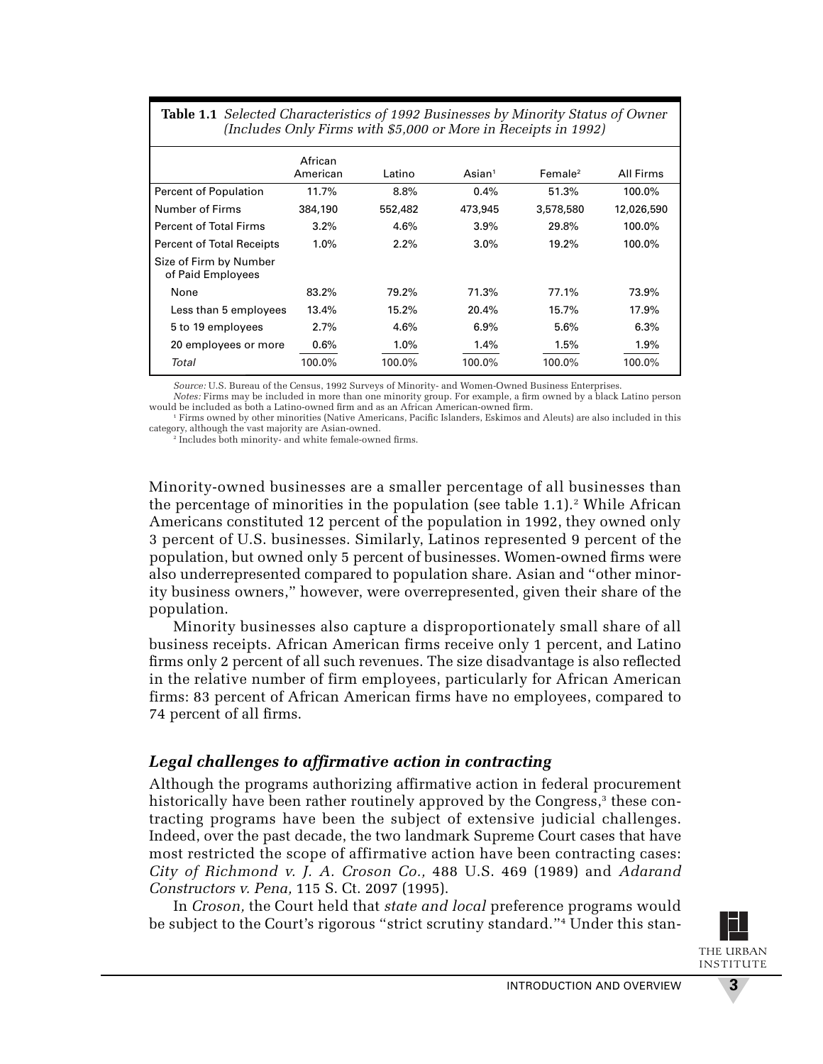**Table 1.1** *Selected Characteristics of 1992 Businesses by Minority Status of Owner (Includes Only Firms with $5,000 or More in Receipts in 1992)*

| | African American | Latino | Asian[1] | Female[2] | All Firms |
|---|---|---|---|---|---|
| Percent of Population | 11.7% | 8.8% | 0.4% | 51.3% | 100.0% |
| Number of Firms | 384,190 | 552,482 | 473,945 | 3,578,580 | 12,026,590 |
| Percent of Total Firms | 3.2% | 4.6% | 3.9% | 29.8% | 100.0% |
| Percent of Total Receipts | 1.0% | 2.2% | 3.0% | 19.2% | 100.0% |
| Size of Firm by Number of Paid Employees | | | | | |
| None | 83.2% | 79.2% | 71.3% | 77.1% | 73.9% |
| Less than 5 employees | 13.4% | 15.2% | 20.4% | 15.7% | 17.9% |
| 5 to 19 employees | 2.7% | 4.6% | 6.9% | 5.6% | 6.3% |
| 20 employees or more | 0.6% | 1.0% | 1.4% | 1.5% | 1.9% |
| *Total* | 100.0% | 100.0% | 100.0% | 100.0% | 100.0% |

*Source:* U.S. Bureau of the Census, 1992 Surveys of Minority- and Women-Owned Business Enterprises.
*Notes:* Firms may be included in more than one minority group. For example, a firm owned by a black Latino person would be included as both a Latino-owned firm and as an African American-owned firm.
[1] Firms owned by other minorities (Native Americans, Pacific Islanders, Eskimos and Aleuts) are also included in this category, although the vast majority are Asian-owned.
[2] Includes both minority- and white female-owned firms.

Minority-owned businesses are a smaller percentage of all businesses than the percentage of minorities in the population (see table 1.1).[2] While African Americans constituted 12 percent of the population in 1992, they owned only 3 percent of U.S. businesses. Similarly, Latinos represented 9 percent of the population, but owned only 5 percent of businesses. Women-owned firms were also underrepresented compared to population share. Asian and "other minority business owners," however, were overrepresented, given their share of the population.

Minority businesses also capture a disproportionately small share of all business receipts. African American firms receive only 1 percent, and Latino firms only 2 percent of all such revenues. The size disadvantage is also reflected in the relative number of firm employees, particularly for African American firms: 83 percent of African American firms have no employees, compared to 74 percent of all firms.

### *Legal challenges to affirmative action in contracting*

Although the programs authorizing affirmative action in federal procurement historically have been rather routinely approved by the Congress,[3] these contracting programs have been the subject of extensive judicial challenges. Indeed, over the past decade, the two landmark Supreme Court cases that have most restricted the scope of affirmative action have been contracting cases: *City of Richmond v. J. A. Croson Co.,* 488 U.S. 469 (1989) and *Adarand Constructors v. Pena,* 115 S. Ct. 2097 (1995).

In *Croson,* the Court held that *state and local* preference programs would be subject to the Court's rigorous "strict scrutiny standard."[4] Under this stan-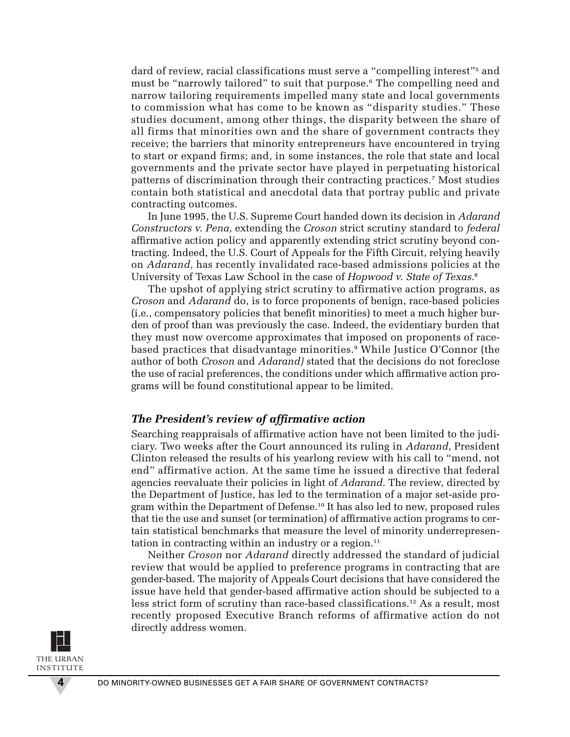dard of review, racial classifications must serve a "compelling interest"[5] and must be "narrowly tailored" to suit that purpose.[6] The compelling need and narrow tailoring requirements impelled many state and local governments to commission what has come to be known as "disparity studies." These studies document, among other things, the disparity between the share of all firms that minorities own and the share of government contracts they receive; the barriers that minority entrepreneurs have encountered in trying to start or expand firms; and, in some instances, the role that state and local governments and the private sector have played in perpetuating historical patterns of discrimination through their contracting practices.[7] Most studies contain both statistical and anecdotal data that portray public and private contracting outcomes.

In June 1995, the U.S. Supreme Court handed down its decision in *Adarand Constructors v. Pena,* extending the *Croson* strict scrutiny standard to *federal* affirmative action policy and apparently extending strict scrutiny beyond contracting. Indeed, the U.S. Court of Appeals for the Fifth Circuit, relying heavily on *Adarand,* has recently invalidated race-based admissions policies at the University of Texas Law School in the case of *Hopwood v. State of Texas.*[8]

The upshot of applying strict scrutiny to affirmative action programs, as *Croson* and *Adarand* do, is to force proponents of benign, race-based policies (i.e., compensatory policies that benefit minorities) to meet a much higher burden of proof than was previously the case. Indeed, the evidentiary burden that they must now overcome approximates that imposed on proponents of race-based practices that disadvantage minorities.[9] While Justice O'Connor (the author of both *Croson* and *Adarand)* stated that the decisions do not foreclose the use of racial preferences, the conditions under which affirmative action programs will be found constitutional appear to be limited.

### *The President's review of affirmative action*

Searching reappraisals of affirmative action have not been limited to the judiciary. Two weeks after the Court announced its ruling in *Adarand,* President Clinton released the results of his yearlong review with his call to "mend, not end" affirmative action. At the same time he issued a directive that federal agencies reevaluate their policies in light of *Adarand.* The review, directed by the Department of Justice, has led to the termination of a major set-aside program within the Department of Defense.[10] It has also led to new, proposed rules that tie the use and sunset (or termination) of affirmative action programs to certain statistical benchmarks that measure the level of minority underrepresentation in contracting within an industry or a region.[11]

Neither *Croson* nor *Adarand* directly addressed the standard of judicial review that would be applied to preference programs in contracting that are gender-based. The majority of Appeals Court decisions that have considered the issue have held that gender-based affirmative action should be subjected to a less strict form of scrutiny than race-based classifications.[12] As a result, most recently proposed Executive Branch reforms of affirmative action do not directly address women.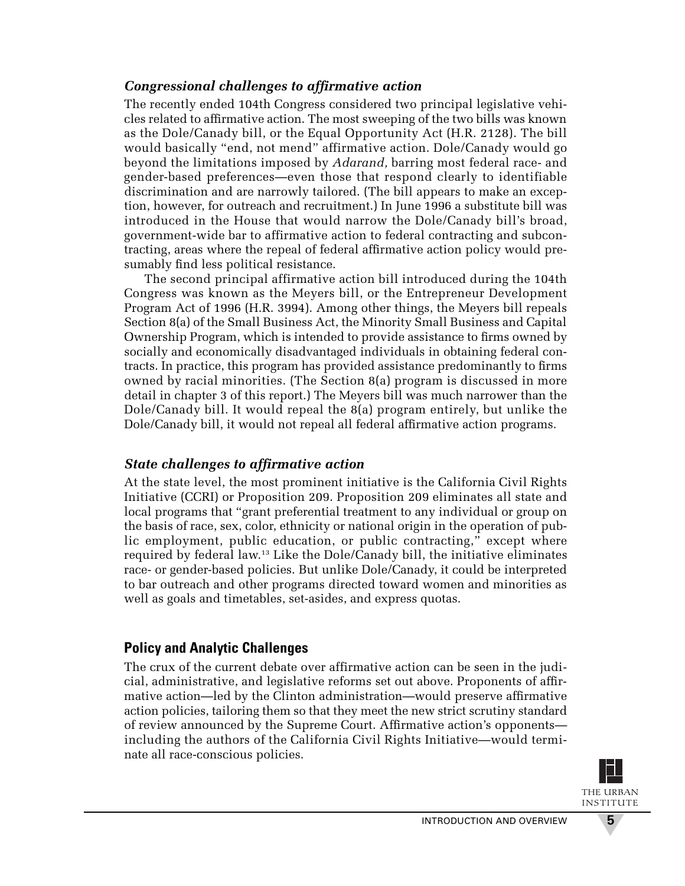### *Congressional challenges to affirmative action*

The recently ended 104th Congress considered two principal legislative vehicles related to affirmative action. The most sweeping of the two bills was known as the Dole/Canady bill, or the Equal Opportunity Act (H.R. 2128). The bill would basically "end, not mend" affirmative action. Dole/Canady would go beyond the limitations imposed by *Adarand,* barring most federal race- and gender-based preferences—even those that respond clearly to identifiable discrimination and are narrowly tailored. (The bill appears to make an exception, however, for outreach and recruitment.) In June 1996 a substitute bill was introduced in the House that would narrow the Dole/Canady bill's broad, government-wide bar to affirmative action to federal contracting and subcontracting, areas where the repeal of federal affirmative action policy would presumably find less political resistance.

The second principal affirmative action bill introduced during the 104th Congress was known as the Meyers bill, or the Entrepreneur Development Program Act of 1996 (H.R. 3994). Among other things, the Meyers bill repeals Section 8(a) of the Small Business Act, the Minority Small Business and Capital Ownership Program, which is intended to provide assistance to firms owned by socially and economically disadvantaged individuals in obtaining federal contracts. In practice, this program has provided assistance predominantly to firms owned by racial minorities. (The Section 8(a) program is discussed in more detail in chapter 3 of this report.) The Meyers bill was much narrower than the Dole/Canady bill. It would repeal the 8(a) program entirely, but unlike the Dole/Canady bill, it would not repeal all federal affirmative action programs.

### *State challenges to affirmative action*

At the state level, the most prominent initiative is the California Civil Rights Initiative (CCRI) or Proposition 209. Proposition 209 eliminates all state and local programs that "grant preferential treatment to any individual or group on the basis of race, sex, color, ethnicity or national origin in the operation of public employment, public education, or public contracting," except where required by federal law.[13] Like the Dole/Canady bill, the initiative eliminates race- or gender-based policies. But unlike Dole/Canady, it could be interpreted to bar outreach and other programs directed toward women and minorities as well as goals and timetables, set-asides, and express quotas.

## **Policy and Analytic Challenges**

The crux of the current debate over affirmative action can be seen in the judicial, administrative, and legislative reforms set out above. Proponents of affirmative action—led by the Clinton administration—would preserve affirmative action policies, tailoring them so that they meet the new strict scrutiny standard of review announced by the Supreme Court. Affirmative action's opponents—including the authors of the California Civil Rights Initiative—would terminate all race-conscious policies.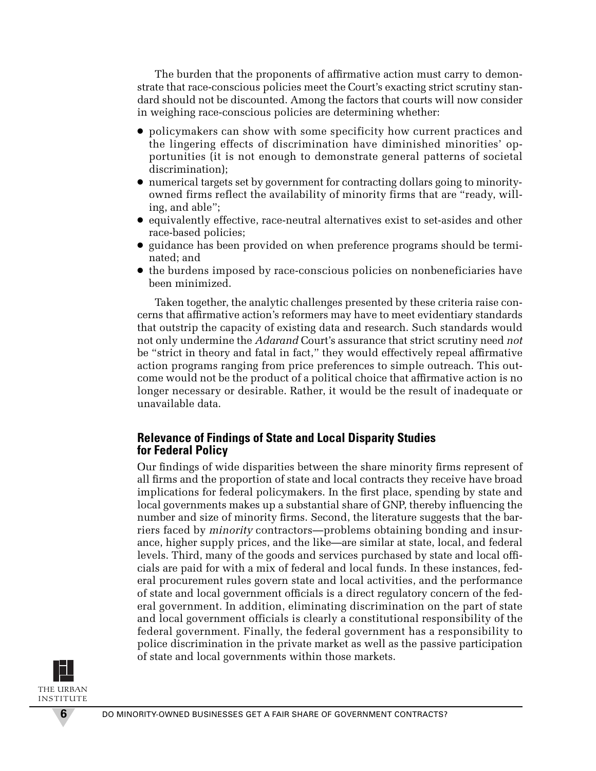The burden that the proponents of affirmative action must carry to demonstrate that race-conscious policies meet the Court's exacting strict scrutiny standard should not be discounted. Among the factors that courts will now consider in weighing race-conscious policies are determining whether:

- policymakers can show with some specificity how current practices and the lingering effects of discrimination have diminished minorities' opportunities (it is not enough to demonstrate general patterns of societal discrimination);
- numerical targets set by government for contracting dollars going to minority-owned firms reflect the availability of minority firms that are "ready, willing, and able";
- equivalently effective, race-neutral alternatives exist to set-asides and other race-based policies;
- guidance has been provided on when preference programs should be terminated; and
- the burdens imposed by race-conscious policies on nonbeneficiaries have been minimized.

Taken together, the analytic challenges presented by these criteria raise concerns that affirmative action's reformers may have to meet evidentiary standards that outstrip the capacity of existing data and research. Such standards would not only undermine the *Adarand* Court's assurance that strict scrutiny need *not* be "strict in theory and fatal in fact," they would effectively repeal affirmative action programs ranging from price preferences to simple outreach. This outcome would not be the product of a political choice that affirmative action is no longer necessary or desirable. Rather, it would be the result of inadequate or unavailable data.

### Relevance of Findings of State and Local Disparity Studies for Federal Policy

Our findings of wide disparities between the share minority firms represent of all firms and the proportion of state and local contracts they receive have broad implications for federal policymakers. In the first place, spending by state and local governments makes up a substantial share of GNP, thereby influencing the number and size of minority firms. Second, the literature suggests that the barriers faced by *minority* contractors—problems obtaining bonding and insurance, higher supply prices, and the like—are similar at state, local, and federal levels. Third, many of the goods and services purchased by state and local officials are paid for with a mix of federal and local funds. In these instances, federal procurement rules govern state and local activities, and the performance of state and local government officials is a direct regulatory concern of the federal government. In addition, eliminating discrimination on the part of state and local government officials is clearly a constitutional responsibility of the federal government. Finally, the federal government has a responsibility to police discrimination in the private market as well as the passive participation of state and local governments within those markets.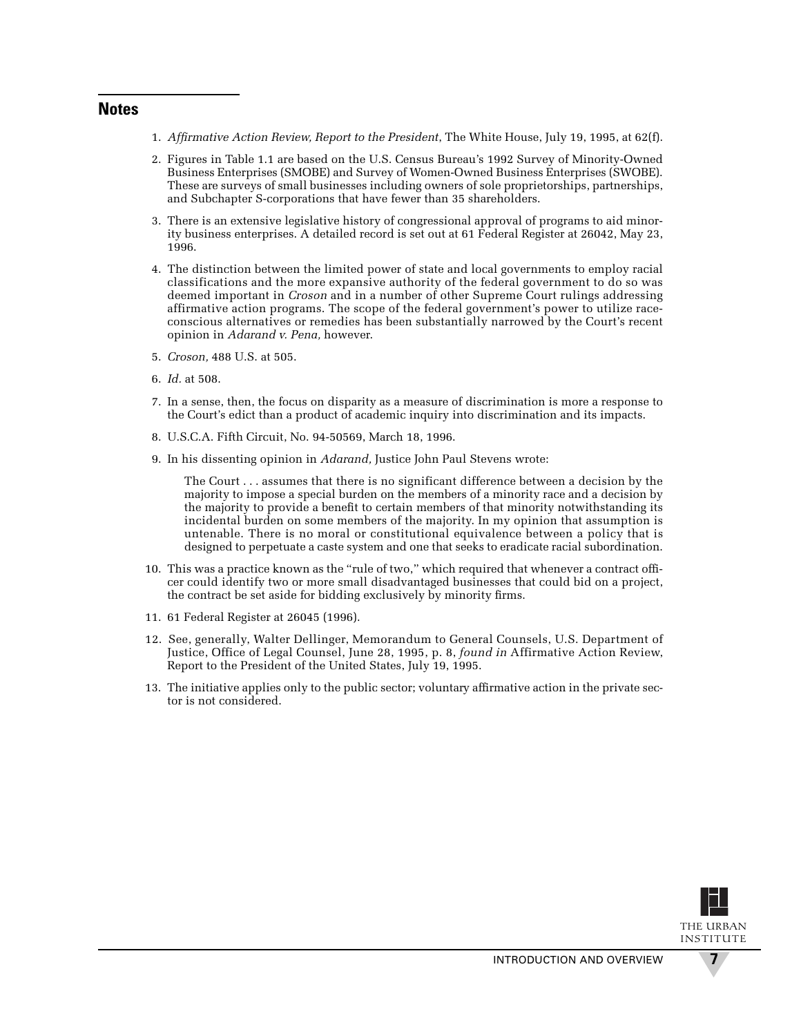## Notes

1. *Affirmative Action Review, Report to the President*, The White House, July 19, 1995, at 62(f).

2. Figures in Table 1.1 are based on the U.S. Census Bureau's 1992 Survey of Minority-Owned Business Enterprises (SMOBE) and Survey of Women-Owned Business Enterprises (SWOBE). These are surveys of small businesses including owners of sole proprietorships, partnerships, and Subchapter S-corporations that have fewer than 35 shareholders.

3. There is an extensive legislative history of congressional approval of programs to aid minority business enterprises. A detailed record is set out at 61 Federal Register at 26042, May 23, 1996.

4. The distinction between the limited power of state and local governments to employ racial classifications and the more expansive authority of the federal government to do so was deemed important in *Croson* and in a number of other Supreme Court rulings addressing affirmative action programs. The scope of the federal government's power to utilize race-conscious alternatives or remedies has been substantially narrowed by the Court's recent opinion in *Adarand v. Pena,* however.

5. *Croson,* 488 U.S. at 505.

6. *Id.* at 508.

7. In a sense, then, the focus on disparity as a measure of discrimination is more a response to the Court's edict than a product of academic inquiry into discrimination and its impacts.

8. U.S.C.A. Fifth Circuit, No. 94-50569, March 18, 1996.

9. In his dissenting opinion in *Adarand,* Justice John Paul Stevens wrote:

   > The Court . . . assumes that there is no significant difference between a decision by the majority to impose a special burden on the members of a minority race and a decision by the majority to provide a benefit to certain members of that minority notwithstanding its incidental burden on some members of the majority. In my opinion that assumption is untenable. There is no moral or constitutional equivalence between a policy that is designed to perpetuate a caste system and one that seeks to eradicate racial subordination.

10. This was a practice known as the "rule of two," which required that whenever a contract officer could identify two or more small disadvantaged businesses that could bid on a project, the contract be set aside for bidding exclusively by minority firms.

11. 61 Federal Register at 26045 (1996).

12. See, generally, Walter Dellinger, Memorandum to General Counsels, U.S. Department of Justice, Office of Legal Counsel, June 28, 1995, p. 8, *found in* Affirmative Action Review, Report to the President of the United States, July 19, 1995.

13. The initiative applies only to the public sector; voluntary affirmative action in the private sector is not considered.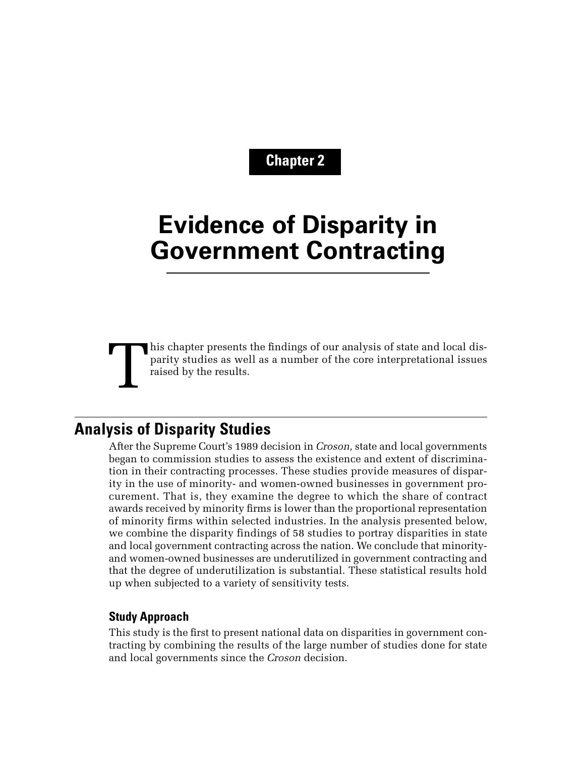# Chapter 2

# Evidence of Disparity in Government Contracting

This chapter presents the findings of our analysis of state and local disparity studies as well as a number of the core interpretational issues raised by the results.

## Analysis of Disparity Studies

After the Supreme Court's 1989 decision in *Croson,* state and local governments began to commission studies to assess the existence and extent of discrimination in their contracting processes. These studies provide measures of disparity in the use of minority- and women-owned businesses in government procurement. That is, they examine the degree to which the share of contract awards received by minority firms is lower than the proportional representation of minority firms within selected industries. In the analysis presented below, we combine the disparity findings of 58 studies to portray disparities in state and local government contracting across the nation. We conclude that minority- and women-owned businesses are underutilized in government contracting and that the degree of underutilization is substantial. These statistical results hold up when subjected to a variety of sensitivity tests.

### Study Approach

This study is the first to present national data on disparities in government contracting by combining the results of the large number of studies done for state and local governments since the *Croson* decision.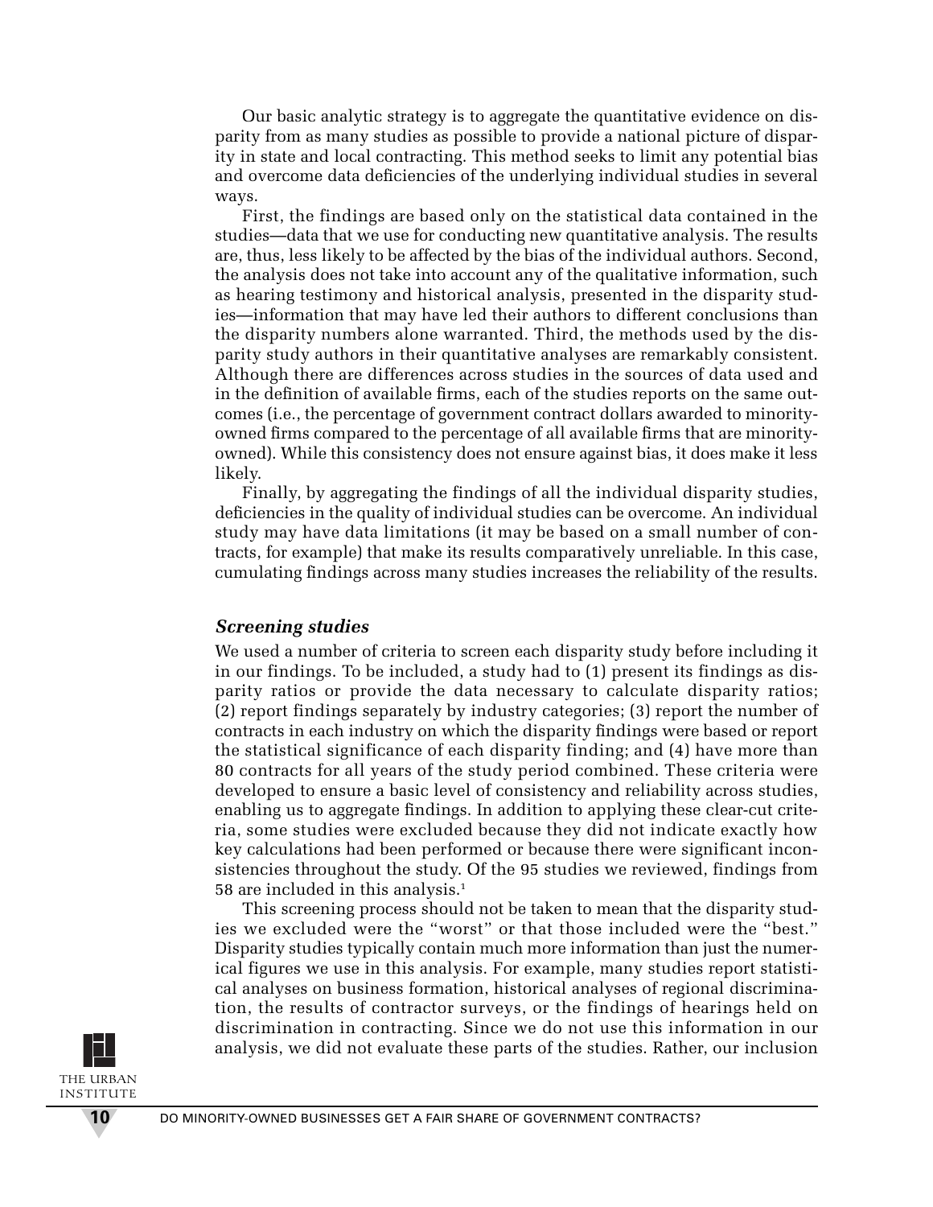Our basic analytic strategy is to aggregate the quantitative evidence on disparity from as many studies as possible to provide a national picture of disparity in state and local contracting. This method seeks to limit any potential bias and overcome data deficiencies of the underlying individual studies in several ways.

First, the findings are based only on the statistical data contained in the studies—data that we use for conducting new quantitative analysis. The results are, thus, less likely to be affected by the bias of the individual authors. Second, the analysis does not take into account any of the qualitative information, such as hearing testimony and historical analysis, presented in the disparity studies—information that may have led their authors to different conclusions than the disparity numbers alone warranted. Third, the methods used by the disparity study authors in their quantitative analyses are remarkably consistent. Although there are differences across studies in the sources of data used and in the definition of available firms, each of the studies reports on the same outcomes (i.e., the percentage of government contract dollars awarded to minority-owned firms compared to the percentage of all available firms that are minority-owned). While this consistency does not ensure against bias, it does make it less likely.

Finally, by aggregating the findings of all the individual disparity studies, deficiencies in the quality of individual studies can be overcome. An individual study may have data limitations (it may be based on a small number of contracts, for example) that make its results comparatively unreliable. In this case, cumulating findings across many studies increases the reliability of the results.

### *Screening studies*

We used a number of criteria to screen each disparity study before including it in our findings. To be included, a study had to (1) present its findings as disparity ratios or provide the data necessary to calculate disparity ratios; (2) report findings separately by industry categories; (3) report the number of contracts in each industry on which the disparity findings were based or report the statistical significance of each disparity finding; and (4) have more than 80 contracts for all years of the study period combined. These criteria were developed to ensure a basic level of consistency and reliability across studies, enabling us to aggregate findings. In addition to applying these clear-cut criteria, some studies were excluded because they did not indicate exactly how key calculations had been performed or because there were significant inconsistencies throughout the study. Of the 95 studies we reviewed, findings from 58 are included in this analysis.[1]

This screening process should not be taken to mean that the disparity studies we excluded were the "worst" or that those included were the "best." Disparity studies typically contain much more information than just the numerical figures we use in this analysis. For example, many studies report statistical analyses on business formation, historical analyses of regional discrimination, the results of contractor surveys, or the findings of hearings held on discrimination in contracting. Since we do not use this information in our analysis, we did not evaluate these parts of the studies. Rather, our inclusion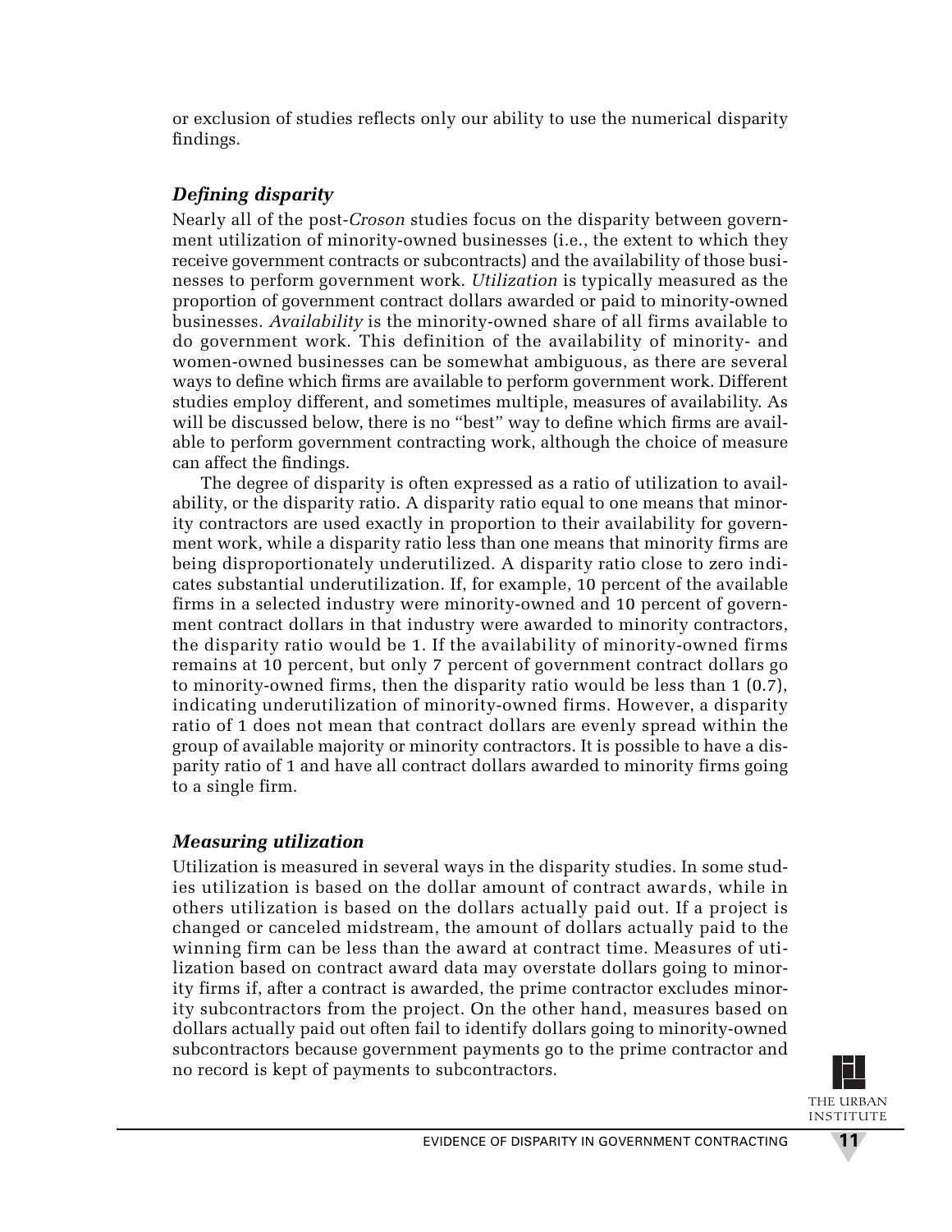or exclusion of studies reflects only our ability to use the numerical disparity findings.

### *Defining disparity*

Nearly all of the post-*Croson* studies focus on the disparity between government utilization of minority-owned businesses (i.e., the extent to which they receive government contracts or subcontracts) and the availability of those businesses to perform government work. *Utilization* is typically measured as the proportion of government contract dollars awarded or paid to minority-owned businesses. *Availability* is the minority-owned share of all firms available to do government work. This definition of the availability of minority- and women-owned businesses can be somewhat ambiguous, as there are several ways to define which firms are available to perform government work. Different studies employ different, and sometimes multiple, measures of availability. As will be discussed below, there is no "best" way to define which firms are available to perform government contracting work, although the choice of measure can affect the findings.

The degree of disparity is often expressed as a ratio of utilization to availability, or the disparity ratio. A disparity ratio equal to one means that minority contractors are used exactly in proportion to their availability for government work, while a disparity ratio less than one means that minority firms are being disproportionately underutilized. A disparity ratio close to zero indicates substantial underutilization. If, for example, 10 percent of the available firms in a selected industry were minority-owned and 10 percent of government contract dollars in that industry were awarded to minority contractors, the disparity ratio would be 1. If the availability of minority-owned firms remains at 10 percent, but only 7 percent of government contract dollars go to minority-owned firms, then the disparity ratio would be less than 1 (0.7), indicating underutilization of minority-owned firms. However, a disparity ratio of 1 does not mean that contract dollars are evenly spread within the group of available majority or minority contractors. It is possible to have a disparity ratio of 1 and have all contract dollars awarded to minority firms going to a single firm.

### *Measuring utilization*

Utilization is measured in several ways in the disparity studies. In some studies utilization is based on the dollar amount of contract awards, while in others utilization is based on the dollars actually paid out. If a project is changed or canceled midstream, the amount of dollars actually paid to the winning firm can be less than the award at contract time. Measures of utilization based on contract award data may overstate dollars going to minority firms if, after a contract is awarded, the prime contractor excludes minority subcontractors from the project. On the other hand, measures based on dollars actually paid out often fail to identify dollars going to minority-owned subcontractors because government payments go to the prime contractor and no record is kept of payments to subcontractors.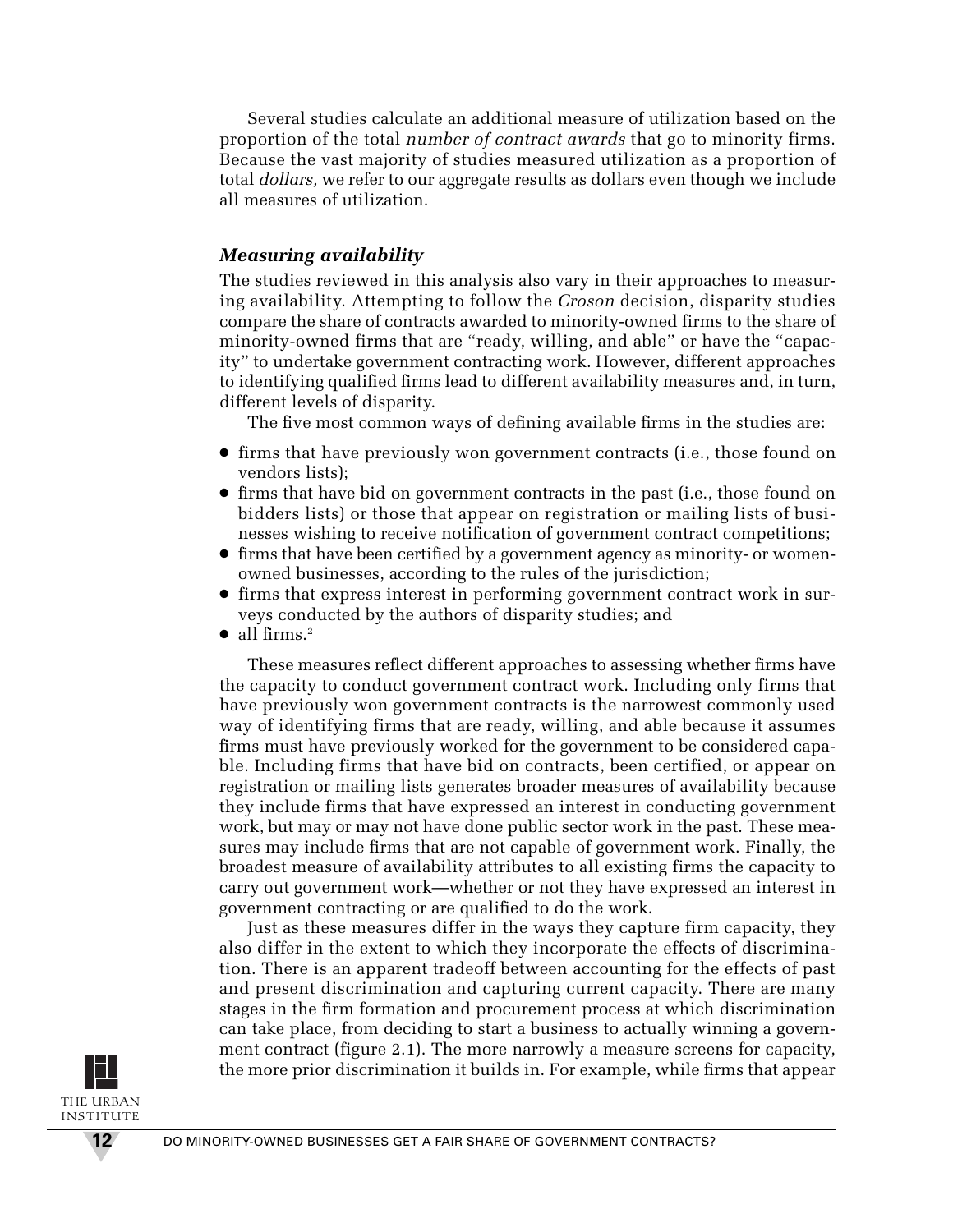Several studies calculate an additional measure of utilization based on the proportion of the total *number of contract awards* that go to minority firms. Because the vast majority of studies measured utilization as a proportion of total *dollars,* we refer to our aggregate results as dollars even though we include all measures of utilization.

### *Measuring availability*

The studies reviewed in this analysis also vary in their approaches to measuring availability. Attempting to follow the *Croson* decision, disparity studies compare the share of contracts awarded to minority-owned firms to the share of minority-owned firms that are "ready, willing, and able" or have the "capacity" to undertake government contracting work. However, different approaches to identifying qualified firms lead to different availability measures and, in turn, different levels of disparity.

The five most common ways of defining available firms in the studies are:

- firms that have previously won government contracts (i.e., those found on vendors lists);
- firms that have bid on government contracts in the past (i.e., those found on bidders lists) or those that appear on registration or mailing lists of businesses wishing to receive notification of government contract competitions;
- firms that have been certified by a government agency as minority- or women-owned businesses, according to the rules of the jurisdiction;
- firms that express interest in performing government contract work in surveys conducted by the authors of disparity studies; and
- all firms.[2]

These measures reflect different approaches to assessing whether firms have the capacity to conduct government contract work. Including only firms that have previously won government contracts is the narrowest commonly used way of identifying firms that are ready, willing, and able because it assumes firms must have previously worked for the government to be considered capable. Including firms that have bid on contracts, been certified, or appear on registration or mailing lists generates broader measures of availability because they include firms that have expressed an interest in conducting government work, but may or may not have done public sector work in the past. These measures may include firms that are not capable of government work. Finally, the broadest measure of availability attributes to all existing firms the capacity to carry out government work—whether or not they have expressed an interest in government contracting or are qualified to do the work.

Just as these measures differ in the ways they capture firm capacity, they also differ in the extent to which they incorporate the effects of discrimination. There is an apparent tradeoff between accounting for the effects of past and present discrimination and capturing current capacity. There are many stages in the firm formation and procurement process at which discrimination can take place, from deciding to start a business to actually winning a government contract (figure 2.1). The more narrowly a measure screens for capacity, the more prior discrimination it builds in. For example, while firms that appear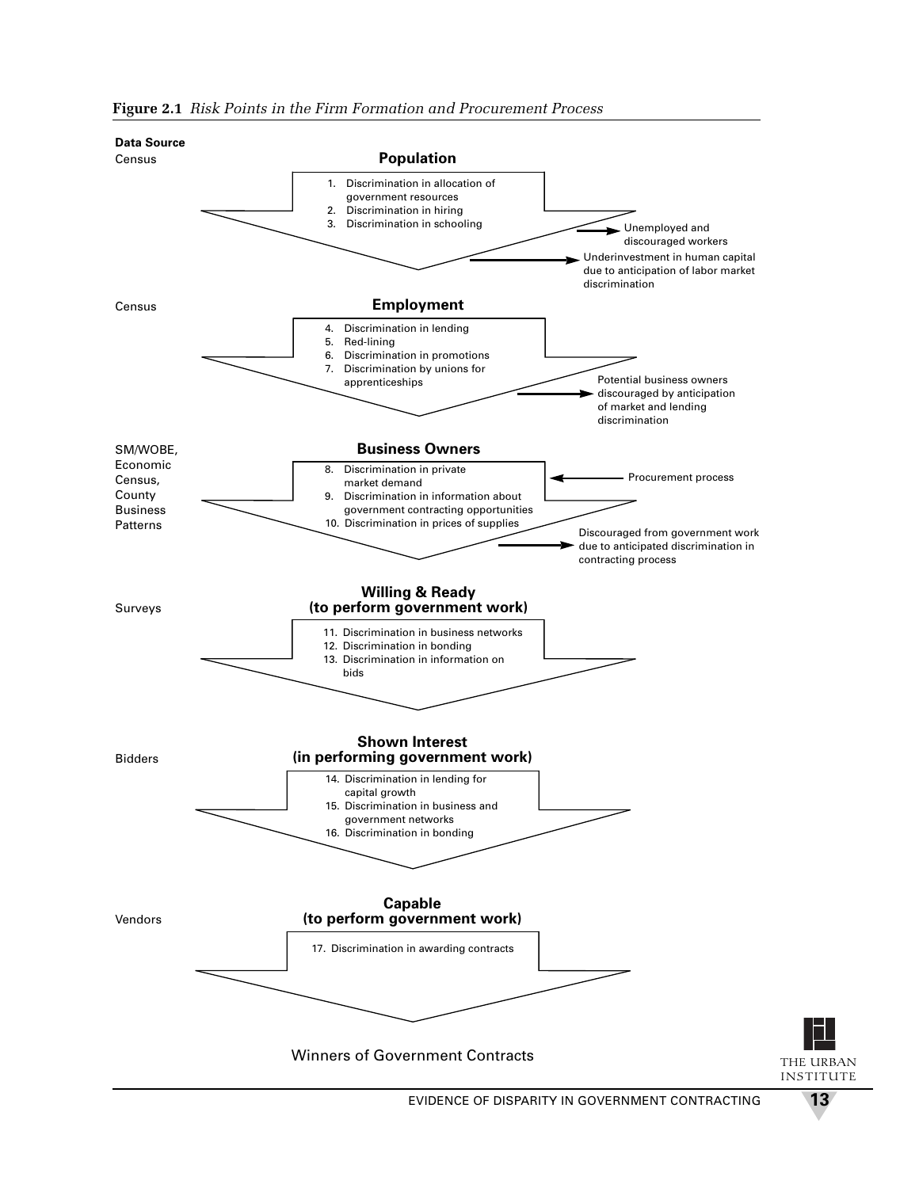**Figure 2.1** *Risk Points in the Firm Formation and Procurement Process*

**Data Source**

Census — **Population**

1. Discrimination in allocation of government resources
2. Discrimination in hiring
3. Discrimination in schooling

→ Unemployed and discouraged workers

→ Underinvestment in human capital due to anticipation of labor market discrimination

Census — **Employment**

4. Discrimination in lending
5. Red-lining
6. Discrimination in promotions
7. Discrimination by unions for apprenticeships

→ Potential business owners discouraged by anticipation of market and lending discrimination

SM/WOBE, Economic Census, County Business Patterns — **Business Owners**

8. Discrimination in private market demand
9. Discrimination in information about government contracting opportunities
10. Discrimination in prices of supplies

← Procurement process

→ Discouraged from government work due to anticipated discrimination in contracting process

Surveys — **Willing & Ready (to perform government work)**

11. Discrimination in business networks
12. Discrimination in bonding
13. Discrimination in information on bids

Bidders — **Shown Interest (in performing government work)**

14. Discrimination in lending for capital growth
15. Discrimination in business and government networks
16. Discrimination in bonding

Vendors — **Capable (to perform government work)**

17. Discrimination in awarding contracts

Winners of Government Contracts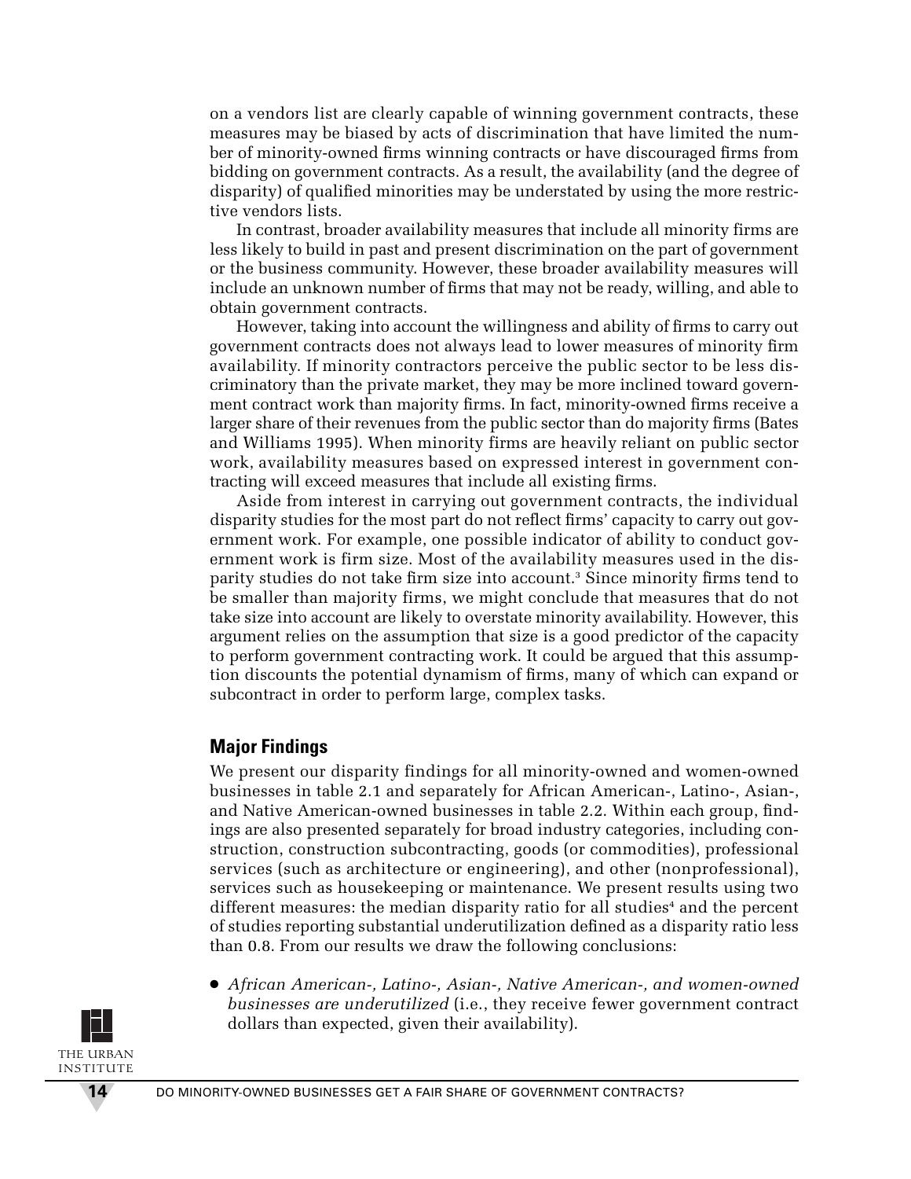on a vendors list are clearly capable of winning government contracts, these measures may be biased by acts of discrimination that have limited the number of minority-owned firms winning contracts or have discouraged firms from bidding on government contracts. As a result, the availability (and the degree of disparity) of qualified minorities may be understated by using the more restrictive vendors lists.

In contrast, broader availability measures that include all minority firms are less likely to build in past and present discrimination on the part of government or the business community. However, these broader availability measures will include an unknown number of firms that may not be ready, willing, and able to obtain government contracts.

However, taking into account the willingness and ability of firms to carry out government contracts does not always lead to lower measures of minority firm availability. If minority contractors perceive the public sector to be less discriminatory than the private market, they may be more inclined toward government contract work than majority firms. In fact, minority-owned firms receive a larger share of their revenues from the public sector than do majority firms (Bates and Williams 1995). When minority firms are heavily reliant on public sector work, availability measures based on expressed interest in government contracting will exceed measures that include all existing firms.

Aside from interest in carrying out government contracts, the individual disparity studies for the most part do not reflect firms' capacity to carry out government work. For example, one possible indicator of ability to conduct government work is firm size. Most of the availability measures used in the disparity studies do not take firm size into account.[3] Since minority firms tend to be smaller than majority firms, we might conclude that measures that do not take size into account are likely to overstate minority availability. However, this argument relies on the assumption that size is a good predictor of the capacity to perform government contracting work. It could be argued that this assumption discounts the potential dynamism of firms, many of which can expand or subcontract in order to perform large, complex tasks.

## Major Findings

We present our disparity findings for all minority-owned and women-owned businesses in table 2.1 and separately for African American-, Latino-, Asian-, and Native American-owned businesses in table 2.2. Within each group, findings are also presented separately for broad industry categories, including construction, construction subcontracting, goods (or commodities), professional services (such as architecture or engineering), and other (nonprofessional), services such as housekeeping or maintenance. We present results using two different measures: the median disparity ratio for all studies[4] and the percent of studies reporting substantial underutilization defined as a disparity ratio less than 0.8. From our results we draw the following conclusions:

- *African American-, Latino-, Asian-, Native American-, and women-owned businesses are underutilized* (i.e., they receive fewer government contract dollars than expected, given their availability).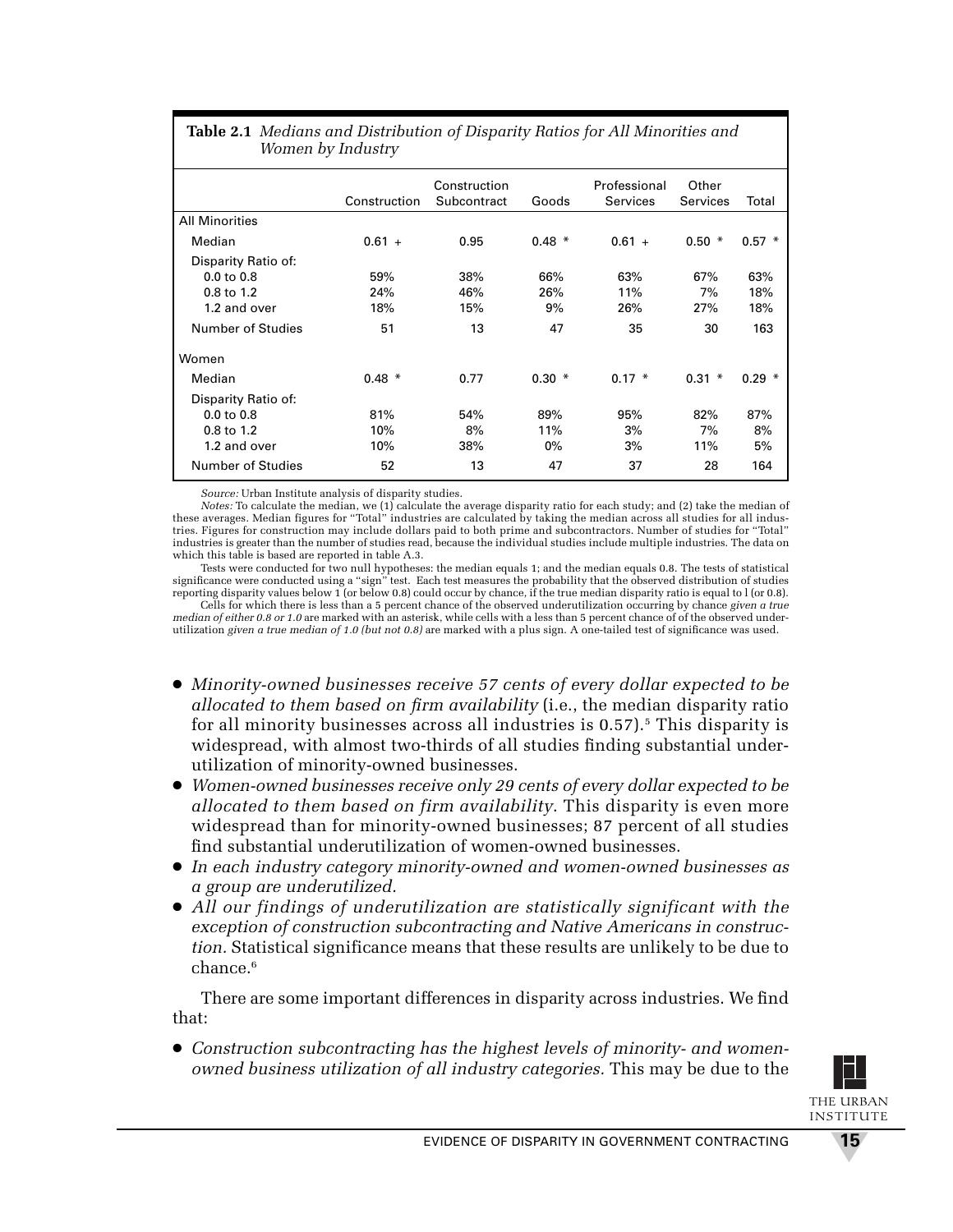**Table 2.1** *Medians and Distribution of Disparity Ratios for All Minorities and Women by Industry*

| | Construction | Construction Subcontract | Goods | Professional Services | Other Services | Total |
|---|---|---|---|---|---|---|
| **All Minorities** | | | | | | |
| Median | 0.61 + | 0.95 | 0.48 * | 0.61 + | 0.50 * | 0.57 * |
| Disparity Ratio of: | | | | | | |
| 0.0 to 0.8 | 59% | 38% | 66% | 63% | 67% | 63% |
| 0.8 to 1.2 | 24% | 46% | 26% | 11% | 7% | 18% |
| 1.2 and over | 18% | 15% | 9% | 26% | 27% | 18% |
| Number of Studies | 51 | 13 | 47 | 35 | 30 | 163 |
| **Women** | | | | | | |
| Median | 0.48 * | 0.77 | 0.30 * | 0.17 * | 0.31 * | 0.29 * |
| Disparity Ratio of: | | | | | | |
| 0.0 to 0.8 | 81% | 54% | 89% | 95% | 82% | 87% |
| 0.8 to 1.2 | 10% | 8% | 11% | 3% | 7% | 8% |
| 1.2 and over | 10% | 38% | 0% | 3% | 11% | 5% |
| Number of Studies | 52 | 13 | 47 | 37 | 28 | 164 |

*Source:* Urban Institute analysis of disparity studies.

*Notes:* To calculate the median, we (1) calculate the average disparity ratio for each study; and (2) take the median of these averages. Median figures for "Total" industries are calculated by taking the median across all studies for all industries. Figures for construction may include dollars paid to both prime and subcontractors. Number of studies for "Total" industries is greater than the number of studies read, because the individual studies include multiple industries. The data on which this table is based are reported in table A.3.

Tests were conducted for two null hypotheses: the median equals 1; and the median equals 0.8. The tests of statistical significance were conducted using a "sign" test. Each test measures the probability that the observed distribution of studies reporting disparity values below 1 (or below 0.8) could occur by chance, if the true median disparity ratio is equal to l (or 0.8).

Cells for which there is less than a 5 percent chance of the observed underutilization occurring by chance *given a true median of either 0.8 or 1.0* are marked with an asterisk, while cells with a less than 5 percent chance of of the observed underutilization *given a true median of 1.0 (but not 0.8)* are marked with a plus sign. A one-tailed test of significance was used.

- *Minority-owned businesses receive 57 cents of every dollar expected to be allocated to them based on firm availability* (i.e., the median disparity ratio for all minority businesses across all industries is 0.57).[5] This disparity is widespread, with almost two-thirds of all studies finding substantial underutilization of minority-owned businesses.
- *Women-owned businesses receive only 29 cents of every dollar expected to be allocated to them based on firm availability.* This disparity is even more widespread than for minority-owned businesses; 87 percent of all studies find substantial underutilization of women-owned businesses.
- *In each industry category minority-owned and women-owned businesses as a group are underutilized.*
- *All our findings of underutilization are statistically significant with the exception of construction subcontracting and Native Americans in construction.* Statistical significance means that these results are unlikely to be due to chance.[6]

There are some important differences in disparity across industries. We find that:

- *Construction subcontracting has the highest levels of minority- and women-owned business utilization of all industry categories.* This may be due to the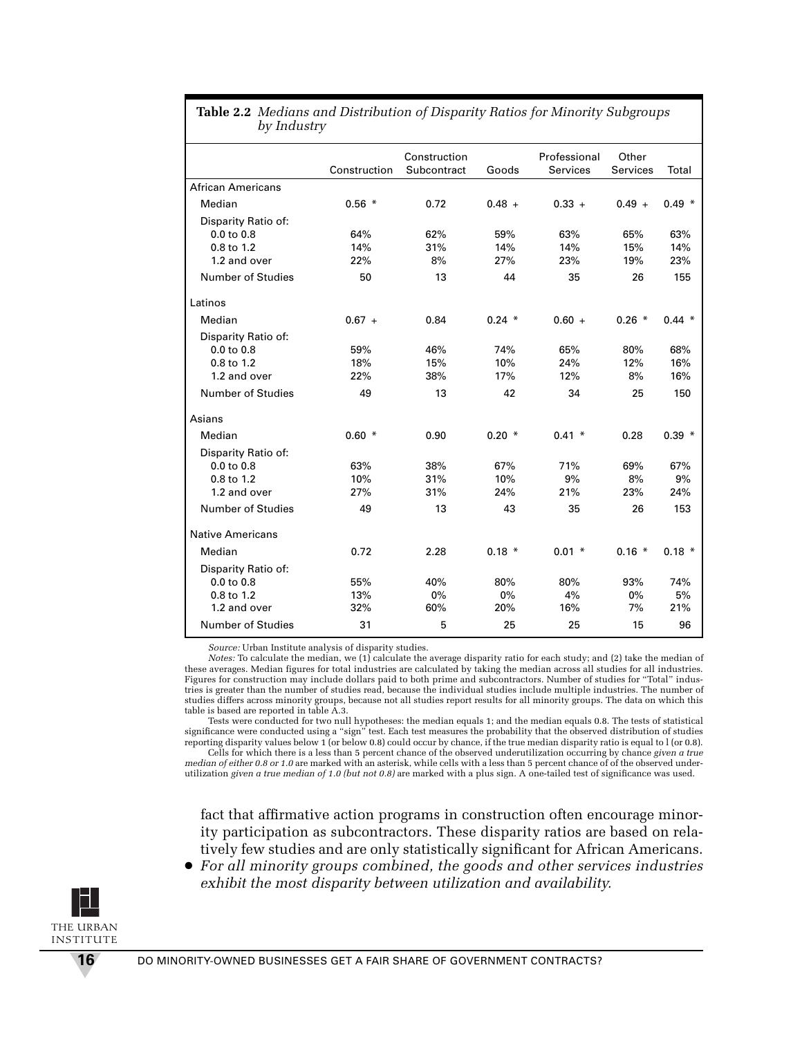**Table 2.2** *Medians and Distribution of Disparity Ratios for Minority Subgroups by Industry*

| | Construction | Construction Subcontract | Goods | Professional Services | Other Services | Total |
|---|---|---|---|---|---|---|
| **African Americans** | | | | | | |
| Median | 0.56 * | 0.72 | 0.48 + | 0.33 + | 0.49 + | 0.49 * |
| Disparity Ratio of: | | | | | | |
| 0.0 to 0.8 | 64% | 62% | 59% | 63% | 65% | 63% |
| 0.8 to 1.2 | 14% | 31% | 14% | 14% | 15% | 14% |
| 1.2 and over | 22% | 8% | 27% | 23% | 19% | 23% |
| Number of Studies | 50 | 13 | 44 | 35 | 26 | 155 |
| **Latinos** | | | | | | |
| Median | 0.67 + | 0.84 | 0.24 * | 0.60 + | 0.26 * | 0.44 * |
| Disparity Ratio of: | | | | | | |
| 0.0 to 0.8 | 59% | 46% | 74% | 65% | 80% | 68% |
| 0.8 to 1.2 | 18% | 15% | 10% | 24% | 12% | 16% |
| 1.2 and over | 22% | 38% | 17% | 12% | 8% | 16% |
| Number of Studies | 49 | 13 | 42 | 34 | 25 | 150 |
| **Asians** | | | | | | |
| Median | 0.60 * | 0.90 | 0.20 * | 0.41 * | 0.28 | 0.39 * |
| Disparity Ratio of: | | | | | | |
| 0.0 to 0.8 | 63% | 38% | 67% | 71% | 69% | 67% |
| 0.8 to 1.2 | 10% | 31% | 10% | 9% | 8% | 9% |
| 1.2 and over | 27% | 31% | 24% | 21% | 23% | 24% |
| Number of Studies | 49 | 13 | 43 | 35 | 26 | 153 |
| **Native Americans** | | | | | | |
| Median | 0.72 | 2.28 | 0.18 * | 0.01 * | 0.16 * | 0.18 * |
| Disparity Ratio of: | | | | | | |
| 0.0 to 0.8 | 55% | 40% | 80% | 80% | 93% | 74% |
| 0.8 to 1.2 | 13% | 0% | 0% | 4% | 0% | 5% |
| 1.2 and over | 32% | 60% | 20% | 16% | 7% | 21% |
| Number of Studies | 31 | 5 | 25 | 25 | 15 | 96 |

*Source:* Urban Institute analysis of disparity studies.

*Notes:* To calculate the median, we (1) calculate the average disparity ratio for each study; and (2) take the median of these averages. Median figures for total industries are calculated by taking the median across all studies for all industries. Figures for construction may include dollars paid to both prime and subcontractors. Number of studies for "Total" industries is greater than the number of studies read, because the individual studies include multiple industries. The number of studies differs across minority groups, because not all studies report results for all minority groups. The data on which this table is based are reported in table A.3.

Tests were conducted for two null hypotheses: the median equals 1; and the median equals 0.8. The tests of statistical significance were conducted using a "sign" test. Each test measures the probability that the observed distribution of studies reporting disparity values below 1 (or below 0.8) could occur by chance, if the true median disparity ratio is equal to l (or 0.8).

Cells for which there is a less than 5 percent chance of the observed underutilization occurring by chance *given a true median of either 0.8 or 1.0* are marked with an asterisk, while cells with a less than 5 percent chance of of the observed underutilization *given a true median of 1.0 (but not 0.8)* are marked with a plus sign. A one-tailed test of significance was used.

fact that affirmative action programs in construction often encourage minority participation as subcontractors. These disparity ratios are based on relatively few studies and are only statistically significant for African Americans.

- *For all minority groups combined, the goods and other services industries exhibit the most disparity between utilization and availability.*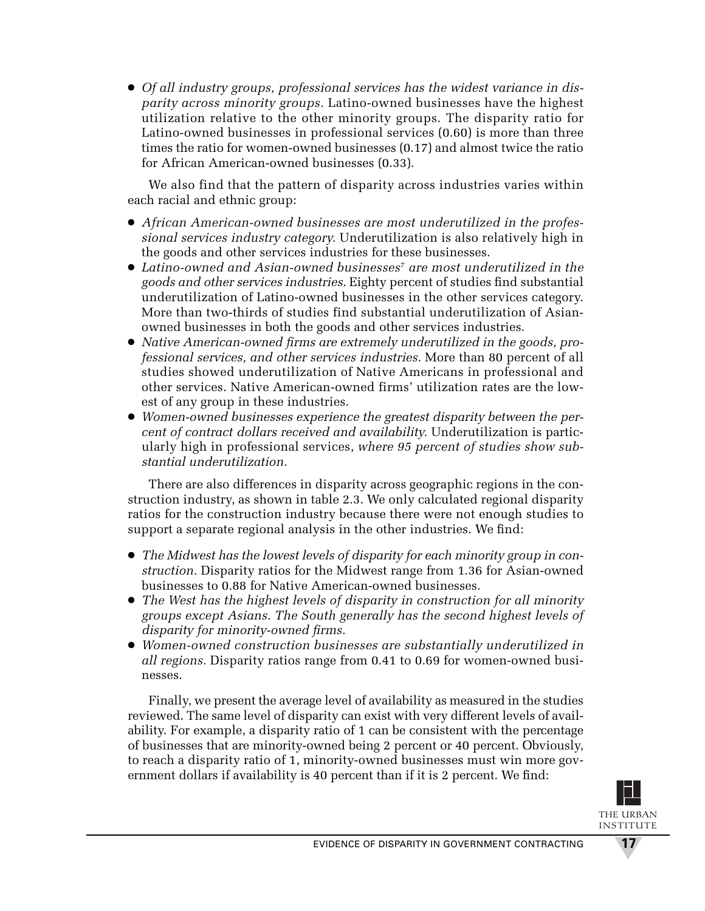- *Of all industry groups, professional services has the widest variance in disparity across minority groups.* Latino-owned businesses have the highest utilization relative to the other minority groups. The disparity ratio for Latino-owned businesses in professional services (0.60) is more than three times the ratio for women-owned businesses (0.17) and almost twice the ratio for African American-owned businesses (0.33).

We also find that the pattern of disparity across industries varies within each racial and ethnic group:

- *African American-owned businesses are most underutilized in the professional services industry category.* Underutilization is also relatively high in the goods and other services industries for these businesses.
- *Latino-owned and Asian-owned businesses*[7] *are most underutilized in the goods and other services industries*. Eighty percent of studies find substantial underutilization of Latino-owned businesses in the other services category. More than two-thirds of studies find substantial underutilization of Asian-owned businesses in both the goods and other services industries.
- *Native American-owned firms are extremely underutilized in the goods, professional services, and other services industries.* More than 80 percent of all studies showed underutilization of Native Americans in professional and other services. Native American-owned firms' utilization rates are the lowest of any group in these industries.
- *Women-owned businesses experience the greatest disparity between the percent of contract dollars received and availability.* Underutilization is particularly high in professional services, *where 95 percent of studies show substantial underutilization.*

There are also differences in disparity across geographic regions in the construction industry, as shown in table 2.3. We only calculated regional disparity ratios for the construction industry because there were not enough studies to support a separate regional analysis in the other industries. We find:

- *The Midwest has the lowest levels of disparity for each minority group in construction.* Disparity ratios for the Midwest range from 1.36 for Asian-owned businesses to 0.88 for Native American-owned businesses.
- *The West has the highest levels of disparity in construction for all minority groups except Asians. The South generally has the second highest levels of disparity for minority-owned firms.*
- *Women-owned construction businesses are substantially underutilized in all regions.* Disparity ratios range from 0.41 to 0.69 for women-owned businesses.

Finally, we present the average level of availability as measured in the studies reviewed. The same level of disparity can exist with very different levels of availability. For example, a disparity ratio of 1 can be consistent with the percentage of businesses that are minority-owned being 2 percent or 40 percent. Obviously, to reach a disparity ratio of 1, minority-owned businesses must win more government dollars if availability is 40 percent than if it is 2 percent. We find: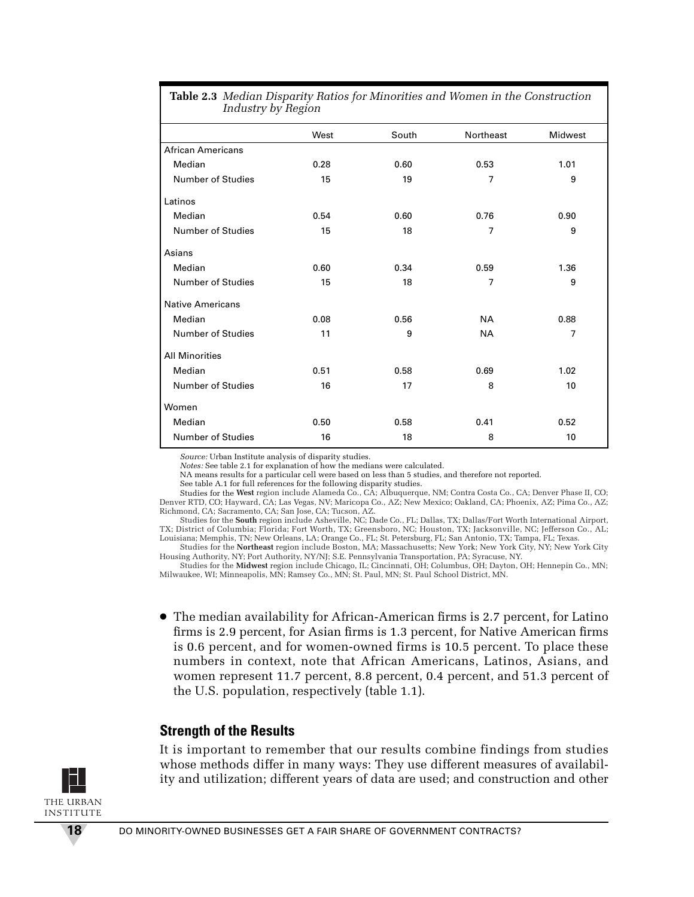**Table 2.3** *Median Disparity Ratios for Minorities and Women in the Construction Industry by Region*

| | West | South | Northeast | Midwest |
|---|---|---|---|---|
| African Americans | | | | |
| Median | 0.28 | 0.60 | 0.53 | 1.01 |
| Number of Studies | 15 | 19 | 7 | 9 |
| Latinos | | | | |
| Median | 0.54 | 0.60 | 0.76 | 0.90 |
| Number of Studies | 15 | 18 | 7 | 9 |
| Asians | | | | |
| Median | 0.60 | 0.34 | 0.59 | 1.36 |
| Number of Studies | 15 | 18 | 7 | 9 |
| Native Americans | | | | |
| Median | 0.08 | 0.56 | NA | 0.88 |
| Number of Studies | 11 | 9 | NA | 7 |
| All Minorities | | | | |
| Median | 0.51 | 0.58 | 0.69 | 1.02 |
| Number of Studies | 16 | 17 | 8 | 10 |
| Women | | | | |
| Median | 0.50 | 0.58 | 0.41 | 0.52 |
| Number of Studies | 16 | 18 | 8 | 10 |

*Source:* Urban Institute analysis of disparity studies.
*Notes:* See table 2.1 for explanation of how the medians were calculated.
NA means results for a particular cell were based on less than 5 studies, and therefore not reported.
See table A.1 for full references for the following disparity studies.
Studies for the **West** region include Alameda Co., CA; Albuquerque, NM; Contra Costa Co., CA; Denver Phase II, CO; Denver RTD, CO; Hayward, CA; Las Vegas, NV; Maricopa Co., AZ; New Mexico; Oakland, CA; Phoenix, AZ; Pima Co., AZ; Richmond, CA; Sacramento, CA; San Jose, CA; Tucson, AZ.
Studies for the **South** region include Asheville, NC; Dade Co., FL; Dallas, TX; Dallas/Fort Worth International Airport, TX; District of Columbia; Florida; Fort Worth, TX; Greensboro, NC; Houston, TX; Jacksonville, NC; Jefferson Co., AL; Louisiana; Memphis, TN; New Orleans, LA; Orange Co., FL; St. Petersburg, FL; San Antonio, TX; Tampa, FL; Texas.
Studies for the **Northeast** region include Boston, MA; Massachusetts; New York; New York City, NY; New York City Housing Authority, NY; Port Authority, NY/NJ; S.E. Pennsylvania Transportation, PA; Syracuse, NY.
Studies for the **Midwest** region include Chicago, IL; Cincinnati, OH; Columbus, OH; Dayton, OH; Hennepin Co., MN; Milwaukee, WI; Minneapolis, MN; Ramsey Co., MN; St. Paul, MN; St. Paul School District, MN.

- The median availability for African-American firms is 2.7 percent, for Latino firms is 2.9 percent, for Asian firms is 1.3 percent, for Native American firms is 0.6 percent, and for women-owned firms is 10.5 percent. To place these numbers in context, note that African Americans, Latinos, Asians, and women represent 11.7 percent, 8.8 percent, 0.4 percent, and 51.3 percent of the U.S. population, respectively (table 1.1).

## Strength of the Results

It is important to remember that our results combine findings from studies whose methods differ in many ways: They use different measures of availability and utilization; different years of data are used; and construction and other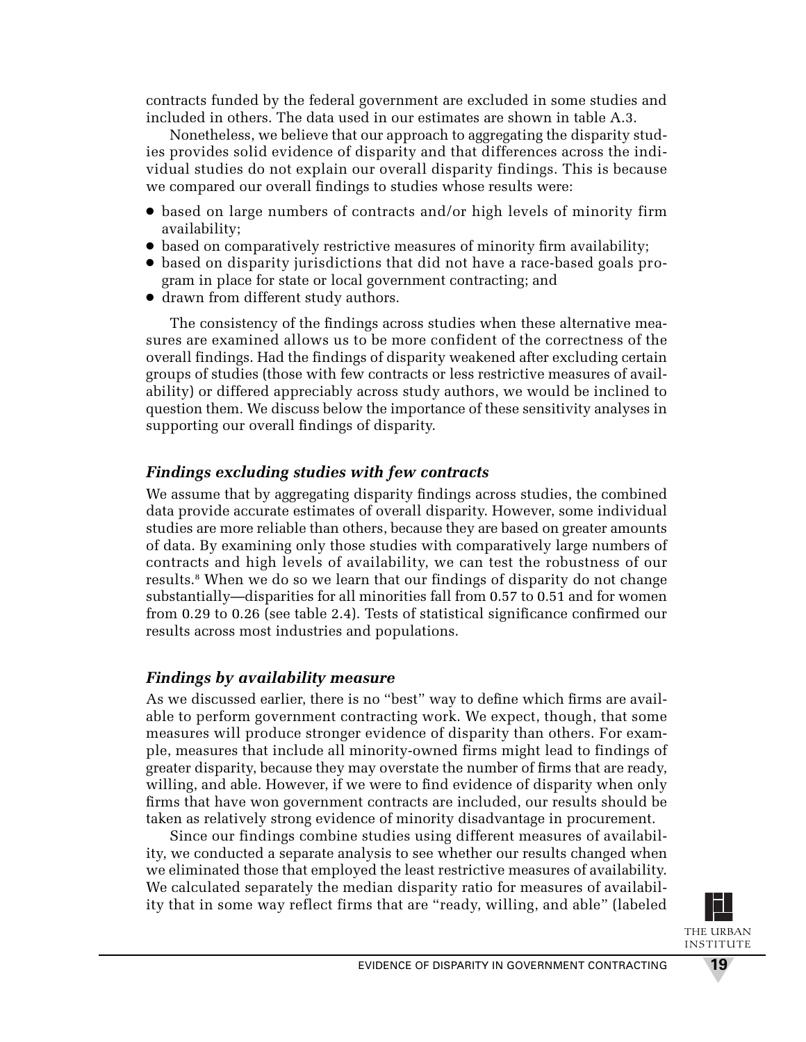contracts funded by the federal government are excluded in some studies and included in others. The data used in our estimates are shown in table A.3.

Nonetheless, we believe that our approach to aggregating the disparity studies provides solid evidence of disparity and that differences across the individual studies do not explain our overall disparity findings. This is because we compared our overall findings to studies whose results were:

- based on large numbers of contracts and/or high levels of minority firm availability;
- based on comparatively restrictive measures of minority firm availability;
- based on disparity jurisdictions that did not have a race-based goals program in place for state or local government contracting; and
- drawn from different study authors.

The consistency of the findings across studies when these alternative measures are examined allows us to be more confident of the correctness of the overall findings. Had the findings of disparity weakened after excluding certain groups of studies (those with few contracts or less restrictive measures of availability) or differed appreciably across study authors, we would be inclined to question them. We discuss below the importance of these sensitivity analyses in supporting our overall findings of disparity.

### *Findings excluding studies with few contracts*

We assume that by aggregating disparity findings across studies, the combined data provide accurate estimates of overall disparity. However, some individual studies are more reliable than others, because they are based on greater amounts of data. By examining only those studies with comparatively large numbers of contracts and high levels of availability, we can test the robustness of our results.[8] When we do so we learn that our findings of disparity do not change substantially—disparities for all minorities fall from 0.57 to 0.51 and for women from 0.29 to 0.26 (see table 2.4). Tests of statistical significance confirmed our results across most industries and populations.

### *Findings by availability measure*

As we discussed earlier, there is no "best" way to define which firms are available to perform government contracting work. We expect, though, that some measures will produce stronger evidence of disparity than others. For example, measures that include all minority-owned firms might lead to findings of greater disparity, because they may overstate the number of firms that are ready, willing, and able. However, if we were to find evidence of disparity when only firms that have won government contracts are included, our results should be taken as relatively strong evidence of minority disadvantage in procurement.

Since our findings combine studies using different measures of availability, we conducted a separate analysis to see whether our results changed when we eliminated those that employed the least restrictive measures of availability. We calculated separately the median disparity ratio for measures of availability that in some way reflect firms that are "ready, willing, and able" (labeled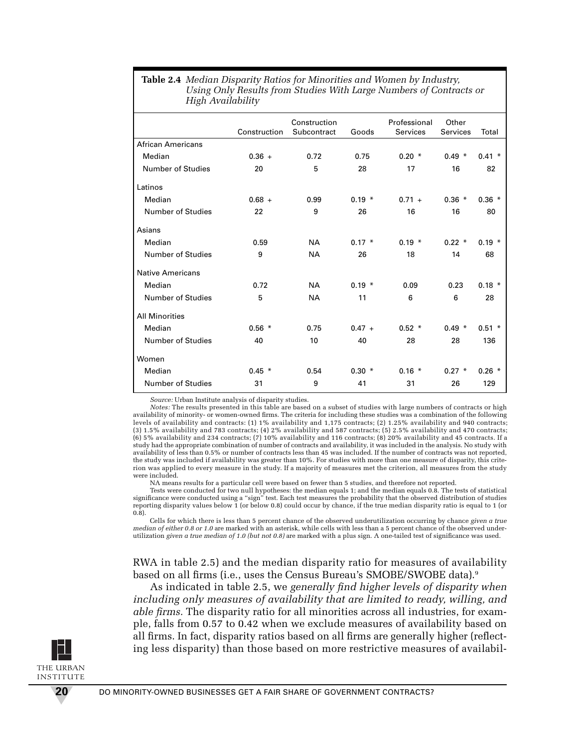**Table 2.4** *Median Disparity Ratios for Minorities and Women by Industry, Using Only Results from Studies With Large Numbers of Contracts or High Availability*

| | Construction | Construction Subcontract | Goods | Professional Services | Other Services | Total |
|---|---|---|---|---|---|---|
| African Americans | | | | | | |
| Median | 0.36 + | 0.72 | 0.75 | 0.20 * | 0.49 * | 0.41 * |
| Number of Studies | 20 | 5 | 28 | 17 | 16 | 82 |
| Latinos | | | | | | |
| Median | 0.68 + | 0.99 | 0.19 * | 0.71 + | 0.36 * | 0.36 * |
| Number of Studies | 22 | 9 | 26 | 16 | 16 | 80 |
| Asians | | | | | | |
| Median | 0.59 | NA | 0.17 * | 0.19 * | 0.22 * | 0.19 * |
| Number of Studies | 9 | NA | 26 | 18 | 14 | 68 |
| Native Americans | | | | | | |
| Median | 0.72 | NA | 0.19 * | 0.09 | 0.23 | 0.18 * |
| Number of Studies | 5 | NA | 11 | 6 | 6 | 28 |
| All Minorities | | | | | | |
| Median | 0.56 * | 0.75 | 0.47 + | 0.52 * | 0.49 * | 0.51 * |
| Number of Studies | 40 | 10 | 40 | 28 | 28 | 136 |
| Women | | | | | | |
| Median | 0.45 * | 0.54 | 0.30 * | 0.16 * | 0.27 * | 0.26 * |
| Number of Studies | 31 | 9 | 41 | 31 | 26 | 129 |

*Source:* Urban Institute analysis of disparity studies.

*Notes:* The results presented in this table are based on a subset of studies with large numbers of contracts or high availability of minority- or women-owned firms. The criteria for including these studies was a combination of the following levels of availability and contracts: (1) 1% availability and 1,175 contracts; (2) 1.25% availability and 940 contracts; (3) 1.5% availability and 783 contracts; (4) 2% availability and 587 contracts; (5) 2.5% availability and 470 contracts; (6) 5% availability and 234 contracts; (7) 10% availability and 116 contracts; (8) 20% availability and 45 contracts. If a study had the appropriate combination of number of contracts and availability, it was included in the analysis. No study with availability of less than 0.5% or number of contracts less than 45 was included. If the number of contracts was not reported, the study was included if availability was greater than 10%. For studies with more than one measure of disparity, this criterion was applied to every measure in the study. If a majority of measures met the criterion, all measures from the study were included.

NA means results for a particular cell were based on fewer than 5 studies, and therefore not reported.

Tests were conducted for two null hypotheses: the median equals 1; and the median equals 0.8. The tests of statistical significance were conducted using a "sign" test. Each test measures the probability that the observed distribution of studies reporting disparity values below 1 (or below 0.8) could occur by chance, if the true median disparity ratio is equal to 1 (or 0.8).

Cells for which there is less than 5 percent chance of the observed underutilization occurring by chance *given a true median of either 0.8 or 1.0* are marked with an asterisk, while cells with less than a 5 percent chance of the observed underutilization *given a true median of 1.0 (but not 0.8)* are marked with a plus sign. A one-tailed test of significance was used.

RWA in table 2.5) and the median disparity ratio for measures of availability based on all firms (i.e., uses the Census Bureau's SMOBE/SWOBE data).[9]

As indicated in table 2.5, we *generally find higher levels of disparity when including only measures of availability that are limited to ready, willing, and able firms.* The disparity ratio for all minorities across all industries, for example, falls from 0.57 to 0.42 when we exclude measures of availability based on all firms. In fact, disparity ratios based on all firms are generally higher (reflecting less disparity) than those based on more restrictive measures of availabil-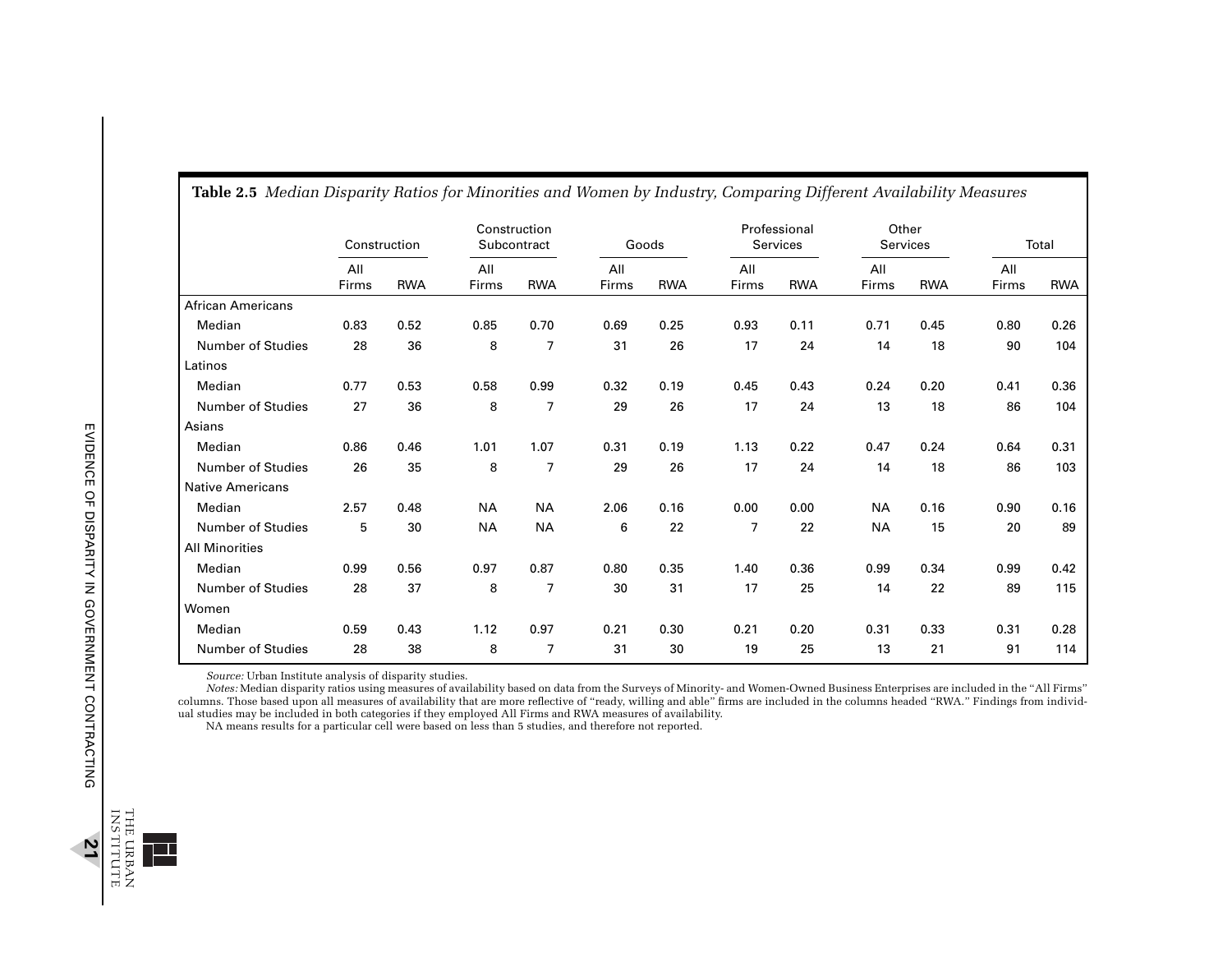**Table 2.5** *Median Disparity Ratios for Minorities and Women by Industry, Comparing Different Availability Measures*

| | Construction | | Construction Subcontract | | Goods | | Professional Services | | Other Services | | Total | |
|---|---|---|---|---|---|---|---|---|---|---|---|---|
| | All Firms | RWA | All Firms | RWA | All Firms | RWA | All Firms | RWA | All Firms | RWA | All Firms | RWA |
| African Americans | | | | | | | | | | | | |
| Median | 0.83 | 0.52 | 0.85 | 0.70 | 0.69 | 0.25 | 0.93 | 0.11 | 0.71 | 0.45 | 0.80 | 0.26 |
| Number of Studies | 28 | 36 | 8 | 7 | 31 | 26 | 17 | 24 | 14 | 18 | 90 | 104 |
| Latinos | | | | | | | | | | | | |
| Median | 0.77 | 0.53 | 0.58 | 0.99 | 0.32 | 0.19 | 0.45 | 0.43 | 0.24 | 0.20 | 0.41 | 0.36 |
| Number of Studies | 27 | 36 | 8 | 7 | 29 | 26 | 17 | 24 | 13 | 18 | 86 | 104 |
| Asians | | | | | | | | | | | | |
| Median | 0.86 | 0.46 | 1.01 | 1.07 | 0.31 | 0.19 | 1.13 | 0.22 | 0.47 | 0.24 | 0.64 | 0.31 |
| Number of Studies | 26 | 35 | 8 | 7 | 29 | 26 | 17 | 24 | 14 | 18 | 86 | 103 |
| Native Americans | | | | | | | | | | | | |
| Median | 2.57 | 0.48 | NA | NA | 2.06 | 0.16 | 0.00 | 0.00 | NA | 0.16 | 0.90 | 0.16 |
| Number of Studies | 5 | 30 | NA | NA | 6 | 22 | 7 | 22 | NA | 15 | 20 | 89 |
| All Minorities | | | | | | | | | | | | |
| Median | 0.99 | 0.56 | 0.97 | 0.87 | 0.80 | 0.35 | 1.40 | 0.36 | 0.99 | 0.34 | 0.99 | 0.42 |
| Number of Studies | 28 | 37 | 8 | 7 | 30 | 31 | 17 | 25 | 14 | 22 | 89 | 115 |
| Women | | | | | | | | | | | | |
| Median | 0.59 | 0.43 | 1.12 | 0.97 | 0.21 | 0.30 | 0.21 | 0.20 | 0.31 | 0.33 | 0.31 | 0.28 |
| Number of Studies | 28 | 38 | 8 | 7 | 31 | 30 | 19 | 25 | 13 | 21 | 91 | 114 |

*Source:* Urban Institute analysis of disparity studies.

*Notes:* Median disparity ratios using measures of availability based on data from the Surveys of Minority- and Women-Owned Business Enterprises are included in the "All Firms" columns. Those based upon all measures of availability that are more reflective of "ready, willing and able" firms are included in the columns headed "RWA." Findings from individual studies may be included in both categories if they employed All Firms and RWA measures of availability.

NA means results for a particular cell were based on less than 5 studies, and therefore not reported.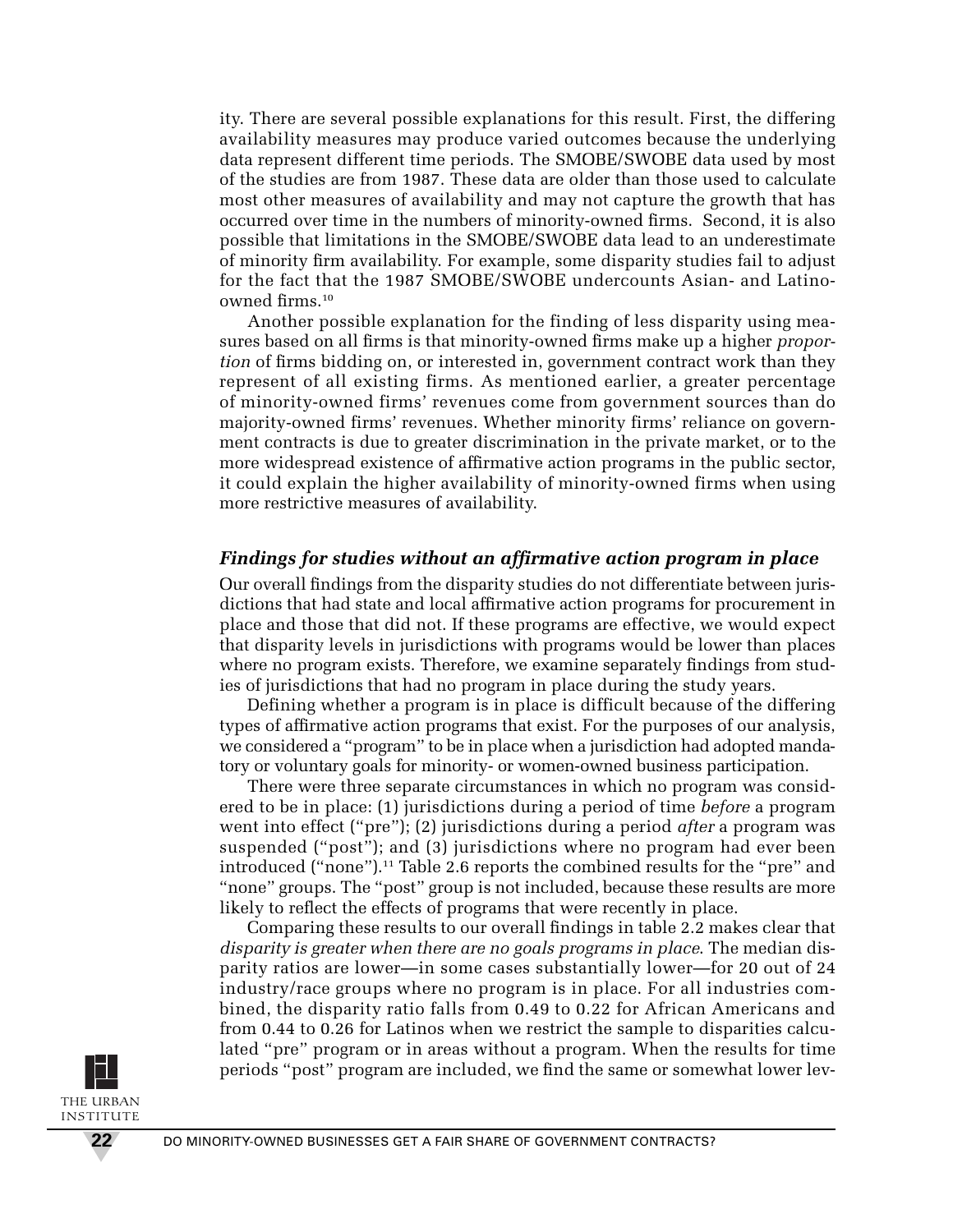ity. There are several possible explanations for this result. First, the differing availability measures may produce varied outcomes because the underlying data represent different time periods. The SMOBE/SWOBE data used by most of the studies are from 1987. These data are older than those used to calculate most other measures of availability and may not capture the growth that has occurred over time in the numbers of minority-owned firms. Second, it is also possible that limitations in the SMOBE/SWOBE data lead to an underestimate of minority firm availability. For example, some disparity studies fail to adjust for the fact that the 1987 SMOBE/SWOBE undercounts Asian- and Latino-owned firms.[10]

Another possible explanation for the finding of less disparity using measures based on all firms is that minority-owned firms make up a higher *proportion* of firms bidding on, or interested in, government contract work than they represent of all existing firms. As mentioned earlier, a greater percentage of minority-owned firms' revenues come from government sources than do majority-owned firms' revenues. Whether minority firms' reliance on government contracts is due to greater discrimination in the private market, or to the more widespread existence of affirmative action programs in the public sector, it could explain the higher availability of minority-owned firms when using more restrictive measures of availability.

### *Findings for studies without an affirmative action program in place*

Our overall findings from the disparity studies do not differentiate between jurisdictions that had state and local affirmative action programs for procurement in place and those that did not. If these programs are effective, we would expect that disparity levels in jurisdictions with programs would be lower than places where no program exists. Therefore, we examine separately findings from studies of jurisdictions that had no program in place during the study years.

Defining whether a program is in place is difficult because of the differing types of affirmative action programs that exist. For the purposes of our analysis, we considered a "program" to be in place when a jurisdiction had adopted mandatory or voluntary goals for minority- or women-owned business participation.

There were three separate circumstances in which no program was considered to be in place: (1) jurisdictions during a period of time *before* a program went into effect ("pre"); (2) jurisdictions during a period *after* a program was suspended ("post"); and (3) jurisdictions where no program had ever been introduced ("none").[11] Table 2.6 reports the combined results for the "pre" and "none" groups. The "post" group is not included, because these results are more likely to reflect the effects of programs that were recently in place.

Comparing these results to our overall findings in table 2.2 makes clear that *disparity is greater when there are no goals programs in place*. The median disparity ratios are lower—in some cases substantially lower—for 20 out of 24 industry/race groups where no program is in place. For all industries combined, the disparity ratio falls from 0.49 to 0.22 for African Americans and from 0.44 to 0.26 for Latinos when we restrict the sample to disparities calculated "pre" program or in areas without a program. When the results for time periods "post" program are included, we find the same or somewhat lower lev-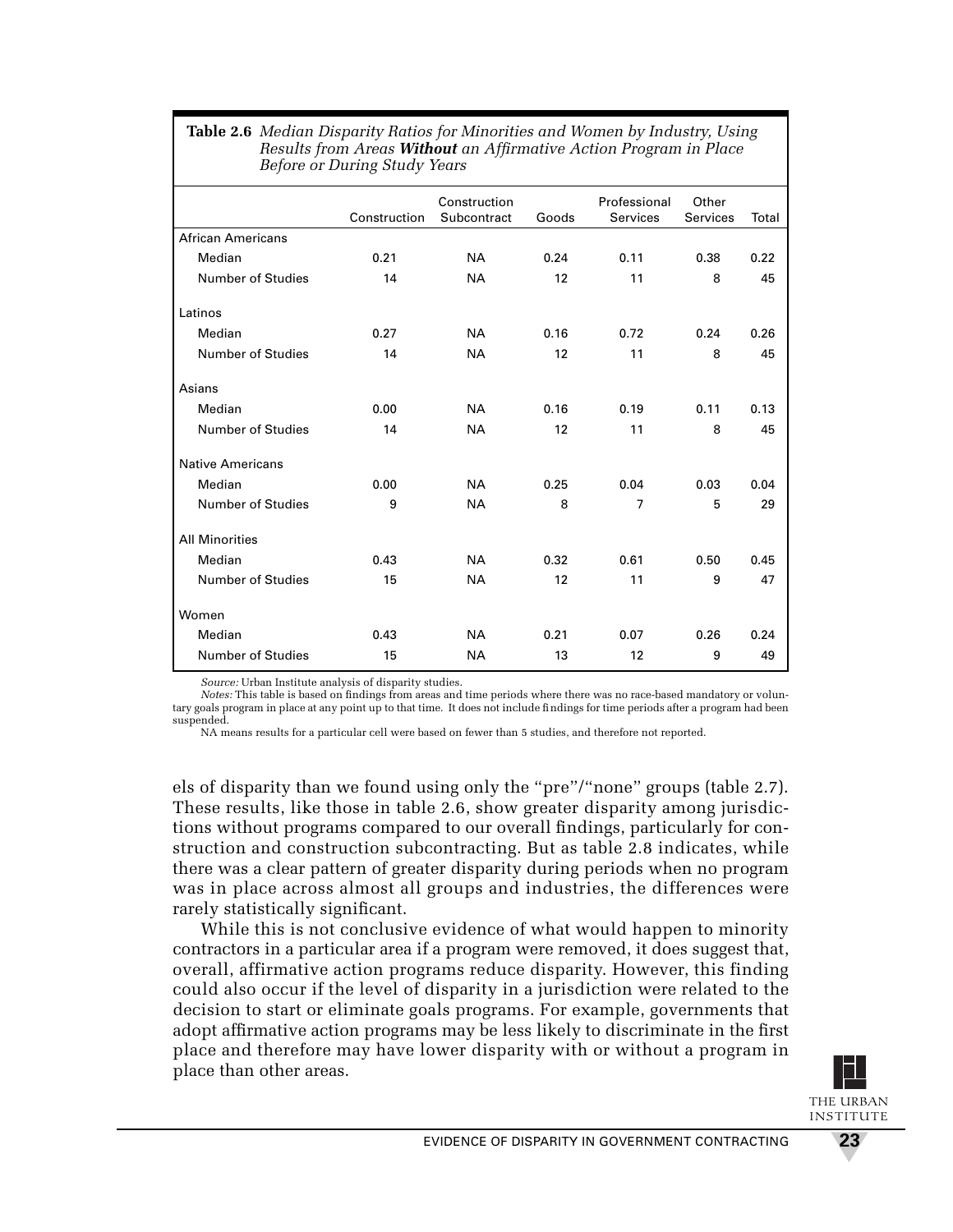**Table 2.6** *Median Disparity Ratios for Minorities and Women by Industry, Using Results from Areas **Without** an Affirmative Action Program in Place Before or During Study Years*

| | Construction | Construction Subcontract | Goods | Professional Services | Other Services | Total |
|---|---|---|---|---|---|---|
| African Americans | | | | | | |
| Median | 0.21 | NA | 0.24 | 0.11 | 0.38 | 0.22 |
| Number of Studies | 14 | NA | 12 | 11 | 8 | 45 |
| Latinos | | | | | | |
| Median | 0.27 | NA | 0.16 | 0.72 | 0.24 | 0.26 |
| Number of Studies | 14 | NA | 12 | 11 | 8 | 45 |
| Asians | | | | | | |
| Median | 0.00 | NA | 0.16 | 0.19 | 0.11 | 0.13 |
| Number of Studies | 14 | NA | 12 | 11 | 8 | 45 |
| Native Americans | | | | | | |
| Median | 0.00 | NA | 0.25 | 0.04 | 0.03 | 0.04 |
| Number of Studies | 9 | NA | 8 | 7 | 5 | 29 |
| All Minorities | | | | | | |
| Median | 0.43 | NA | 0.32 | 0.61 | 0.50 | 0.45 |
| Number of Studies | 15 | NA | 12 | 11 | 9 | 47 |
| Women | | | | | | |
| Median | 0.43 | NA | 0.21 | 0.07 | 0.26 | 0.24 |
| Number of Studies | 15 | NA | 13 | 12 | 9 | 49 |

*Source:* Urban Institute analysis of disparity studies.

*Notes:* This table is based on findings from areas and time periods where there was no race-based mandatory or voluntary goals program in place at any point up to that time. It does not include findings for time periods after a program had been suspended.

NA means results for a particular cell were based on fewer than 5 studies, and therefore not reported.

els of disparity than we found using only the "pre"/"none" groups (table 2.7). These results, like those in table 2.6, show greater disparity among jurisdictions without programs compared to our overall findings, particularly for construction and construction subcontracting. But as table 2.8 indicates, while there was a clear pattern of greater disparity during periods when no program was in place across almost all groups and industries, the differences were rarely statistically significant.

While this is not conclusive evidence of what would happen to minority contractors in a particular area if a program were removed, it does suggest that, overall, affirmative action programs reduce disparity. However, this finding could also occur if the level of disparity in a jurisdiction were related to the decision to start or eliminate goals programs. For example, governments that adopt affirmative action programs may be less likely to discriminate in the first place and therefore may have lower disparity with or without a program in place than other areas.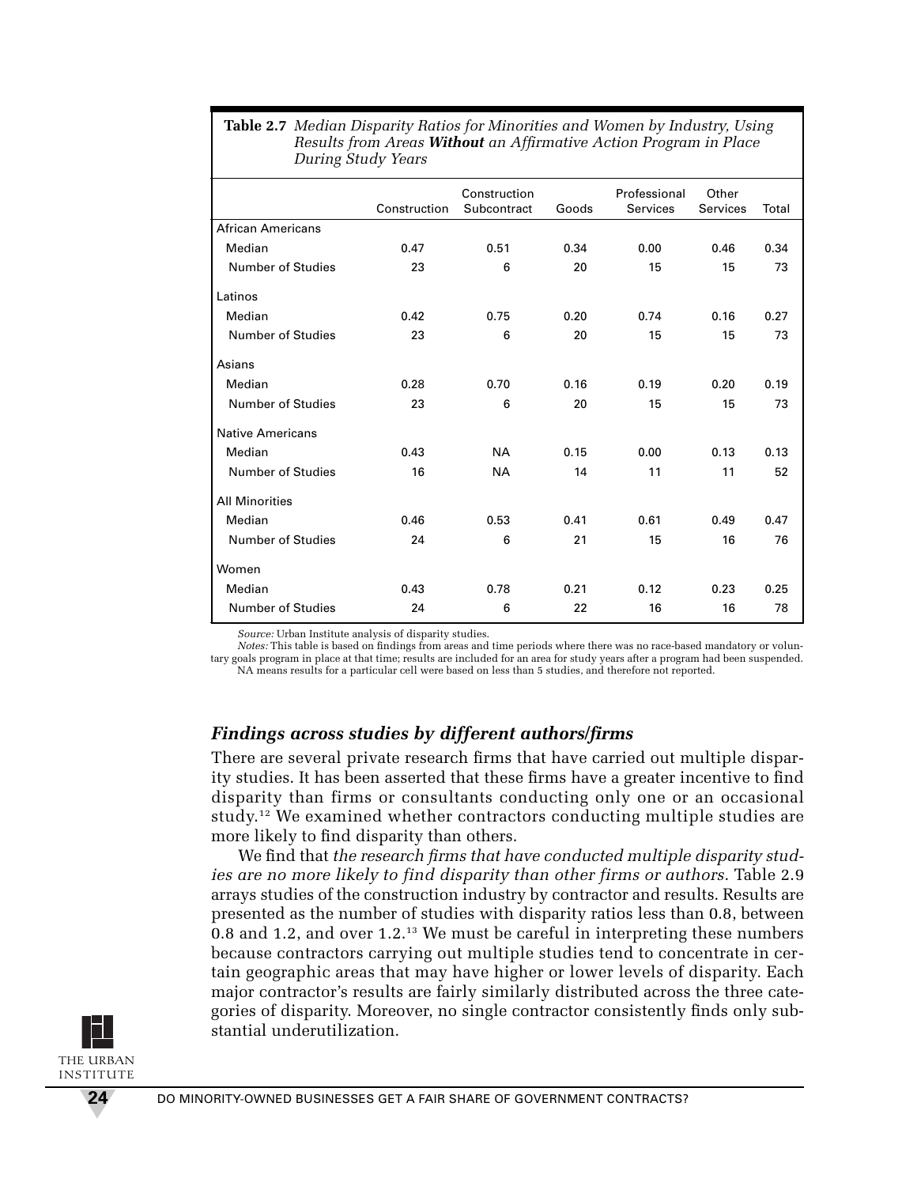**Table 2.7** *Median Disparity Ratios for Minorities and Women by Industry, Using Results from Areas **Without** an Affirmative Action Program in Place During Study Years*

| | Construction | Construction Subcontract | Goods | Professional Services | Other Services | Total |
|---|---|---|---|---|---|---|
| African Americans | | | | | | |
| Median | 0.47 | 0.51 | 0.34 | 0.00 | 0.46 | 0.34 |
| Number of Studies | 23 | 6 | 20 | 15 | 15 | 73 |
| Latinos | | | | | | |
| Median | 0.42 | 0.75 | 0.20 | 0.74 | 0.16 | 0.27 |
| Number of Studies | 23 | 6 | 20 | 15 | 15 | 73 |
| Asians | | | | | | |
| Median | 0.28 | 0.70 | 0.16 | 0.19 | 0.20 | 0.19 |
| Number of Studies | 23 | 6 | 20 | 15 | 15 | 73 |
| Native Americans | | | | | | |
| Median | 0.43 | NA | 0.15 | 0.00 | 0.13 | 0.13 |
| Number of Studies | 16 | NA | 14 | 11 | 11 | 52 |
| All Minorities | | | | | | |
| Median | 0.46 | 0.53 | 0.41 | 0.61 | 0.49 | 0.47 |
| Number of Studies | 24 | 6 | 21 | 15 | 16 | 76 |
| Women | | | | | | |
| Median | 0.43 | 0.78 | 0.21 | 0.12 | 0.23 | 0.25 |
| Number of Studies | 24 | 6 | 22 | 16 | 16 | 78 |

*Source:* Urban Institute analysis of disparity studies.

*Notes:* This table is based on findings from areas and time periods where there was no race-based mandatory or voluntary goals program in place at that time; results are included for an area for study years after a program had been suspended.

NA means results for a particular cell were based on less than 5 studies, and therefore not reported.

### *Findings across studies by different authors/firms*

There are several private research firms that have carried out multiple disparity studies. It has been asserted that these firms have a greater incentive to find disparity than firms or consultants conducting only one or an occasional study.[12] We examined whether contractors conducting multiple studies are more likely to find disparity than others.

We find that *the research firms that have conducted multiple disparity studies are no more likely to find disparity than other firms or authors.* Table 2.9 arrays studies of the construction industry by contractor and results. Results are presented as the number of studies with disparity ratios less than 0.8, between 0.8 and 1.2, and over 1.2.[13] We must be careful in interpreting these numbers because contractors carrying out multiple studies tend to concentrate in certain geographic areas that may have higher or lower levels of disparity. Each major contractor's results are fairly similarly distributed across the three categories of disparity. Moreover, no single contractor consistently finds only substantial underutilization.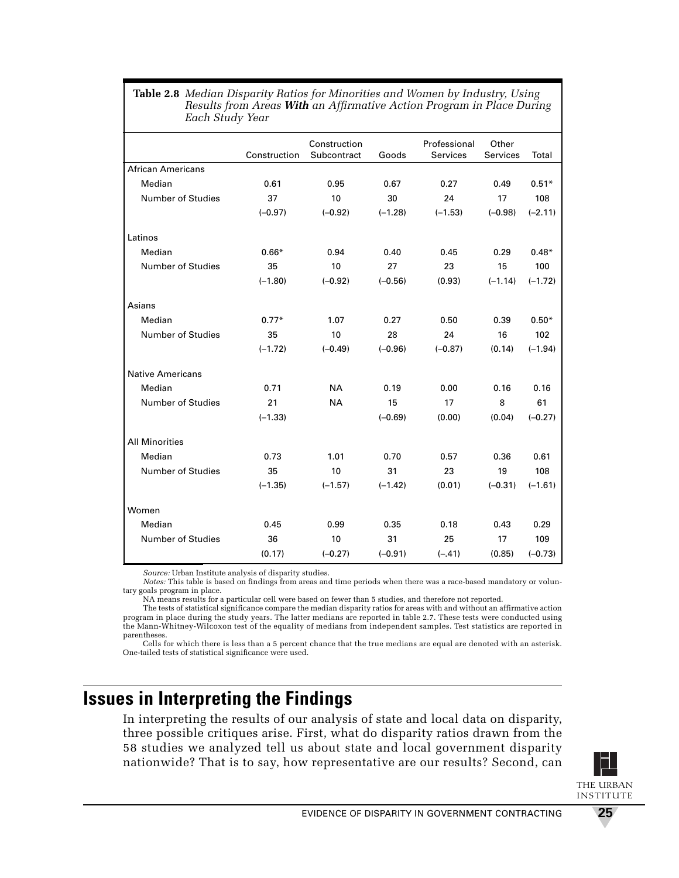**Table 2.8** *Median Disparity Ratios for Minorities and Women by Industry, Using Results from Areas* ***With*** *an Affirmative Action Program in Place During Each Study Year*

| | Construction | Construction Subcontract | Goods | Professional Services | Other Services | Total |
|---|---|---|---|---|---|---|
| African Americans | | | | | | |
| Median | 0.61 | 0.95 | 0.67 | 0.27 | 0.49 | 0.51* |
| Number of Studies | 37 | 10 | 30 | 24 | 17 | 108 |
| | (–0.97) | (–0.92) | (–1.28) | (–1.53) | (–0.98) | (–2.11) |
| Latinos | | | | | | |
| Median | 0.66* | 0.94 | 0.40 | 0.45 | 0.29 | 0.48* |
| Number of Studies | 35 | 10 | 27 | 23 | 15 | 100 |
| | (–1.80) | (–0.92) | (–0.56) | (0.93) | (–1.14) | (–1.72) |
| Asians | | | | | | |
| Median | 0.77* | 1.07 | 0.27 | 0.50 | 0.39 | 0.50* |
| Number of Studies | 35 | 10 | 28 | 24 | 16 | 102 |
| | (–1.72) | (–0.49) | (–0.96) | (–0.87) | (0.14) | (–1.94) |
| Native Americans | | | | | | |
| Median | 0.71 | NA | 0.19 | 0.00 | 0.16 | 0.16 |
| Number of Studies | 21 | NA | 15 | 17 | 8 | 61 |
| | (–1.33) | | (–0.69) | (0.00) | (0.04) | (–0.27) |
| All Minorities | | | | | | |
| Median | 0.73 | 1.01 | 0.70 | 0.57 | 0.36 | 0.61 |
| Number of Studies | 35 | 10 | 31 | 23 | 19 | 108 |
| | (–1.35) | (–1.57) | (–1.42) | (0.01) | (–0.31) | (–1.61) |
| Women | | | | | | |
| Median | 0.45 | 0.99 | 0.35 | 0.18 | 0.43 | 0.29 |
| Number of Studies | 36 | 10 | 31 | 25 | 17 | 109 |
| | (0.17) | (–0.27) | (–0.91) | (–.41) | (0.85) | (–0.73) |

*Source:* Urban Institute analysis of disparity studies.

*Notes:* This table is based on findings from areas and time periods when there was a race-based mandatory or voluntary goals program in place.

NA means results for a particular cell were based on fewer than 5 studies, and therefore not reported.

The tests of statistical significance compare the median disparity ratios for areas with and without an affirmative action program in place during the study years. The latter medians are reported in table 2.7. These tests were conducted using the Mann-Whitney-Wilcoxon test of the equality of medians from independent samples. Test statistics are reported in parentheses.

Cells for which there is less than a 5 percent chance that the true medians are equal are denoted with an asterisk. One-tailed tests of statistical significance were used.

## Issues in Interpreting the Findings

In interpreting the results of our analysis of state and local data on disparity, three possible critiques arise. First, what do disparity ratios drawn from the 58 studies we analyzed tell us about state and local government disparity nationwide? That is to say, how representative are our results? Second, can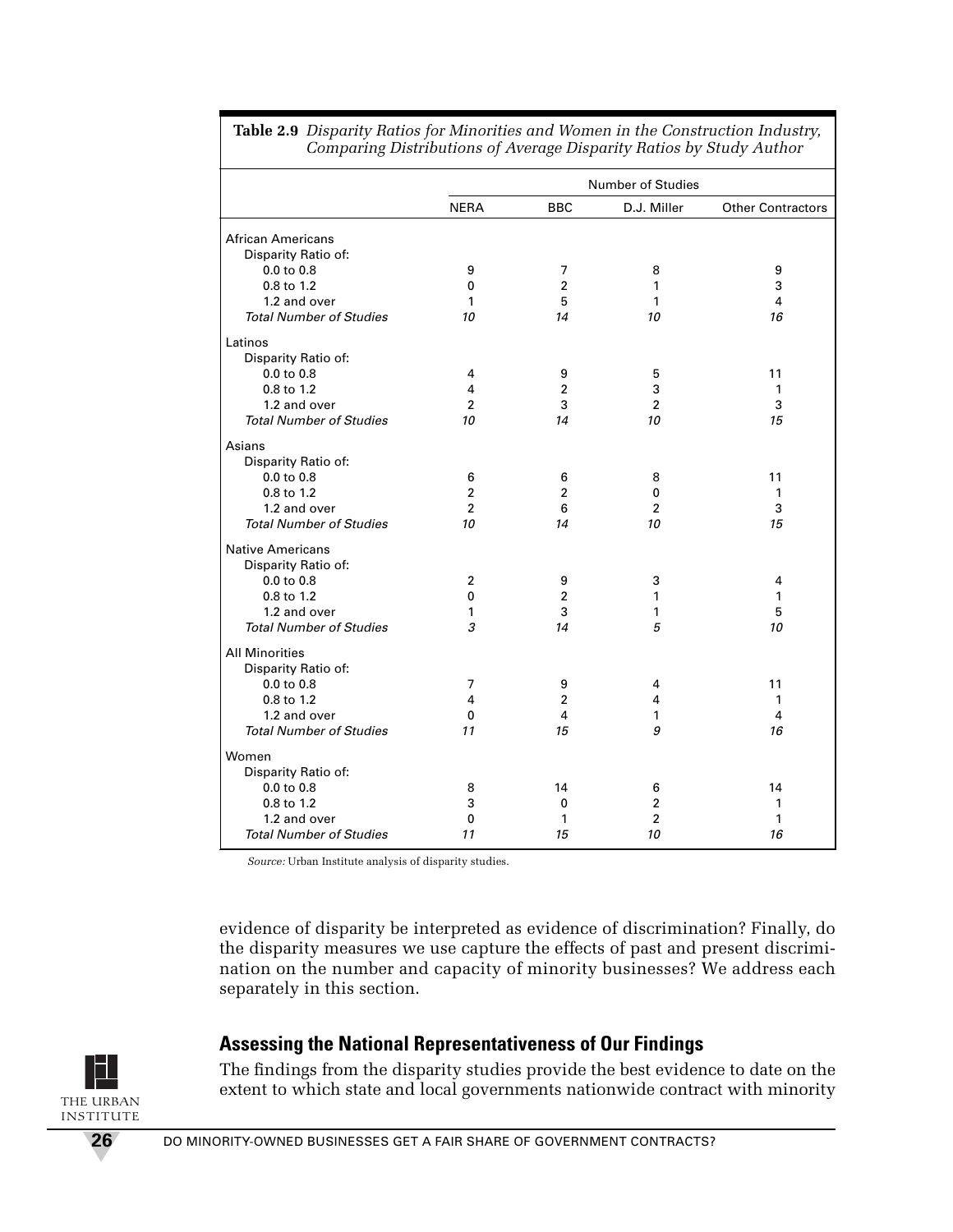**Table 2.9** *Disparity Ratios for Minorities and Women in the Construction Industry, Comparing Distributions of Average Disparity Ratios by Study Author*

| | Number of Studies | | | |
|---|---|---|---|---|
| | NERA | BBC | D.J. Miller | Other Contractors |
| **African Americans** | | | | |
| Disparity Ratio of: | | | | |
| 0.0 to 0.8 | 9 | 7 | 8 | 9 |
| 0.8 to 1.2 | 0 | 2 | 1 | 3 |
| 1.2 and over | 1 | 5 | 1 | 4 |
| *Total Number of Studies* | *10* | *14* | *10* | *16* |
| **Latinos** | | | | |
| Disparity Ratio of: | | | | |
| 0.0 to 0.8 | 4 | 9 | 5 | 11 |
| 0.8 to 1.2 | 4 | 2 | 3 | 1 |
| 1.2 and over | 2 | 3 | 2 | 3 |
| *Total Number of Studies* | *10* | *14* | *10* | *15* |
| **Asians** | | | | |
| Disparity Ratio of: | | | | |
| 0.0 to 0.8 | 6 | 6 | 8 | 11 |
| 0.8 to 1.2 | 2 | 2 | 0 | 1 |
| 1.2 and over | 2 | 6 | 2 | 3 |
| *Total Number of Studies* | *10* | *14* | *10* | *15* |
| **Native Americans** | | | | |
| Disparity Ratio of: | | | | |
| 0.0 to 0.8 | 2 | 9 | 3 | 4 |
| 0.8 to 1.2 | 0 | 2 | 1 | 1 |
| 1.2 and over | 1 | 3 | 1 | 5 |
| *Total Number of Studies* | *3* | *14* | *5* | *10* |
| **All Minorities** | | | | |
| Disparity Ratio of: | | | | |
| 0.0 to 0.8 | 7 | 9 | 4 | 11 |
| 0.8 to 1.2 | 4 | 2 | 4 | 1 |
| 1.2 and over | 0 | 4 | 1 | 4 |
| *Total Number of Studies* | *11* | *15* | *9* | *16* |
| **Women** | | | | |
| Disparity Ratio of: | | | | |
| 0.0 to 0.8 | 8 | 14 | 6 | 14 |
| 0.8 to 1.2 | 3 | 0 | 2 | 1 |
| 1.2 and over | 0 | 1 | 2 | 1 |
| *Total Number of Studies* | *11* | *15* | *10* | *16* |

*Source:* Urban Institute analysis of disparity studies.

evidence of disparity be interpreted as evidence of discrimination? Finally, do the disparity measures we use capture the effects of past and present discrimination on the number and capacity of minority businesses? We address each separately in this section.

## Assessing the National Representativeness of Our Findings

The findings from the disparity studies provide the best evidence to date on the extent to which state and local governments nationwide contract with minority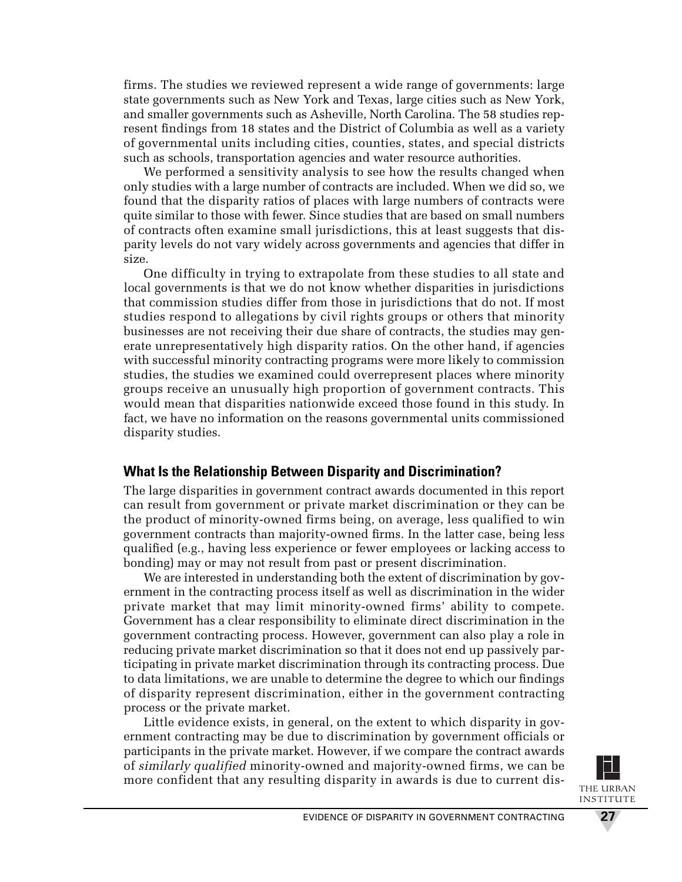firms. The studies we reviewed represent a wide range of governments: large state governments such as New York and Texas, large cities such as New York, and smaller governments such as Asheville, North Carolina. The 58 studies represent findings from 18 states and the District of Columbia as well as a variety of governmental units including cities, counties, states, and special districts such as schools, transportation agencies and water resource authorities.

We performed a sensitivity analysis to see how the results changed when only studies with a large number of contracts are included. When we did so, we found that the disparity ratios of places with large numbers of contracts were quite similar to those with fewer. Since studies that are based on small numbers of contracts often examine small jurisdictions, this at least suggests that disparity levels do not vary widely across governments and agencies that differ in size.

One difficulty in trying to extrapolate from these studies to all state and local governments is that we do not know whether disparities in jurisdictions that commission studies differ from those in jurisdictions that do not. If most studies respond to allegations by civil rights groups or others that minority businesses are not receiving their due share of contracts, the studies may generate unrepresentatively high disparity ratios. On the other hand, if agencies with successful minority contracting programs were more likely to commission studies, the studies we examined could overrepresent places where minority groups receive an unusually high proportion of government contracts. This would mean that disparities nationwide exceed those found in this study. In fact, we have no information on the reasons governmental units commissioned disparity studies.

## What Is the Relationship Between Disparity and Discrimination?

The large disparities in government contract awards documented in this report can result from government or private market discrimination or they can be the product of minority-owned firms being, on average, less qualified to win government contracts than majority-owned firms. In the latter case, being less qualified (e.g., having less experience or fewer employees or lacking access to bonding) may or may not result from past or present discrimination.

We are interested in understanding both the extent of discrimination by government in the contracting process itself as well as discrimination in the wider private market that may limit minority-owned firms' ability to compete. Government has a clear responsibility to eliminate direct discrimination in the government contracting process. However, government can also play a role in reducing private market discrimination so that it does not end up passively participating in private market discrimination through its contracting process. Due to data limitations, we are unable to determine the degree to which our findings of disparity represent discrimination, either in the government contracting process or the private market.

Little evidence exists, in general, on the extent to which disparity in government contracting may be due to discrimination by government officials or participants in the private market. However, if we compare the contract awards of *similarly qualified* minority-owned and majority-owned firms, we can be more confident that any resulting disparity in awards is due to current dis-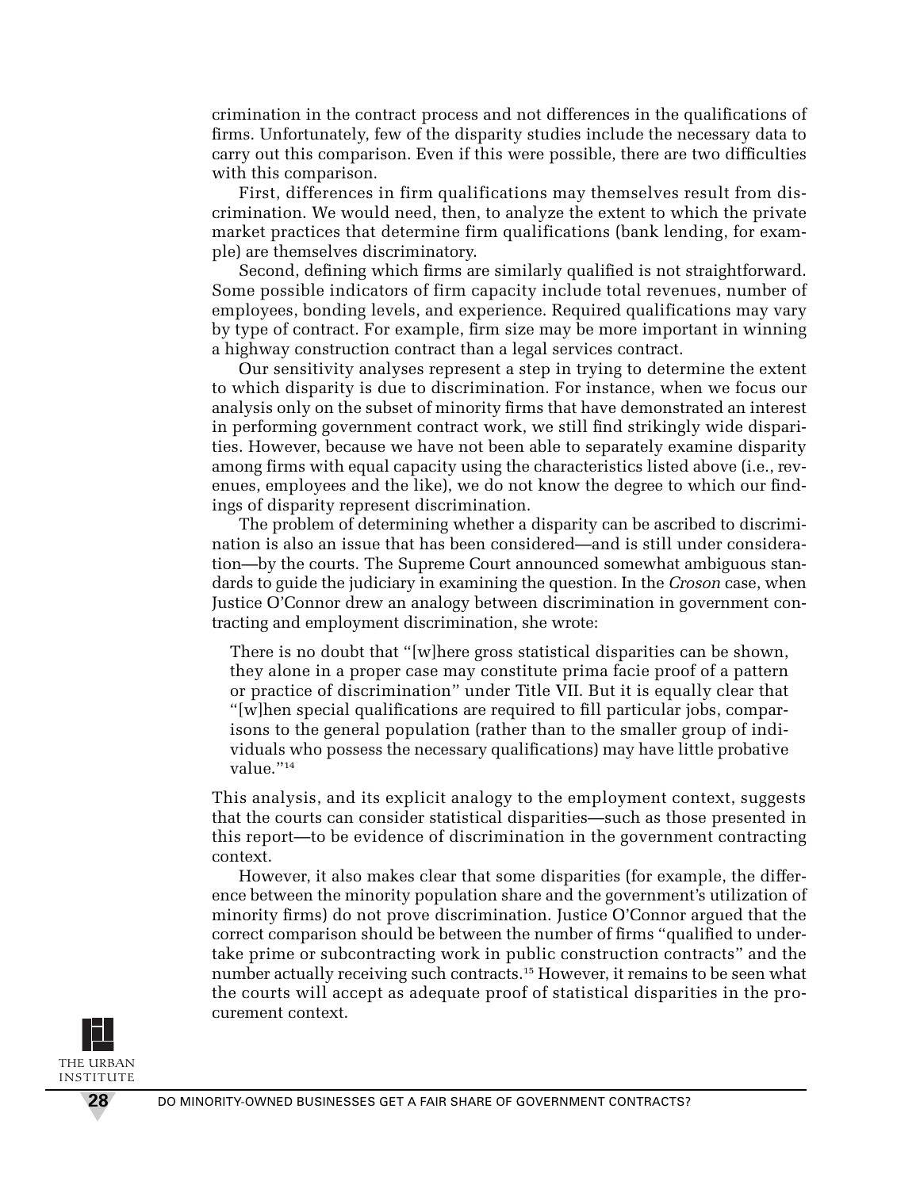crimination in the contract process and not differences in the qualifications of firms. Unfortunately, few of the disparity studies include the necessary data to carry out this comparison. Even if this were possible, there are two difficulties with this comparison.

First, differences in firm qualifications may themselves result from discrimination. We would need, then, to analyze the extent to which the private market practices that determine firm qualifications (bank lending, for example) are themselves discriminatory.

Second, defining which firms are similarly qualified is not straightforward. Some possible indicators of firm capacity include total revenues, number of employees, bonding levels, and experience. Required qualifications may vary by type of contract. For example, firm size may be more important in winning a highway construction contract than a legal services contract.

Our sensitivity analyses represent a step in trying to determine the extent to which disparity is due to discrimination. For instance, when we focus our analysis only on the subset of minority firms that have demonstrated an interest in performing government contract work, we still find strikingly wide disparities. However, because we have not been able to separately examine disparity among firms with equal capacity using the characteristics listed above (i.e., revenues, employees and the like), we do not know the degree to which our findings of disparity represent discrimination.

The problem of determining whether a disparity can be ascribed to discrimination is also an issue that has been considered—and is still under consideration—by the courts. The Supreme Court announced somewhat ambiguous standards to guide the judiciary in examining the question. In the *Croson* case, when Justice O'Connor drew an analogy between discrimination in government contracting and employment discrimination, she wrote:

> There is no doubt that "[w]here gross statistical disparities can be shown, they alone in a proper case may constitute prima facie proof of a pattern or practice of discrimination" under Title VII. But it is equally clear that "[w]hen special qualifications are required to fill particular jobs, comparisons to the general population (rather than to the smaller group of individuals who possess the necessary qualifications) may have little probative value."[14]

This analysis, and its explicit analogy to the employment context, suggests that the courts can consider statistical disparities—such as those presented in this report—to be evidence of discrimination in the government contracting context.

However, it also makes clear that some disparities (for example, the difference between the minority population share and the government's utilization of minority firms) do not prove discrimination. Justice O'Connor argued that the correct comparison should be between the number of firms "qualified to undertake prime or subcontracting work in public construction contracts" and the number actually receiving such contracts.[15] However, it remains to be seen what the courts will accept as adequate proof of statistical disparities in the procurement context.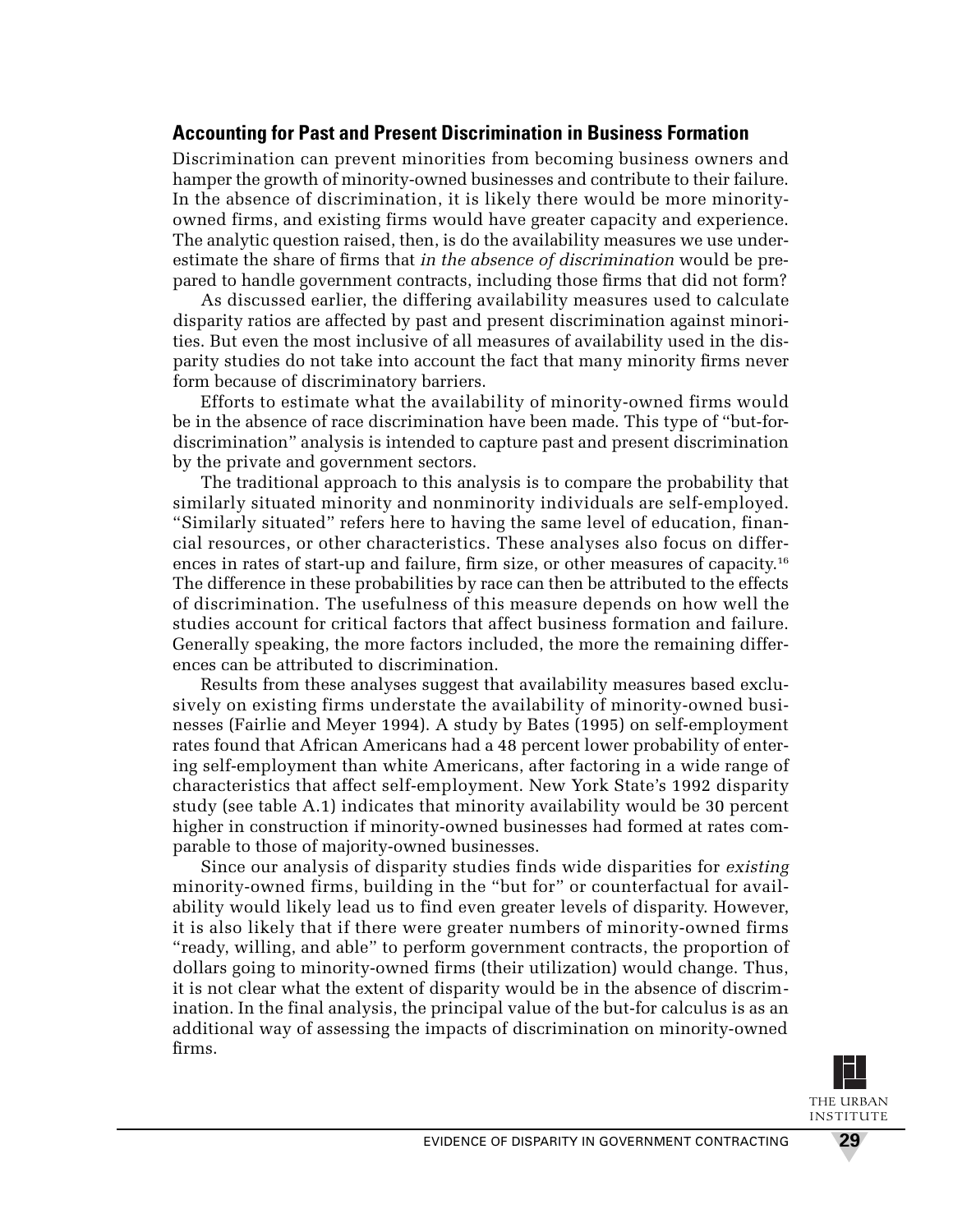## Accounting for Past and Present Discrimination in Business Formation

Discrimination can prevent minorities from becoming business owners and hamper the growth of minority-owned businesses and contribute to their failure. In the absence of discrimination, it is likely there would be more minority-owned firms, and existing firms would have greater capacity and experience. The analytic question raised, then, is do the availability measures we use underestimate the share of firms that *in the absence of discrimination* would be prepared to handle government contracts, including those firms that did not form?

As discussed earlier, the differing availability measures used to calculate disparity ratios are affected by past and present discrimination against minorities. But even the most inclusive of all measures of availability used in the disparity studies do not take into account the fact that many minority firms never form because of discriminatory barriers.

Efforts to estimate what the availability of minority-owned firms would be in the absence of race discrimination have been made. This type of "but-for-discrimination" analysis is intended to capture past and present discrimination by the private and government sectors.

The traditional approach to this analysis is to compare the probability that similarly situated minority and nonminority individuals are self-employed. "Similarly situated" refers here to having the same level of education, financial resources, or other characteristics. These analyses also focus on differences in rates of start-up and failure, firm size, or other measures of capacity.[16] The difference in these probabilities by race can then be attributed to the effects of discrimination. The usefulness of this measure depends on how well the studies account for critical factors that affect business formation and failure. Generally speaking, the more factors included, the more the remaining differences can be attributed to discrimination.

Results from these analyses suggest that availability measures based exclusively on existing firms understate the availability of minority-owned businesses (Fairlie and Meyer 1994). A study by Bates (1995) on self-employment rates found that African Americans had a 48 percent lower probability of entering self-employment than white Americans, after factoring in a wide range of characteristics that affect self-employment. New York State's 1992 disparity study (see table A.1) indicates that minority availability would be 30 percent higher in construction if minority-owned businesses had formed at rates comparable to those of majority-owned businesses.

Since our analysis of disparity studies finds wide disparities for *existing* minority-owned firms, building in the "but for" or counterfactual for availability would likely lead us to find even greater levels of disparity. However, it is also likely that if there were greater numbers of minority-owned firms "ready, willing, and able" to perform government contracts, the proportion of dollars going to minority-owned firms (their utilization) would change. Thus, it is not clear what the extent of disparity would be in the absence of discrimination. In the final analysis, the principal value of the but-for calculus is as an additional way of assessing the impacts of discrimination on minority-owned firms.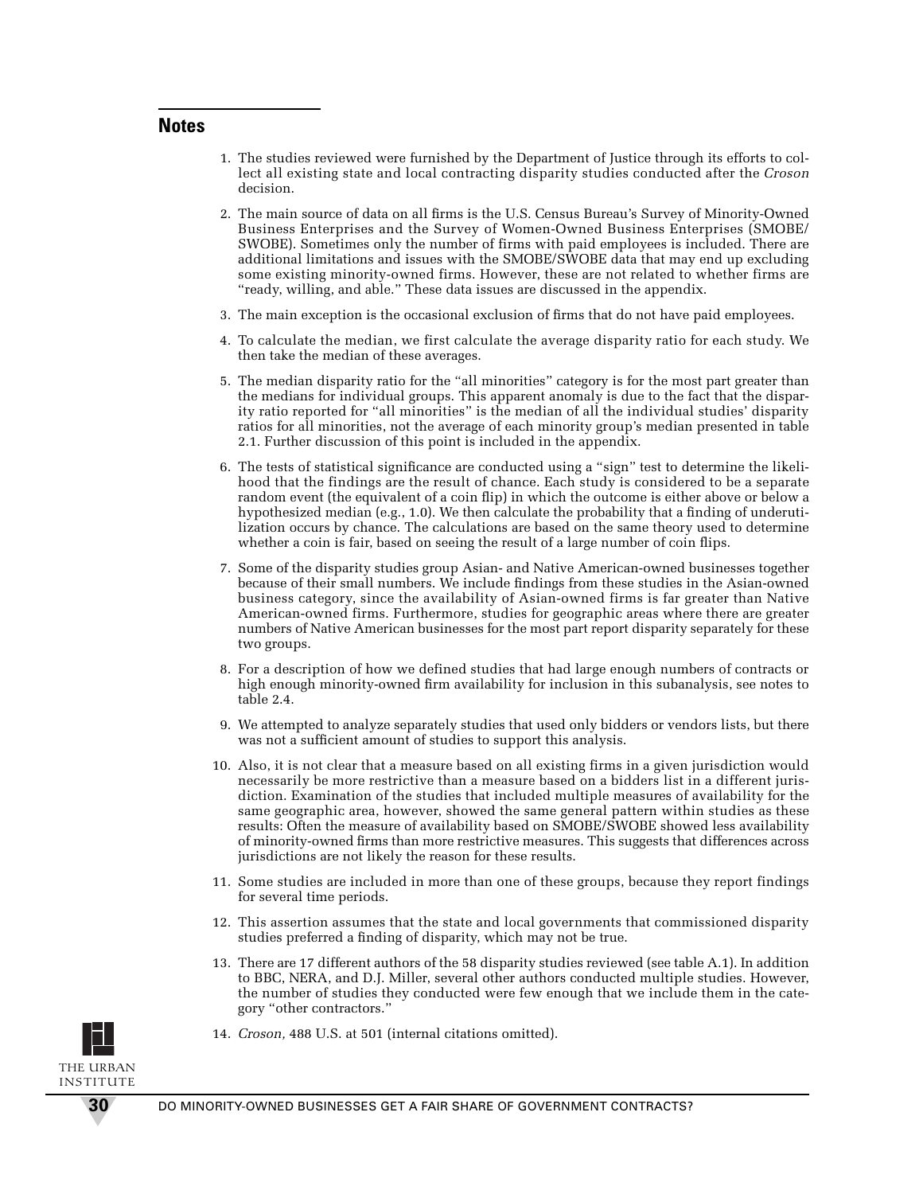## Notes

1. The studies reviewed were furnished by the Department of Justice through its efforts to collect all existing state and local contracting disparity studies conducted after the *Croson* decision.

2. The main source of data on all firms is the U.S. Census Bureau's Survey of Minority-Owned Business Enterprises and the Survey of Women-Owned Business Enterprises (SMOBE/SWOBE). Sometimes only the number of firms with paid employees is included. There are additional limitations and issues with the SMOBE/SWOBE data that may end up excluding some existing minority-owned firms. However, these are not related to whether firms are "ready, willing, and able." These data issues are discussed in the appendix.

3. The main exception is the occasional exclusion of firms that do not have paid employees.

4. To calculate the median, we first calculate the average disparity ratio for each study. We then take the median of these averages.

5. The median disparity ratio for the "all minorities" category is for the most part greater than the medians for individual groups. This apparent anomaly is due to the fact that the disparity ratio reported for "all minorities" is the median of all the individual studies' disparity ratios for all minorities, not the average of each minority group's median presented in table 2.1. Further discussion of this point is included in the appendix.

6. The tests of statistical significance are conducted using a "sign" test to determine the likelihood that the findings are the result of chance. Each study is considered to be a separate random event (the equivalent of a coin flip) in which the outcome is either above or below a hypothesized median (e.g., 1.0). We then calculate the probability that a finding of underutilization occurs by chance. The calculations are based on the same theory used to determine whether a coin is fair, based on seeing the result of a large number of coin flips.

7. Some of the disparity studies group Asian- and Native American-owned businesses together because of their small numbers. We include findings from these studies in the Asian-owned business category, since the availability of Asian-owned firms is far greater than Native American-owned firms. Furthermore, studies for geographic areas where there are greater numbers of Native American businesses for the most part report disparity separately for these two groups.

8. For a description of how we defined studies that had large enough numbers of contracts or high enough minority-owned firm availability for inclusion in this subanalysis, see notes to table 2.4.

9. We attempted to analyze separately studies that used only bidders or vendors lists, but there was not a sufficient amount of studies to support this analysis.

10. Also, it is not clear that a measure based on all existing firms in a given jurisdiction would necessarily be more restrictive than a measure based on a bidders list in a different jurisdiction. Examination of the studies that included multiple measures of availability for the same geographic area, however, showed the same general pattern within studies as these results: Often the measure of availability based on SMOBE/SWOBE showed less availability of minority-owned firms than more restrictive measures. This suggests that differences across jurisdictions are not likely the reason for these results.

11. Some studies are included in more than one of these groups, because they report findings for several time periods.

12. This assertion assumes that the state and local governments that commissioned disparity studies preferred a finding of disparity, which may not be true.

13. There are 17 different authors of the 58 disparity studies reviewed (see table A.1). In addition to BBC, NERA, and D.J. Miller, several other authors conducted multiple studies. However, the number of studies they conducted were few enough that we include them in the category "other contractors."

14. *Croson,* 488 U.S. at 501 (internal citations omitted).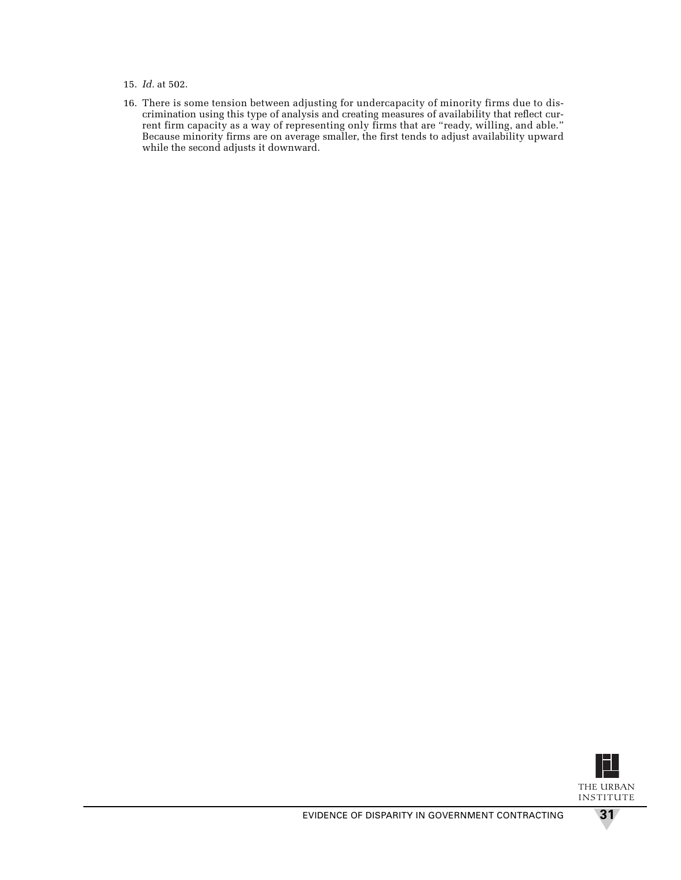15. *Id.* at 502.

16. There is some tension between adjusting for undercapacity of minority firms due to discrimination using this type of analysis and creating measures of availability that reflect current firm capacity as a way of representing only firms that are "ready, willing, and able." Because minority firms are on average smaller, the first tends to adjust availability upward while the second adjusts it downward.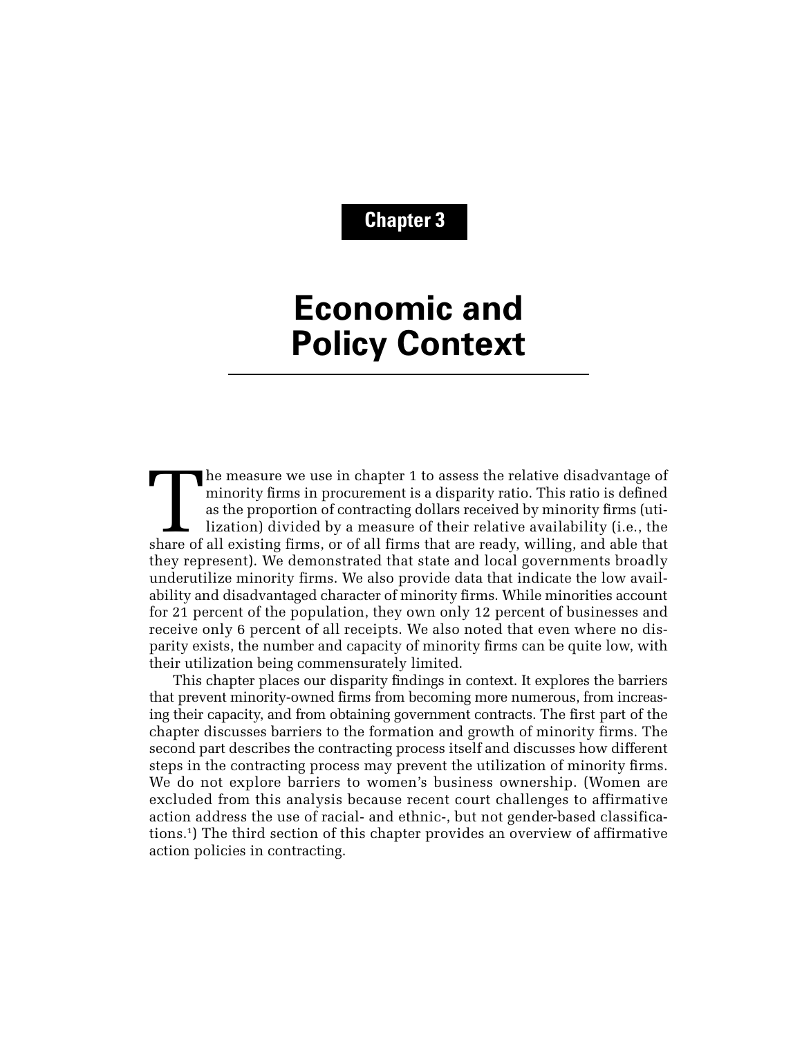Chapter 3

# Economic and Policy Context

The measure we use in chapter 1 to assess the relative disadvantage of minority firms in procurement is a disparity ratio. This ratio is defined as the proportion of contracting dollars received by minority firms (utilization) divided by a measure of their relative availability (i.e., the share of all existing firms, or of all firms that are ready, willing, and able that they represent). We demonstrated that state and local governments broadly underutilize minority firms. We also provide data that indicate the low availability and disadvantaged character of minority firms. While minorities account for 21 percent of the population, they own only 12 percent of businesses and receive only 6 percent of all receipts. We also noted that even where no disparity exists, the number and capacity of minority firms can be quite low, with their utilization being commensurately limited.

This chapter places our disparity findings in context. It explores the barriers that prevent minority-owned firms from becoming more numerous, from increasing their capacity, and from obtaining government contracts. The first part of the chapter discusses barriers to the formation and growth of minority firms. The second part describes the contracting process itself and discusses how different steps in the contracting process may prevent the utilization of minority firms. We do not explore barriers to women's business ownership. (Women are excluded from this analysis because recent court challenges to affirmative action address the use of racial- and ethnic-, but not gender-based classifications.[1]) The third section of this chapter provides an overview of affirmative action policies in contracting.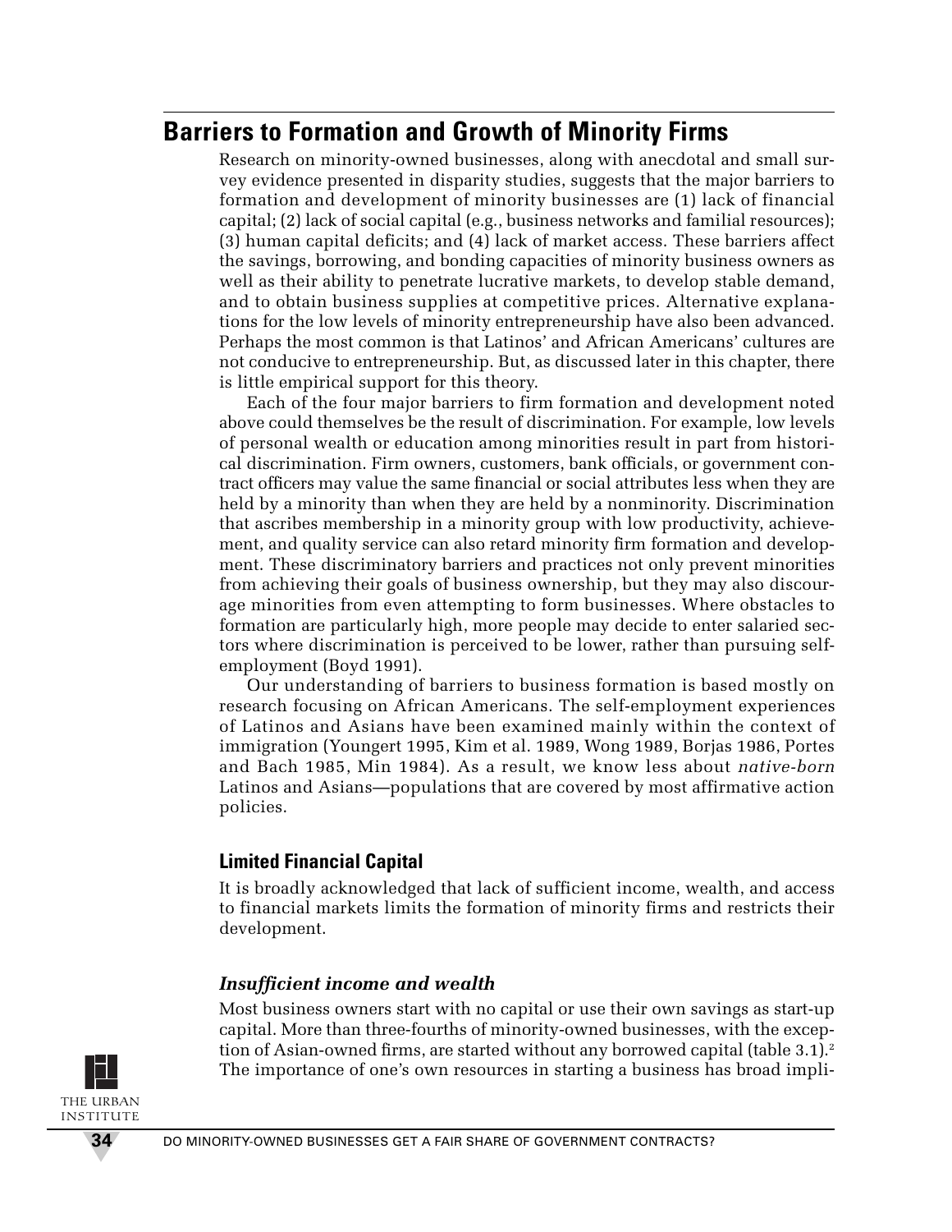## Barriers to Formation and Growth of Minority Firms

Research on minority-owned businesses, along with anecdotal and small survey evidence presented in disparity studies, suggests that the major barriers to formation and development of minority businesses are (1) lack of financial capital; (2) lack of social capital (e.g., business networks and familial resources); (3) human capital deficits; and (4) lack of market access. These barriers affect the savings, borrowing, and bonding capacities of minority business owners as well as their ability to penetrate lucrative markets, to develop stable demand, and to obtain business supplies at competitive prices. Alternative explanations for the low levels of minority entrepreneurship have also been advanced. Perhaps the most common is that Latinos' and African Americans' cultures are not conducive to entrepreneurship. But, as discussed later in this chapter, there is little empirical support for this theory.

Each of the four major barriers to firm formation and development noted above could themselves be the result of discrimination. For example, low levels of personal wealth or education among minorities result in part from historical discrimination. Firm owners, customers, bank officials, or government contract officers may value the same financial or social attributes less when they are held by a minority than when they are held by a nonminority. Discrimination that ascribes membership in a minority group with low productivity, achievement, and quality service can also retard minority firm formation and development. These discriminatory barriers and practices not only prevent minorities from achieving their goals of business ownership, but they may also discourage minorities from even attempting to form businesses. Where obstacles to formation are particularly high, more people may decide to enter salaried sectors where discrimination is perceived to be lower, rather than pursuing self-employment (Boyd 1991).

Our understanding of barriers to business formation is based mostly on research focusing on African Americans. The self-employment experiences of Latinos and Asians have been examined mainly within the context of immigration (Youngert 1995, Kim et al. 1989, Wong 1989, Borjas 1986, Portes and Bach 1985, Min 1984). As a result, we know less about *native-born* Latinos and Asians—populations that are covered by most affirmative action policies.

### Limited Financial Capital

It is broadly acknowledged that lack of sufficient income, wealth, and access to financial markets limits the formation of minority firms and restricts their development.

#### *Insufficient income and wealth*

Most business owners start with no capital or use their own savings as start-up capital. More than three-fourths of minority-owned businesses, with the exception of Asian-owned firms, are started without any borrowed capital (table 3.1).[2] The importance of one's own resources in starting a business has broad impli-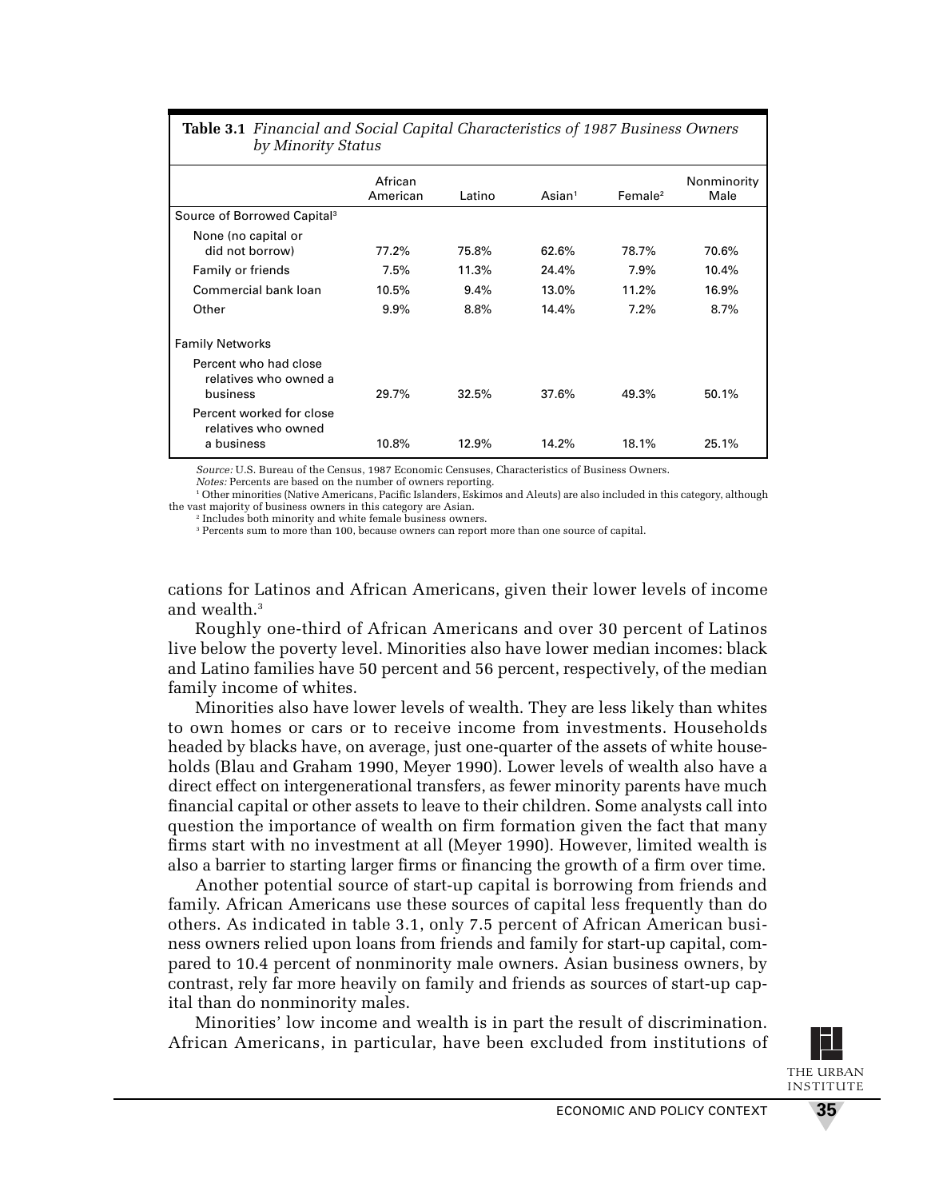**Table 3.1** *Financial and Social Capital Characteristics of 1987 Business Owners by Minority Status*

| | African American | Latino | Asian[1] | Female[2] | Nonminority Male |
|---|---|---|---|---|---|
| Source of Borrowed Capital[3] | | | | | |
| None (no capital or did not borrow) | 77.2% | 75.8% | 62.6% | 78.7% | 70.6% |
| Family or friends | 7.5% | 11.3% | 24.4% | 7.9% | 10.4% |
| Commercial bank loan | 10.5% | 9.4% | 13.0% | 11.2% | 16.9% |
| Other | 9.9% | 8.8% | 14.4% | 7.2% | 8.7% |
| Family Networks | | | | | |
| Percent who had close relatives who owned a business | 29.7% | 32.5% | 37.6% | 49.3% | 50.1% |
| Percent worked for close relatives who owned a business | 10.8% | 12.9% | 14.2% | 18.1% | 25.1% |

*Source:* U.S. Bureau of the Census, 1987 Economic Censuses, Characteristics of Business Owners.

*Notes:* Percents are based on the number of owners reporting.

[1] Other minorities (Native Americans, Pacific Islanders, Eskimos and Aleuts) are also included in this category, although the vast majority of business owners in this category are Asian.

[2] Includes both minority and white female business owners.

[3] Percents sum to more than 100, because owners can report more than one source of capital.

cations for Latinos and African Americans, given their lower levels of income and wealth.[3]

Roughly one-third of African Americans and over 30 percent of Latinos live below the poverty level. Minorities also have lower median incomes: black and Latino families have 50 percent and 56 percent, respectively, of the median family income of whites.

Minorities also have lower levels of wealth. They are less likely than whites to own homes or cars or to receive income from investments. Households headed by blacks have, on average, just one-quarter of the assets of white households (Blau and Graham 1990, Meyer 1990). Lower levels of wealth also have a direct effect on intergenerational transfers, as fewer minority parents have much financial capital or other assets to leave to their children. Some analysts call into question the importance of wealth on firm formation given the fact that many firms start with no investment at all (Meyer 1990). However, limited wealth is also a barrier to starting larger firms or financing the growth of a firm over time.

Another potential source of start-up capital is borrowing from friends and family. African Americans use these sources of capital less frequently than do others. As indicated in table 3.1, only 7.5 percent of African American business owners relied upon loans from friends and family for start-up capital, compared to 10.4 percent of nonminority male owners. Asian business owners, by contrast, rely far more heavily on family and friends as sources of start-up capital than do nonminority males.

Minorities' low income and wealth is in part the result of discrimination. African Americans, in particular, have been excluded from institutions of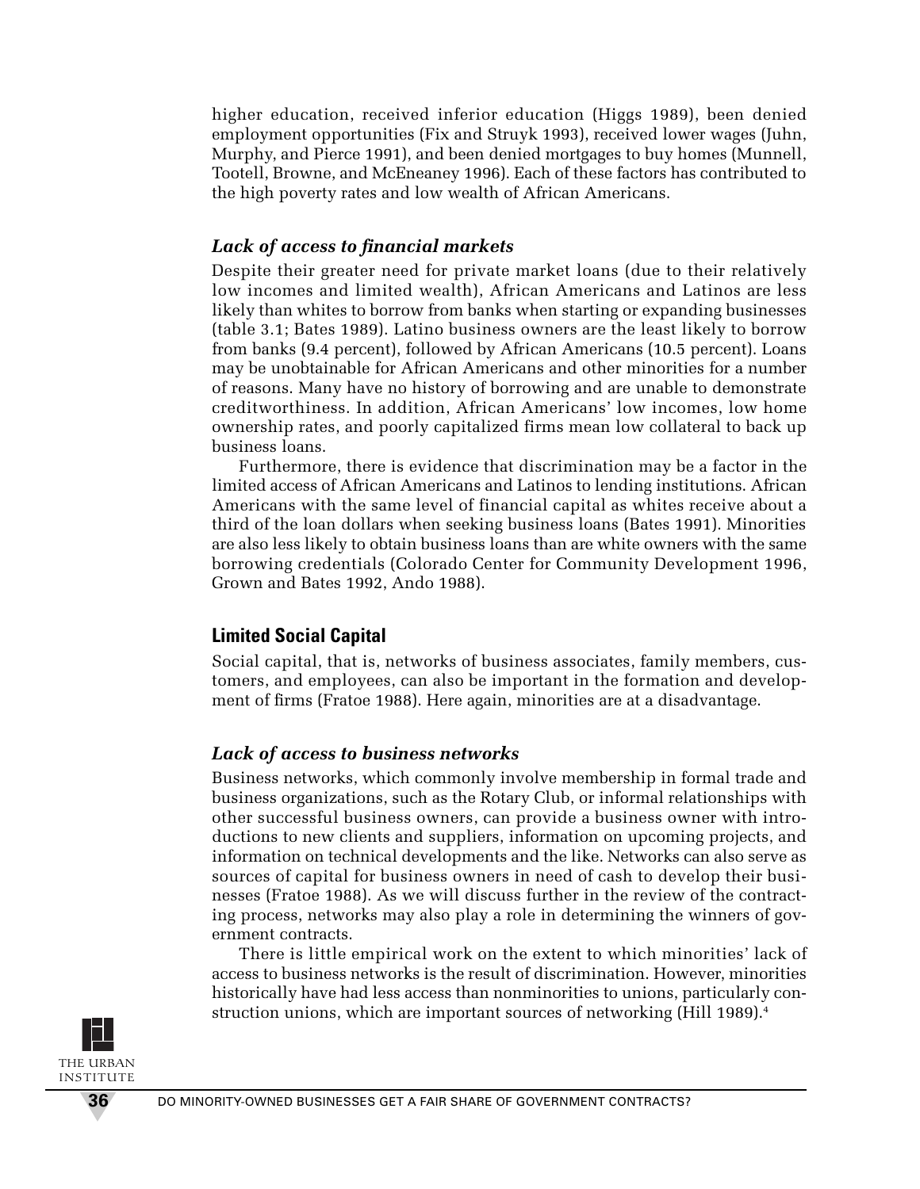higher education, received inferior education (Higgs 1989), been denied employment opportunities (Fix and Struyk 1993), received lower wages (Juhn, Murphy, and Pierce 1991), and been denied mortgages to buy homes (Munnell, Tootell, Browne, and McEneaney 1996). Each of these factors has contributed to the high poverty rates and low wealth of African Americans.

### *Lack of access to financial markets*

Despite their greater need for private market loans (due to their relatively low incomes and limited wealth), African Americans and Latinos are less likely than whites to borrow from banks when starting or expanding businesses (table 3.1; Bates 1989). Latino business owners are the least likely to borrow from banks (9.4 percent), followed by African Americans (10.5 percent). Loans may be unobtainable for African Americans and other minorities for a number of reasons. Many have no history of borrowing and are unable to demonstrate creditworthiness. In addition, African Americans' low incomes, low home ownership rates, and poorly capitalized firms mean low collateral to back up business loans.

Furthermore, there is evidence that discrimination may be a factor in the limited access of African Americans and Latinos to lending institutions. African Americans with the same level of financial capital as whites receive about a third of the loan dollars when seeking business loans (Bates 1991). Minorities are also less likely to obtain business loans than are white owners with the same borrowing credentials (Colorado Center for Community Development 1996, Grown and Bates 1992, Ando 1988).

## Limited Social Capital

Social capital, that is, networks of business associates, family members, customers, and employees, can also be important in the formation and development of firms (Fratoe 1988). Here again, minorities are at a disadvantage.

### *Lack of access to business networks*

Business networks, which commonly involve membership in formal trade and business organizations, such as the Rotary Club, or informal relationships with other successful business owners, can provide a business owner with introductions to new clients and suppliers, information on upcoming projects, and information on technical developments and the like. Networks can also serve as sources of capital for business owners in need of cash to develop their businesses (Fratoe 1988). As we will discuss further in the review of the contracting process, networks may also play a role in determining the winners of government contracts.

There is little empirical work on the extent to which minorities' lack of access to business networks is the result of discrimination. However, minorities historically have had less access than nonminorities to unions, particularly construction unions, which are important sources of networking (Hill 1989).[4]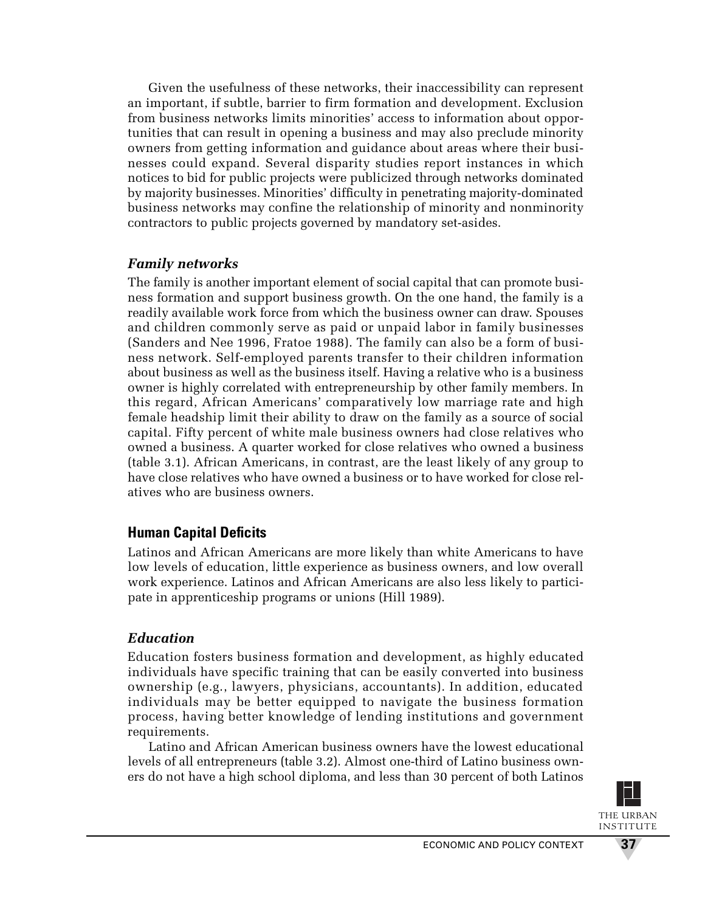Given the usefulness of these networks, their inaccessibility can represent an important, if subtle, barrier to firm formation and development. Exclusion from business networks limits minorities' access to information about opportunities that can result in opening a business and may also preclude minority owners from getting information and guidance about areas where their businesses could expand. Several disparity studies report instances in which notices to bid for public projects were publicized through networks dominated by majority businesses. Minorities' difficulty in penetrating majority-dominated business networks may confine the relationship of minority and nonminority contractors to public projects governed by mandatory set-asides.

### *Family networks*

The family is another important element of social capital that can promote business formation and support business growth. On the one hand, the family is a readily available work force from which the business owner can draw. Spouses and children commonly serve as paid or unpaid labor in family businesses (Sanders and Nee 1996, Fratoe 1988). The family can also be a form of business network. Self-employed parents transfer to their children information about business as well as the business itself. Having a relative who is a business owner is highly correlated with entrepreneurship by other family members. In this regard, African Americans' comparatively low marriage rate and high female headship limit their ability to draw on the family as a source of social capital. Fifty percent of white male business owners had close relatives who owned a business. A quarter worked for close relatives who owned a business (table 3.1). African Americans, in contrast, are the least likely of any group to have close relatives who have owned a business or to have worked for close relatives who are business owners.

## Human Capital Deficits

Latinos and African Americans are more likely than white Americans to have low levels of education, little experience as business owners, and low overall work experience. Latinos and African Americans are also less likely to participate in apprenticeship programs or unions (Hill 1989).

### *Education*

Education fosters business formation and development, as highly educated individuals have specific training that can be easily converted into business ownership (e.g., lawyers, physicians, accountants). In addition, educated individuals may be better equipped to navigate the business formation process, having better knowledge of lending institutions and government requirements.

Latino and African American business owners have the lowest educational levels of all entrepreneurs (table 3.2). Almost one-third of Latino business owners do not have a high school diploma, and less than 30 percent of both Latinos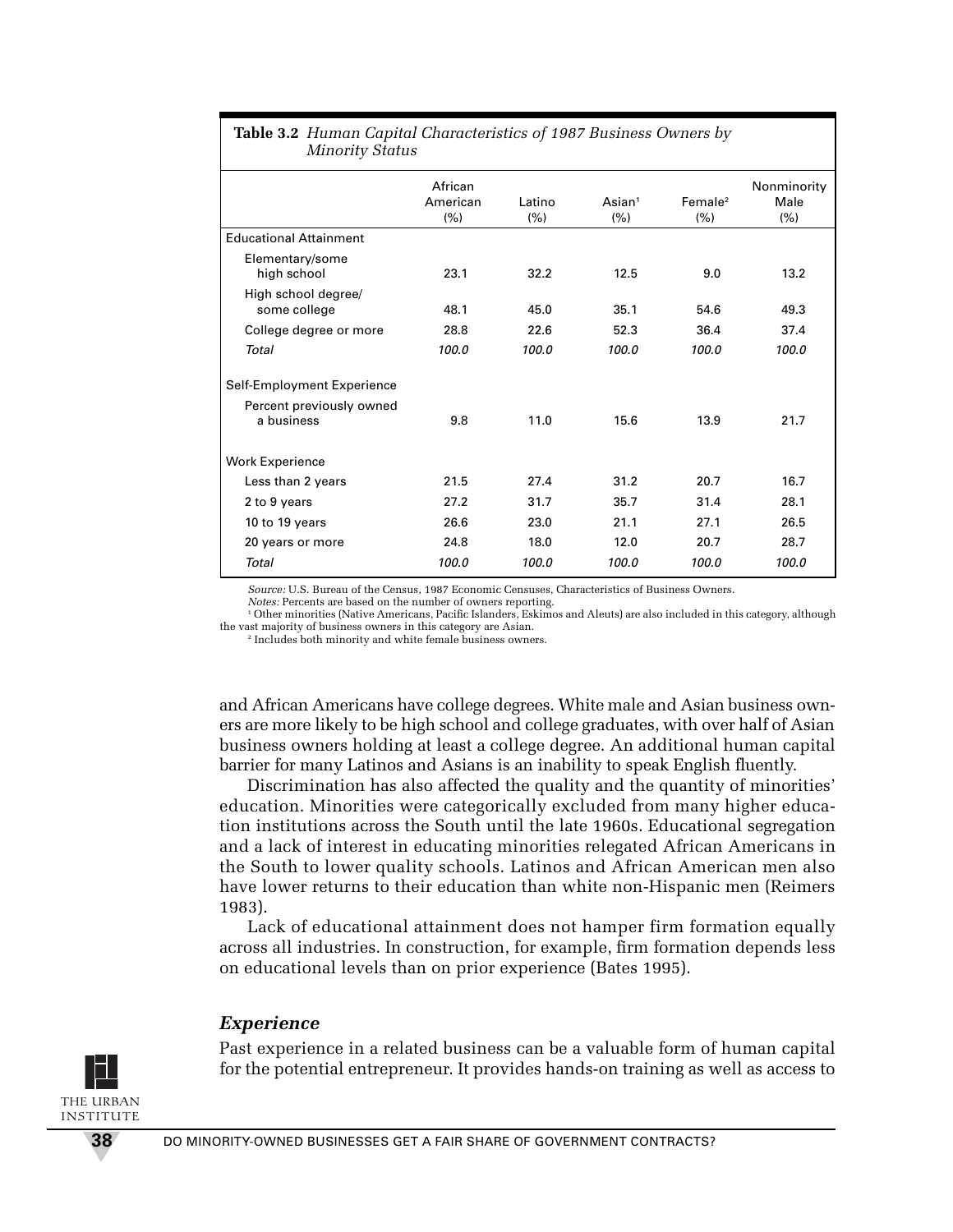**Table 3.2** *Human Capital Characteristics of 1987 Business Owners by Minority Status*

| | African American (%) | Latino (%) | Asian[1] (%) | Female[2] (%) | Nonminority Male (%) |
|---|---|---|---|---|---|
| Educational Attainment | | | | | |
| Elementary/some high school | 23.1 | 32.2 | 12.5 | 9.0 | 13.2 |
| High school degree/ some college | 48.1 | 45.0 | 35.1 | 54.6 | 49.3 |
| College degree or more | 28.8 | 22.6 | 52.3 | 36.4 | 37.4 |
| *Total* | *100.0* | *100.0* | *100.0* | *100.0* | *100.0* |
| Self-Employment Experience | | | | | |
| Percent previously owned a business | 9.8 | 11.0 | 15.6 | 13.9 | 21.7 |
| Work Experience | | | | | |
| Less than 2 years | 21.5 | 27.4 | 31.2 | 20.7 | 16.7 |
| 2 to 9 years | 27.2 | 31.7 | 35.7 | 31.4 | 28.1 |
| 10 to 19 years | 26.6 | 23.0 | 21.1 | 27.1 | 26.5 |
| 20 years or more | 24.8 | 18.0 | 12.0 | 20.7 | 28.7 |
| *Total* | *100.0* | *100.0* | *100.0* | *100.0* | *100.0* |

*Source:* U.S. Bureau of the Census, 1987 Economic Censuses, Characteristics of Business Owners.
*Notes:* Percents are based on the number of owners reporting.
[1] Other minorities (Native Americans, Pacific Islanders, Eskimos and Aleuts) are also included in this category, although the vast majority of business owners in this category are Asian.
[2] Includes both minority and white female business owners.

and African Americans have college degrees. White male and Asian business owners are more likely to be high school and college graduates, with over half of Asian business owners holding at least a college degree. An additional human capital barrier for many Latinos and Asians is an inability to speak English fluently.

Discrimination has also affected the quality and the quantity of minorities' education. Minorities were categorically excluded from many higher education institutions across the South until the late 1960s. Educational segregation and a lack of interest in educating minorities relegated African Americans in the South to lower quality schools. Latinos and African American men also have lower returns to their education than white non-Hispanic men (Reimers 1983).

Lack of educational attainment does not hamper firm formation equally across all industries. In construction, for example, firm formation depends less on educational levels than on prior experience (Bates 1995).

### *Experience*

Past experience in a related business can be a valuable form of human capital for the potential entrepreneur. It provides hands-on training as well as access to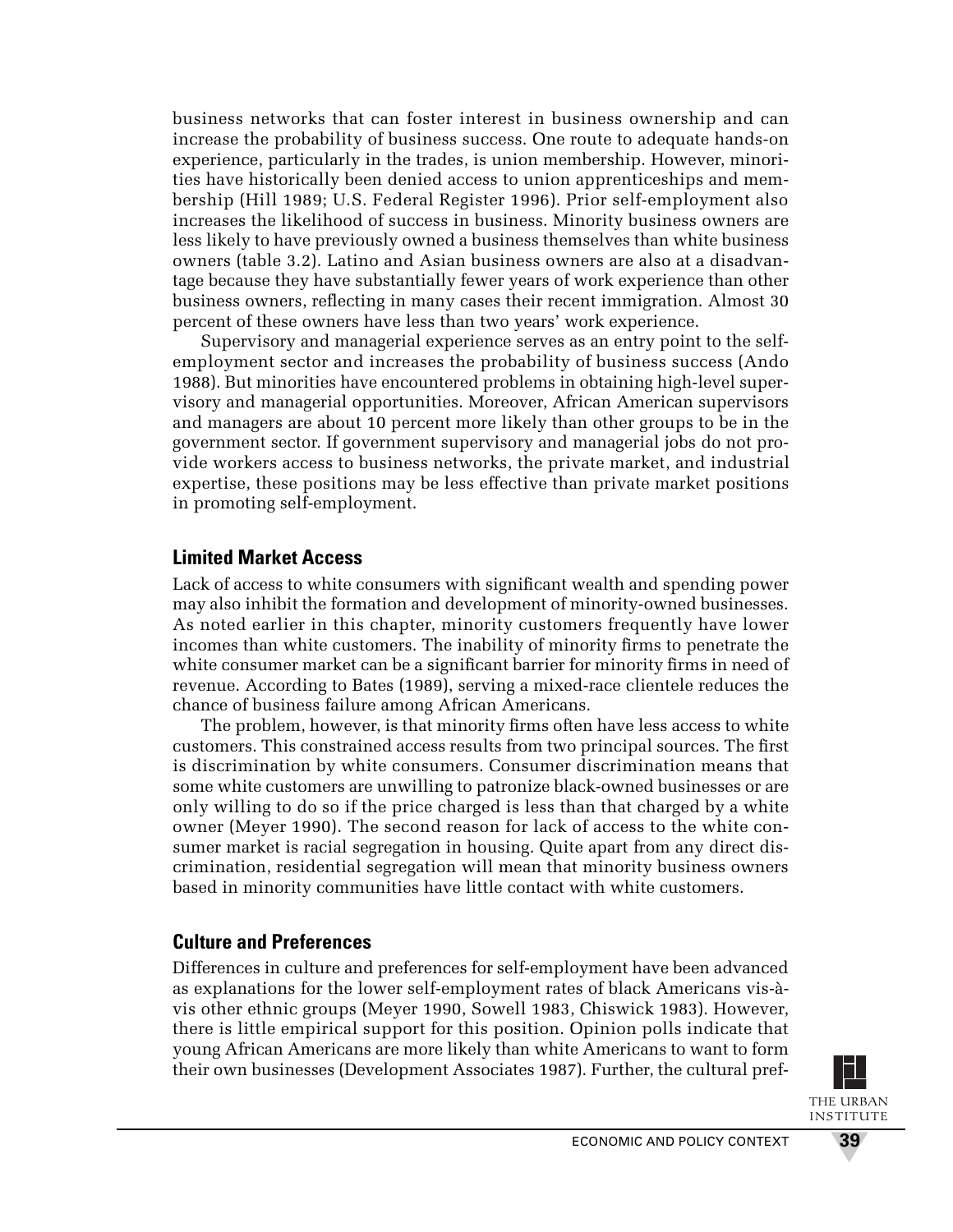business networks that can foster interest in business ownership and can increase the probability of business success. One route to adequate hands-on experience, particularly in the trades, is union membership. However, minorities have historically been denied access to union apprenticeships and membership (Hill 1989; U.S. Federal Register 1996). Prior self-employment also increases the likelihood of success in business. Minority business owners are less likely to have previously owned a business themselves than white business owners (table 3.2). Latino and Asian business owners are also at a disadvantage because they have substantially fewer years of work experience than other business owners, reflecting in many cases their recent immigration. Almost 30 percent of these owners have less than two years' work experience.

Supervisory and managerial experience serves as an entry point to the self-employment sector and increases the probability of business success (Ando 1988). But minorities have encountered problems in obtaining high-level supervisory and managerial opportunities. Moreover, African American supervisors and managers are about 10 percent more likely than other groups to be in the government sector. If government supervisory and managerial jobs do not provide workers access to business networks, the private market, and industrial expertise, these positions may be less effective than private market positions in promoting self-employment.

### Limited Market Access

Lack of access to white consumers with significant wealth and spending power may also inhibit the formation and development of minority-owned businesses. As noted earlier in this chapter, minority customers frequently have lower incomes than white customers. The inability of minority firms to penetrate the white consumer market can be a significant barrier for minority firms in need of revenue. According to Bates (1989), serving a mixed-race clientele reduces the chance of business failure among African Americans.

The problem, however, is that minority firms often have less access to white customers. This constrained access results from two principal sources. The first is discrimination by white consumers. Consumer discrimination means that some white customers are unwilling to patronize black-owned businesses or are only willing to do so if the price charged is less than that charged by a white owner (Meyer 1990). The second reason for lack of access to the white consumer market is racial segregation in housing. Quite apart from any direct discrimination, residential segregation will mean that minority business owners based in minority communities have little contact with white customers.

### Culture and Preferences

Differences in culture and preferences for self-employment have been advanced as explanations for the lower self-employment rates of black Americans vis-à-vis other ethnic groups (Meyer 1990, Sowell 1983, Chiswick 1983). However, there is little empirical support for this position. Opinion polls indicate that young African Americans are more likely than white Americans to want to form their own businesses (Development Associates 1987). Further, the cultural pref-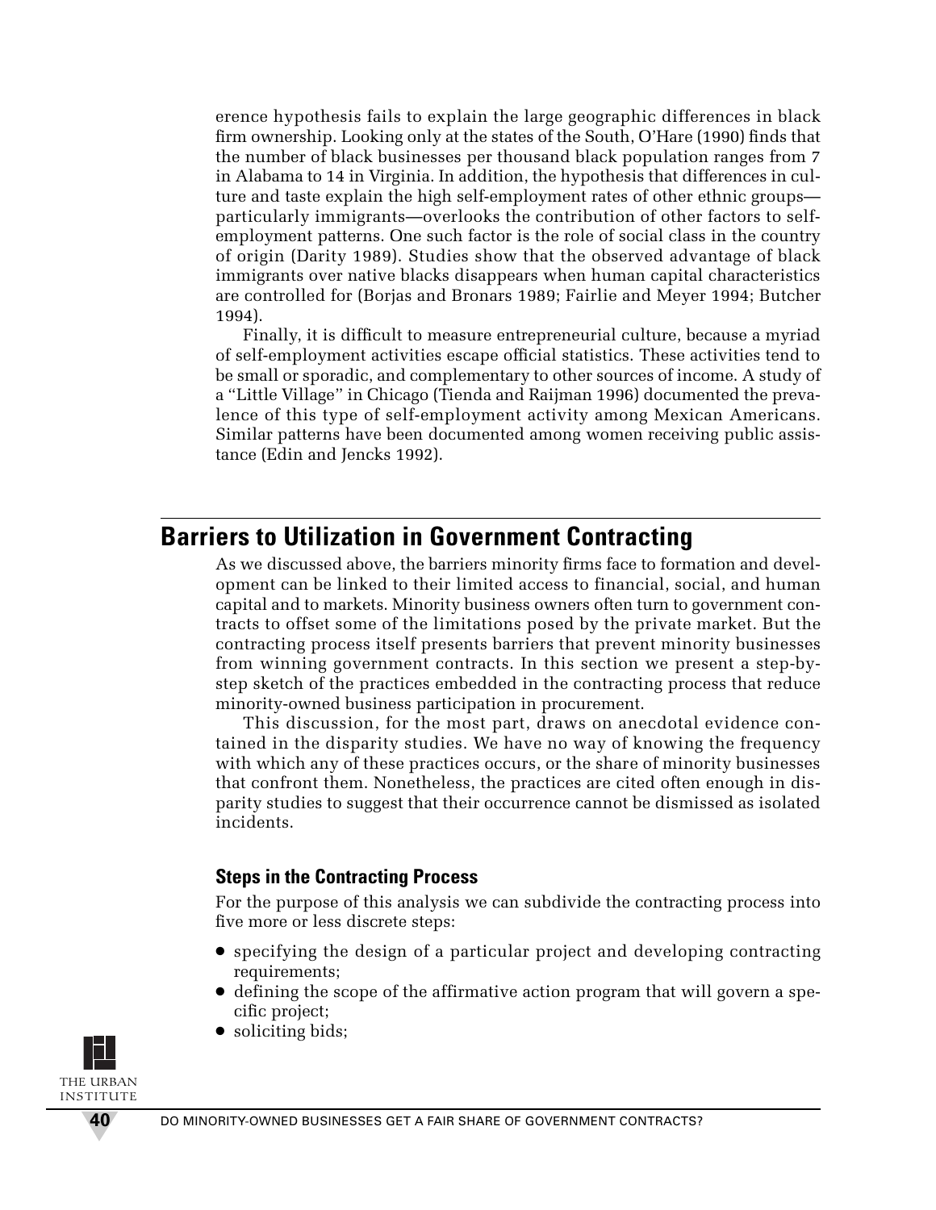erence hypothesis fails to explain the large geographic differences in black firm ownership. Looking only at the states of the South, O'Hare (1990) finds that the number of black businesses per thousand black population ranges from 7 in Alabama to 14 in Virginia. In addition, the hypothesis that differences in culture and taste explain the high self-employment rates of other ethnic groups—particularly immigrants—overlooks the contribution of other factors to self-employment patterns. One such factor is the role of social class in the country of origin (Darity 1989). Studies show that the observed advantage of black immigrants over native blacks disappears when human capital characteristics are controlled for (Borjas and Bronars 1989; Fairlie and Meyer 1994; Butcher 1994).

Finally, it is difficult to measure entrepreneurial culture, because a myriad of self-employment activities escape official statistics. These activities tend to be small or sporadic, and complementary to other sources of income. A study of a "Little Village" in Chicago (Tienda and Raijman 1996) documented the prevalence of this type of self-employment activity among Mexican Americans. Similar patterns have been documented among women receiving public assistance (Edin and Jencks 1992).

## Barriers to Utilization in Government Contracting

As we discussed above, the barriers minority firms face to formation and development can be linked to their limited access to financial, social, and human capital and to markets. Minority business owners often turn to government contracts to offset some of the limitations posed by the private market. But the contracting process itself presents barriers that prevent minority businesses from winning government contracts. In this section we present a step-by-step sketch of the practices embedded in the contracting process that reduce minority-owned business participation in procurement.

This discussion, for the most part, draws on anecdotal evidence contained in the disparity studies. We have no way of knowing the frequency with which any of these practices occurs, or the share of minority businesses that confront them. Nonetheless, the practices are cited often enough in disparity studies to suggest that their occurrence cannot be dismissed as isolated incidents.

### Steps in the Contracting Process

For the purpose of this analysis we can subdivide the contracting process into five more or less discrete steps:

- specifying the design of a particular project and developing contracting requirements;
- defining the scope of the affirmative action program that will govern a specific project;
- soliciting bids;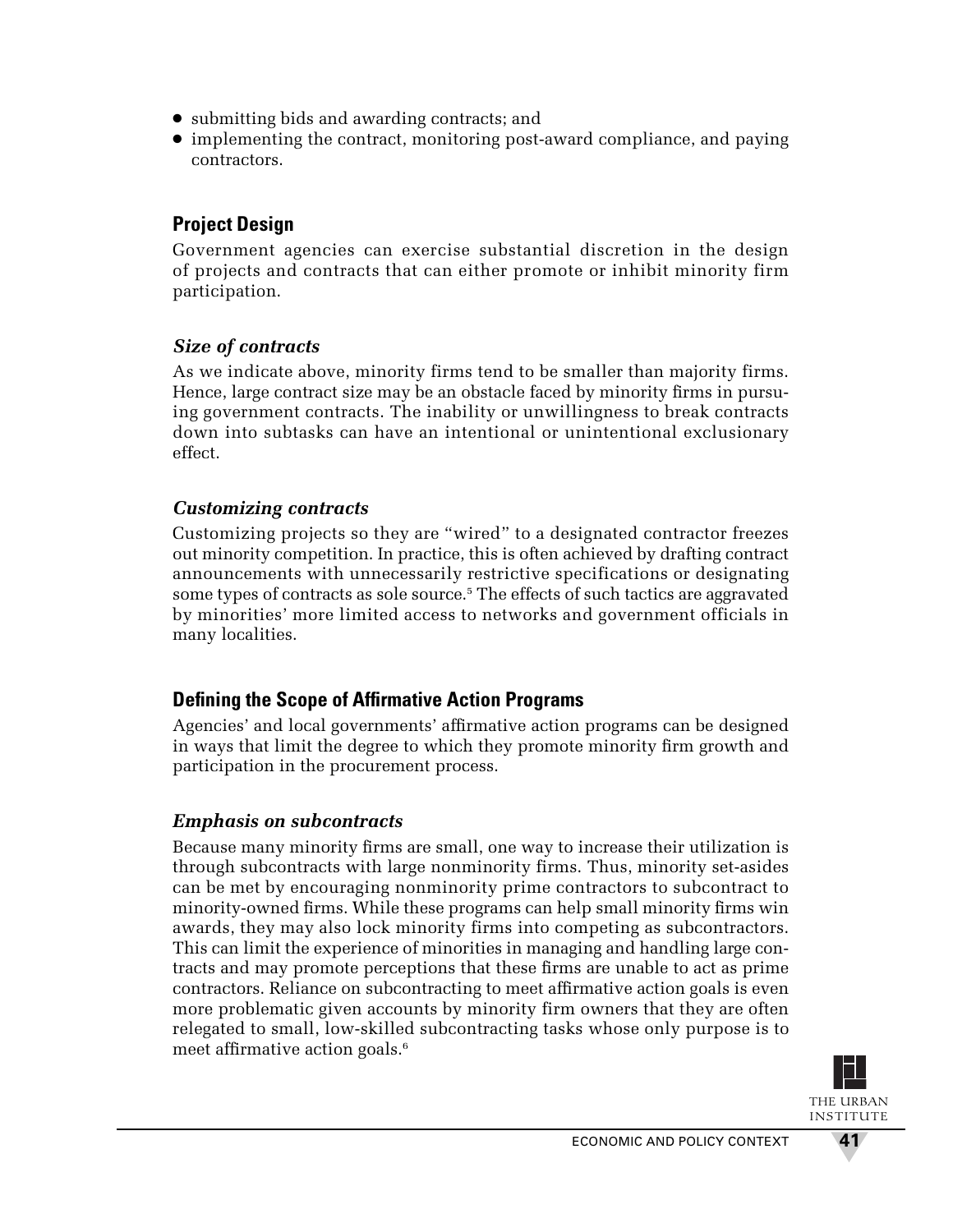- submitting bids and awarding contracts; and
- implementing the contract, monitoring post-award compliance, and paying contractors.

### Project Design

Government agencies can exercise substantial discretion in the design of projects and contracts that can either promote or inhibit minority firm participation.

#### *Size of contracts*

As we indicate above, minority firms tend to be smaller than majority firms. Hence, large contract size may be an obstacle faced by minority firms in pursuing government contracts. The inability or unwillingness to break contracts down into subtasks can have an intentional or unintentional exclusionary effect.

#### *Customizing contracts*

Customizing projects so they are "wired" to a designated contractor freezes out minority competition. In practice, this is often achieved by drafting contract announcements with unnecessarily restrictive specifications or designating some types of contracts as sole source.[5] The effects of such tactics are aggravated by minorities' more limited access to networks and government officials in many localities.

### Defining the Scope of Affirmative Action Programs

Agencies' and local governments' affirmative action programs can be designed in ways that limit the degree to which they promote minority firm growth and participation in the procurement process.

#### *Emphasis on subcontracts*

Because many minority firms are small, one way to increase their utilization is through subcontracts with large nonminority firms. Thus, minority set-asides can be met by encouraging nonminority prime contractors to subcontract to minority-owned firms. While these programs can help small minority firms win awards, they may also lock minority firms into competing as subcontractors. This can limit the experience of minorities in managing and handling large contracts and may promote perceptions that these firms are unable to act as prime contractors. Reliance on subcontracting to meet affirmative action goals is even more problematic given accounts by minority firm owners that they are often relegated to small, low-skilled subcontracting tasks whose only purpose is to meet affirmative action goals.[6]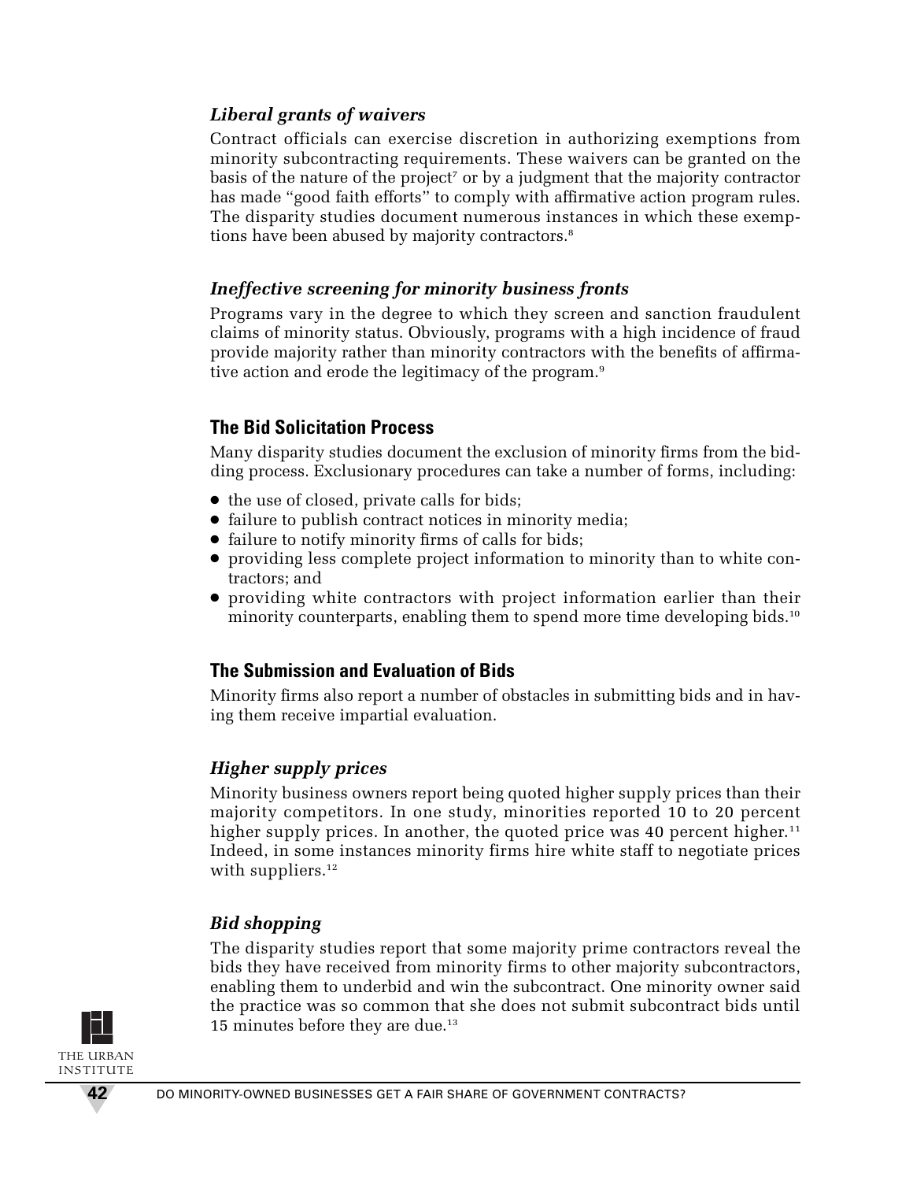### *Liberal grants of waivers*

Contract officials can exercise discretion in authorizing exemptions from minority subcontracting requirements. These waivers can be granted on the basis of the nature of the project[7] or by a judgment that the majority contractor has made "good faith efforts" to comply with affirmative action program rules. The disparity studies document numerous instances in which these exemptions have been abused by majority contractors.[8]

### *Ineffective screening for minority business fronts*

Programs vary in the degree to which they screen and sanction fraudulent claims of minority status. Obviously, programs with a high incidence of fraud provide majority rather than minority contractors with the benefits of affirmative action and erode the legitimacy of the program.[9]

## The Bid Solicitation Process

Many disparity studies document the exclusion of minority firms from the bidding process. Exclusionary procedures can take a number of forms, including:

- the use of closed, private calls for bids;
- failure to publish contract notices in minority media;
- failure to notify minority firms of calls for bids;
- providing less complete project information to minority than to white contractors; and
- providing white contractors with project information earlier than their minority counterparts, enabling them to spend more time developing bids.[10]

## The Submission and Evaluation of Bids

Minority firms also report a number of obstacles in submitting bids and in having them receive impartial evaluation.

### *Higher supply prices*

Minority business owners report being quoted higher supply prices than their majority competitors. In one study, minorities reported 10 to 20 percent higher supply prices. In another, the quoted price was 40 percent higher.[11] Indeed, in some instances minority firms hire white staff to negotiate prices with suppliers.[12]

### *Bid shopping*

The disparity studies report that some majority prime contractors reveal the bids they have received from minority firms to other majority subcontractors, enabling them to underbid and win the subcontract. One minority owner said the practice was so common that she does not submit subcontract bids until 15 minutes before they are due.[13]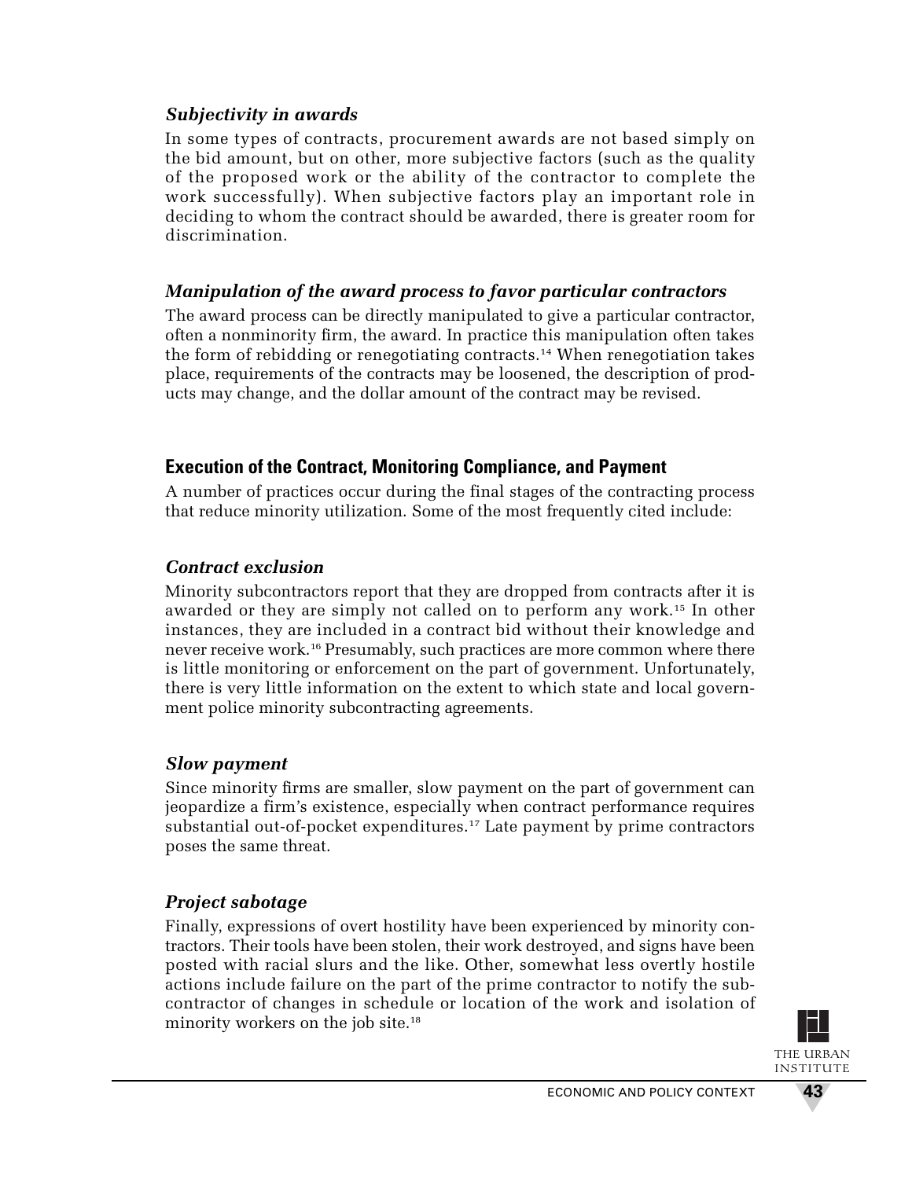### *Subjectivity in awards*

In some types of contracts, procurement awards are not based simply on the bid amount, but on other, more subjective factors (such as the quality of the proposed work or the ability of the contractor to complete the work successfully). When subjective factors play an important role in deciding to whom the contract should be awarded, there is greater room for discrimination.

### *Manipulation of the award process to favor particular contractors*

The award process can be directly manipulated to give a particular contractor, often a nonminority firm, the award. In practice this manipulation often takes the form of rebidding or renegotiating contracts.[14] When renegotiation takes place, requirements of the contracts may be loosened, the description of products may change, and the dollar amount of the contract may be revised.

## Execution of the Contract, Monitoring Compliance, and Payment

A number of practices occur during the final stages of the contracting process that reduce minority utilization. Some of the most frequently cited include:

### *Contract exclusion*

Minority subcontractors report that they are dropped from contracts after it is awarded or they are simply not called on to perform any work.[15] In other instances, they are included in a contract bid without their knowledge and never receive work.[16] Presumably, such practices are more common where there is little monitoring or enforcement on the part of government. Unfortunately, there is very little information on the extent to which state and local government police minority subcontracting agreements.

### *Slow payment*

Since minority firms are smaller, slow payment on the part of government can jeopardize a firm's existence, especially when contract performance requires substantial out-of-pocket expenditures.[17] Late payment by prime contractors poses the same threat.

### *Project sabotage*

Finally, expressions of overt hostility have been experienced by minority contractors. Their tools have been stolen, their work destroyed, and signs have been posted with racial slurs and the like. Other, somewhat less overtly hostile actions include failure on the part of the prime contractor to notify the subcontractor of changes in schedule or location of the work and isolation of minority workers on the job site.[18]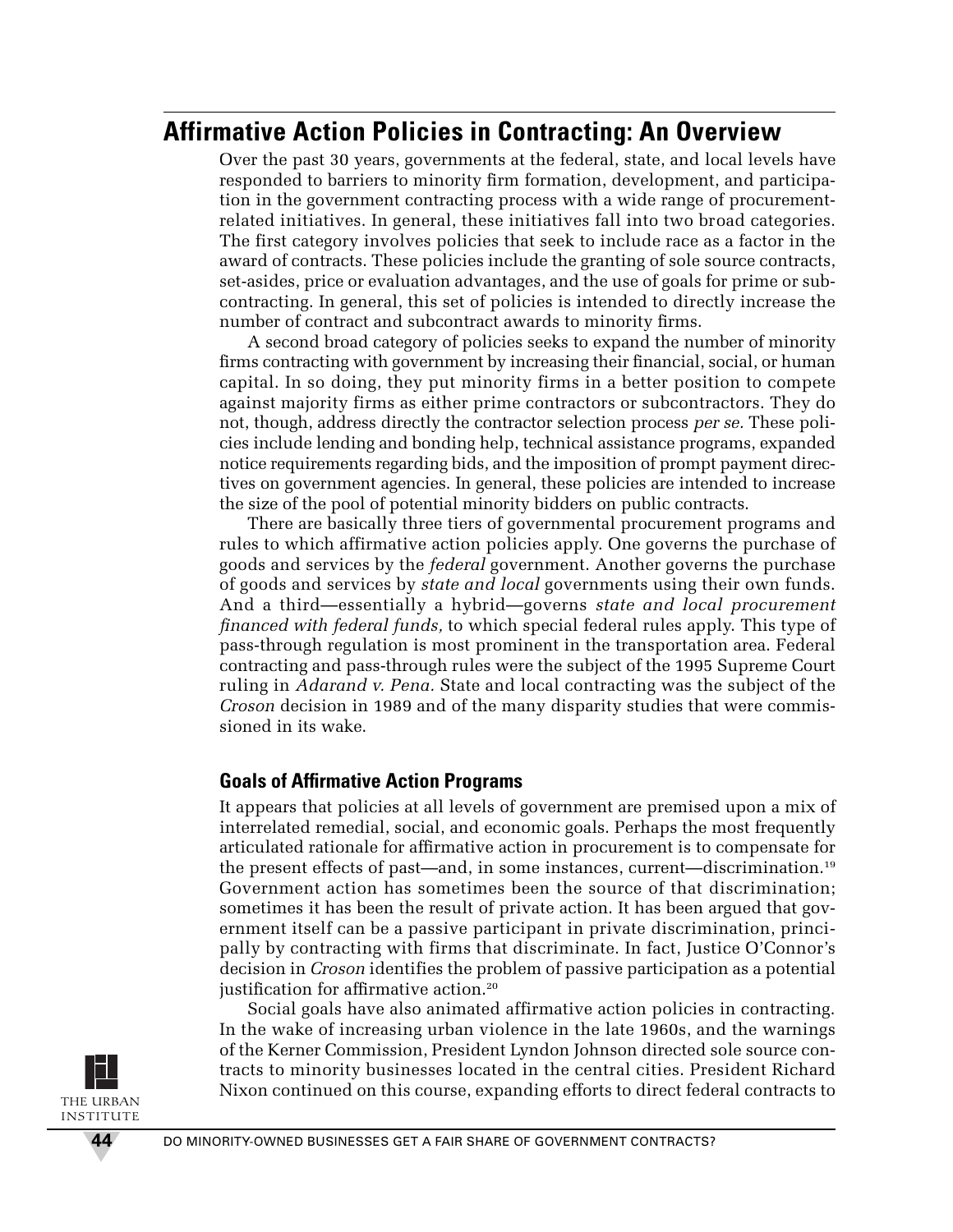## Affirmative Action Policies in Contracting: An Overview

Over the past 30 years, governments at the federal, state, and local levels have responded to barriers to minority firm formation, development, and participation in the government contracting process with a wide range of procurement-related initiatives. In general, these initiatives fall into two broad categories. The first category involves policies that seek to include race as a factor in the award of contracts. These policies include the granting of sole source contracts, set-asides, price or evaluation advantages, and the use of goals for prime or subcontracting. In general, this set of policies is intended to directly increase the number of contract and subcontract awards to minority firms.

A second broad category of policies seeks to expand the number of minority firms contracting with government by increasing their financial, social, or human capital. In so doing, they put minority firms in a better position to compete against majority firms as either prime contractors or subcontractors. They do not, though, address directly the contractor selection process *per se.* These policies include lending and bonding help, technical assistance programs, expanded notice requirements regarding bids, and the imposition of prompt payment directives on government agencies. In general, these policies are intended to increase the size of the pool of potential minority bidders on public contracts.

There are basically three tiers of governmental procurement programs and rules to which affirmative action policies apply. One governs the purchase of goods and services by the *federal* government. Another governs the purchase of goods and services by *state and local* governments using their own funds. And a third—essentially a hybrid—governs *state and local procurement financed with federal funds,* to which special federal rules apply. This type of pass-through regulation is most prominent in the transportation area. Federal contracting and pass-through rules were the subject of the 1995 Supreme Court ruling in *Adarand v. Pena.* State and local contracting was the subject of the *Croson* decision in 1989 and of the many disparity studies that were commissioned in its wake.

### Goals of Affirmative Action Programs

It appears that policies at all levels of government are premised upon a mix of interrelated remedial, social, and economic goals. Perhaps the most frequently articulated rationale for affirmative action in procurement is to compensate for the present effects of past—and, in some instances, current—discrimination.[19] Government action has sometimes been the source of that discrimination; sometimes it has been the result of private action. It has been argued that government itself can be a passive participant in private discrimination, principally by contracting with firms that discriminate. In fact, Justice O'Connor's decision in *Croson* identifies the problem of passive participation as a potential justification for affirmative action.[20]

Social goals have also animated affirmative action policies in contracting. In the wake of increasing urban violence in the late 1960s, and the warnings of the Kerner Commission, President Lyndon Johnson directed sole source contracts to minority businesses located in the central cities. President Richard Nixon continued on this course, expanding efforts to direct federal contracts to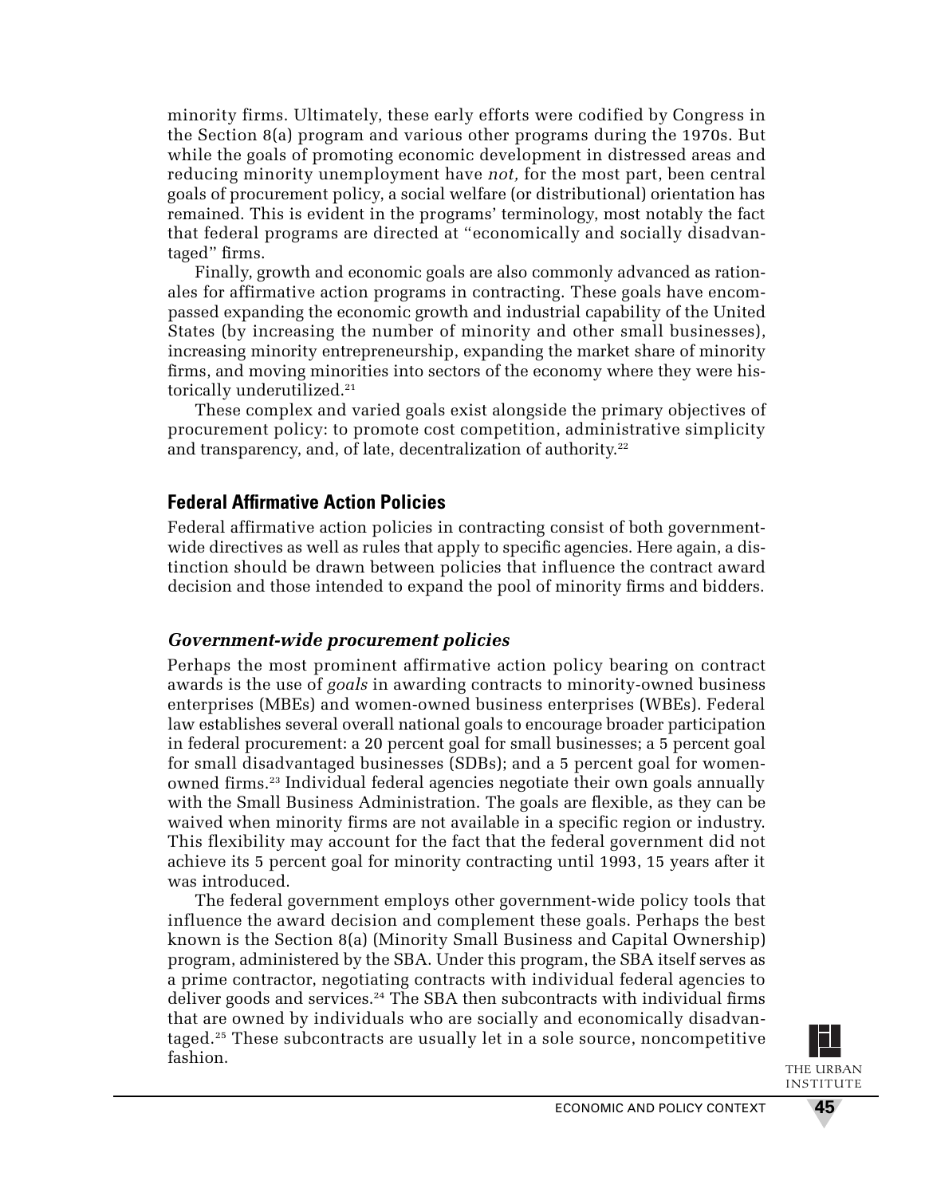minority firms. Ultimately, these early efforts were codified by Congress in the Section 8(a) program and various other programs during the 1970s. But while the goals of promoting economic development in distressed areas and reducing minority unemployment have *not,* for the most part, been central goals of procurement policy, a social welfare (or distributional) orientation has remained. This is evident in the programs' terminology, most notably the fact that federal programs are directed at "economically and socially disadvantaged" firms.

Finally, growth and economic goals are also commonly advanced as rationales for affirmative action programs in contracting. These goals have encompassed expanding the economic growth and industrial capability of the United States (by increasing the number of minority and other small businesses), increasing minority entrepreneurship, expanding the market share of minority firms, and moving minorities into sectors of the economy where they were historically underutilized.[21]

These complex and varied goals exist alongside the primary objectives of procurement policy: to promote cost competition, administrative simplicity and transparency, and, of late, decentralization of authority.[22]

## Federal Affirmative Action Policies

Federal affirmative action policies in contracting consist of both government-wide directives as well as rules that apply to specific agencies. Here again, a distinction should be drawn between policies that influence the contract award decision and those intended to expand the pool of minority firms and bidders.

### *Government-wide procurement policies*

Perhaps the most prominent affirmative action policy bearing on contract awards is the use of *goals* in awarding contracts to minority-owned business enterprises (MBEs) and women-owned business enterprises (WBEs). Federal law establishes several overall national goals to encourage broader participation in federal procurement: a 20 percent goal for small businesses; a 5 percent goal for small disadvantaged businesses (SDBs); and a 5 percent goal for women-owned firms.[23] Individual federal agencies negotiate their own goals annually with the Small Business Administration. The goals are flexible, as they can be waived when minority firms are not available in a specific region or industry. This flexibility may account for the fact that the federal government did not achieve its 5 percent goal for minority contracting until 1993, 15 years after it was introduced.

The federal government employs other government-wide policy tools that influence the award decision and complement these goals. Perhaps the best known is the Section 8(a) (Minority Small Business and Capital Ownership) program, administered by the SBA. Under this program, the SBA itself serves as a prime contractor, negotiating contracts with individual federal agencies to deliver goods and services.[24] The SBA then subcontracts with individual firms that are owned by individuals who are socially and economically disadvantaged.[25] These subcontracts are usually let in a sole source, noncompetitive fashion.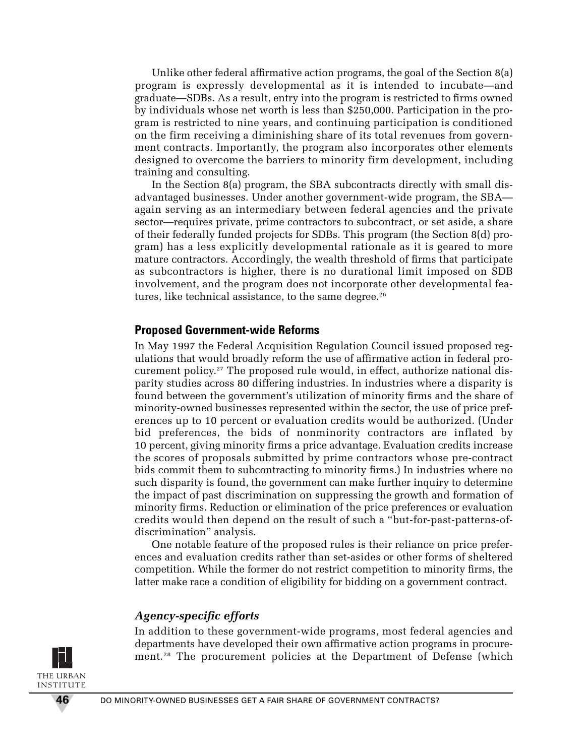Unlike other federal affirmative action programs, the goal of the Section 8(a) program is expressly developmental as it is intended to incubate—and graduate—SDBs. As a result, entry into the program is restricted to firms owned by individuals whose net worth is less than $250,000. Participation in the program is restricted to nine years, and continuing participation is conditioned on the firm receiving a diminishing share of its total revenues from government contracts. Importantly, the program also incorporates other elements designed to overcome the barriers to minority firm development, including training and consulting.

In the Section 8(a) program, the SBA subcontracts directly with small disadvantaged businesses. Under another government-wide program, the SBA—again serving as an intermediary between federal agencies and the private sector—requires private, prime contractors to subcontract, or set aside, a share of their federally funded projects for SDBs. This program (the Section 8(d) program) has a less explicitly developmental rationale as it is geared to more mature contractors. Accordingly, the wealth threshold of firms that participate as subcontractors is higher, there is no durational limit imposed on SDB involvement, and the program does not incorporate other developmental features, like technical assistance, to the same degree.[26]

## Proposed Government-wide Reforms

In May 1997 the Federal Acquisition Regulation Council issued proposed regulations that would broadly reform the use of affirmative action in federal procurement policy.[27] The proposed rule would, in effect, authorize national disparity studies across 80 differing industries. In industries where a disparity is found between the government's utilization of minority firms and the share of minority-owned businesses represented within the sector, the use of price preferences up to 10 percent or evaluation credits would be authorized. (Under bid preferences, the bids of nonminority contractors are inflated by 10 percent, giving minority firms a price advantage. Evaluation credits increase the scores of proposals submitted by prime contractors whose pre-contract bids commit them to subcontracting to minority firms.) In industries where no such disparity is found, the government can make further inquiry to determine the impact of past discrimination on suppressing the growth and formation of minority firms. Reduction or elimination of the price preferences or evaluation credits would then depend on the result of such a "but-for-past-patterns-of-discrimination" analysis.

One notable feature of the proposed rules is their reliance on price preferences and evaluation credits rather than set-asides or other forms of sheltered competition. While the former do not restrict competition to minority firms, the latter make race a condition of eligibility for bidding on a government contract.

### *Agency-specific efforts*

In addition to these government-wide programs, most federal agencies and departments have developed their own affirmative action programs in procurement.[28] The procurement policies at the Department of Defense (which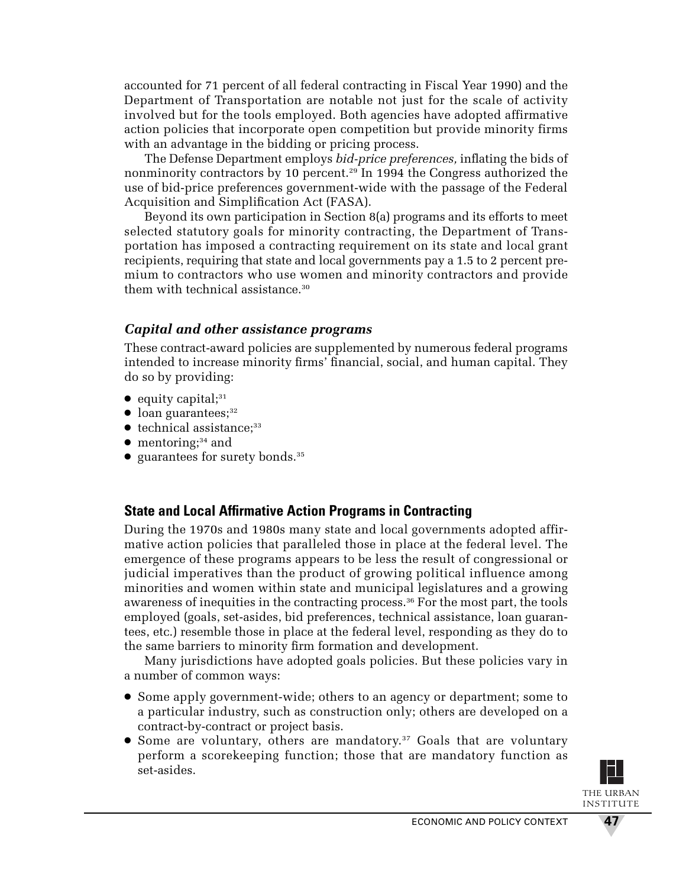accounted for 71 percent of all federal contracting in Fiscal Year 1990) and the Department of Transportation are notable not just for the scale of activity involved but for the tools employed. Both agencies have adopted affirmative action policies that incorporate open competition but provide minority firms with an advantage in the bidding or pricing process.

The Defense Department employs *bid-price preferences,* inflating the bids of nonminority contractors by 10 percent.[29] In 1994 the Congress authorized the use of bid-price preferences government-wide with the passage of the Federal Acquisition and Simplification Act (FASA).

Beyond its own participation in Section 8(a) programs and its efforts to meet selected statutory goals for minority contracting, the Department of Transportation has imposed a contracting requirement on its state and local grant recipients, requiring that state and local governments pay a 1.5 to 2 percent premium to contractors who use women and minority contractors and provide them with technical assistance.[30]

### *Capital and other assistance programs*

These contract-award policies are supplemented by numerous federal programs intended to increase minority firms' financial, social, and human capital. They do so by providing:

- equity capital;[31]
- loan guarantees;[32]
- technical assistance;[33]
- mentoring;[34] and
- guarantees for surety bonds.[35]

## State and Local Affirmative Action Programs in Contracting

During the 1970s and 1980s many state and local governments adopted affirmative action policies that paralleled those in place at the federal level. The emergence of these programs appears to be less the result of congressional or judicial imperatives than the product of growing political influence among minorities and women within state and municipal legislatures and a growing awareness of inequities in the contracting process.[36] For the most part, the tools employed (goals, set-asides, bid preferences, technical assistance, loan guarantees, etc.) resemble those in place at the federal level, responding as they do to the same barriers to minority firm formation and development.

Many jurisdictions have adopted goals policies. But these policies vary in a number of common ways:

- Some apply government-wide; others to an agency or department; some to a particular industry, such as construction only; others are developed on a contract-by-contract or project basis.
- Some are voluntary, others are mandatory.[37] Goals that are voluntary perform a scorekeeping function; those that are mandatory function as set-asides.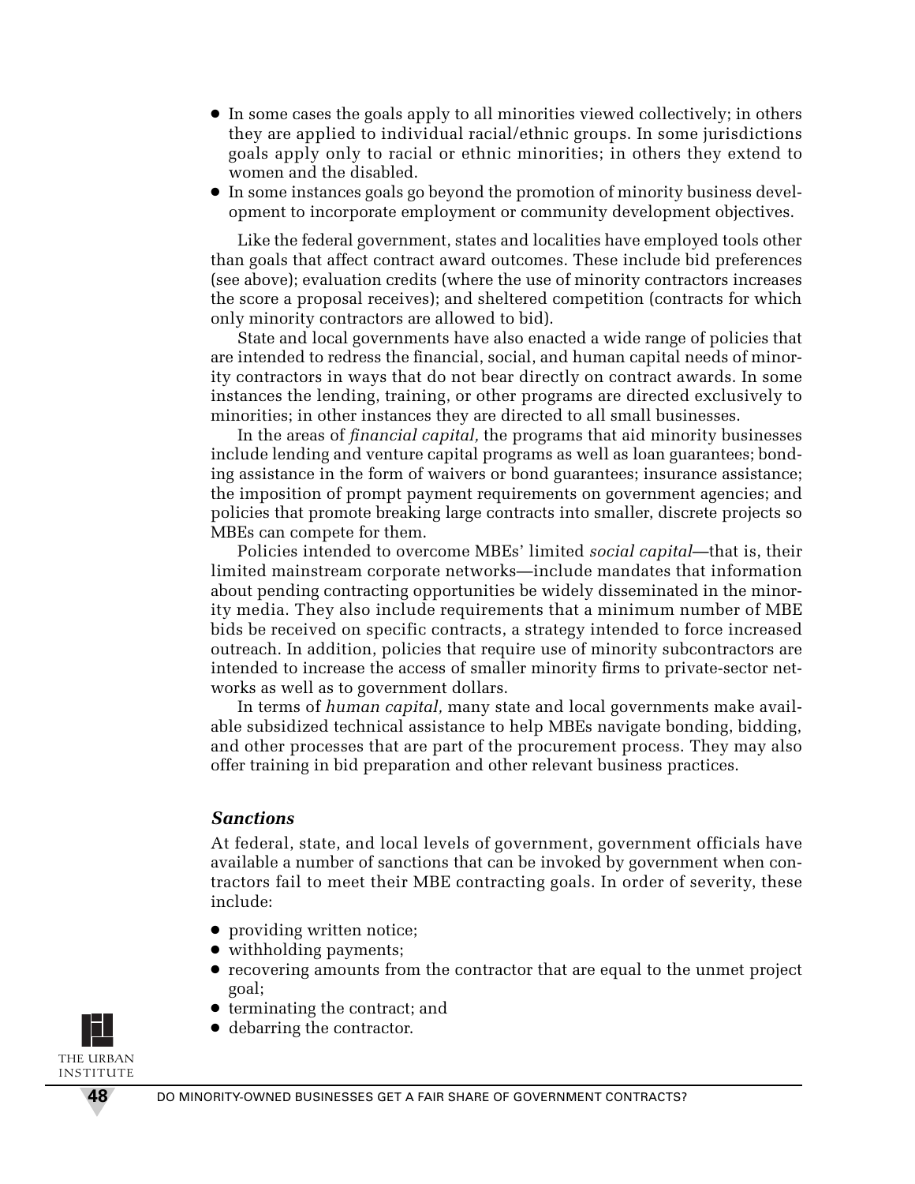- In some cases the goals apply to all minorities viewed collectively; in others they are applied to individual racial/ethnic groups. In some jurisdictions goals apply only to racial or ethnic minorities; in others they extend to women and the disabled.
- In some instances goals go beyond the promotion of minority business development to incorporate employment or community development objectives.

Like the federal government, states and localities have employed tools other than goals that affect contract award outcomes. These include bid preferences (see above); evaluation credits (where the use of minority contractors increases the score a proposal receives); and sheltered competition (contracts for which only minority contractors are allowed to bid).

State and local governments have also enacted a wide range of policies that are intended to redress the financial, social, and human capital needs of minority contractors in ways that do not bear directly on contract awards. In some instances the lending, training, or other programs are directed exclusively to minorities; in other instances they are directed to all small businesses.

In the areas of *financial capital,* the programs that aid minority businesses include lending and venture capital programs as well as loan guarantees; bonding assistance in the form of waivers or bond guarantees; insurance assistance; the imposition of prompt payment requirements on government agencies; and policies that promote breaking large contracts into smaller, discrete projects so MBEs can compete for them.

Policies intended to overcome MBEs' limited *social capital*—that is, their limited mainstream corporate networks—include mandates that information about pending contracting opportunities be widely disseminated in the minority media. They also include requirements that a minimum number of MBE bids be received on specific contracts, a strategy intended to force increased outreach. In addition, policies that require use of minority subcontractors are intended to increase the access of smaller minority firms to private-sector networks as well as to government dollars.

In terms of *human capital,* many state and local governments make available subsidized technical assistance to help MBEs navigate bonding, bidding, and other processes that are part of the procurement process. They may also offer training in bid preparation and other relevant business practices.

### *Sanctions*

At federal, state, and local levels of government, government officials have available a number of sanctions that can be invoked by government when contractors fail to meet their MBE contracting goals. In order of severity, these include:

- providing written notice;
- withholding payments;
- recovering amounts from the contractor that are equal to the unmet project goal;
- terminating the contract; and
- debarring the contractor.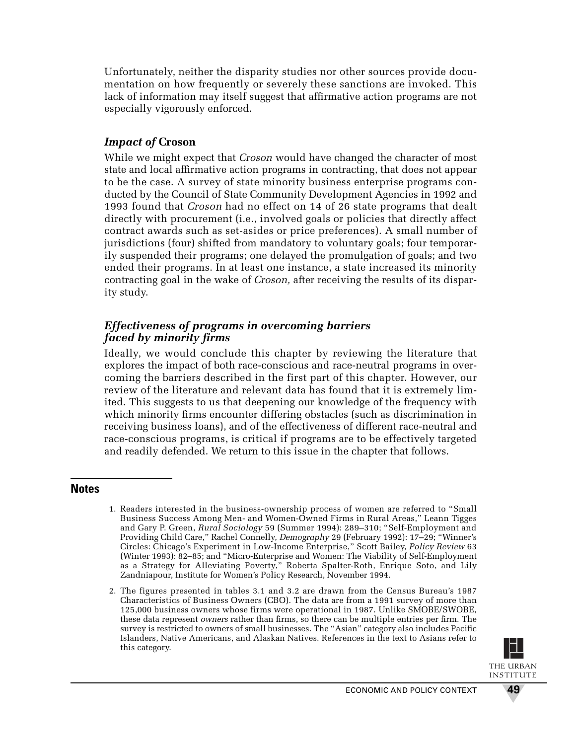Unfortunately, neither the disparity studies nor other sources provide documentation on how frequently or severely these sanctions are invoked. This lack of information may itself suggest that affirmative action programs are not especially vigorously enforced.

### *Impact of* **Croson**

While we might expect that *Croson* would have changed the character of most state and local affirmative action programs in contracting, that does not appear to be the case. A survey of state minority business enterprise programs conducted by the Council of State Community Development Agencies in 1992 and 1993 found that *Croson* had no effect on 14 of 26 state programs that dealt directly with procurement (i.e., involved goals or policies that directly affect contract awards such as set-asides or price preferences). A small number of jurisdictions (four) shifted from mandatory to voluntary goals; four temporarily suspended their programs; one delayed the promulgation of goals; and two ended their programs. In at least one instance, a state increased its minority contracting goal in the wake of *Croson,* after receiving the results of its disparity study.

### *Effectiveness of programs in overcoming barriers faced by minority firms*

Ideally, we would conclude this chapter by reviewing the literature that explores the impact of both race-conscious and race-neutral programs in overcoming the barriers described in the first part of this chapter. However, our review of the literature and relevant data has found that it is extremely limited. This suggests to us that deepening our knowledge of the frequency with which minority firms encounter differing obstacles (such as discrimination in receiving business loans), and of the effectiveness of different race-neutral and race-conscious programs, is critical if programs are to be effectively targeted and readily defended. We return to this issue in the chapter that follows.

## Notes

1. Readers interested in the business-ownership process of women are referred to "Small Business Success Among Men- and Women-Owned Firms in Rural Areas," Leann Tigges and Gary P. Green, *Rural Sociology* 59 (Summer 1994): 289–310; "Self-Employment and Providing Child Care," Rachel Connelly, *Demography* 29 (February 1992): 17–29; "Winner's Circles: Chicago's Experiment in Low-Income Enterprise," Scott Bailey, *Policy Review* 63 (Winter 1993): 82–85; and "Micro-Enterprise and Women: The Viability of Self-Employment as a Strategy for Alleviating Poverty," Roberta Spalter-Roth, Enrique Soto, and Lily Zandniapour, Institute for Women's Policy Research, November 1994.

2. The figures presented in tables 3.1 and 3.2 are drawn from the Census Bureau's 1987 Characteristics of Business Owners (CBO). The data are from a 1991 survey of more than 125,000 business owners whose firms were operational in 1987. Unlike SMOBE/SWOBE, these data represent *owners* rather than firms, so there can be multiple entries per firm. The survey is restricted to owners of small businesses. The "Asian" category also includes Pacific Islanders, Native Americans, and Alaskan Natives. References in the text to Asians refer to this category.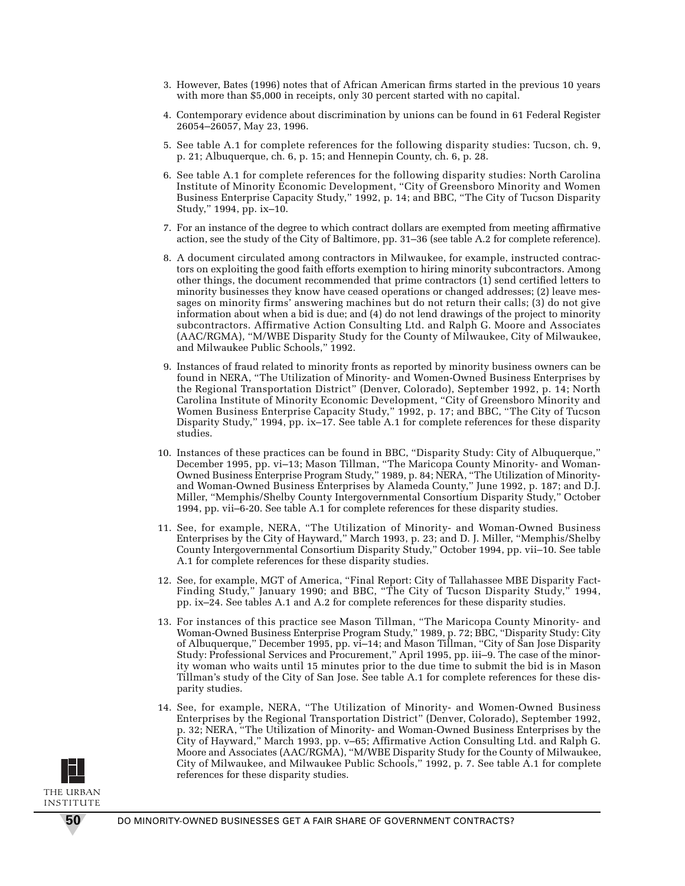3. However, Bates (1996) notes that of African American firms started in the previous 10 years with more than $5,000 in receipts, only 30 percent started with no capital.

4. Contemporary evidence about discrimination by unions can be found in 61 Federal Register 26054–26057, May 23, 1996.

5. See table A.1 for complete references for the following disparity studies: Tucson, ch. 9, p. 21; Albuquerque, ch. 6, p. 15; and Hennepin County, ch. 6, p. 28.

6. See table A.1 for complete references for the following disparity studies: North Carolina Institute of Minority Economic Development, "City of Greensboro Minority and Women Business Enterprise Capacity Study," 1992, p. 14; and BBC, "The City of Tucson Disparity Study," 1994, pp. ix–10.

7. For an instance of the degree to which contract dollars are exempted from meeting affirmative action, see the study of the City of Baltimore, pp. 31–36 (see table A.2 for complete reference).

8. A document circulated among contractors in Milwaukee, for example, instructed contractors on exploiting the good faith efforts exemption to hiring minority subcontractors. Among other things, the document recommended that prime contractors (1) send certified letters to minority businesses they know have ceased operations or changed addresses; (2) leave messages on minority firms' answering machines but do not return their calls; (3) do not give information about when a bid is due; and (4) do not lend drawings of the project to minority subcontractors. Affirmative Action Consulting Ltd. and Ralph G. Moore and Associates (AAC/RGMA), "M/WBE Disparity Study for the County of Milwaukee, City of Milwaukee, and Milwaukee Public Schools," 1992.

9. Instances of fraud related to minority fronts as reported by minority business owners can be found in NERA, "The Utilization of Minority- and Women-Owned Business Enterprises by the Regional Transportation District" (Denver, Colorado), September 1992, p. 14; North Carolina Institute of Minority Economic Development, "City of Greensboro Minority and Women Business Enterprise Capacity Study," 1992, p. 17; and BBC, "The City of Tucson Disparity Study," 1994, pp. ix–17. See table A.1 for complete references for these disparity studies.

10. Instances of these practices can be found in BBC, "Disparity Study: City of Albuquerque," December 1995, pp. vi–13; Mason Tillman, "The Maricopa County Minority- and Woman-Owned Business Enterprise Program Study," 1989, p. 84; NERA, "The Utilization of Minority- and Woman-Owned Business Enterprises by Alameda County," June 1992, p. 187; and D.J. Miller, "Memphis/Shelby County Intergovernmental Consortium Disparity Study," October 1994, pp. vii–6-20. See table A.1 for complete references for these disparity studies.

11. See, for example, NERA, "The Utilization of Minority- and Woman-Owned Business Enterprises by the City of Hayward," March 1993, p. 23; and D. J. Miller, "Memphis/Shelby County Intergovernmental Consortium Disparity Study," October 1994, pp. vii–10. See table A.1 for complete references for these disparity studies.

12. See, for example, MGT of America, "Final Report: City of Tallahassee MBE Disparity Fact-Finding Study," January 1990; and BBC, "The City of Tucson Disparity Study," 1994, pp. ix–24. See tables A.1 and A.2 for complete references for these disparity studies.

13. For instances of this practice see Mason Tillman, "The Maricopa County Minority- and Woman-Owned Business Enterprise Program Study," 1989, p. 72; BBC, "Disparity Study: City of Albuquerque," December 1995, pp. vi–14; and Mason Tillman, "City of San Jose Disparity Study: Professional Services and Procurement," April 1995, pp. iii–9. The case of the minority woman who waits until 15 minutes prior to the due time to submit the bid is in Mason Tillman's study of the City of San Jose. See table A.1 for complete references for these disparity studies.

14. See, for example, NERA, "The Utilization of Minority- and Women-Owned Business Enterprises by the Regional Transportation District" (Denver, Colorado), September 1992, p. 32; NERA, "The Utilization of Minority- and Woman-Owned Business Enterprises by the City of Hayward," March 1993, pp. v–65; Affirmative Action Consulting Ltd. and Ralph G. Moore and Associates (AAC/RGMA), "M/WBE Disparity Study for the County of Milwaukee, City of Milwaukee, and Milwaukee Public Schools," 1992, p. 7. See table A.1 for complete references for these disparity studies.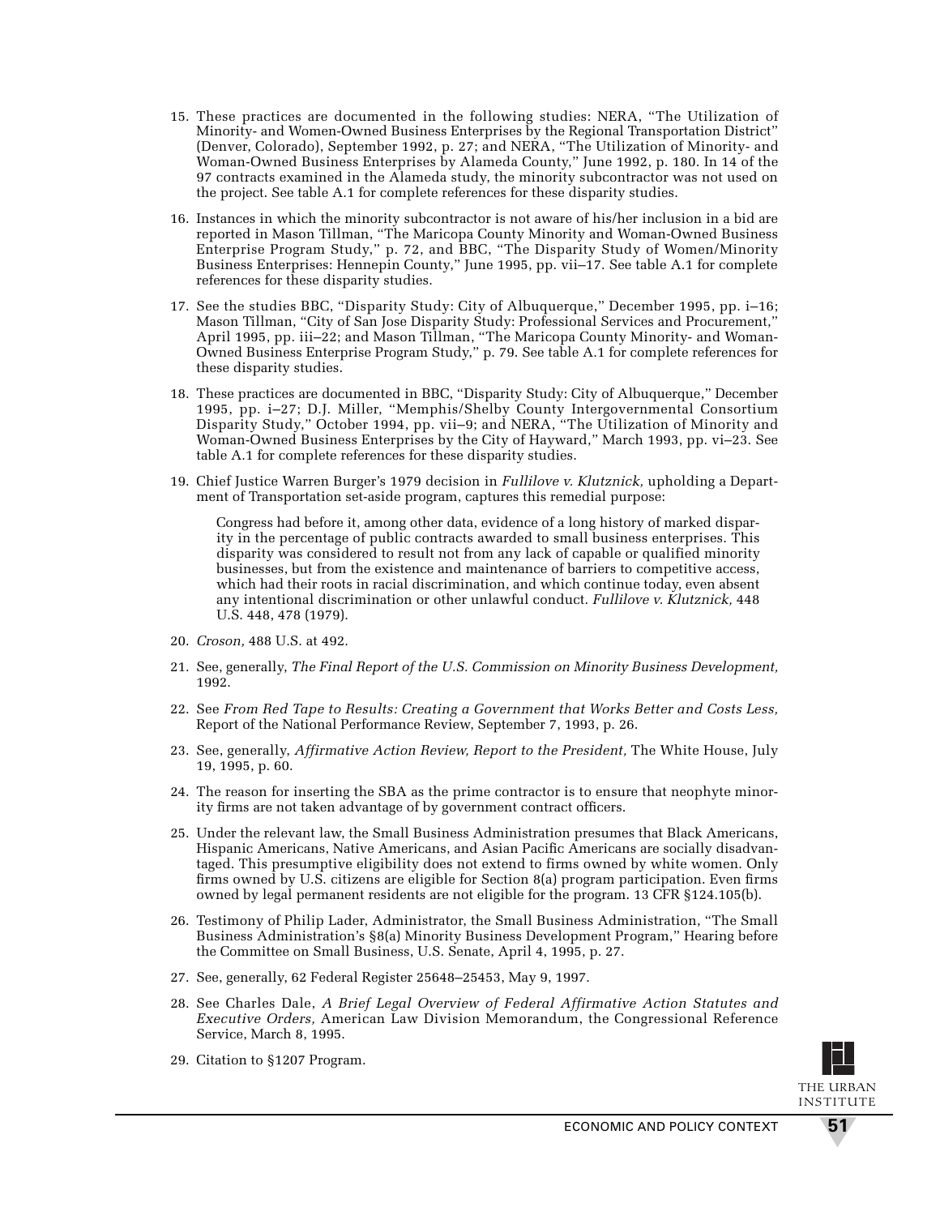15. These practices are documented in the following studies: NERA, "The Utilization of Minority- and Women-Owned Business Enterprises by the Regional Transportation District" (Denver, Colorado), September 1992, p. 27; and NERA, "The Utilization of Minority- and Woman-Owned Business Enterprises by Alameda County," June 1992, p. 180. In 14 of the 97 contracts examined in the Alameda study, the minority subcontractor was not used on the project. See table A.1 for complete references for these disparity studies.

16. Instances in which the minority subcontractor is not aware of his/her inclusion in a bid are reported in Mason Tillman, "The Maricopa County Minority and Woman-Owned Business Enterprise Program Study," p. 72, and BBC, "The Disparity Study of Women/Minority Business Enterprises: Hennepin County," June 1995, pp. vii–17. See table A.1 for complete references for these disparity studies.

17. See the studies BBC, "Disparity Study: City of Albuquerque," December 1995, pp. i–16; Mason Tillman, "City of San Jose Disparity Study: Professional Services and Procurement," April 1995, pp. iii–22; and Mason Tillman, "The Maricopa County Minority- and Woman-Owned Business Enterprise Program Study," p. 79. See table A.1 for complete references for these disparity studies.

18. These practices are documented in BBC, "Disparity Study: City of Albuquerque," December 1995, pp. i–27; D.J. Miller, "Memphis/Shelby County Intergovernmental Consortium Disparity Study," October 1994, pp. vii–9; and NERA, "The Utilization of Minority and Woman-Owned Business Enterprises by the City of Hayward," March 1993, pp. vi–23. See table A.1 for complete references for these disparity studies.

19. Chief Justice Warren Burger's 1979 decision in *Fullilove v. Klutznick,* upholding a Department of Transportation set-aside program, captures this remedial purpose:

    Congress had before it, among other data, evidence of a long history of marked disparity in the percentage of public contracts awarded to small business enterprises. This disparity was considered to result not from any lack of capable or qualified minority businesses, but from the existence and maintenance of barriers to competitive access, which had their roots in racial discrimination, and which continue today, even absent any intentional discrimination or other unlawful conduct. *Fullilove v. Klutznick,* 448 U.S. 448, 478 (1979).

20. *Croson,* 488 U.S. at 492.

21. See, generally, *The Final Report of the U.S. Commission on Minority Business Development,* 1992.

22. See *From Red Tape to Results: Creating a Government that Works Better and Costs Less,* Report of the National Performance Review, September 7, 1993, p. 26.

23. See, generally, *Affirmative Action Review, Report to the President,* The White House, July 19, 1995, p. 60.

24. The reason for inserting the SBA as the prime contractor is to ensure that neophyte minority firms are not taken advantage of by government contract officers.

25. Under the relevant law, the Small Business Administration presumes that Black Americans, Hispanic Americans, Native Americans, and Asian Pacific Americans are socially disadvantaged. This presumptive eligibility does not extend to firms owned by white women. Only firms owned by U.S. citizens are eligible for Section 8(a) program participation. Even firms owned by legal permanent residents are not eligible for the program. 13 CFR §124.105(b).

26. Testimony of Philip Lader, Administrator, the Small Business Administration, "The Small Business Administration's §8(a) Minority Business Development Program," Hearing before the Committee on Small Business, U.S. Senate, April 4, 1995, p. 27.

27. See, generally, 62 Federal Register 25648–25453, May 9, 1997.

28. See Charles Dale, *A Brief Legal Overview of Federal Affirmative Action Statutes and Executive Orders,* American Law Division Memorandum, the Congressional Reference Service, March 8, 1995.

29. Citation to §1207 Program.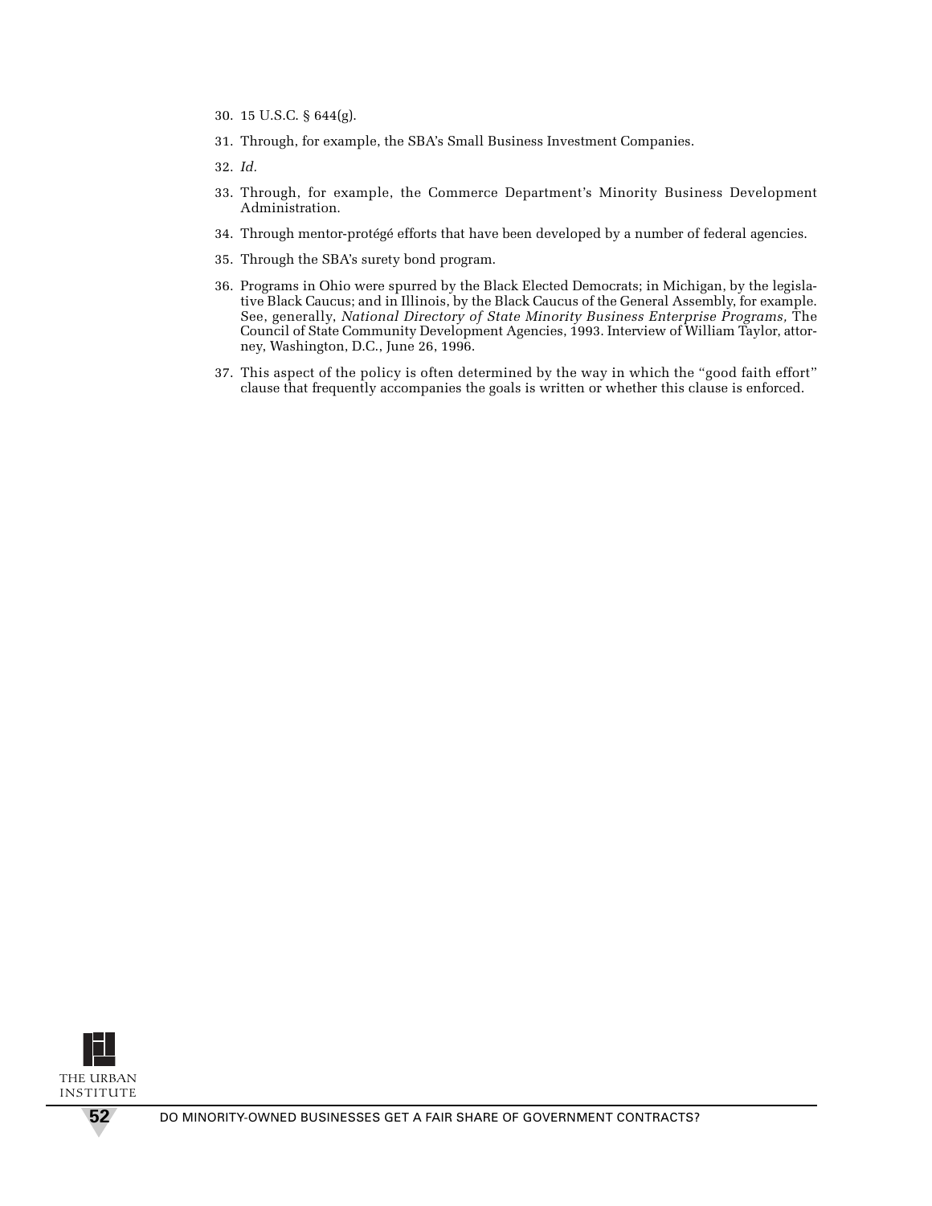30. 15 U.S.C. § 644(g).

31. Through, for example, the SBA's Small Business Investment Companies.

32. *Id.*

33. Through, for example, the Commerce Department's Minority Business Development Administration.

34. Through mentor-protégé efforts that have been developed by a number of federal agencies.

35. Through the SBA's surety bond program.

36. Programs in Ohio were spurred by the Black Elected Democrats; in Michigan, by the legislative Black Caucus; and in Illinois, by the Black Caucus of the General Assembly, for example. See, generally, *National Directory of State Minority Business Enterprise Programs,* The Council of State Community Development Agencies, 1993. Interview of William Taylor, attorney, Washington, D.C., June 26, 1996.

37. This aspect of the policy is often determined by the way in which the "good faith effort" clause that frequently accompanies the goals is written or whether this clause is enforced.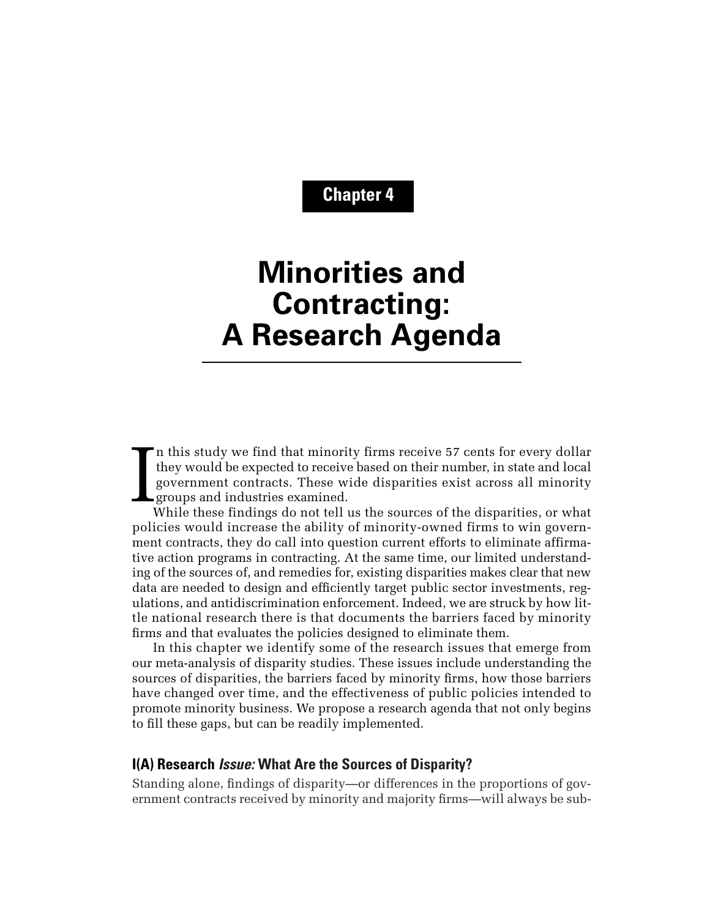Chapter 4

# Minorities and Contracting: A Research Agenda

In this study we find that minority firms receive 57 cents for every dollar they would be expected to receive based on their number, in state and local government contracts. These wide disparities exist across all minority groups and industries examined.

While these findings do not tell us the sources of the disparities, or what policies would increase the ability of minority-owned firms to win government contracts, they do call into question current efforts to eliminate affirmative action programs in contracting. At the same time, our limited understanding of the sources of, and remedies for, existing disparities makes clear that new data are needed to design and efficiently target public sector investments, regulations, and antidiscrimination enforcement. Indeed, we are struck by how little national research there is that documents the barriers faced by minority firms and that evaluates the policies designed to eliminate them.

In this chapter we identify some of the research issues that emerge from our meta-analysis of disparity studies. These issues include understanding the sources of disparities, the barriers faced by minority firms, how those barriers have changed over time, and the effectiveness of public policies intended to promote minority business. We propose a research agenda that not only begins to fill these gaps, but can be readily implemented.

## I(A) Research *Issue:* What Are the Sources of Disparity?

Standing alone, findings of disparity—or differences in the proportions of government contracts received by minority and majority firms—will always be sub-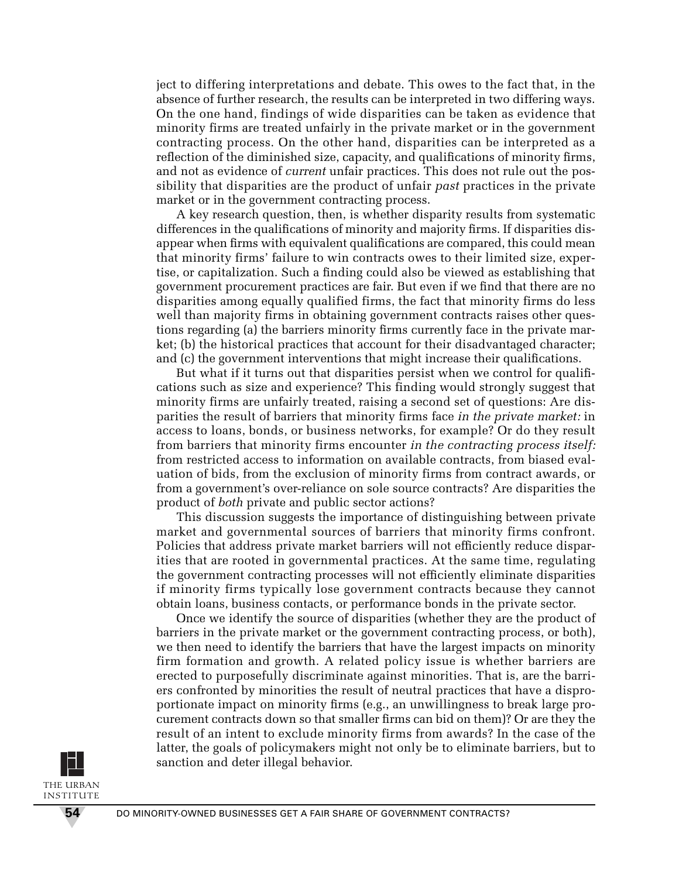ject to differing interpretations and debate. This owes to the fact that, in the absence of further research, the results can be interpreted in two differing ways. On the one hand, findings of wide disparities can be taken as evidence that minority firms are treated unfairly in the private market or in the government contracting process. On the other hand, disparities can be interpreted as a reflection of the diminished size, capacity, and qualifications of minority firms, and not as evidence of *current* unfair practices. This does not rule out the possibility that disparities are the product of unfair *past* practices in the private market or in the government contracting process.

A key research question, then, is whether disparity results from systematic differences in the qualifications of minority and majority firms. If disparities disappear when firms with equivalent qualifications are compared, this could mean that minority firms' failure to win contracts owes to their limited size, expertise, or capitalization. Such a finding could also be viewed as establishing that government procurement practices are fair. But even if we find that there are no disparities among equally qualified firms, the fact that minority firms do less well than majority firms in obtaining government contracts raises other questions regarding (a) the barriers minority firms currently face in the private market; (b) the historical practices that account for their disadvantaged character; and (c) the government interventions that might increase their qualifications.

But what if it turns out that disparities persist when we control for qualifications such as size and experience? This finding would strongly suggest that minority firms are unfairly treated, raising a second set of questions: Are disparities the result of barriers that minority firms face *in the private market:* in access to loans, bonds, or business networks, for example? Or do they result from barriers that minority firms encounter *in the contracting process itself:* from restricted access to information on available contracts, from biased evaluation of bids, from the exclusion of minority firms from contract awards, or from a government's over-reliance on sole source contracts? Are disparities the product of *both* private and public sector actions?

This discussion suggests the importance of distinguishing between private market and governmental sources of barriers that minority firms confront. Policies that address private market barriers will not efficiently reduce disparities that are rooted in governmental practices. At the same time, regulating the government contracting processes will not efficiently eliminate disparities if minority firms typically lose government contracts because they cannot obtain loans, business contacts, or performance bonds in the private sector.

Once we identify the source of disparities (whether they are the product of barriers in the private market or the government contracting process, or both), we then need to identify the barriers that have the largest impacts on minority firm formation and growth. A related policy issue is whether barriers are erected to purposefully discriminate against minorities. That is, are the barriers confronted by minorities the result of neutral practices that have a disproportionate impact on minority firms (e.g., an unwillingness to break large procurement contracts down so that smaller firms can bid on them)? Or are they the result of an intent to exclude minority firms from awards? In the case of the latter, the goals of policymakers might not only be to eliminate barriers, but to sanction and deter illegal behavior.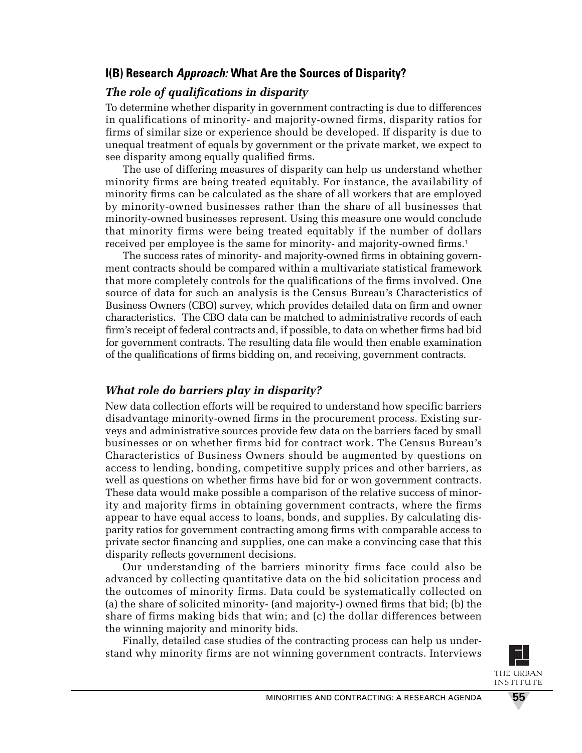## I(B) Research *Approach:* What Are the Sources of Disparity?

### *The role of qualifications in disparity*

To determine whether disparity in government contracting is due to differences in qualifications of minority- and majority-owned firms, disparity ratios for firms of similar size or experience should be developed. If disparity is due to unequal treatment of equals by government or the private market, we expect to see disparity among equally qualified firms.

The use of differing measures of disparity can help us understand whether minority firms are being treated equitably. For instance, the availability of minority firms can be calculated as the share of all workers that are employed by minority-owned businesses rather than the share of all businesses that minority-owned businesses represent. Using this measure one would conclude that minority firms were being treated equitably if the number of dollars received per employee is the same for minority- and majority-owned firms.[1]

The success rates of minority- and majority-owned firms in obtaining government contracts should be compared within a multivariate statistical framework that more completely controls for the qualifications of the firms involved. One source of data for such an analysis is the Census Bureau's Characteristics of Business Owners (CBO) survey, which provides detailed data on firm and owner characteristics. The CBO data can be matched to administrative records of each firm's receipt of federal contracts and, if possible, to data on whether firms had bid for government contracts. The resulting data file would then enable examination of the qualifications of firms bidding on, and receiving, government contracts.

### *What role do barriers play in disparity?*

New data collection efforts will be required to understand how specific barriers disadvantage minority-owned firms in the procurement process. Existing surveys and administrative sources provide few data on the barriers faced by small businesses or on whether firms bid for contract work. The Census Bureau's Characteristics of Business Owners should be augmented by questions on access to lending, bonding, competitive supply prices and other barriers, as well as questions on whether firms have bid for or won government contracts. These data would make possible a comparison of the relative success of minority and majority firms in obtaining government contracts, where the firms appear to have equal access to loans, bonds, and supplies. By calculating disparity ratios for government contracting among firms with comparable access to private sector financing and supplies, one can make a convincing case that this disparity reflects government decisions.

Our understanding of the barriers minority firms face could also be advanced by collecting quantitative data on the bid solicitation process and the outcomes of minority firms. Data could be systematically collected on (a) the share of solicited minority- (and majority-) owned firms that bid; (b) the share of firms making bids that win; and (c) the dollar differences between the winning majority and minority bids.

Finally, detailed case studies of the contracting process can help us understand why minority firms are not winning government contracts. Interviews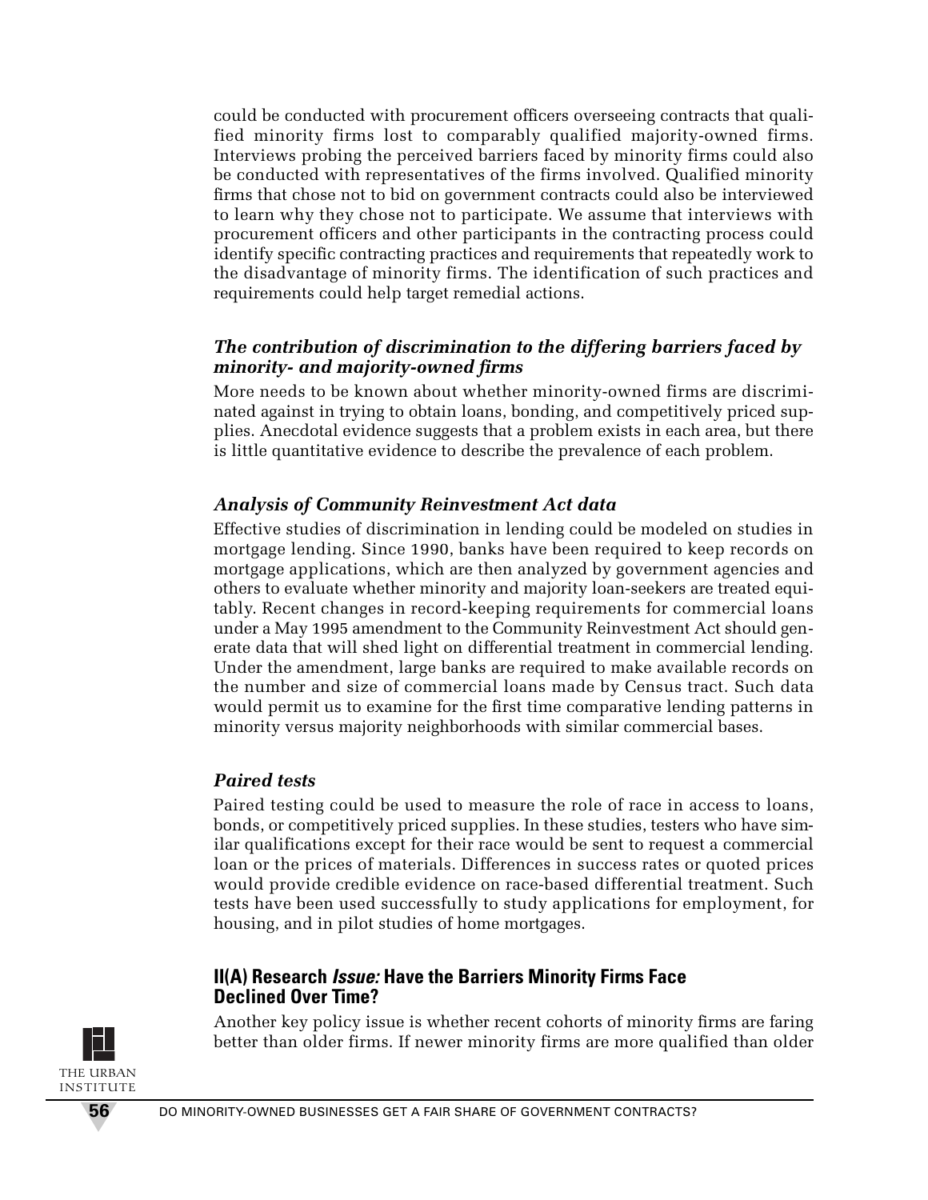could be conducted with procurement officers overseeing contracts that qualified minority firms lost to comparably qualified majority-owned firms. Interviews probing the perceived barriers faced by minority firms could also be conducted with representatives of the firms involved. Qualified minority firms that chose not to bid on government contracts could also be interviewed to learn why they chose not to participate. We assume that interviews with procurement officers and other participants in the contracting process could identify specific contracting practices and requirements that repeatedly work to the disadvantage of minority firms. The identification of such practices and requirements could help target remedial actions.

### *The contribution of discrimination to the differing barriers faced by minority- and majority-owned firms*

More needs to be known about whether minority-owned firms are discriminated against in trying to obtain loans, bonding, and competitively priced supplies. Anecdotal evidence suggests that a problem exists in each area, but there is little quantitative evidence to describe the prevalence of each problem.

### *Analysis of Community Reinvestment Act data*

Effective studies of discrimination in lending could be modeled on studies in mortgage lending. Since 1990, banks have been required to keep records on mortgage applications, which are then analyzed by government agencies and others to evaluate whether minority and majority loan-seekers are treated equitably. Recent changes in record-keeping requirements for commercial loans under a May 1995 amendment to the Community Reinvestment Act should generate data that will shed light on differential treatment in commercial lending. Under the amendment, large banks are required to make available records on the number and size of commercial loans made by Census tract. Such data would permit us to examine for the first time comparative lending patterns in minority versus majority neighborhoods with similar commercial bases.

### *Paired tests*

Paired testing could be used to measure the role of race in access to loans, bonds, or competitively priced supplies. In these studies, testers who have similar qualifications except for their race would be sent to request a commercial loan or the prices of materials. Differences in success rates or quoted prices would provide credible evidence on race-based differential treatment. Such tests have been used successfully to study applications for employment, for housing, and in pilot studies of home mortgages.

## II(A) Research *Issue:* Have the Barriers Minority Firms Face Declined Over Time?

Another key policy issue is whether recent cohorts of minority firms are faring better than older firms. If newer minority firms are more qualified than older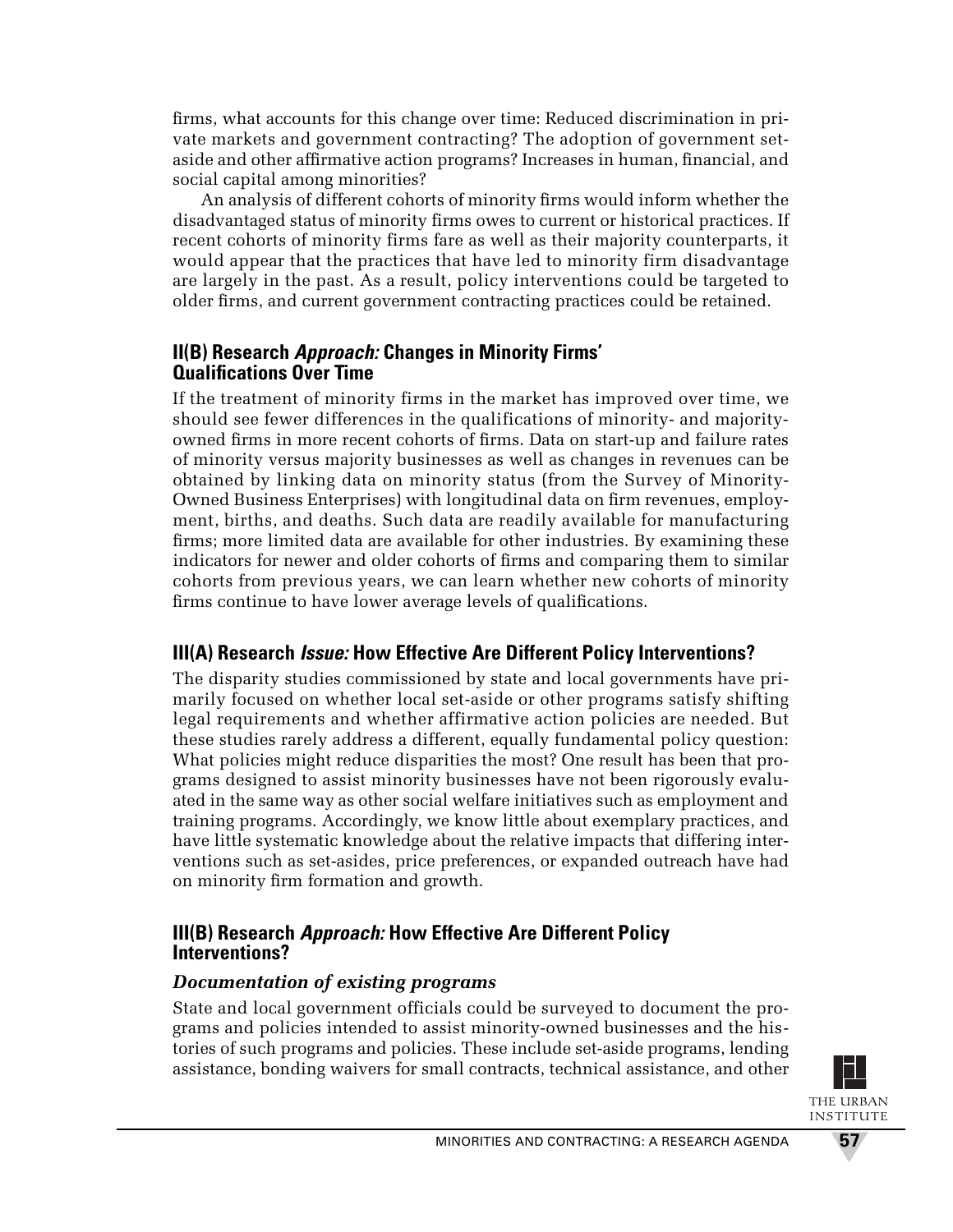firms, what accounts for this change over time: Reduced discrimination in private markets and government contracting? The adoption of government set-aside and other affirmative action programs? Increases in human, financial, and social capital among minorities?

An analysis of different cohorts of minority firms would inform whether the disadvantaged status of minority firms owes to current or historical practices. If recent cohorts of minority firms fare as well as their majority counterparts, it would appear that the practices that have led to minority firm disadvantage are largely in the past. As a result, policy interventions could be targeted to older firms, and current government contracting practices could be retained.

### II(B) Research *Approach:* Changes in Minority Firms' Qualifications Over Time

If the treatment of minority firms in the market has improved over time, we should see fewer differences in the qualifications of minority- and majority-owned firms in more recent cohorts of firms. Data on start-up and failure rates of minority versus majority businesses as well as changes in revenues can be obtained by linking data on minority status (from the Survey of Minority-Owned Business Enterprises) with longitudinal data on firm revenues, employment, births, and deaths. Such data are readily available for manufacturing firms; more limited data are available for other industries. By examining these indicators for newer and older cohorts of firms and comparing them to similar cohorts from previous years, we can learn whether new cohorts of minority firms continue to have lower average levels of qualifications.

### III(A) Research *Issue:* How Effective Are Different Policy Interventions?

The disparity studies commissioned by state and local governments have primarily focused on whether local set-aside or other programs satisfy shifting legal requirements and whether affirmative action policies are needed. But these studies rarely address a different, equally fundamental policy question: What policies might reduce disparities the most? One result has been that programs designed to assist minority businesses have not been rigorously evaluated in the same way as other social welfare initiatives such as employment and training programs. Accordingly, we know little about exemplary practices, and have little systematic knowledge about the relative impacts that differing interventions such as set-asides, price preferences, or expanded outreach have had on minority firm formation and growth.

### III(B) Research *Approach:* How Effective Are Different Policy Interventions?

#### *Documentation of existing programs*

State and local government officials could be surveyed to document the programs and policies intended to assist minority-owned businesses and the histories of such programs and policies. These include set-aside programs, lending assistance, bonding waivers for small contracts, technical assistance, and other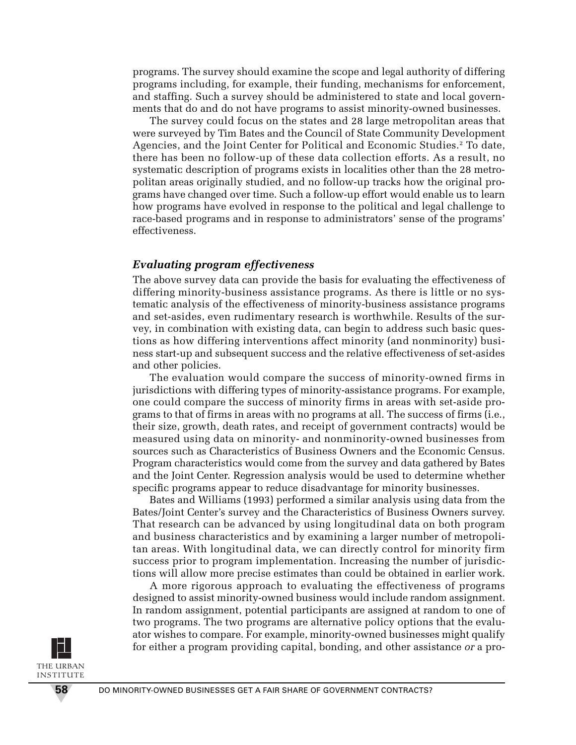programs. The survey should examine the scope and legal authority of differing programs including, for example, their funding, mechanisms for enforcement, and staffing. Such a survey should be administered to state and local governments that do and do not have programs to assist minority-owned businesses.

The survey could focus on the states and 28 large metropolitan areas that were surveyed by Tim Bates and the Council of State Community Development Agencies, and the Joint Center for Political and Economic Studies.[2] To date, there has been no follow-up of these data collection efforts. As a result, no systematic description of programs exists in localities other than the 28 metropolitan areas originally studied, and no follow-up tracks how the original programs have changed over time. Such a follow-up effort would enable us to learn how programs have evolved in response to the political and legal challenge to race-based programs and in response to administrators' sense of the programs' effectiveness.

### *Evaluating program effectiveness*

The above survey data can provide the basis for evaluating the effectiveness of differing minority-business assistance programs. As there is little or no systematic analysis of the effectiveness of minority-business assistance programs and set-asides, even rudimentary research is worthwhile. Results of the survey, in combination with existing data, can begin to address such basic questions as how differing interventions affect minority (and nonminority) business start-up and subsequent success and the relative effectiveness of set-asides and other policies.

The evaluation would compare the success of minority-owned firms in jurisdictions with differing types of minority-assistance programs. For example, one could compare the success of minority firms in areas with set-aside programs to that of firms in areas with no programs at all. The success of firms (i.e., their size, growth, death rates, and receipt of government contracts) would be measured using data on minority- and nonminority-owned businesses from sources such as Characteristics of Business Owners and the Economic Census. Program characteristics would come from the survey and data gathered by Bates and the Joint Center. Regression analysis would be used to determine whether specific programs appear to reduce disadvantage for minority businesses.

Bates and Williams (1993) performed a similar analysis using data from the Bates/Joint Center's survey and the Characteristics of Business Owners survey. That research can be advanced by using longitudinal data on both program and business characteristics and by examining a larger number of metropolitan areas. With longitudinal data, we can directly control for minority firm success prior to program implementation. Increasing the number of jurisdictions will allow more precise estimates than could be obtained in earlier work.

A more rigorous approach to evaluating the effectiveness of programs designed to assist minority-owned business would include random assignment. In random assignment, potential participants are assigned at random to one of two programs. The two programs are alternative policy options that the evaluator wishes to compare. For example, minority-owned businesses might qualify for either a program providing capital, bonding, and other assistance *or* a pro-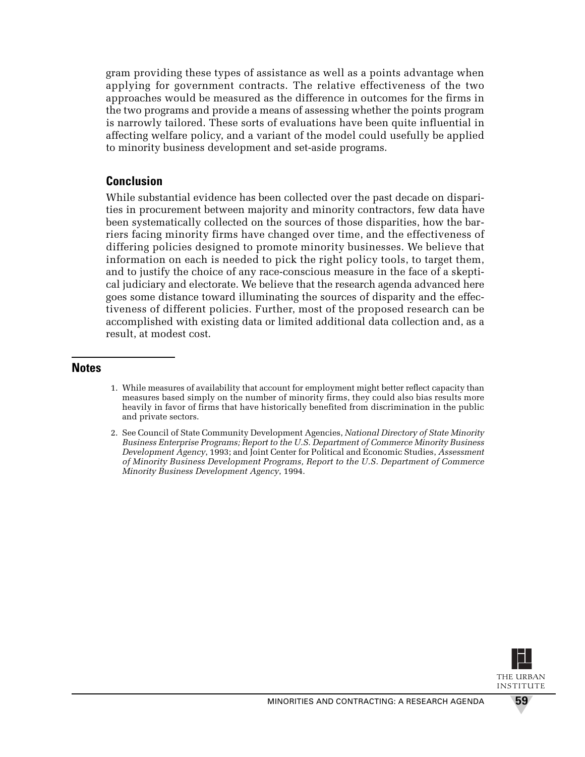gram providing these types of assistance as well as a points advantage when applying for government contracts. The relative effectiveness of the two approaches would be measured as the difference in outcomes for the firms in the two programs and provide a means of assessing whether the points program is narrowly tailored. These sorts of evaluations have been quite influential in affecting welfare policy, and a variant of the model could usefully be applied to minority business development and set-aside programs.

## Conclusion

While substantial evidence has been collected over the past decade on disparities in procurement between majority and minority contractors, few data have been systematically collected on the sources of those disparities, how the barriers facing minority firms have changed over time, and the effectiveness of differing policies designed to promote minority businesses. We believe that information on each is needed to pick the right policy tools, to target them, and to justify the choice of any race-conscious measure in the face of a skeptical judiciary and electorate. We believe that the research agenda advanced here goes some distance toward illuminating the sources of disparity and the effectiveness of different policies. Further, most of the proposed research can be accomplished with existing data or limited additional data collection and, as a result, at modest cost.

## Notes

1. While measures of availability that account for employment might better reflect capacity than measures based simply on the number of minority firms, they could also bias results more heavily in favor of firms that have historically benefited from discrimination in the public and private sectors.

2. See Council of State Community Development Agencies, *National Directory of State Minority Business Enterprise Programs; Report to the U.S. Department of Commerce Minority Business Development Agency*, 1993; and Joint Center for Political and Economic Studies, *Assessment of Minority Business Development Programs, Report to the U.S. Department of Commerce Minority Business Development Agency*, 1994.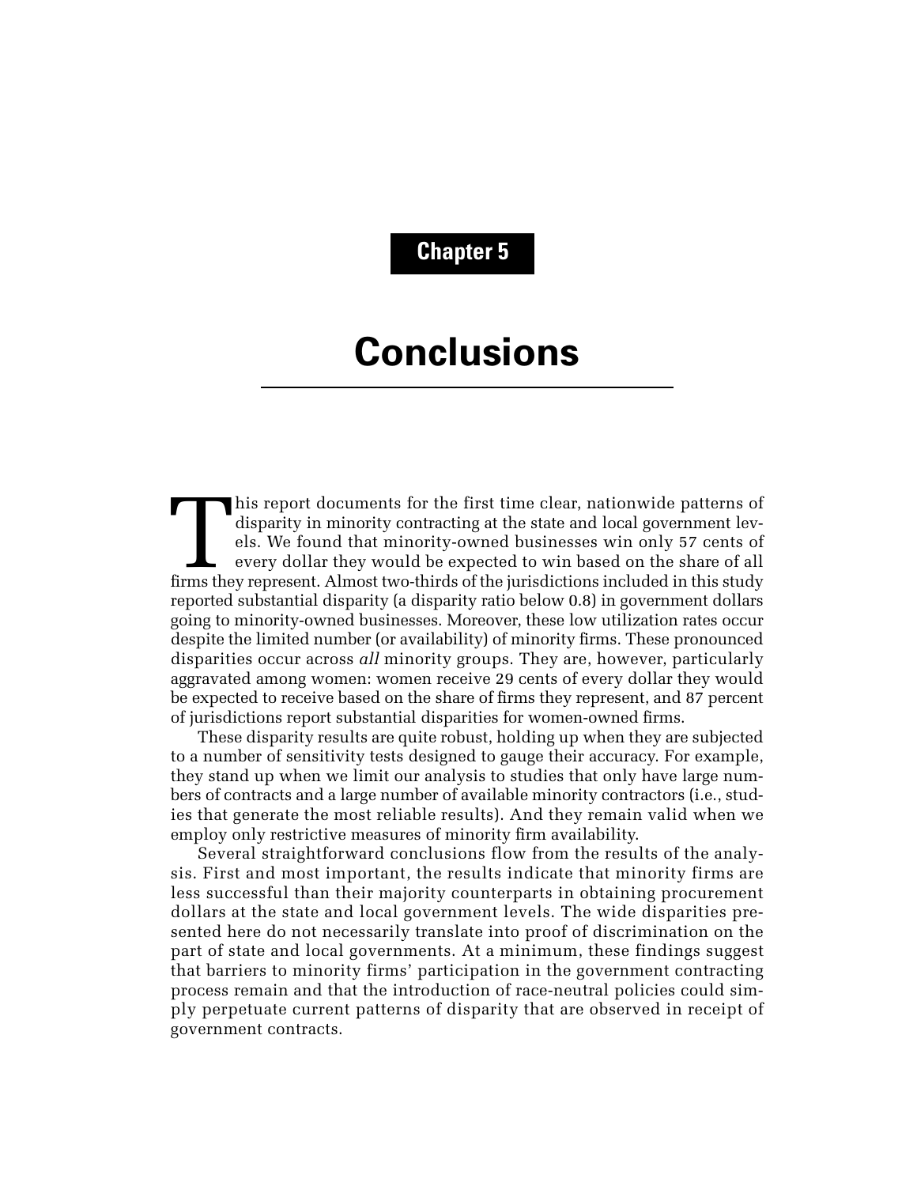# Chapter 5

# Conclusions

This report documents for the first time clear, nationwide patterns of disparity in minority contracting at the state and local government levels. We found that minority-owned businesses win only 57 cents of every dollar they would be expected to win based on the share of all firms they represent. Almost two-thirds of the jurisdictions included in this study reported substantial disparity (a disparity ratio below 0.8) in government dollars going to minority-owned businesses. Moreover, these low utilization rates occur despite the limited number (or availability) of minority firms. These pronounced disparities occur across *all* minority groups. They are, however, particularly aggravated among women: women receive 29 cents of every dollar they would be expected to receive based on the share of firms they represent, and 87 percent of jurisdictions report substantial disparities for women-owned firms.

These disparity results are quite robust, holding up when they are subjected to a number of sensitivity tests designed to gauge their accuracy. For example, they stand up when we limit our analysis to studies that only have large numbers of contracts and a large number of available minority contractors (i.e., studies that generate the most reliable results). And they remain valid when we employ only restrictive measures of minority firm availability.

Several straightforward conclusions flow from the results of the analysis. First and most important, the results indicate that minority firms are less successful than their majority counterparts in obtaining procurement dollars at the state and local government levels. The wide disparities presented here do not necessarily translate into proof of discrimination on the part of state and local governments. At a minimum, these findings suggest that barriers to minority firms' participation in the government contracting process remain and that the introduction of race-neutral policies could simply perpetuate current patterns of disparity that are observed in receipt of government contracts.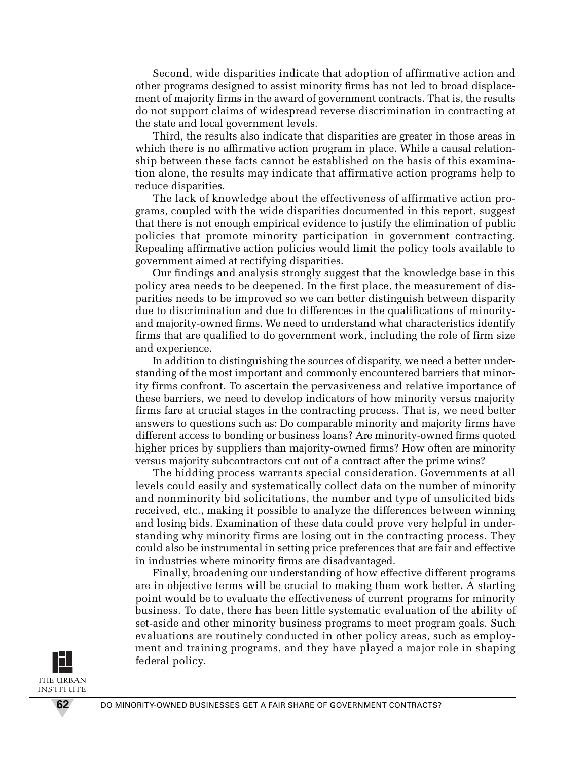Second, wide disparities indicate that adoption of affirmative action and other programs designed to assist minority firms has not led to broad displacement of majority firms in the award of government contracts. That is, the results do not support claims of widespread reverse discrimination in contracting at the state and local government levels.

Third, the results also indicate that disparities are greater in those areas in which there is no affirmative action program in place. While a causal relationship between these facts cannot be established on the basis of this examination alone, the results may indicate that affirmative action programs help to reduce disparities.

The lack of knowledge about the effectiveness of affirmative action programs, coupled with the wide disparities documented in this report, suggest that there is not enough empirical evidence to justify the elimination of public policies that promote minority participation in government contracting. Repealing affirmative action policies would limit the policy tools available to government aimed at rectifying disparities.

Our findings and analysis strongly suggest that the knowledge base in this policy area needs to be deepened. In the first place, the measurement of disparities needs to be improved so we can better distinguish between disparity due to discrimination and due to differences in the qualifications of minority- and majority-owned firms. We need to understand what characteristics identify firms that are qualified to do government work, including the role of firm size and experience.

In addition to distinguishing the sources of disparity, we need a better understanding of the most important and commonly encountered barriers that minority firms confront. To ascertain the pervasiveness and relative importance of these barriers, we need to develop indicators of how minority versus majority firms fare at crucial stages in the contracting process. That is, we need better answers to questions such as: Do comparable minority and majority firms have different access to bonding or business loans? Are minority-owned firms quoted higher prices by suppliers than majority-owned firms? How often are minority versus majority subcontractors cut out of a contract after the prime wins?

The bidding process warrants special consideration. Governments at all levels could easily and systematically collect data on the number of minority and nonminority bid solicitations, the number and type of unsolicited bids received, etc., making it possible to analyze the differences between winning and losing bids. Examination of these data could prove very helpful in understanding why minority firms are losing out in the contracting process. They could also be instrumental in setting price preferences that are fair and effective in industries where minority firms are disadvantaged.

Finally, broadening our understanding of how effective different programs are in objective terms will be crucial to making them work better. A starting point would be to evaluate the effectiveness of current programs for minority business. To date, there has been little systematic evaluation of the ability of set-aside and other minority business programs to meet program goals. Such evaluations are routinely conducted in other policy areas, such as employment and training programs, and they have played a major role in shaping federal policy.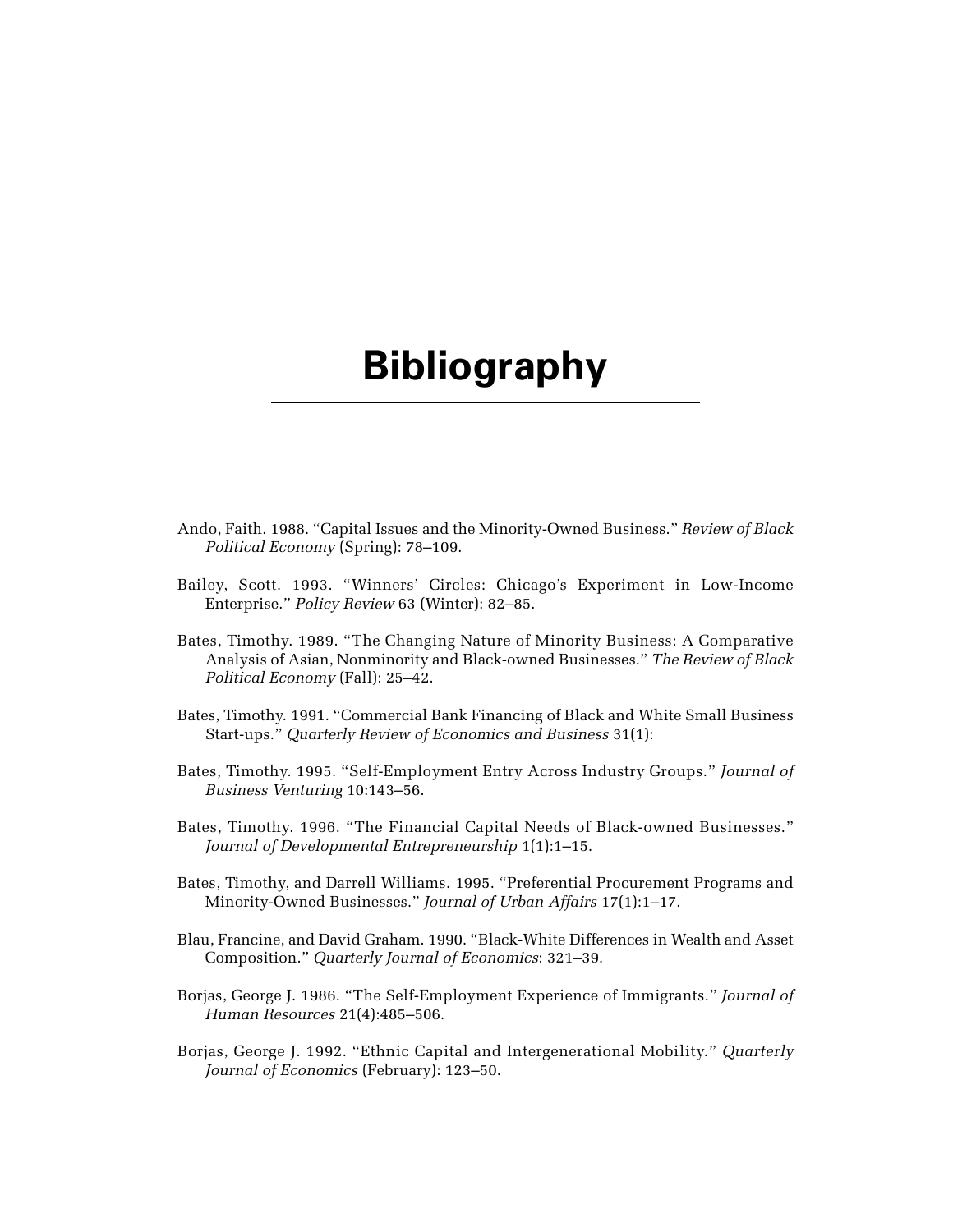# Bibliography

Ando, Faith. 1988. "Capital Issues and the Minority-Owned Business." *Review of Black Political Economy* (Spring): 78–109.

Bailey, Scott. 1993. "Winners' Circles: Chicago's Experiment in Low-Income Enterprise." *Policy Review* 63 (Winter): 82–85.

Bates, Timothy. 1989. "The Changing Nature of Minority Business: A Comparative Analysis of Asian, Nonminority and Black-owned Businesses." *The Review of Black Political Economy* (Fall): 25–42.

Bates, Timothy. 1991. "Commercial Bank Financing of Black and White Small Business Start-ups." *Quarterly Review of Economics and Business* 31(1):

Bates, Timothy. 1995. "Self-Employment Entry Across Industry Groups." *Journal of Business Venturing* 10:143–56.

Bates, Timothy. 1996. "The Financial Capital Needs of Black-owned Businesses." *Journal of Developmental Entrepreneurship* 1(1):1–15.

Bates, Timothy, and Darrell Williams. 1995. "Preferential Procurement Programs and Minority-Owned Businesses." *Journal of Urban Affairs* 17(1):1–17.

Blau, Francine, and David Graham. 1990. "Black-White Differences in Wealth and Asset Composition." *Quarterly Journal of Economics*: 321–39.

Borjas, George J. 1986. "The Self-Employment Experience of Immigrants." *Journal of Human Resources* 21(4):485–506.

Borjas, George J. 1992. "Ethnic Capital and Intergenerational Mobility." *Quarterly Journal of Economics* (February): 123–50.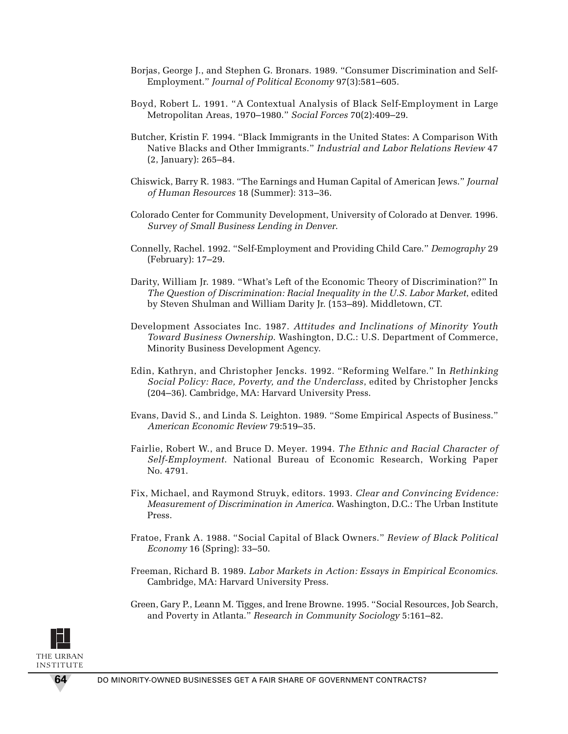Borjas, George J., and Stephen G. Bronars. 1989. "Consumer Discrimination and Self-Employment." *Journal of Political Economy* 97(3):581–605.

Boyd, Robert L. 1991. "A Contextual Analysis of Black Self-Employment in Large Metropolitan Areas, 1970–1980." *Social Forces* 70(2):409–29.

Butcher, Kristin F. 1994. "Black Immigrants in the United States: A Comparison With Native Blacks and Other Immigrants." *Industrial and Labor Relations Review* 47 (2, January): 265–84.

Chiswick, Barry R. 1983. "The Earnings and Human Capital of American Jews." *Journal of Human Resources* 18 (Summer): 313–36.

Colorado Center for Community Development, University of Colorado at Denver. 1996. *Survey of Small Business Lending in Denver*.

Connelly, Rachel. 1992. "Self-Employment and Providing Child Care." *Demography* 29 (February): 17–29.

Darity, William Jr. 1989. "What's Left of the Economic Theory of Discrimination?" In *The Question of Discrimination: Racial Inequality in the U.S. Labor Market*, edited by Steven Shulman and William Darity Jr. (153–89). Middletown, CT.

Development Associates Inc. 1987. *Attitudes and Inclinations of Minority Youth Toward Business Ownership*. Washington, D.C.: U.S. Department of Commerce, Minority Business Development Agency.

Edin, Kathryn, and Christopher Jencks. 1992. "Reforming Welfare." In *Rethinking Social Policy: Race, Poverty, and the Underclass*, edited by Christopher Jencks (204–36). Cambridge, MA: Harvard University Press.

Evans, David S., and Linda S. Leighton. 1989. "Some Empirical Aspects of Business." *American Economic Review* 79:519–35.

Fairlie, Robert W., and Bruce D. Meyer. 1994. *The Ethnic and Racial Character of Self-Employment.* National Bureau of Economic Research, Working Paper No. 4791.

Fix, Michael, and Raymond Struyk, editors. 1993. *Clear and Convincing Evidence: Measurement of Discrimination in America*. Washington, D.C.: The Urban Institute Press.

Fratoe, Frank A. 1988. "Social Capital of Black Owners." *Review of Black Political Economy* 16 (Spring): 33–50.

Freeman, Richard B. 1989. *Labor Markets in Action: Essays in Empirical Economics*. Cambridge, MA: Harvard University Press.

Green, Gary P., Leann M. Tigges, and Irene Browne. 1995. "Social Resources, Job Search, and Poverty in Atlanta." *Research in Community Sociology* 5:161–82.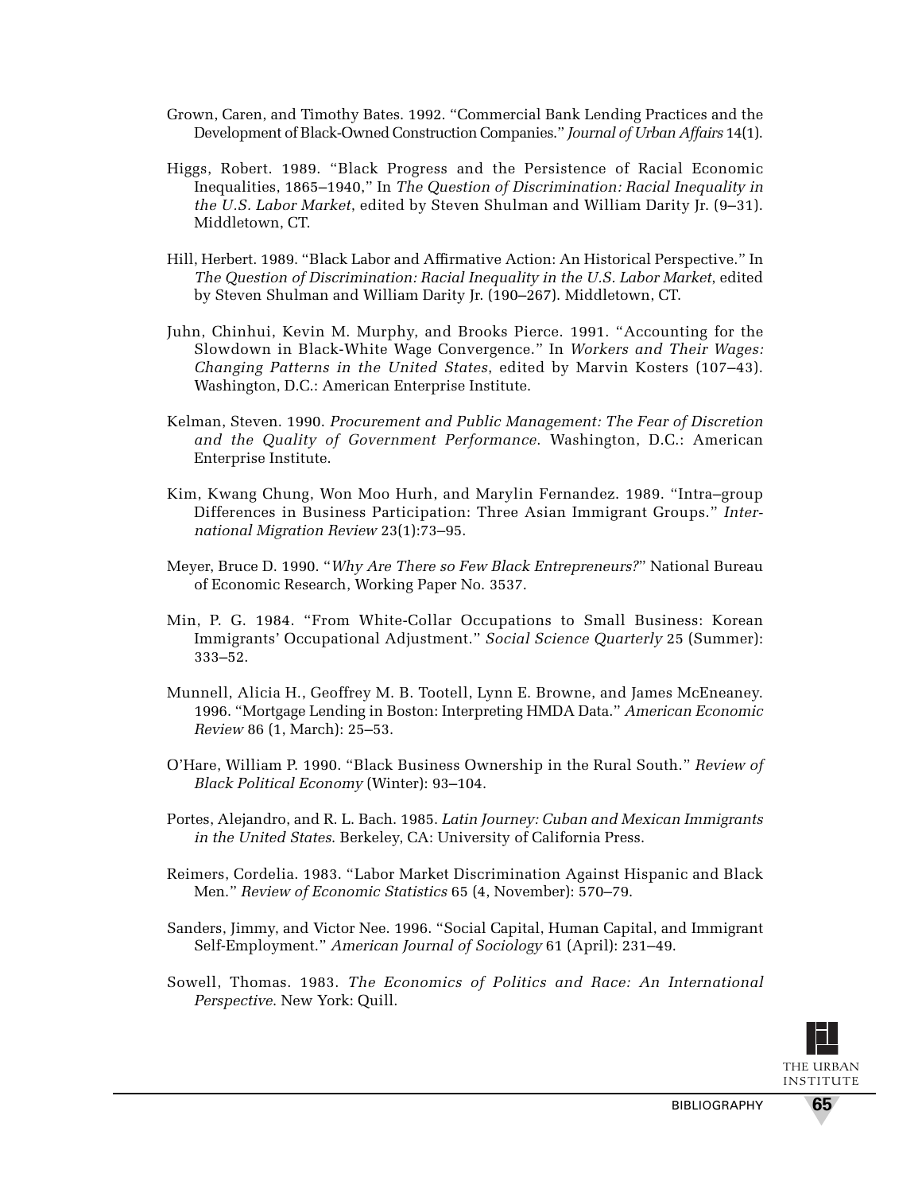Grown, Caren, and Timothy Bates. 1992. "Commercial Bank Lending Practices and the Development of Black-Owned Construction Companies." *Journal of Urban Affairs* 14(1).

Higgs, Robert. 1989. "Black Progress and the Persistence of Racial Economic Inequalities, 1865–1940," In *The Question of Discrimination: Racial Inequality in the U.S. Labor Market*, edited by Steven Shulman and William Darity Jr. (9–31). Middletown, CT.

Hill, Herbert. 1989. "Black Labor and Affirmative Action: An Historical Perspective." In *The Question of Discrimination: Racial Inequality in the U.S. Labor Market*, edited by Steven Shulman and William Darity Jr. (190–267). Middletown, CT.

Juhn, Chinhui, Kevin M. Murphy, and Brooks Pierce. 1991. "Accounting for the Slowdown in Black-White Wage Convergence." In *Workers and Their Wages: Changing Patterns in the United States*, edited by Marvin Kosters (107–43). Washington, D.C.: American Enterprise Institute.

Kelman, Steven. 1990. *Procurement and Public Management: The Fear of Discretion and the Quality of Government Performance*. Washington, D.C.: American Enterprise Institute.

Kim, Kwang Chung, Won Moo Hurh, and Marylin Fernandez. 1989. "Intra–group Differences in Business Participation: Three Asian Immigrant Groups." *International Migration Review* 23(1):73–95.

Meyer, Bruce D. 1990. "*Why Are There so Few Black Entrepreneurs?*" National Bureau of Economic Research, Working Paper No. 3537.

Min, P. G. 1984. "From White-Collar Occupations to Small Business: Korean Immigrants' Occupational Adjustment." *Social Science Quarterly* 25 (Summer): 333–52.

Munnell, Alicia H., Geoffrey M. B. Tootell, Lynn E. Browne, and James McEneaney. 1996. "Mortgage Lending in Boston: Interpreting HMDA Data." *American Economic Review* 86 (1, March): 25–53.

O'Hare, William P. 1990. "Black Business Ownership in the Rural South." *Review of Black Political Economy* (Winter): 93–104.

Portes, Alejandro, and R. L. Bach. 1985. *Latin Journey: Cuban and Mexican Immigrants in the United States*. Berkeley, CA: University of California Press.

Reimers, Cordelia. 1983. "Labor Market Discrimination Against Hispanic and Black Men." *Review of Economic Statistics* 65 (4, November): 570–79.

Sanders, Jimmy, and Victor Nee. 1996. "Social Capital, Human Capital, and Immigrant Self-Employment." *American Journal of Sociology* 61 (April): 231–49.

Sowell, Thomas. 1983. *The Economics of Politics and Race: An International Perspective*. New York: Quill.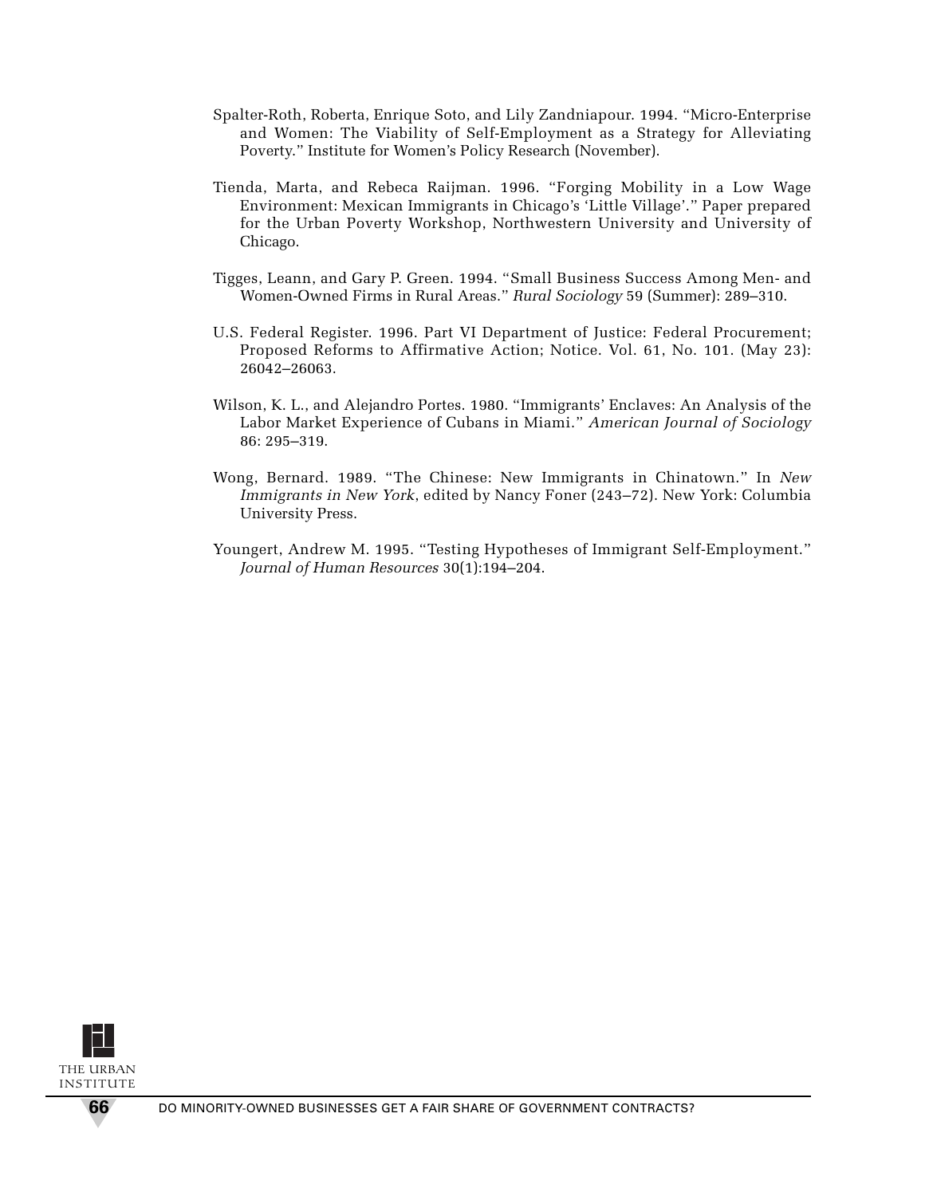Spalter-Roth, Roberta, Enrique Soto, and Lily Zandniapour. 1994. "Micro-Enterprise and Women: The Viability of Self-Employment as a Strategy for Alleviating Poverty." Institute for Women's Policy Research (November).

Tienda, Marta, and Rebeca Raijman. 1996. "Forging Mobility in a Low Wage Environment: Mexican Immigrants in Chicago's 'Little Village'." Paper prepared for the Urban Poverty Workshop, Northwestern University and University of Chicago.

Tigges, Leann, and Gary P. Green. 1994. "Small Business Success Among Men- and Women-Owned Firms in Rural Areas." *Rural Sociology* 59 (Summer): 289–310.

U.S. Federal Register. 1996. Part VI Department of Justice: Federal Procurement; Proposed Reforms to Affirmative Action; Notice. Vol. 61, No. 101. (May 23): 26042–26063.

Wilson, K. L., and Alejandro Portes. 1980. "Immigrants' Enclaves: An Analysis of the Labor Market Experience of Cubans in Miami." *American Journal of Sociology* 86: 295–319.

Wong, Bernard. 1989. "The Chinese: New Immigrants in Chinatown." In *New Immigrants in New York*, edited by Nancy Foner (243–72). New York: Columbia University Press.

Youngert, Andrew M. 1995. "Testing Hypotheses of Immigrant Self-Employment." *Journal of Human Resources* 30(1):194–204.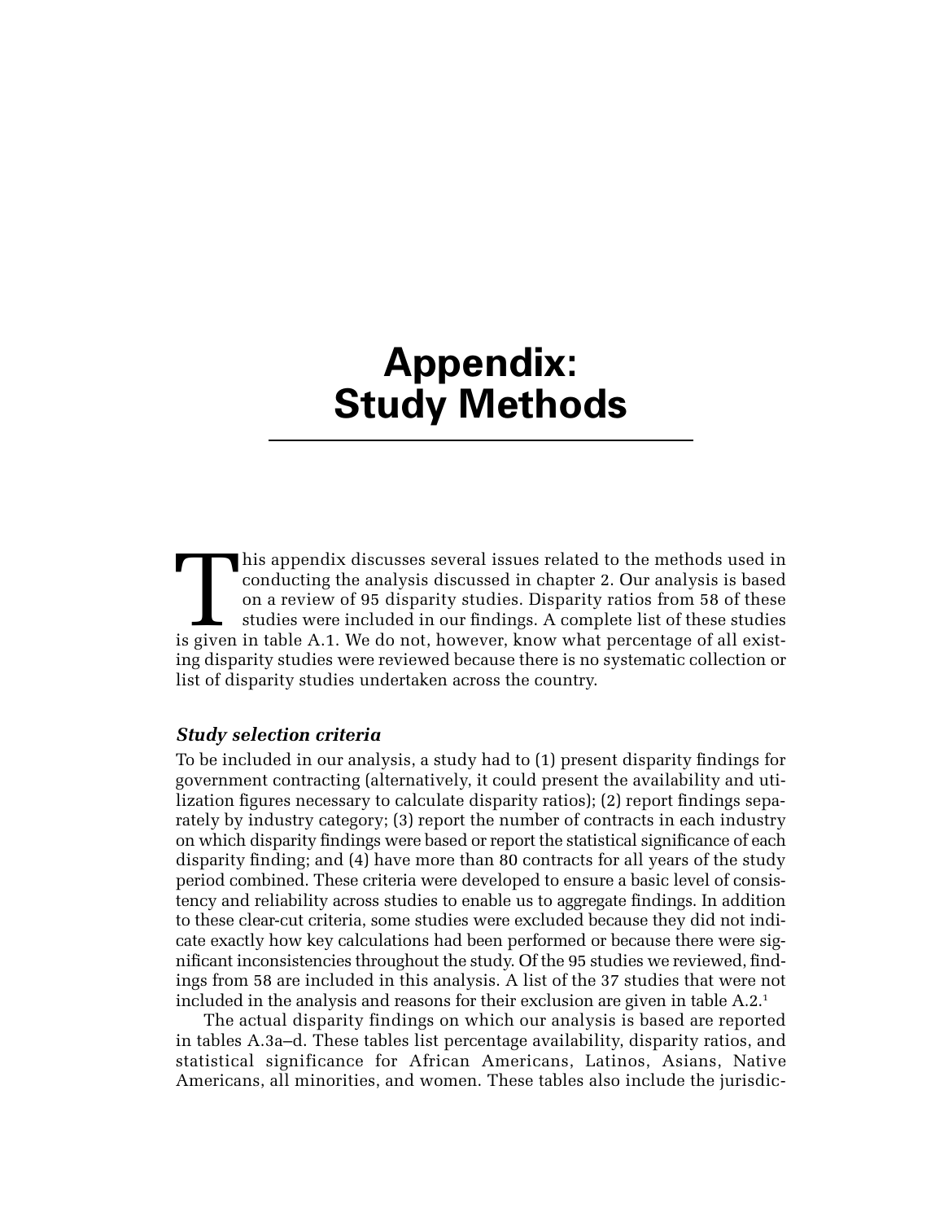# Appendix: Study Methods

This appendix discusses several issues related to the methods used in conducting the analysis discussed in chapter 2. Our analysis is based on a review of 95 disparity studies. Disparity ratios from 58 of these studies were included in our findings. A complete list of these studies is given in table A.1. We do not, however, know what percentage of all existing disparity studies were reviewed because there is no systematic collection or list of disparity studies undertaken across the country.

### *Study selection criteria*

To be included in our analysis, a study had to (1) present disparity findings for government contracting (alternatively, it could present the availability and utilization figures necessary to calculate disparity ratios); (2) report findings separately by industry category; (3) report the number of contracts in each industry on which disparity findings were based or report the statistical significance of each disparity finding; and (4) have more than 80 contracts for all years of the study period combined. These criteria were developed to ensure a basic level of consistency and reliability across studies to enable us to aggregate findings. In addition to these clear-cut criteria, some studies were excluded because they did not indicate exactly how key calculations had been performed or because there were significant inconsistencies throughout the study. Of the 95 studies we reviewed, findings from 58 are included in this analysis. A list of the 37 studies that were not included in the analysis and reasons for their exclusion are given in table A.2.[1]

The actual disparity findings on which our analysis is based are reported in tables A.3a–d. These tables list percentage availability, disparity ratios, and statistical significance for African Americans, Latinos, Asians, Native Americans, all minorities, and women. These tables also include the jurisdic-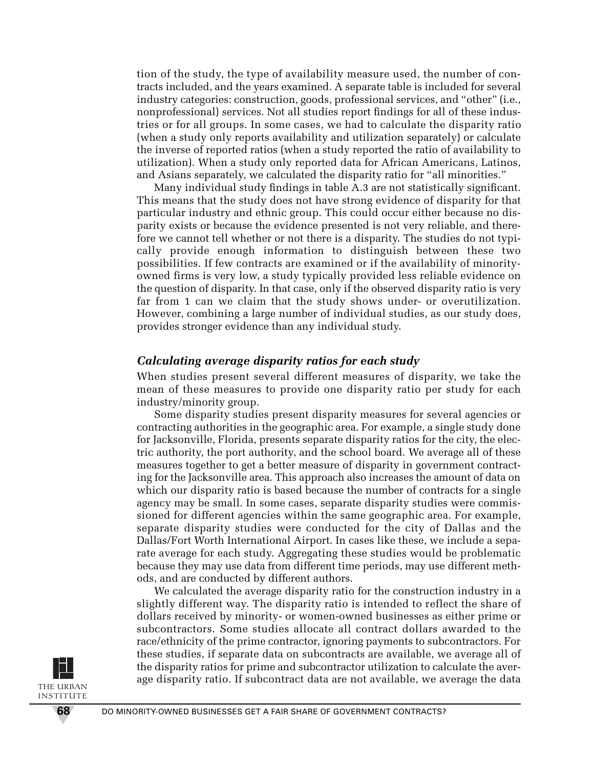tion of the study, the type of availability measure used, the number of contracts included, and the years examined. A separate table is included for several industry categories: construction, goods, professional services, and "other" (i.e., nonprofessional) services. Not all studies report findings for all of these industries or for all groups. In some cases, we had to calculate the disparity ratio (when a study only reports availability and utilization separately) or calculate the inverse of reported ratios (when a study reported the ratio of availability to utilization). When a study only reported data for African Americans, Latinos, and Asians separately, we calculated the disparity ratio for "all minorities."

Many individual study findings in table A.3 are not statistically significant. This means that the study does not have strong evidence of disparity for that particular industry and ethnic group. This could occur either because no disparity exists or because the evidence presented is not very reliable, and therefore we cannot tell whether or not there is a disparity. The studies do not typically provide enough information to distinguish between these two possibilities. If few contracts are examined or if the availability of minority-owned firms is very low, a study typically provided less reliable evidence on the question of disparity. In that case, only if the observed disparity ratio is very far from 1 can we claim that the study shows under- or overutilization. However, combining a large number of individual studies, as our study does, provides stronger evidence than any individual study.

### *Calculating average disparity ratios for each study*

When studies present several different measures of disparity, we take the mean of these measures to provide one disparity ratio per study for each industry/minority group.

Some disparity studies present disparity measures for several agencies or contracting authorities in the geographic area. For example, a single study done for Jacksonville, Florida, presents separate disparity ratios for the city, the electric authority, the port authority, and the school board. We average all of these measures together to get a better measure of disparity in government contracting for the Jacksonville area. This approach also increases the amount of data on which our disparity ratio is based because the number of contracts for a single agency may be small. In some cases, separate disparity studies were commissioned for different agencies within the same geographic area. For example, separate disparity studies were conducted for the city of Dallas and the Dallas/Fort Worth International Airport. In cases like these, we include a separate average for each study. Aggregating these studies would be problematic because they may use data from different time periods, may use different methods, and are conducted by different authors.

We calculated the average disparity ratio for the construction industry in a slightly different way. The disparity ratio is intended to reflect the share of dollars received by minority- or women-owned businesses as either prime or subcontractors. Some studies allocate all contract dollars awarded to the race/ethnicity of the prime contractor, ignoring payments to subcontractors. For these studies, if separate data on subcontracts are available, we average all of the disparity ratios for prime and subcontractor utilization to calculate the average disparity ratio. If subcontract data are not available, we average the data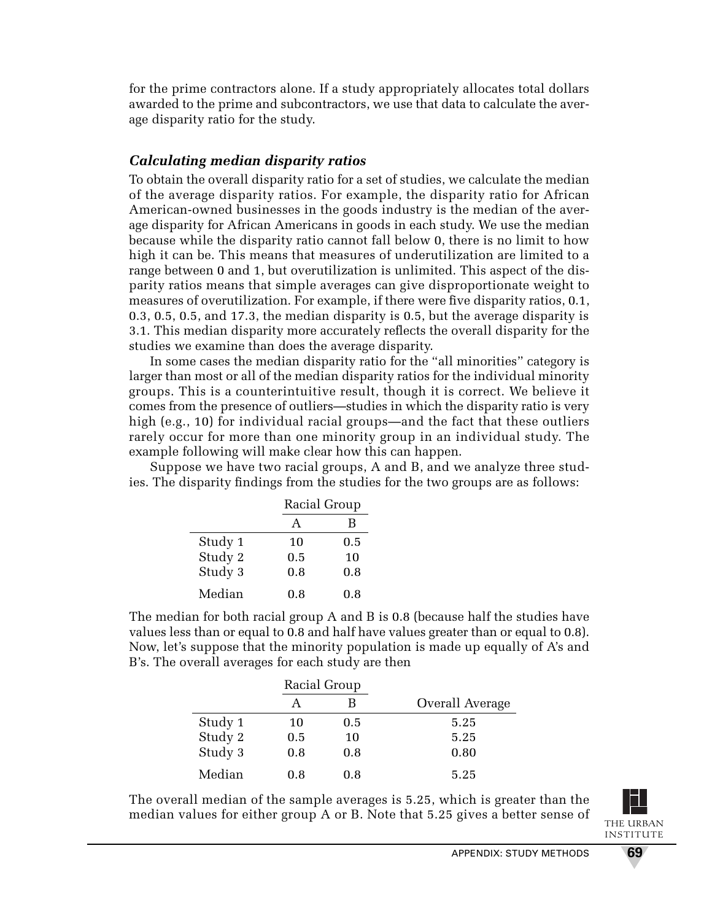for the prime contractors alone. If a study appropriately allocates total dollars awarded to the prime and subcontractors, we use that data to calculate the average disparity ratio for the study.

### *Calculating median disparity ratios*

To obtain the overall disparity ratio for a set of studies, we calculate the median of the average disparity ratios. For example, the disparity ratio for African American-owned businesses in the goods industry is the median of the average disparity for African Americans in goods in each study. We use the median because while the disparity ratio cannot fall below 0, there is no limit to how high it can be. This means that measures of underutilization are limited to a range between 0 and 1, but overutilization is unlimited. This aspect of the disparity ratios means that simple averages can give disproportionate weight to measures of overutilization. For example, if there were five disparity ratios, 0.1, 0.3, 0.5, 0.5, and 17.3, the median disparity is 0.5, but the average disparity is 3.1. This median disparity more accurately reflects the overall disparity for the studies we examine than does the average disparity.

In some cases the median disparity ratio for the "all minorities" category is larger than most or all of the median disparity ratios for the individual minority groups. This is a counterintuitive result, though it is correct. We believe it comes from the presence of outliers—studies in which the disparity ratio is very high (e.g., 10) for individual racial groups—and the fact that these outliers rarely occur for more than one minority group in an individual study. The example following will make clear how this can happen.

Suppose we have two racial groups, A and B, and we analyze three studies. The disparity findings from the studies for the two groups are as follows:

| | Racial Group | |
|---|---|---|
| | A | B |
| Study 1 | 10 | 0.5 |
| Study 2 | 0.5 | 10 |
| Study 3 | 0.8 | 0.8 |
| Median | 0.8 | 0.8 |

The median for both racial group A and B is 0.8 (because half the studies have values less than or equal to 0.8 and half have values greater than or equal to 0.8). Now, let's suppose that the minority population is made up equally of A's and B's. The overall averages for each study are then

| | Racial Group | | |
|---|---|---|---|
| | A | B | Overall Average |
| Study 1 | 10 | 0.5 | 5.25 |
| Study 2 | 0.5 | 10 | 5.25 |
| Study 3 | 0.8 | 0.8 | 0.80 |
| Median | 0.8 | 0.8 | 5.25 |

The overall median of the sample averages is 5.25, which is greater than the median values for either group A or B. Note that 5.25 gives a better sense of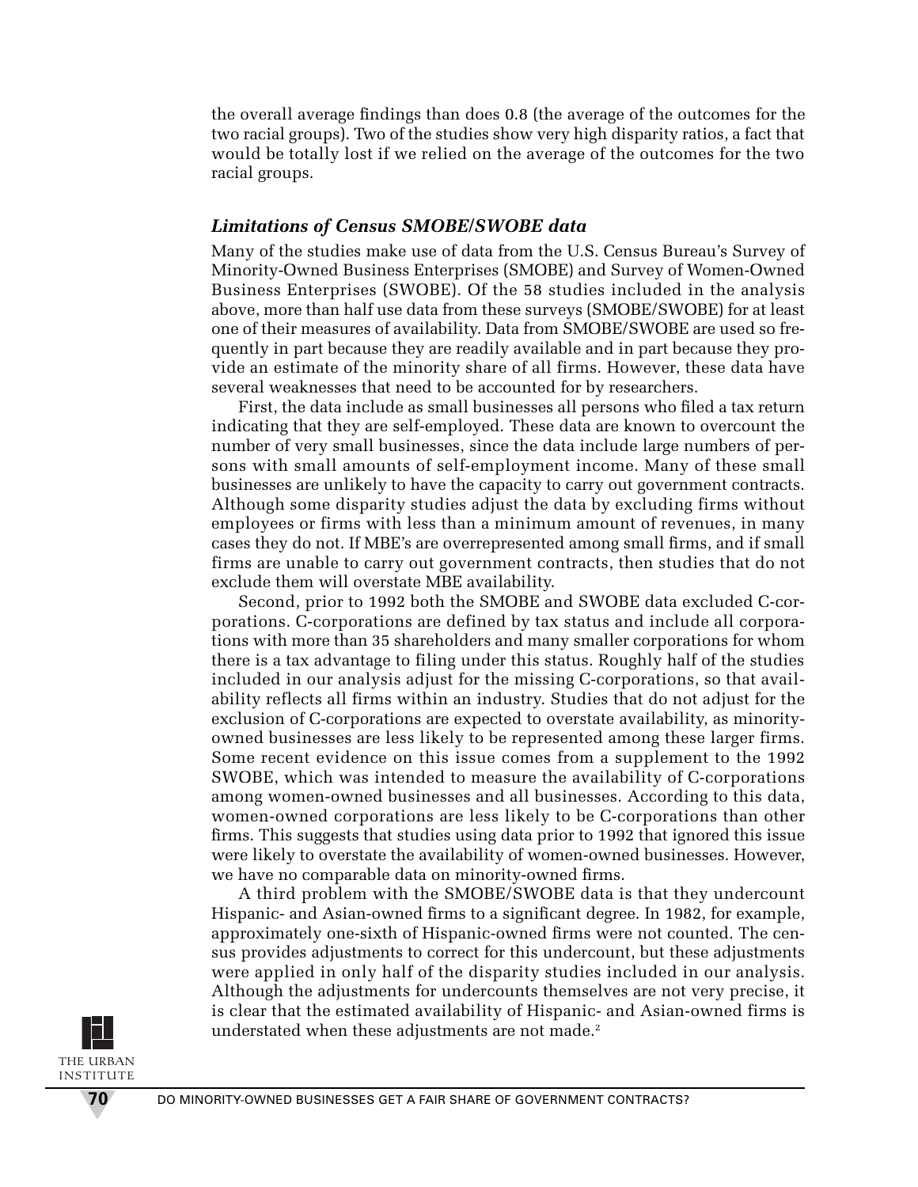the overall average findings than does 0.8 (the average of the outcomes for the two racial groups). Two of the studies show very high disparity ratios, a fact that would be totally lost if we relied on the average of the outcomes for the two racial groups.

### *Limitations of Census SMOBE/SWOBE data*

Many of the studies make use of data from the U.S. Census Bureau's Survey of Minority-Owned Business Enterprises (SMOBE) and Survey of Women-Owned Business Enterprises (SWOBE). Of the 58 studies included in the analysis above, more than half use data from these surveys (SMOBE/SWOBE) for at least one of their measures of availability. Data from SMOBE/SWOBE are used so frequently in part because they are readily available and in part because they provide an estimate of the minority share of all firms. However, these data have several weaknesses that need to be accounted for by researchers.

First, the data include as small businesses all persons who filed a tax return indicating that they are self-employed. These data are known to overcount the number of very small businesses, since the data include large numbers of persons with small amounts of self-employment income. Many of these small businesses are unlikely to have the capacity to carry out government contracts. Although some disparity studies adjust the data by excluding firms without employees or firms with less than a minimum amount of revenues, in many cases they do not. If MBE's are overrepresented among small firms, and if small firms are unable to carry out government contracts, then studies that do not exclude them will overstate MBE availability.

Second, prior to 1992 both the SMOBE and SWOBE data excluded C-corporations. C-corporations are defined by tax status and include all corporations with more than 35 shareholders and many smaller corporations for whom there is a tax advantage to filing under this status. Roughly half of the studies included in our analysis adjust for the missing C-corporations, so that availability reflects all firms within an industry. Studies that do not adjust for the exclusion of C-corporations are expected to overstate availability, as minority-owned businesses are less likely to be represented among these larger firms. Some recent evidence on this issue comes from a supplement to the 1992 SWOBE, which was intended to measure the availability of C-corporations among women-owned businesses and all businesses. According to this data, women-owned corporations are less likely to be C-corporations than other firms. This suggests that studies using data prior to 1992 that ignored this issue were likely to overstate the availability of women-owned businesses. However, we have no comparable data on minority-owned firms.

A third problem with the SMOBE/SWOBE data is that they undercount Hispanic- and Asian-owned firms to a significant degree. In 1982, for example, approximately one-sixth of Hispanic-owned firms were not counted. The census provides adjustments to correct for this undercount, but these adjustments were applied in only half of the disparity studies included in our analysis. Although the adjustments for undercounts themselves are not very precise, it is clear that the estimated availability of Hispanic- and Asian-owned firms is understated when these adjustments are not made.[2]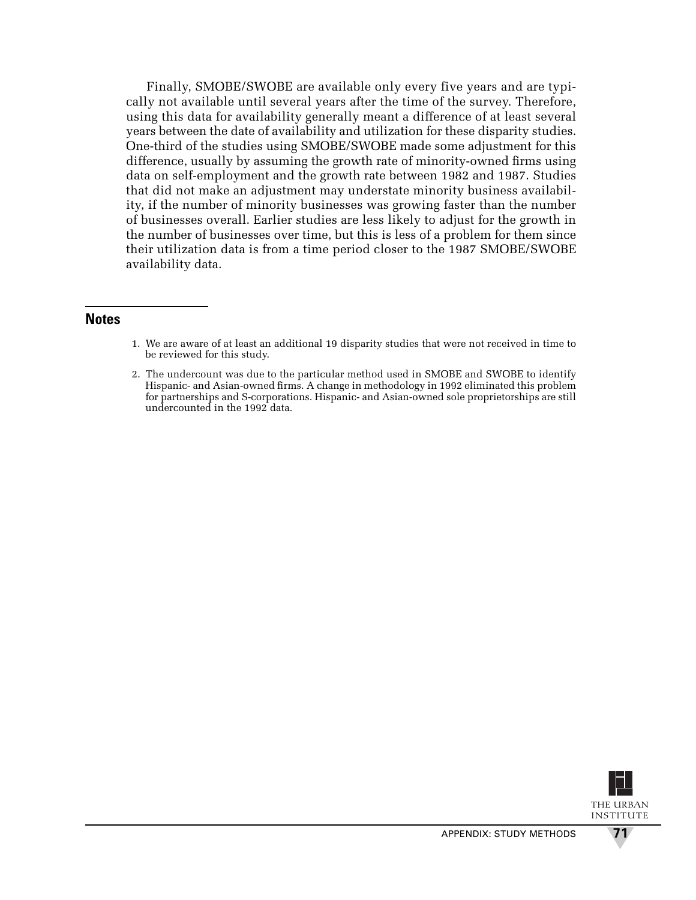Finally, SMOBE/SWOBE are available only every five years and are typically not available until several years after the time of the survey. Therefore, using this data for availability generally meant a difference of at least several years between the date of availability and utilization for these disparity studies. One-third of the studies using SMOBE/SWOBE made some adjustment for this difference, usually by assuming the growth rate of minority-owned firms using data on self-employment and the growth rate between 1982 and 1987. Studies that did not make an adjustment may understate minority business availability, if the number of minority businesses was growing faster than the number of businesses overall. Earlier studies are less likely to adjust for the growth in the number of businesses over time, but this is less of a problem for them since their utilization data is from a time period closer to the 1987 SMOBE/SWOBE availability data.

## Notes

1. We are aware of at least an additional 19 disparity studies that were not received in time to be reviewed for this study.
2. The undercount was due to the particular method used in SMOBE and SWOBE to identify Hispanic- and Asian-owned firms. A change in methodology in 1992 eliminated this problem for partnerships and S-corporations. Hispanic- and Asian-owned sole proprietorships are still undercounted in the 1992 data.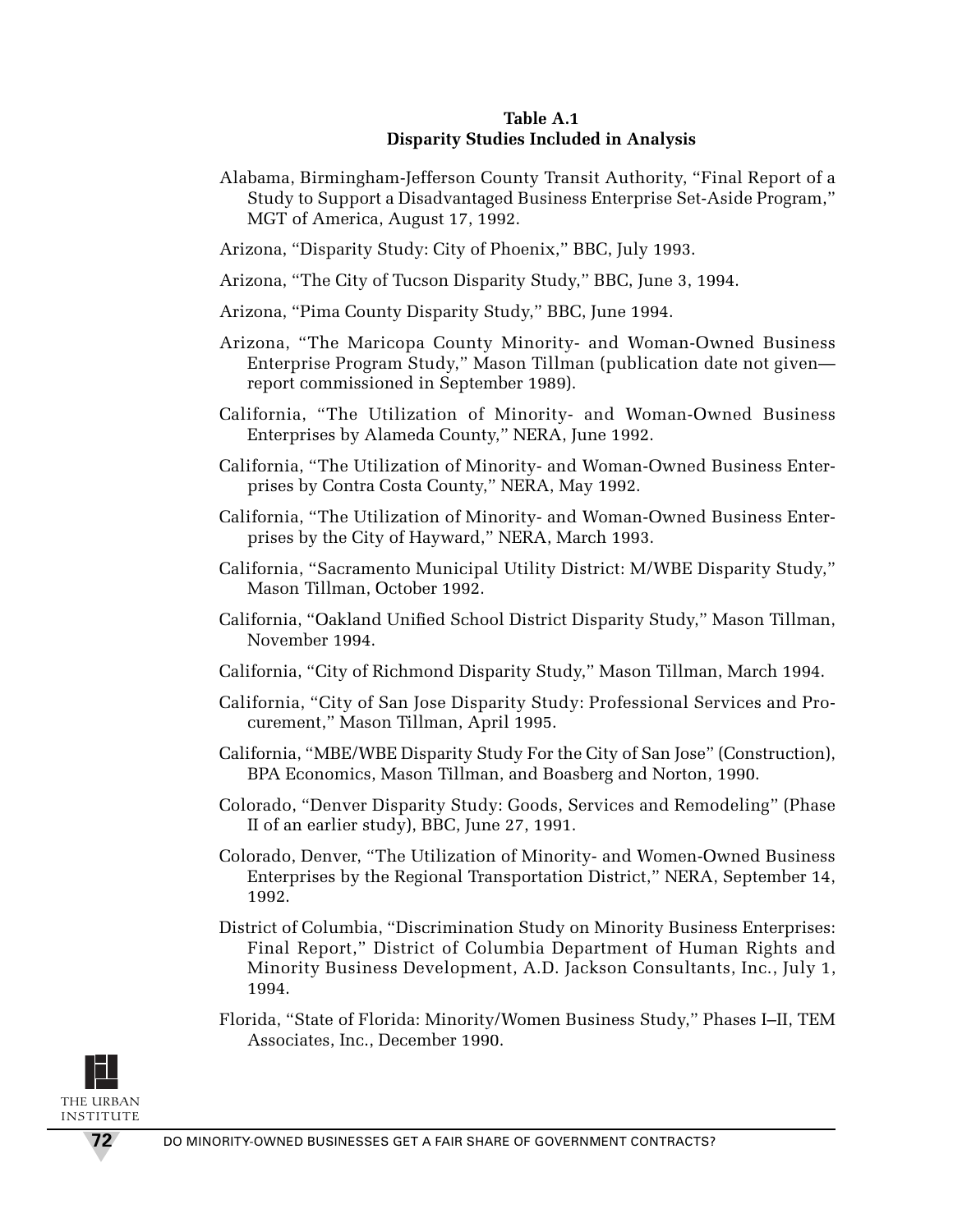**Table A.1**
**Disparity Studies Included in Analysis**

Alabama, Birmingham-Jefferson County Transit Authority, "Final Report of a Study to Support a Disadvantaged Business Enterprise Set-Aside Program," MGT of America, August 17, 1992.

Arizona, "Disparity Study: City of Phoenix," BBC, July 1993.

Arizona, "The City of Tucson Disparity Study," BBC, June 3, 1994.

Arizona, "Pima County Disparity Study," BBC, June 1994.

Arizona, "The Maricopa County Minority- and Woman-Owned Business Enterprise Program Study," Mason Tillman (publication date not given—report commissioned in September 1989).

California, "The Utilization of Minority- and Woman-Owned Business Enterprises by Alameda County," NERA, June 1992.

California, "The Utilization of Minority- and Woman-Owned Business Enterprises by Contra Costa County," NERA, May 1992.

California, "The Utilization of Minority- and Woman-Owned Business Enterprises by the City of Hayward," NERA, March 1993.

California, "Sacramento Municipal Utility District: M/WBE Disparity Study," Mason Tillman, October 1992.

California, "Oakland Unified School District Disparity Study," Mason Tillman, November 1994.

California, "City of Richmond Disparity Study," Mason Tillman, March 1994.

California, "City of San Jose Disparity Study: Professional Services and Procurement," Mason Tillman, April 1995.

California, "MBE/WBE Disparity Study For the City of San Jose" (Construction), BPA Economics, Mason Tillman, and Boasberg and Norton, 1990.

Colorado, "Denver Disparity Study: Goods, Services and Remodeling" (Phase II of an earlier study), BBC, June 27, 1991.

Colorado, Denver, "The Utilization of Minority- and Women-Owned Business Enterprises by the Regional Transportation District," NERA, September 14, 1992.

District of Columbia, "Discrimination Study on Minority Business Enterprises: Final Report," District of Columbia Department of Human Rights and Minority Business Development, A.D. Jackson Consultants, Inc., July 1, 1994.

Florida, "State of Florida: Minority/Women Business Study," Phases I–II, TEM Associates, Inc., December 1990.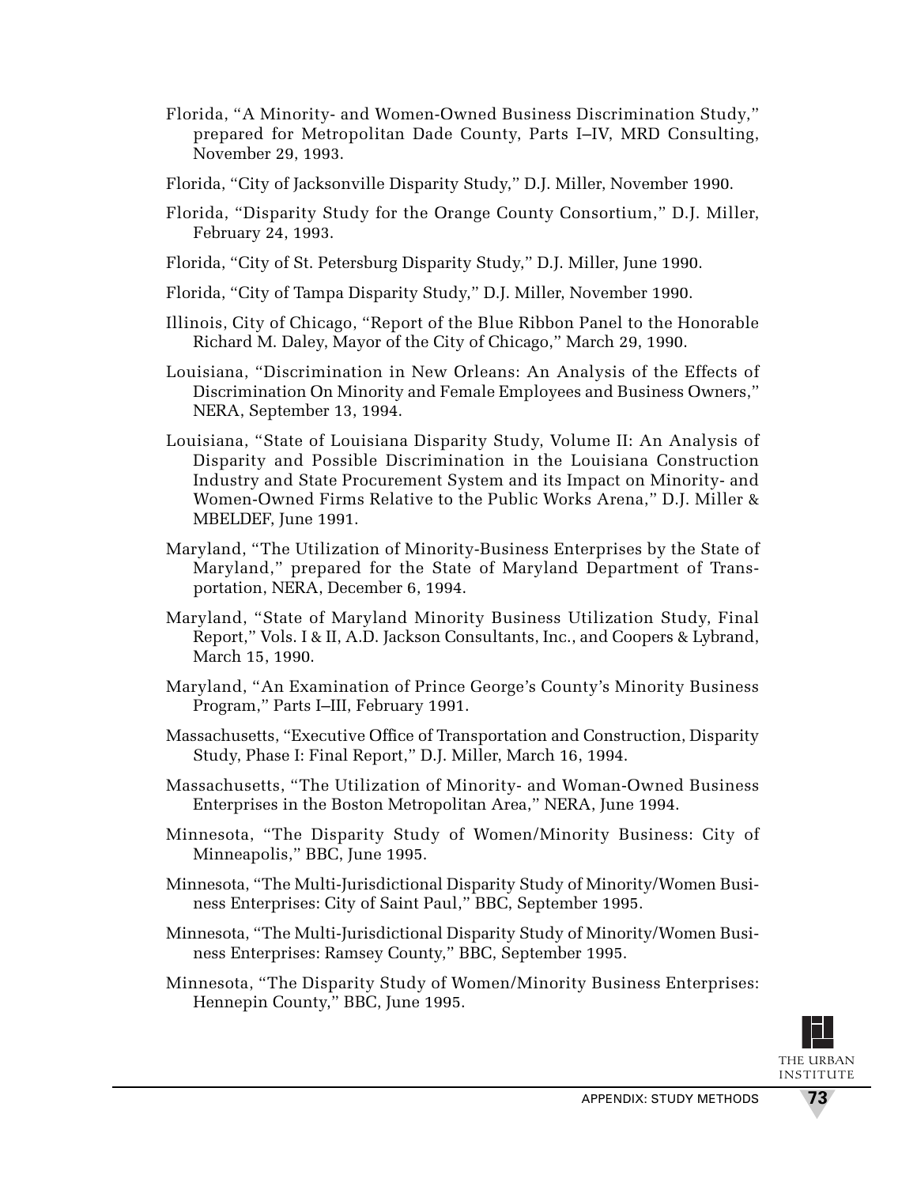Florida, "A Minority- and Women-Owned Business Discrimination Study," prepared for Metropolitan Dade County, Parts I–IV, MRD Consulting, November 29, 1993.

Florida, "City of Jacksonville Disparity Study," D.J. Miller, November 1990.

Florida, "Disparity Study for the Orange County Consortium," D.J. Miller, February 24, 1993.

Florida, "City of St. Petersburg Disparity Study," D.J. Miller, June 1990.

Florida, "City of Tampa Disparity Study," D.J. Miller, November 1990.

Illinois, City of Chicago, "Report of the Blue Ribbon Panel to the Honorable Richard M. Daley, Mayor of the City of Chicago," March 29, 1990.

Louisiana, "Discrimination in New Orleans: An Analysis of the Effects of Discrimination On Minority and Female Employees and Business Owners," NERA, September 13, 1994.

Louisiana, "State of Louisiana Disparity Study, Volume II: An Analysis of Disparity and Possible Discrimination in the Louisiana Construction Industry and State Procurement System and its Impact on Minority- and Women-Owned Firms Relative to the Public Works Arena," D.J. Miller & MBELDEF, June 1991.

Maryland, "The Utilization of Minority-Business Enterprises by the State of Maryland," prepared for the State of Maryland Department of Transportation, NERA, December 6, 1994.

Maryland, "State of Maryland Minority Business Utilization Study, Final Report," Vols. I & II, A.D. Jackson Consultants, Inc., and Coopers & Lybrand, March 15, 1990.

Maryland, "An Examination of Prince George's County's Minority Business Program," Parts I–III, February 1991.

Massachusetts, "Executive Office of Transportation and Construction, Disparity Study, Phase I: Final Report," D.J. Miller, March 16, 1994.

Massachusetts, "The Utilization of Minority- and Woman-Owned Business Enterprises in the Boston Metropolitan Area," NERA, June 1994.

Minnesota, "The Disparity Study of Women/Minority Business: City of Minneapolis," BBC, June 1995.

Minnesota, "The Multi-Jurisdictional Disparity Study of Minority/Women Business Enterprises: City of Saint Paul," BBC, September 1995.

Minnesota, "The Multi-Jurisdictional Disparity Study of Minority/Women Business Enterprises: Ramsey County," BBC, September 1995.

Minnesota, "The Disparity Study of Women/Minority Business Enterprises: Hennepin County," BBC, June 1995.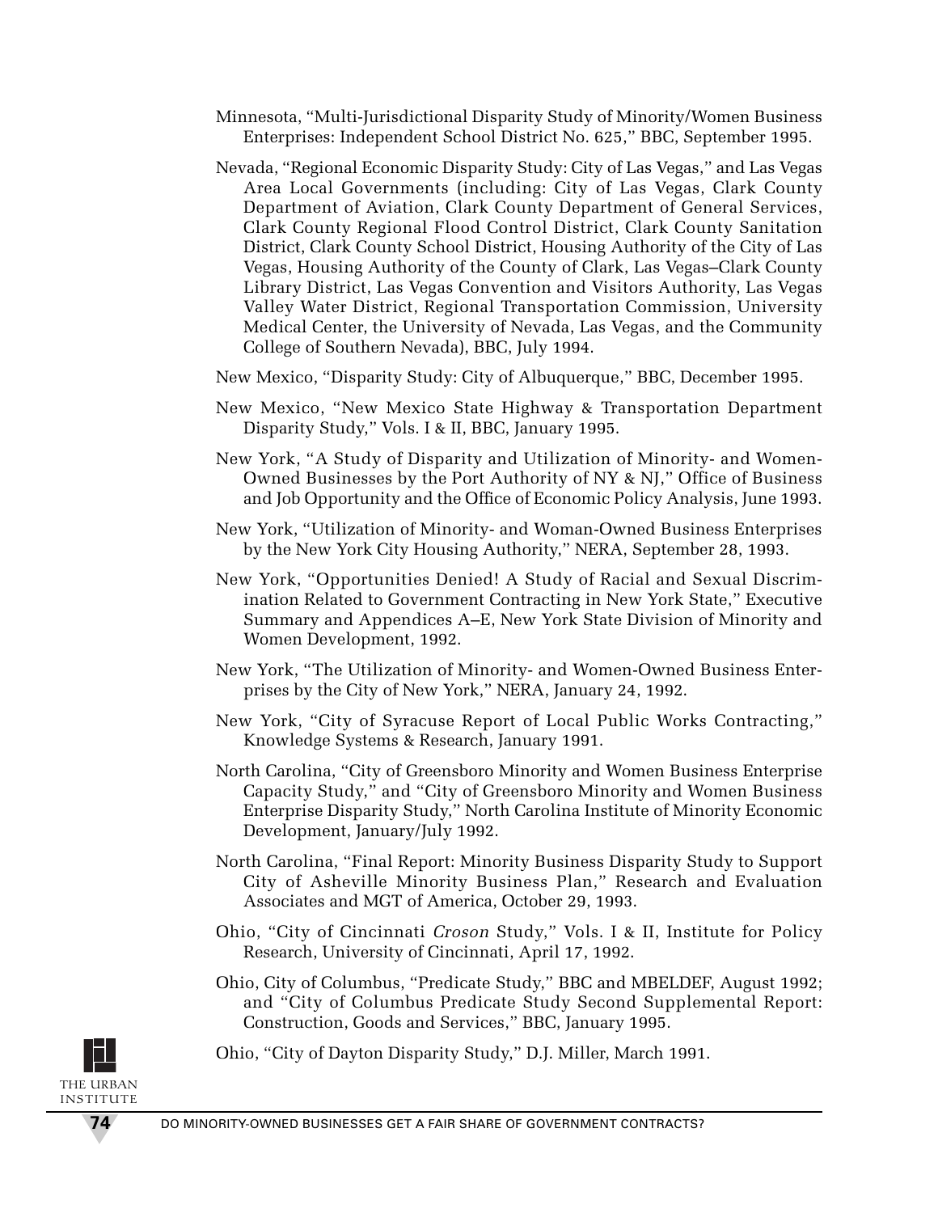Minnesota, "Multi-Jurisdictional Disparity Study of Minority/Women Business Enterprises: Independent School District No. 625," BBC, September 1995.

Nevada, "Regional Economic Disparity Study: City of Las Vegas," and Las Vegas Area Local Governments (including: City of Las Vegas, Clark County Department of Aviation, Clark County Department of General Services, Clark County Regional Flood Control District, Clark County Sanitation District, Clark County School District, Housing Authority of the City of Las Vegas, Housing Authority of the County of Clark, Las Vegas–Clark County Library District, Las Vegas Convention and Visitors Authority, Las Vegas Valley Water District, Regional Transportation Commission, University Medical Center, the University of Nevada, Las Vegas, and the Community College of Southern Nevada), BBC, July 1994.

New Mexico, "Disparity Study: City of Albuquerque," BBC, December 1995.

New Mexico, "New Mexico State Highway & Transportation Department Disparity Study," Vols. I & II, BBC, January 1995.

New York, "A Study of Disparity and Utilization of Minority- and Women-Owned Businesses by the Port Authority of NY & NJ," Office of Business and Job Opportunity and the Office of Economic Policy Analysis, June 1993.

New York, "Utilization of Minority- and Woman-Owned Business Enterprises by the New York City Housing Authority," NERA, September 28, 1993.

New York, "Opportunities Denied! A Study of Racial and Sexual Discrimination Related to Government Contracting in New York State," Executive Summary and Appendices A–E, New York State Division of Minority and Women Development, 1992.

New York, "The Utilization of Minority- and Women-Owned Business Enterprises by the City of New York," NERA, January 24, 1992.

New York, "City of Syracuse Report of Local Public Works Contracting," Knowledge Systems & Research, January 1991.

North Carolina, "City of Greensboro Minority and Women Business Enterprise Capacity Study," and "City of Greensboro Minority and Women Business Enterprise Disparity Study," North Carolina Institute of Minority Economic Development, January/July 1992.

North Carolina, "Final Report: Minority Business Disparity Study to Support City of Asheville Minority Business Plan," Research and Evaluation Associates and MGT of America, October 29, 1993.

Ohio, "City of Cincinnati *Croson* Study," Vols. I & II, Institute for Policy Research, University of Cincinnati, April 17, 1992.

Ohio, City of Columbus, "Predicate Study," BBC and MBELDEF, August 1992; and "City of Columbus Predicate Study Second Supplemental Report: Construction, Goods and Services," BBC, January 1995.

Ohio, "City of Dayton Disparity Study," D.J. Miller, March 1991.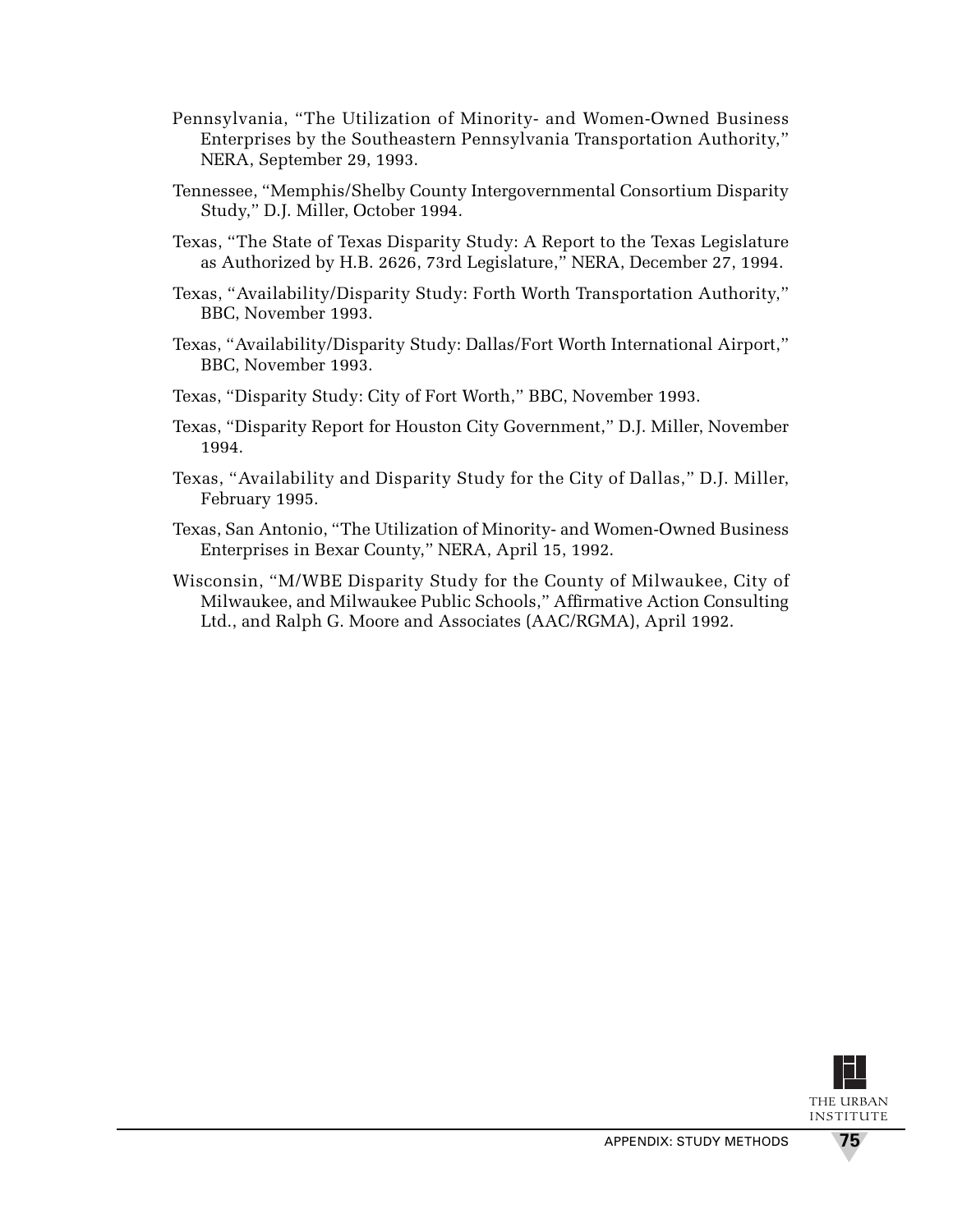Pennsylvania, "The Utilization of Minority- and Women-Owned Business Enterprises by the Southeastern Pennsylvania Transportation Authority," NERA, September 29, 1993.

Tennessee, "Memphis/Shelby County Intergovernmental Consortium Disparity Study," D.J. Miller, October 1994.

Texas, "The State of Texas Disparity Study: A Report to the Texas Legislature as Authorized by H.B. 2626, 73rd Legislature," NERA, December 27, 1994.

Texas, "Availability/Disparity Study: Forth Worth Transportation Authority," BBC, November 1993.

Texas, "Availability/Disparity Study: Dallas/Fort Worth International Airport," BBC, November 1993.

Texas, "Disparity Study: City of Fort Worth," BBC, November 1993.

Texas, "Disparity Report for Houston City Government," D.J. Miller, November 1994.

Texas, "Availability and Disparity Study for the City of Dallas," D.J. Miller, February 1995.

Texas, San Antonio, "The Utilization of Minority- and Women-Owned Business Enterprises in Bexar County," NERA, April 15, 1992.

Wisconsin, "M/WBE Disparity Study for the County of Milwaukee, City of Milwaukee, and Milwaukee Public Schools," Affirmative Action Consulting Ltd., and Ralph G. Moore and Associates (AAC/RGMA), April 1992.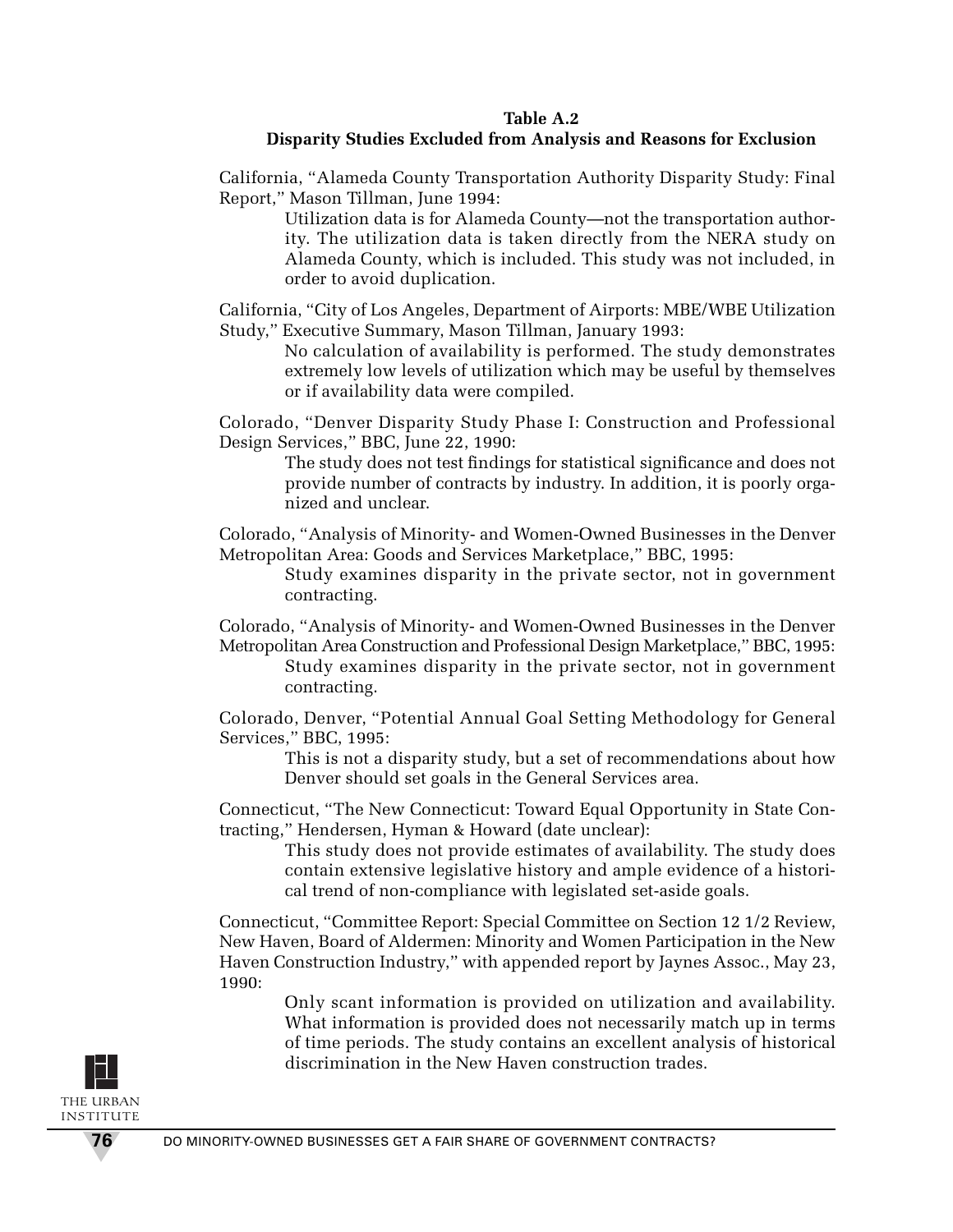**Table A.2**
**Disparity Studies Excluded from Analysis and Reasons for Exclusion**

California, "Alameda County Transportation Authority Disparity Study: Final Report," Mason Tillman, June 1994:

> Utilization data is for Alameda County—not the transportation authority. The utilization data is taken directly from the NERA study on Alameda County, which is included. This study was not included, in order to avoid duplication.

California, "City of Los Angeles, Department of Airports: MBE/WBE Utilization Study," Executive Summary, Mason Tillman, January 1993:

> No calculation of availability is performed. The study demonstrates extremely low levels of utilization which may be useful by themselves or if availability data were compiled.

Colorado, "Denver Disparity Study Phase I: Construction and Professional Design Services," BBC, June 22, 1990:

> The study does not test findings for statistical significance and does not provide number of contracts by industry. In addition, it is poorly organized and unclear.

Colorado, "Analysis of Minority- and Women-Owned Businesses in the Denver Metropolitan Area: Goods and Services Marketplace," BBC, 1995:

> Study examines disparity in the private sector, not in government contracting.

Colorado, "Analysis of Minority- and Women-Owned Businesses in the Denver Metropolitan Area Construction and Professional Design Marketplace," BBC, 1995:

> Study examines disparity in the private sector, not in government contracting.

Colorado, Denver, "Potential Annual Goal Setting Methodology for General Services," BBC, 1995:

> This is not a disparity study, but a set of recommendations about how Denver should set goals in the General Services area.

Connecticut, "The New Connecticut: Toward Equal Opportunity in State Contracting," Hendersen, Hyman & Howard (date unclear):

> This study does not provide estimates of availability. The study does contain extensive legislative history and ample evidence of a historical trend of non-compliance with legislated set-aside goals.

Connecticut, "Committee Report: Special Committee on Section 12 1/2 Review, New Haven, Board of Aldermen: Minority and Women Participation in the New Haven Construction Industry," with appended report by Jaynes Assoc., May 23, 1990:

> Only scant information is provided on utilization and availability. What information is provided does not necessarily match up in terms of time periods. The study contains an excellent analysis of historical discrimination in the New Haven construction trades.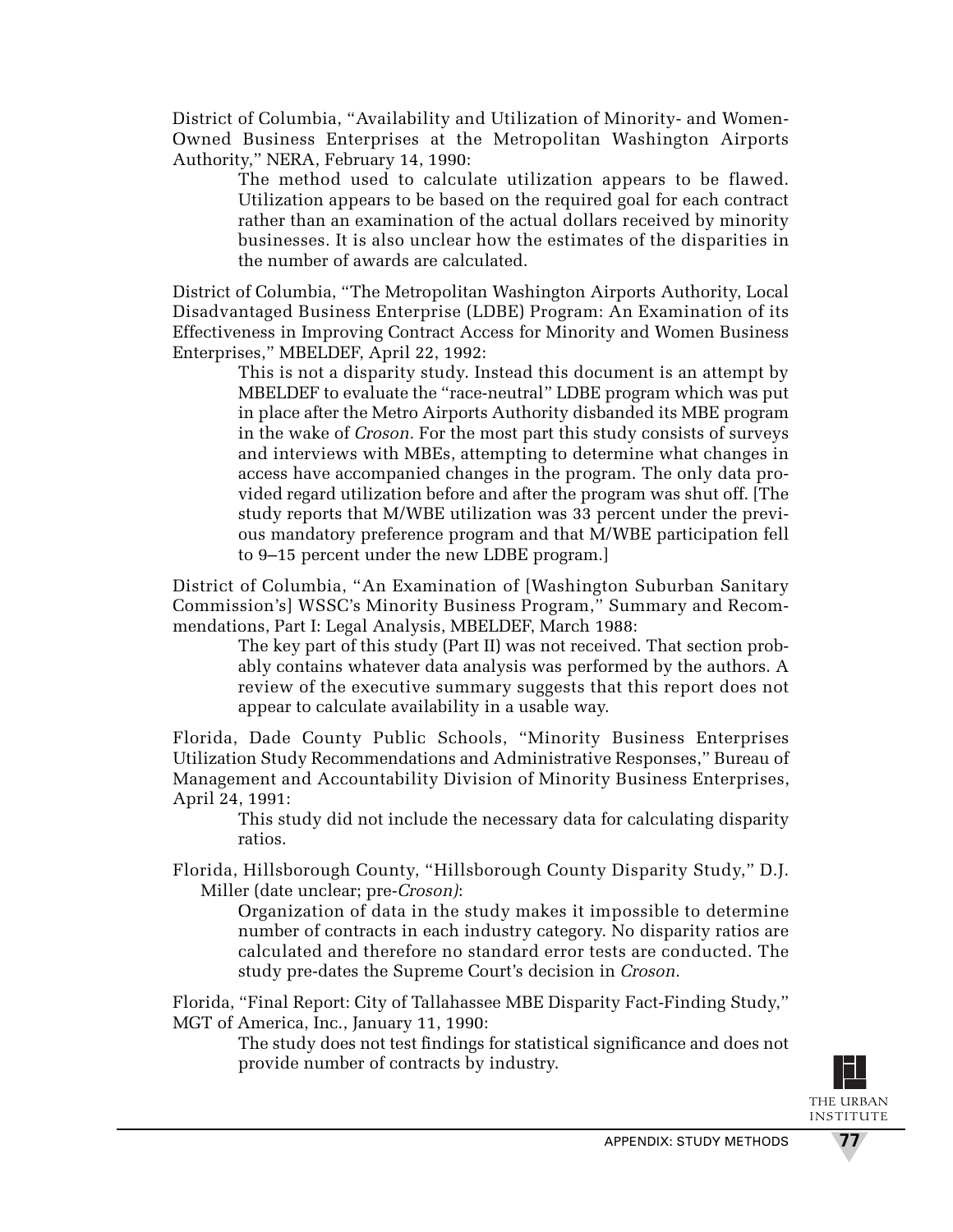District of Columbia, "Availability and Utilization of Minority- and Women-Owned Business Enterprises at the Metropolitan Washington Airports Authority," NERA, February 14, 1990:

> The method used to calculate utilization appears to be flawed. Utilization appears to be based on the required goal for each contract rather than an examination of the actual dollars received by minority businesses. It is also unclear how the estimates of the disparities in the number of awards are calculated.

District of Columbia, "The Metropolitan Washington Airports Authority, Local Disadvantaged Business Enterprise (LDBE) Program: An Examination of its Effectiveness in Improving Contract Access for Minority and Women Business Enterprises," MBELDEF, April 22, 1992:

> This is not a disparity study. Instead this document is an attempt by MBELDEF to evaluate the "race-neutral" LDBE program which was put in place after the Metro Airports Authority disbanded its MBE program in the wake of *Croson.* For the most part this study consists of surveys and interviews with MBEs, attempting to determine what changes in access have accompanied changes in the program. The only data provided regard utilization before and after the program was shut off. [The study reports that M/WBE utilization was 33 percent under the previous mandatory preference program and that M/WBE participation fell to 9–15 percent under the new LDBE program.]

District of Columbia, "An Examination of [Washington Suburban Sanitary Commission's] WSSC's Minority Business Program," Summary and Recommendations, Part I: Legal Analysis, MBELDEF, March 1988:

> The key part of this study (Part II) was not received. That section probably contains whatever data analysis was performed by the authors. A review of the executive summary suggests that this report does not appear to calculate availability in a usable way.

Florida, Dade County Public Schools, "Minority Business Enterprises Utilization Study Recommendations and Administrative Responses," Bureau of Management and Accountability Division of Minority Business Enterprises, April 24, 1991:

> This study did not include the necessary data for calculating disparity ratios.

Florida, Hillsborough County, "Hillsborough County Disparity Study," D.J. Miller (date unclear; pre-*Croson)*:

> Organization of data in the study makes it impossible to determine number of contracts in each industry category. No disparity ratios are calculated and therefore no standard error tests are conducted. The study pre-dates the Supreme Court's decision in *Croson.*

Florida, "Final Report: City of Tallahassee MBE Disparity Fact-Finding Study," MGT of America, Inc., January 11, 1990:

> The study does not test findings for statistical significance and does not provide number of contracts by industry.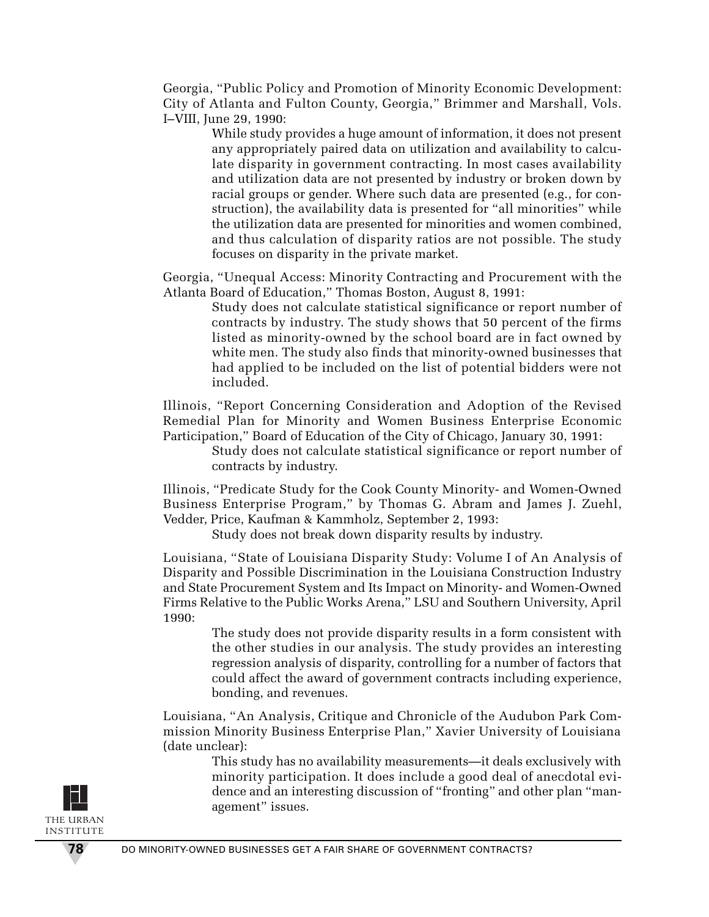Georgia, "Public Policy and Promotion of Minority Economic Development: City of Atlanta and Fulton County, Georgia," Brimmer and Marshall, Vols. I–VIII, June 29, 1990:

> While study provides a huge amount of information, it does not present any appropriately paired data on utilization and availability to calculate disparity in government contracting. In most cases availability and utilization data are not presented by industry or broken down by racial groups or gender. Where such data are presented (e.g., for construction), the availability data is presented for "all minorities" while the utilization data are presented for minorities and women combined, and thus calculation of disparity ratios are not possible. The study focuses on disparity in the private market.

Georgia, "Unequal Access: Minority Contracting and Procurement with the Atlanta Board of Education," Thomas Boston, August 8, 1991:

> Study does not calculate statistical significance or report number of contracts by industry. The study shows that 50 percent of the firms listed as minority-owned by the school board are in fact owned by white men. The study also finds that minority-owned businesses that had applied to be included on the list of potential bidders were not included.

Illinois, "Report Concerning Consideration and Adoption of the Revised Remedial Plan for Minority and Women Business Enterprise Economic Participation," Board of Education of the City of Chicago, January 30, 1991:

> Study does not calculate statistical significance or report number of contracts by industry.

Illinois, "Predicate Study for the Cook County Minority- and Women-Owned Business Enterprise Program," by Thomas G. Abram and James J. Zuehl, Vedder, Price, Kaufman & Kammholz, September 2, 1993:

> Study does not break down disparity results by industry.

Louisiana, "State of Louisiana Disparity Study: Volume I of An Analysis of Disparity and Possible Discrimination in the Louisiana Construction Industry and State Procurement System and Its Impact on Minority- and Women-Owned Firms Relative to the Public Works Arena," LSU and Southern University, April 1990:

> The study does not provide disparity results in a form consistent with the other studies in our analysis. The study provides an interesting regression analysis of disparity, controlling for a number of factors that could affect the award of government contracts including experience, bonding, and revenues.

Louisiana, "An Analysis, Critique and Chronicle of the Audubon Park Commission Minority Business Enterprise Plan," Xavier University of Louisiana (date unclear):

> This study has no availability measurements—it deals exclusively with minority participation. It does include a good deal of anecdotal evidence and an interesting discussion of "fronting" and other plan "management" issues.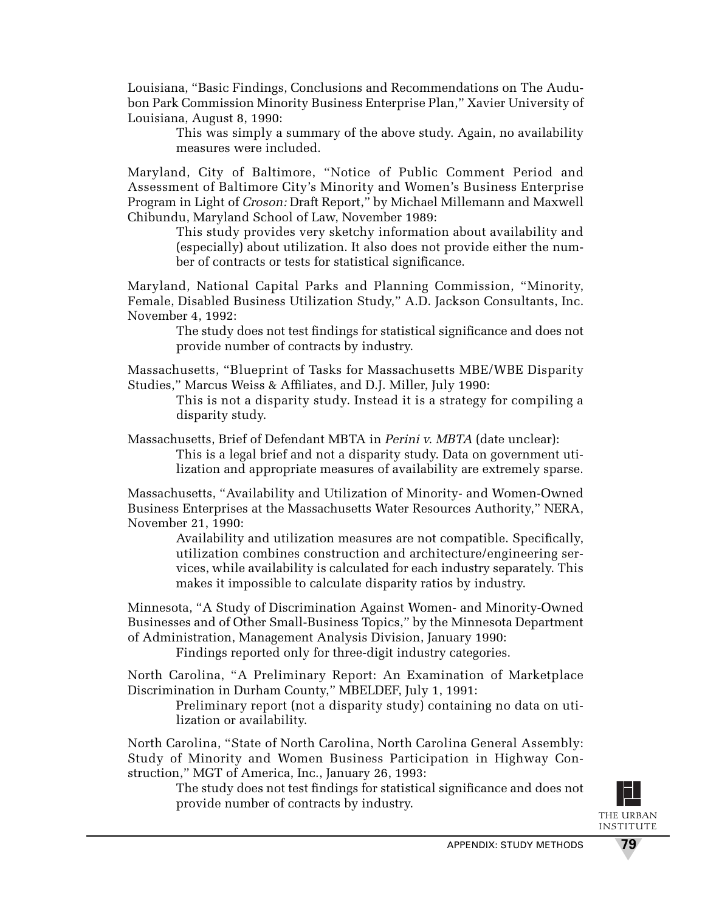Louisiana, "Basic Findings, Conclusions and Recommendations on The Audubon Park Commission Minority Business Enterprise Plan," Xavier University of Louisiana, August 8, 1990:

> This was simply a summary of the above study. Again, no availability measures were included.

Maryland, City of Baltimore, "Notice of Public Comment Period and Assessment of Baltimore City's Minority and Women's Business Enterprise Program in Light of *Croson:* Draft Report," by Michael Millemann and Maxwell Chibundu, Maryland School of Law, November 1989:

> This study provides very sketchy information about availability and (especially) about utilization. It also does not provide either the number of contracts or tests for statistical significance.

Maryland, National Capital Parks and Planning Commission, "Minority, Female, Disabled Business Utilization Study," A.D. Jackson Consultants, Inc. November 4, 1992:

> The study does not test findings for statistical significance and does not provide number of contracts by industry.

Massachusetts, "Blueprint of Tasks for Massachusetts MBE/WBE Disparity Studies," Marcus Weiss & Affiliates, and D.J. Miller, July 1990:

> This is not a disparity study. Instead it is a strategy for compiling a disparity study.

Massachusetts, Brief of Defendant MBTA in *Perini v. MBTA* (date unclear):

> This is a legal brief and not a disparity study. Data on government utilization and appropriate measures of availability are extremely sparse.

Massachusetts, "Availability and Utilization of Minority- and Women-Owned Business Enterprises at the Massachusetts Water Resources Authority," NERA, November 21, 1990:

> Availability and utilization measures are not compatible. Specifically, utilization combines construction and architecture/engineering services, while availability is calculated for each industry separately. This makes it impossible to calculate disparity ratios by industry.

Minnesota, "A Study of Discrimination Against Women- and Minority-Owned Businesses and of Other Small-Business Topics," by the Minnesota Department of Administration, Management Analysis Division, January 1990:

> Findings reported only for three-digit industry categories.

North Carolina, "A Preliminary Report: An Examination of Marketplace Discrimination in Durham County," MBELDEF, July 1, 1991:

> Preliminary report (not a disparity study) containing no data on utilization or availability.

North Carolina, "State of North Carolina, North Carolina General Assembly: Study of Minority and Women Business Participation in Highway Construction," MGT of America, Inc., January 26, 1993:

> The study does not test findings for statistical significance and does not provide number of contracts by industry.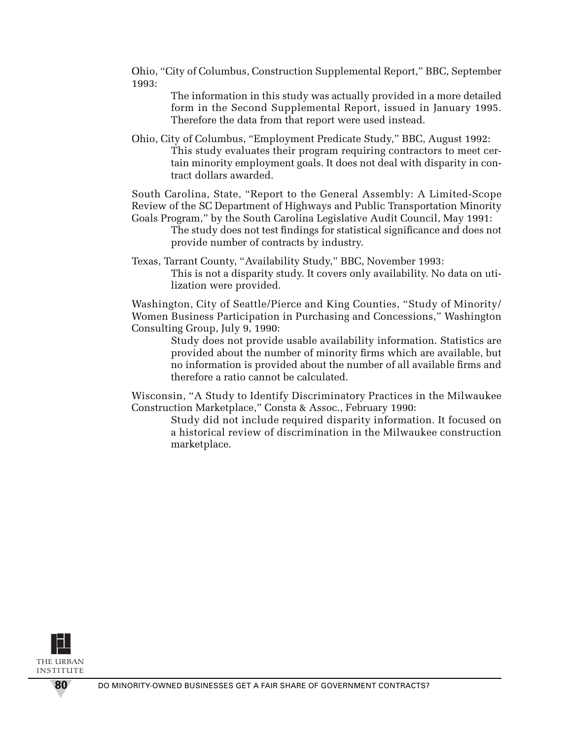Ohio, "City of Columbus, Construction Supplemental Report," BBC, September 1993:

> The information in this study was actually provided in a more detailed form in the Second Supplemental Report, issued in January 1995. Therefore the data from that report were used instead.

Ohio, City of Columbus, "Employment Predicate Study," BBC, August 1992:

> This study evaluates their program requiring contractors to meet certain minority employment goals. It does not deal with disparity in contract dollars awarded.

South Carolina, State, "Report to the General Assembly: A Limited-Scope Review of the SC Department of Highways and Public Transportation Minority Goals Program," by the South Carolina Legislative Audit Council, May 1991:

> The study does not test findings for statistical significance and does not provide number of contracts by industry.

Texas, Tarrant County, "Availability Study," BBC, November 1993:

> This is not a disparity study. It covers only availability. No data on utilization were provided.

Washington, City of Seattle/Pierce and King Counties, "Study of Minority/Women Business Participation in Purchasing and Concessions," Washington Consulting Group, July 9, 1990:

> Study does not provide usable availability information. Statistics are provided about the number of minority firms which are available, but no information is provided about the number of all available firms and therefore a ratio cannot be calculated.

Wisconsin, "A Study to Identify Discriminatory Practices in the Milwaukee Construction Marketplace," Consta & Assoc., February 1990:

> Study did not include required disparity information. It focused on a historical review of discrimination in the Milwaukee construction marketplace.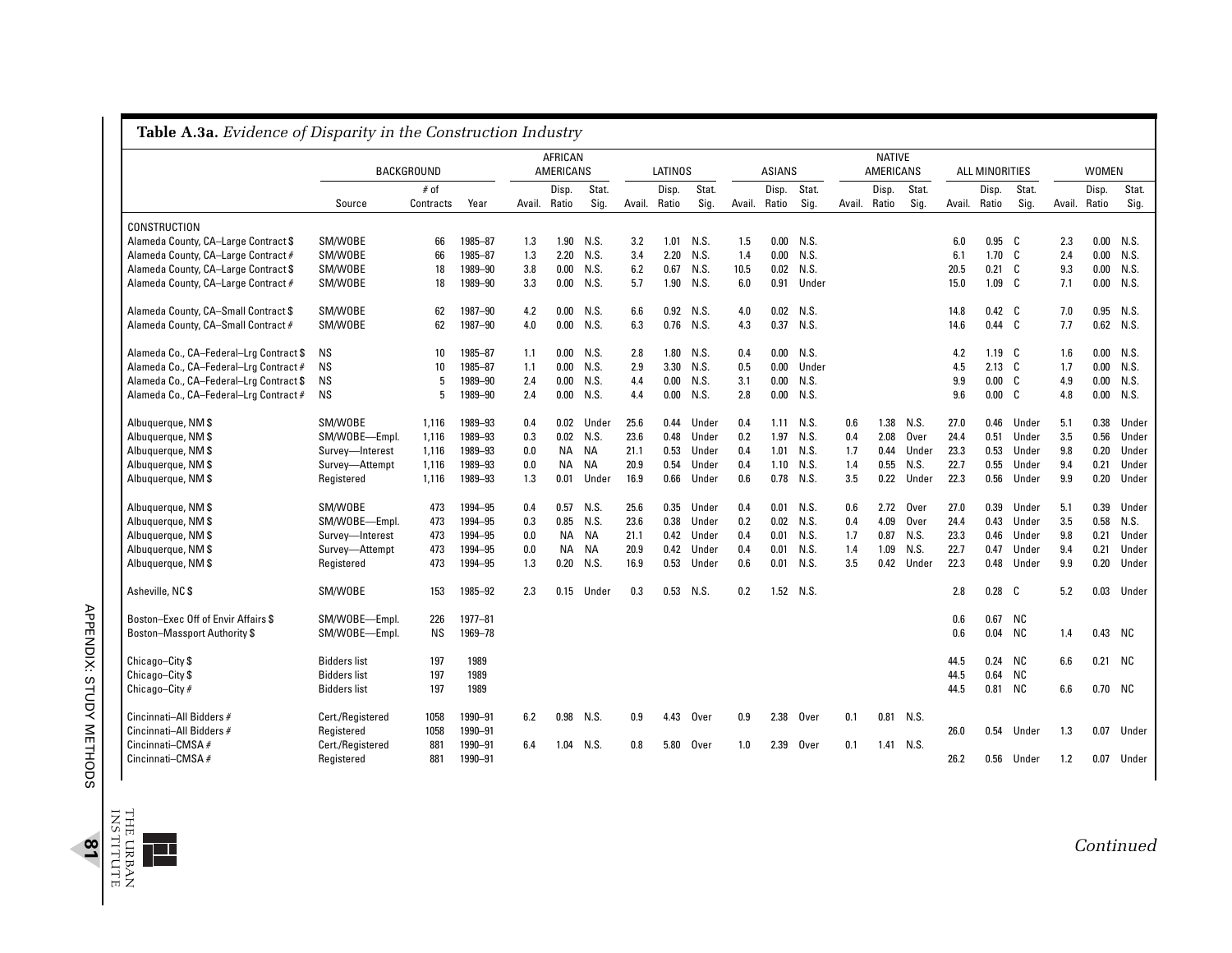**Table A.3a.** *Evidence of Disparity in the Construction Industry*

| | BACKGROUND | | | AFRICAN AMERICANS | | | LATINOS | | | ASIANS | | | NATIVE AMERICANS | | | ALL MINORITIES | | | WOMEN | | |
|---|---|---|---|---|---|---|---|---|---|---|---|---|---|---|---|---|---|---|---|---|---|
| | Source | # of Contracts | Year | Avail. | Disp. Ratio | Stat. Sig. | Avail. | Disp. Ratio | Stat. Sig. | Avail. | Disp. Ratio | Stat. Sig. | Avail. | Disp. Ratio | Stat. Sig. | Avail. | Disp. Ratio | Stat. Sig. | Avail. | Disp. Ratio | Stat. Sig. |
| CONSTRUCTION | | | | | | | | | | | | | | | | | | | | | |
| Alameda County, CA–Large Contract $ | SM/WOBE | 66 | 1985–87 | 1.3 | 1.90 | N.S. | 3.2 | 1.01 | N.S. | 1.5 | 0.00 | N.S. | | | | 6.0 | 0.95 | C | 2.3 | 0.00 | N.S. |
| Alameda County, CA–Large Contract # | SM/WOBE | 66 | 1985–87 | 1.3 | 2.20 | N.S. | 3.4 | 2.20 | N.S. | 1.4 | 0.00 | N.S. | | | | 6.1 | 1.70 | C | 2.4 | 0.00 | N.S. |
| Alameda County, CA–Large Contract $ | SM/WOBE | 18 | 1989–90 | 3.8 | 0.00 | N.S. | 6.2 | 0.67 | N.S. | 10.5 | 0.02 | N.S. | | | | 20.5 | 0.21 | C | 9.3 | 0.00 | N.S. |
| Alameda County, CA–Large Contract # | SM/WOBE | 18 | 1989–90 | 3.3 | 0.00 | N.S. | 5.7 | 1.90 | N.S. | 6.0 | 0.91 | Under | | | | 15.0 | 1.09 | C | 7.1 | 0.00 | N.S. |
| Alameda County, CA–Small Contract $ | SM/WOBE | 62 | 1987–90 | 4.2 | 0.00 | N.S. | 6.6 | 0.92 | N.S. | 4.0 | 0.02 | N.S. | | | | 14.8 | 0.42 | C | 7.0 | 0.95 | N.S. |
| Alameda County, CA–Small Contract # | SM/WOBE | 62 | 1987–90 | 4.0 | 0.00 | N.S. | 6.3 | 0.76 | N.S. | 4.3 | 0.37 | N.S. | | | | 14.6 | 0.44 | C | 7.7 | 0.62 | N.S. |
| Alameda Co., CA–Federal–Lrg Contract $ | NS | 10 | 1985–87 | 1.1 | 0.00 | N.S. | 2.8 | 1.80 | N.S. | 0.4 | 0.00 | N.S. | | | | 4.2 | 1.19 | C | 1.6 | 0.00 | N.S. |
| Alameda Co., CA–Federal–Lrg Contract # | NS | 10 | 1985–87 | 1.1 | 0.00 | N.S. | 2.9 | 3.30 | N.S. | 0.5 | 0.00 | Under | | | | 4.5 | 2.13 | C | 1.7 | 0.00 | N.S. |
| Alameda Co., CA–Federal–Lrg Contract $ | NS | 5 | 1989–90 | 2.4 | 0.00 | N.S. | 4.4 | 0.00 | N.S. | 3.1 | 0.00 | N.S. | | | | 9.9 | 0.00 | C | 4.9 | 0.00 | N.S. |
| Alameda Co., CA–Federal–Lrg Contract # | NS | 5 | 1989–90 | 2.4 | 0.00 | N.S. | 4.4 | 0.00 | N.S. | 2.8 | 0.00 | N.S. | | | | 9.6 | 0.00 | C | 4.8 | 0.00 | N.S. |
| Albuquerque, NM $ | SM/WOBE | 1,116 | 1989–93 | 0.4 | 0.02 | Under | 25.6 | 0.44 | Under | 0.4 | 1.11 | N.S. | 0.6 | 1.38 | N.S. | 27.0 | 0.46 | Under | 5.1 | 0.38 | Under |
| Albuquerque, NM $ | SM/WOBE—Empl. | 1,116 | 1989–93 | 0.3 | 0.02 | N.S. | 23.6 | 0.48 | Under | 0.2 | 1.97 | N.S. | 0.4 | 2.08 | Over | 24.4 | 0.51 | Under | 3.5 | 0.56 | Under |
| Albuquerque, NM $ | Survey—Interest | 1,116 | 1989–93 | 0.0 | NA | NA | 21.1 | 0.53 | Under | 0.4 | 1.01 | N.S. | 1.7 | 0.44 | Under | 23.3 | 0.53 | Under | 9.8 | 0.20 | Under |
| Albuquerque, NM $ | Survey—Attempt | 1,116 | 1989–93 | 0.0 | NA | NA | 20.9 | 0.54 | Under | 0.4 | 1.10 | N.S. | 1.4 | 0.55 | N.S. | 22.7 | 0.55 | Under | 9.4 | 0.21 | Under |
| Albuquerque, NM $ | Registered | 1,116 | 1989–93 | 1.3 | 0.01 | Under | 16.9 | 0.66 | Under | 0.6 | 0.78 | N.S. | 3.5 | 0.22 | Under | 22.3 | 0.56 | Under | 9.9 | 0.20 | Under |
| Albuquerque, NM $ | SM/WOBE | 473 | 1994–95 | 0.4 | 0.57 | N.S. | 25.6 | 0.35 | Under | 0.4 | 0.01 | N.S. | 0.6 | 2.72 | Over | 27.0 | 0.39 | Under | 5.1 | 0.39 | Under |
| Albuquerque, NM $ | SM/WOBE—Empl. | 473 | 1994–95 | 0.3 | 0.85 | N.S. | 23.6 | 0.38 | Under | 0.2 | 0.02 | N.S. | 0.4 | 4.09 | Over | 24.4 | 0.43 | Under | 3.5 | 0.58 | N.S. |
| Albuquerque, NM $ | Survey—Interest | 473 | 1994–95 | 0.0 | NA | NA | 21.1 | 0.42 | Under | 0.4 | 0.01 | N.S. | 1.7 | 0.87 | N.S. | 23.3 | 0.46 | Under | 9.8 | 0.21 | Under |
| Albuquerque, NM $ | Survey—Attempt | 473 | 1994–95 | 0.0 | NA | NA | 20.9 | 0.42 | Under | 0.4 | 0.01 | N.S. | 1.4 | 1.09 | N.S. | 22.7 | 0.47 | Under | 9.4 | 0.21 | Under |
| Albuquerque, NM $ | Registered | 473 | 1994–95 | 1.3 | 0.20 | N.S. | 16.9 | 0.53 | Under | 0.6 | 0.01 | N.S. | 3.5 | 0.42 | Under | 22.3 | 0.48 | Under | 9.9 | 0.20 | Under |
| Asheville, NC $ | SM/WOBE | 153 | 1985–92 | 2.3 | 0.15 | Under | 0.3 | 0.53 | N.S. | 0.2 | 1.52 | N.S. | | | | 2.8 | 0.28 | C | 5.2 | 0.03 | Under |
| Boston–Exec Off of Envir Affairs $ | SM/WOBE—Empl. | 226 | 1977–81 | | | | | | | | | | | | | 0.6 | 0.67 | NC | | | |
| Boston–Massport Authority $ | SM/WOBE—Empl. | NS | 1969–78 | | | | | | | | | | | | | 0.6 | 0.04 | NC | 1.4 | 0.43 | NC |
| Chicago–City $ | Bidders list | 197 | 1989 | | | | | | | | | | | | | 44.5 | 0.24 | NC | 6.6 | 0.21 | NC |
| Chicago–City $ | Bidders list | 197 | 1989 | | | | | | | | | | | | | 44.5 | 0.64 | NC | | | |
| Chicago–City # | Bidders list | 197 | 1989 | | | | | | | | | | | | | 44.5 | 0.81 | NC | 6.6 | 0.70 | NC |
| Cincinnati–All Bidders # | Cert./Registered | 1058 | 1990–91 | 6.2 | 0.98 | N.S. | 0.9 | 4.43 | Over | 0.9 | 2.38 | Over | 0.1 | 0.81 | N.S. | | | | | | |
| Cincinnati–All Bidders # | Registered | 1058 | 1990–91 | | | | | | | | | | | | | 26.0 | 0.54 | Under | 1.3 | 0.07 | Under |
| Cincinnati–CMSA # | Cert./Registered | 881 | 1990–91 | 6.4 | 1.04 | N.S. | 0.8 | 5.80 | Over | 1.0 | 2.39 | Over | 0.1 | 1.41 | N.S. | | | | | | |
| Cincinnati–CMSA # | Registered | 881 | 1990–91 | | | | | | | | | | | | | 26.2 | 0.56 | Under | 1.2 | 0.07 | Under |

*Continued*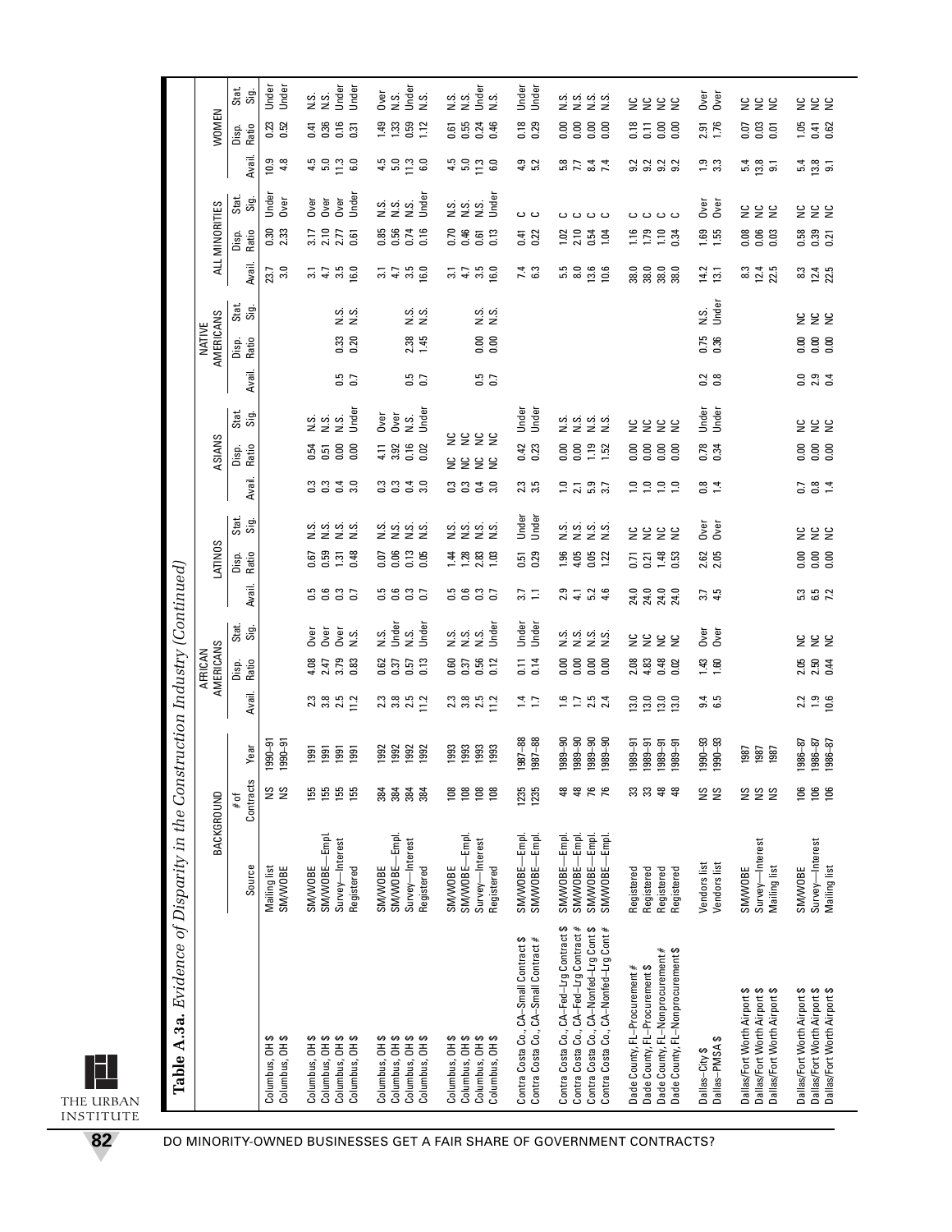**Table A.3a.** *Evidence of Disparity in the Construction Industry (Continued)*

| | BACKGROUND | | | AFRICAN AMERICANS | | | LATINOS | | | ASIANS | | | NATIVE AMERICANS | | | ALL MINORITIES | | | WOMEN | | |
|---|---|---|---|---|---|---|---|---|---|---|---|---|---|---|---|---|---|---|---|---|---|
| | Source | # of Contracts | Year | Avail. | Disp. Ratio | Stat. Sig. | Avail. | Disp. Ratio | Stat. Sig. | Avail. | Disp. Ratio | Stat. Sig. | Avail. | Disp. Ratio | Stat. Sig. | Avail. | Disp. Ratio | Stat. Sig. | Avail. | Disp. Ratio | Stat. Sig. |
| Columbus, OH $ | Mailing list | NS | 1990–91 | | | | | | | | | | | | | 23.7 | 0.30 | Under | 10.9 | 0.23 | Under |
| Columbus, OH $ | SM/WOBE | NS | 1990–91 | | | | | | | | | | | | | 3.0 | 2.33 | Over | 4.8 | 0.52 | Under |
| Columbus, OH $ | SM/WOBE | 155 | 1991 | 2.3 | 4.08 | Over | 0.5 | 0.67 | N.S. | 0.3 | 0.54 | N.S. | | | | 3.1 | 3.17 | Over | 4.5 | 0.41 | N.S. |
| Columbus, OH $ | SM/WOBE—Empl. | 155 | 1991 | 3.8 | 2.47 | Over | 0.6 | 0.59 | N.S. | 0.3 | 0.51 | N.S. | | | | 4.7 | 2.10 | Over | 5.0 | 0.36 | N.S. |
| Columbus, OH $ | Survey—Interest | 155 | 1991 | 2.5 | 3.79 | Over | 0.3 | 1.31 | N.S. | 0.4 | 0.00 | N.S. | 0.5 | 0.33 | N.S. | 3.5 | 2.77 | Over | 11.3 | 0.16 | Under |
| Columbus, OH $ | Registered | 155 | 1991 | 11.2 | 0.83 | N.S. | 0.7 | 0.48 | N.S. | 3.0 | 0.00 | Under | 0.7 | 0.20 | N.S. | 16.0 | 0.61 | Under | 6.0 | 0.31 | Under |
| Columbus, OH $ | SM/WOBE | 384 | 1992 | 2.3 | 0.62 | N.S. | 0.5 | 0.07 | N.S. | 0.3 | 4.11 | Over | | | | 3.1 | 0.85 | N.S. | 4.5 | 1.49 | Over |
| Columbus, OH $ | SM/WOBE—Empl. | 384 | 1992 | 3.8 | 0.37 | Under | 0.6 | 0.06 | N.S. | 0.3 | 3.92 | Over | | | | 4.7 | 0.56 | N.S. | 5.0 | 1.33 | N.S. |
| Columbus, OH $ | Survey—Interest | 384 | 1992 | 2.5 | 0.57 | N.S. | 0.3 | 0.13 | N.S. | 0.4 | 0.16 | N.S. | 0.5 | 2.38 | N.S. | 3.5 | 0.74 | N.S. | 11.3 | 0.59 | Under |
| Columbus, OH $ | Registered | 384 | 1992 | 11.2 | 0.13 | Under | 0.7 | 0.05 | N.S. | 3.0 | 0.02 | Under | 0.7 | 1.45 | N.S. | 16.0 | 0.16 | Under | 6.0 | 1.12 | N.S. |
| Columbus, OH $ | SM/WOBE | 108 | 1993 | 2.3 | 0.60 | N.S. | 0.5 | 1.44 | N.S. | 0.3 | NC | NC | | | | 3.1 | 0.70 | N.S. | 4.5 | 0.61 | N.S. |
| Columbus, OH $ | SM/WOBE—Empl. | 108 | 1993 | 3.8 | 0.37 | N.S. | 0.6 | 1.28 | N.S. | 0.3 | NC | NC | | | | 4.7 | 0.46 | N.S. | 5.0 | 0.55 | N.S. |
| Columbus, OH $ | Survey—Interest | 108 | 1993 | 2.5 | 0.56 | N.S. | 0.3 | 2.83 | N.S. | 0.4 | NC | NC | 0.5 | 0.00 | N.S. | 3.5 | 0.61 | N.S. | 11.3 | 0.24 | Under |
| Columbus, OH $ | Registered | 108 | 1993 | 11.2 | 0.12 | Under | 0.7 | 1.03 | N.S. | 3.0 | NC | NC | 0.7 | 0.00 | N.S. | 16.0 | 0.13 | Under | 6.0 | 0.46 | N.S. |
| Contra Costa Co., CA—Small Contract $ | SM/WOBE—Empl. | 1235 | 1987–88 | 1.4 | 0.11 | Under | 3.7 | 0.51 | Under | 2.3 | 0.42 | Under | | | | 7.4 | 0.41 | C | 4.9 | 0.18 | Under |
| Contra Costa Co., CA—Small Contract # | SM/WOBE—Empl. | 1235 | 1987–88 | 1.7 | 0.14 | Under | 1.1 | 0.29 | Under | 3.5 | 0.23 | Under | | | | 6.3 | 0.22 | C | 5.2 | 0.29 | Under |
| Contra Costa Co., CA—Fed–Lrg Contract $ | SM/WOBE—Empl. | 48 | 1989–90 | 1.6 | 0.00 | N.S. | 2.9 | 1.96 | N.S. | 1.0 | 0.00 | N.S. | | | | 5.5 | 1.02 | C | 5.8 | 0.00 | N.S. |
| Contra Costa Co., CA—Fed–Lrg Contract # | SM/WOBE—Empl. | 48 | 1989–90 | 1.7 | 0.00 | N.S. | 4.1 | 4.05 | N.S. | 2.1 | 0.00 | N.S. | | | | 8.0 | 2.10 | C | 7.7 | 0.00 | N.S. |
| Contra Costa Co., CA—Nonfed–Lrg Cont $ | SM/WOBE—Empl. | 76 | 1989–90 | 2.5 | 0.00 | N.S. | 5.2 | 0.05 | N.S. | 5.9 | 1.19 | N.S. | | | | 13.6 | 0.54 | C | 8.4 | 0.00 | N.S. |
| Contra Costa Co., CA—Nonfed–Lrg Cont # | SM/WOBE—Empl. | 76 | 1989–90 | 2.4 | 0.00 | N.S. | 4.6 | 1.22 | N.S. | 3.7 | 1.52 | N.S. | | | | 10.6 | 1.04 | C | 7.4 | 0.00 | N.S. |
| Dade County, FL—Procurement # | Registered | 33 | 1989–91 | 13.0 | 2.08 | NC | 24.0 | 0.71 | NC | 1.0 | 0.00 | NC | | | | 38.0 | 1.16 | C | 9.2 | 0.18 | NC |
| Dade County, FL—Procurement $ | Registered | 33 | 1989–91 | 13.0 | 4.83 | NC | 24.0 | 0.21 | NC | 1.0 | 0.00 | NC | | | | 38.0 | 1.79 | C | 9.2 | 0.11 | NC |
| Dade County, FL—Nonprocurement # | Registered | 48 | 1989–91 | 13.0 | 0.48 | NC | 24.0 | 1.48 | NC | 1.0 | 0.00 | NC | | | | 38.0 | 1.10 | C | 9.2 | 0.00 | NC |
| Dade County, FL—Nonprocurement $ | Registered | 48 | 1989–91 | 13.0 | 0.02 | NC | 24.0 | 0.53 | NC | 1.0 | 0.00 | NC | | | | 38.0 | 0.34 | C | 9.2 | 0.00 | NC |
| Dallas–City $ | Vendors list | NS | 1990–93 | 9.4 | 1.43 | Over | 3.7 | 2.62 | Over | 0.8 | 0.78 | Under | 0.2 | 0.75 | N.S. | 14.2 | 1.69 | Over | 1.9 | 2.91 | Over |
| Dallas–PMSA $ | Vendors list | NS | 1990–93 | 6.5 | 1.60 | Over | 4.5 | 2.05 | Over | 1.4 | 0.34 | Under | 0.8 | 0.36 | Under | 13.1 | 1.55 | Over | 3.3 | 1.76 | Over |
| Dallas/Fort Worth Airport $ | SM/WOBE | NS | 1987 | | | | | | | | | | | | | 8.3 | 0.08 | NC | 5.4 | 0.07 | NC |
| Dallas/Fort Worth Airport $ | Survey—Interest | NS | 1987 | | | | | | | | | | | | | 12.4 | 0.06 | NC | 13.8 | 0.03 | NC |
| Dallas/Fort Worth Airport $ | Mailing list | NS | 1987 | | | | | | | | | | | | | 22.5 | 0.03 | NC | 9.1 | 0.01 | NC |
| Dallas/Fort Worth Airport $ | SM/WOBE | 106 | 1986–87 | 2.2 | 2.05 | NC | 5.3 | 0.00 | NC | 0.7 | 0.00 | NC | 0.0 | 0.00 | NC | 8.3 | 0.58 | NC | 5.4 | 1.05 | NC |
| Dallas/Fort Worth Airport $ | Survey—Interest | 106 | 1986–87 | 1.9 | 2.50 | NC | 6.5 | 0.00 | NC | 0.8 | 0.00 | NC | 2.9 | 0.00 | NC | 12.4 | 0.39 | NC | 13.8 | 0.41 | NC |
| Dallas/Fort Worth Airport $ | Mailing list | 106 | 1986–87 | 10.6 | 0.44 | NC | 7.2 | 0.00 | NC | 1.4 | 0.00 | NC | 0.4 | 0.00 | NC | 22.5 | 0.21 | NC | 9.1 | 0.62 | NC |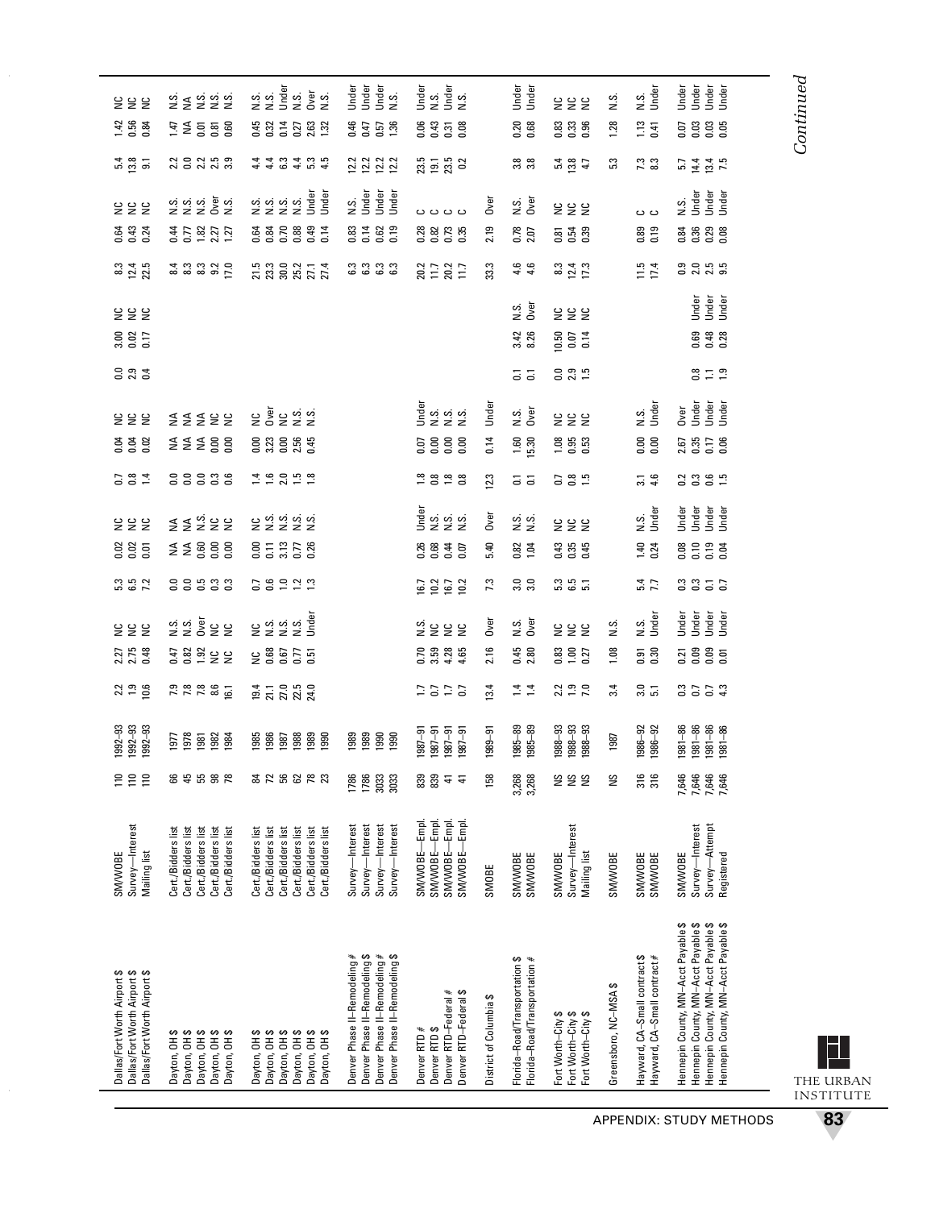| | | | | | | | | | | | | | | | | | | | | | |
|---|---|---|---|---|---|---|---|---|---|---|---|---|---|---|---|---|---|---|---|---|---|
| Dallas/Fort Worth Airport $ | SM/WOBE | 110 | 1992–93 | 2.2 | 2.27 | NC | 5.3 | 0.02 | NC | 0.7 | 0.04 | NC | 0.0 | 3.00 | NC | 8.3 | 0.64 | NC | 5.4 | 1.42 | NC |
| Dallas/Fort Worth Airport $ | Survey—Interest | 110 | 1992–93 | 1.9 | 2.75 | NC | 6.5 | 0.02 | NC | 0.8 | 0.04 | NC | 2.9 | 0.02 | NC | 12.4 | 0.43 | NC | 13.8 | 0.56 | NC |
| Dallas/Fort Worth Airport $ | Mailing list | 110 | 1992–93 | 10.6 | 0.48 | NC | 7.2 | 0.01 | NC | 1.4 | 0.02 | NC | 0.4 | 0.17 | NC | 22.5 | 0.24 | NC | 9.1 | 0.84 | NC |
| Dayton, OH $ | Cert./Bidders list | 66 | 1977 | 7.9 | 0.47 | N.S. | 0.0 | NA | NA | 0.0 | NA | NA | | | | 8.4 | 0.44 | N.S. | 2.2 | 1.47 | N.S. |
| Dayton, OH $ | Cert./Bidders list | 45 | 1978 | 7.8 | 0.82 | N.S. | 0.0 | NA | NA | 0.0 | NA | NA | | | | 8.3 | 0.77 | N.S. | 0.0 | NA | NA |
| Dayton, OH $ | Cert./Bidders list | 55 | 1981 | 7.8 | 1.92 | Over | 0.5 | 0.60 | N.S. | 0.0 | NA | NA | | | | 8.3 | 1.82 | N.S. | 2.2 | 0.01 | N.S. |
| Dayton, OH $ | Cert./Bidders list | 98 | 1982 | 8.6 | NC | NC | 0.3 | 0.00 | NC | 0.3 | 0.00 | NC | | | | 9.2 | 2.27 | Over | 2.5 | 0.81 | N.S. |
| Dayton, OH $ | Cert./Bidders list | 78 | 1984 | 16.1 | NC | NC | 0.3 | 0.00 | NC | 0.6 | 0.00 | NC | | | | 17.0 | 1.27 | N.S. | 3.9 | 0.60 | N.S. |
| Dayton, OH $ | Cert./Bidders list | 84 | 1985 | 19.4 | NC | NC | 0.7 | 0.00 | NC | 1.4 | 0.00 | NC | | | | 21.5 | 0.64 | N.S. | 4.4 | 0.45 | N.S. |
| Dayton, OH $ | Cert./Bidders list | 72 | 1986 | 21.1 | 0.68 | N.S. | 0.6 | 0.11 | N.S. | 1.6 | 3.23 | Over | | | | 23.3 | 0.84 | N.S. | 4.4 | 0.32 | N.S. |
| Dayton, OH $ | Cert./Bidders list | 56 | 1987 | 27.0 | 0.67 | N.S. | 1.0 | 3.13 | N.S. | 2.0 | 0.00 | NC | | | | 30.0 | 0.70 | N.S. | 6.3 | 0.14 | Under |
| Dayton, OH $ | Cert./Bidders list | 62 | 1988 | 22.5 | 0.77 | N.S. | 1.2 | 0.77 | N.S. | 1.5 | 2.56 | N.S. | | | | 25.2 | 0.88 | N.S. | 4.4 | 0.27 | N.S. |
| Dayton, OH $ | Cert./Bidders list | 78 | 1989 | 24.0 | 0.51 | Under | 1.3 | 0.26 | N.S. | 1.8 | 0.45 | N.S. | | | | 27.1 | 0.49 | Under | 5.3 | 2.63 | Over |
| Dayton, OH $ | Cert./Bidders list | 23 | 1990 | | | | | | | | | | | | | 27.4 | 0.14 | Under | 4.5 | 1.32 | N.S. |
| Denver Phase II–Remodeling # | Survey—Interest | 1786 | 1989 | | | | | | | | | | | | | 6.3 | 0.83 | N.S. | 12.2 | 0.46 | Under |
| Denver Phase II–Remodeling $ | Survey—Interest | 1786 | 1989 | | | | | | | | | | | | | 6.3 | 0.14 | Under | 12.2 | 0.47 | Under |
| Denver Phase II–Remodeling # | Survey—Interest | 3033 | 1990 | | | | | | | | | | | | | 6.3 | 0.62 | Under | 12.2 | 0.57 | Under |
| Denver Phase II–Remodeling $ | Survey—Interest | 3033 | 1990 | | | | | | | | | | | | | 6.3 | 0.19 | Under | 12.2 | 1.36 | N.S. |
| Denver RTD # | SM/WOBE—Empl. | 839 | 1987–91 | 1.7 | 0.70 | N.S. | 16.7 | 0.26 | Under | 1.8 | 0.07 | Under | | | | 20.2 | 0.28 | C | 23.5 | 0.06 | Under |
| Denver RTD $ | SM/WOBE—Empl. | 839 | 1987–91 | 0.7 | 3.59 | NC | 10.2 | 0.68 | N.S. | 0.8 | 0.00 | N.S. | | | | 11.7 | 0.82 | C | 19.1 | 0.43 | N.S. |
| Denver RTD–Federal # | SM/WOBE—Empl. | 41 | 1987–91 | 1.7 | 4.28 | NC | 16.7 | 0.44 | N.S. | 1.8 | 0.00 | N.S. | | | | 20.2 | 0.73 | C | 23.5 | 0.31 | Under |
| Denver RTD–Federal $ | SM/WOBE—Empl. | 41 | 1987–91 | 0.7 | 4.65 | NC | 10.2 | 0.07 | N.S. | 0.8 | 0.00 | N.S. | | | | 11.7 | 0.35 | C | 0.2 | 0.08 | N.S. |
| District of Columbia $ | SMOBE | 158 | 1989–91 | 13.4 | 2.16 | Over | 7.3 | 5.40 | Over | 12.3 | 0.14 | Under | | | | 33.3 | 2.19 | Over | | | |
| Florida–Road/Transportation $ | SM/WOBE | 3,268 | 1985–89 | 1.4 | 0.45 | N.S. | 3.0 | 0.82 | N.S. | 0.1 | 1.60 | N.S. | 0.1 | 3.42 | N.S. | 4.6 | 0.78 | N.S. | 3.8 | 0.20 | Under |
| Florida–Road/Transportation # | SM/WOBE | 3,268 | 1985–89 | 1.4 | 2.80 | Over | 3.0 | 1.04 | N.S. | 0.1 | 15.30 | Over | 0.1 | 8.26 | Over | 4.6 | 2.07 | Over | 3.8 | 0.68 | Under |
| Fort Worth–City $ | SM/WOBE | NS | 1988–93 | 2.2 | 0.83 | NC | 5.3 | 0.43 | NC | 0.7 | 1.08 | NC | 0.0 | 10.50 | NC | 8.3 | 0.81 | NC | 5.4 | 0.83 | NC |
| Fort Worth–City $ | Survey—Interest | NS | 1988–93 | 1.9 | 1.00 | NC | 6.5 | 0.35 | NC | 0.8 | 0.95 | NC | 2.9 | 0.07 | NC | 12.4 | 0.54 | NC | 13.8 | 0.33 | NC |
| Fort Worth–City $ | Mailing list | NS | 1988–93 | 7.0 | 0.27 | NC | 5.1 | 0.45 | NC | 1.5 | 0.53 | NC | 1.5 | 0.14 | NC | 17.3 | 0.39 | NC | 4.7 | 0.96 | NC |
| Greensboro, NC–MSA $ | SM/WOBE | NS | 1987 | 3.4 | 1.08 | N.S. | | | | | | | | | | | | | 5.3 | 1.28 | N.S. |
| Hayward, CA–Small contract $ | SM/WOBE | 316 | 1986–92 | 3.0 | 0.91 | N.S. | 5.4 | 1.40 | N.S. | 3.1 | 0.00 | N.S. | | | | 11.5 | 0.89 | C | 7.3 | 1.13 | N.S. |
| Hayward, CA–Small contract # | SM/WOBE | 316 | 1986–92 | 5.1 | 0.30 | Under | 7.7 | 0.24 | Under | 4.6 | 0.00 | Under | | | | 17.4 | 0.19 | C | 8.3 | 0.41 | Under |
| Hennepin County, MN–Acct Payable $ | SM/WOBE | 7,646 | 1981–86 | 0.3 | 0.21 | Under | 0.3 | 0.08 | Under | 0.2 | 2.67 | Over | 0.8 | 0.69 | Under | 0.9 | 0.84 | N.S. | 5.7 | 0.07 | Under |
| Hennepin County, MN–Acct Payable $ | Survey—Interest | 7,646 | 1981–86 | 0.7 | 0.09 | Under | 0.3 | 0.10 | Under | 0.3 | 0.35 | Under | 1.1 | 0.48 | Under | 2.0 | 0.36 | Under | 14.4 | 0.03 | Under |
| Hennepin County, MN–Acct Payable $ | Survey—Attempt | 7,646 | 1981–86 | 0.7 | 0.09 | Under | 0.1 | 0.19 | Under | 0.6 | 0.17 | Under | 1.9 | 0.28 | Under | 2.5 | 0.29 | Under | 13.4 | 0.03 | Under |
| Hennepin County, MN–Acct Payable $ | Registered | 7,646 | 1981–86 | 4.3 | 0.01 | Under | 0.7 | 0.04 | Under | 1.5 | 0.06 | Under | | | | 9.5 | 0.08 | Under | 7.5 | 0.05 | Under |

*Continued*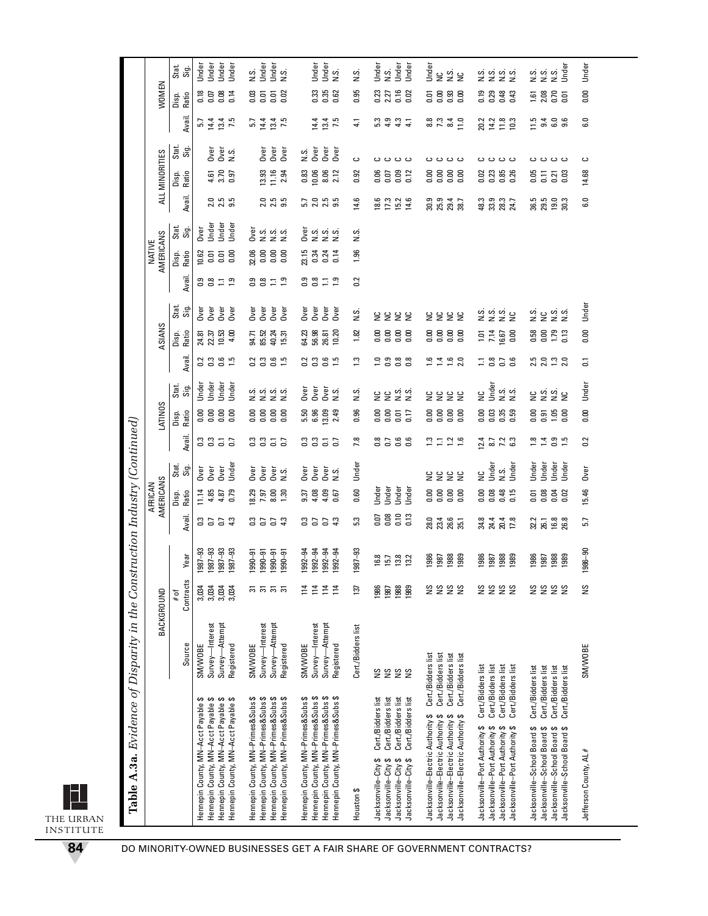**Table A.3a.** *Evidence of Disparity in the Construction Industry (Continued)*

| | BACKGROUND | | | AFRICAN AMERICANS | | | LATINOS | | | ASIANS | | | NATIVE AMERICANS | | | ALL MINORITIES | | | WOMEN | | |
|---|---|---|---|---|---|---|---|---|---|---|---|---|---|---|---|---|---|---|---|---|---|
| | Source | # of Contracts | Year | Avail. | Disp. Ratio | Stat. Sig. | Avail. | Disp. Ratio | Stat. Sig. | Avail. | Disp. Ratio | Stat. Sig. | Avail. | Disp. Ratio | Stat. Sig. | Avail. | Disp. Ratio | Stat. Sig. | Avail. | Disp. Ratio | Stat. Sig. |
| Hennepin County, MN–Acct Payable $ | SM/WOBE | 3,034 | 1987–93 | 0.3 | 11.14 | Over | 0.3 | 0.00 | Under | 0.2 | 24.81 | Over | 0.9 | 10.62 | Over | | | | 5.7 | 0.18 | Under |
| Hennepin County, MN–Acct Payable $ | Survey—Interest | 3,034 | 1987–93 | 0.7 | 4.85 | Over | 0.3 | 0.00 | Under | 0.3 | 22.37 | Over | 0.8 | 0.01 | Under | 2.0 | 4.61 | Over | 14.4 | 0.07 | Under |
| Hennepin County, MN–Acct Payable $ | Survey—Attempt | 3,034 | 1987–93 | 0.7 | 4.87 | Over | 0.1 | 0.00 | Under | 0.6 | 10.53 | Over | 1.1 | 0.01 | Under | 2.5 | 3.70 | Over | 13.4 | 0.08 | Under |
| Hennepin County, MN–Acct Payable $ | Registered | 3,034 | 1987–93 | 4.3 | 0.79 | Under | 0.7 | 0.00 | Under | 1.5 | 4.00 | Over | 1.9 | 0.00 | Under | 9.5 | 0.97 | N.S. | 7.5 | 0.14 | Under |
| Hennepin County, MN–Primes&Subs $ | SM/WOBE | 31 | 1990–91 | 0.3 | 18.29 | Over | 0.3 | 0.00 | N.S. | 0.2 | 94.71 | Over | 0.9 | 32.06 | Over | | | | 5.7 | 0.03 | N.S. |
| Hennepin County, MN–Primes&Subs $ | Survey—Interest | 31 | 1990–91 | 0.7 | 7.97 | Over | 0.3 | 0.00 | N.S. | 0.3 | 85.52 | Over | 0.8 | 0.00 | N.S. | 2.0 | 13.93 | Over | 14.4 | 0.01 | Under |
| Hennepin County, MN–Primes&Subs $ | Survey—Attempt | 31 | 1990–91 | 0.7 | 8.00 | Over | 0.1 | 0.00 | N.S. | 0.6 | 40.24 | Over | 1.1 | 0.00 | N.S. | 2.5 | 11.16 | Over | 13.4 | 0.01 | Under |
| Hennepin County, MN–Primes&Subs $ | Registered | 31 | 1990–91 | 4.3 | 1.30 | N.S. | 0.7 | 0.00 | N.S. | 1.5 | 15.31 | Over | 1.9 | 0.00 | N.S. | 9.5 | 2.94 | Over | 7.5 | 0.02 | N.S. |
| Hennepin County, MN–Primes&Subs $ | SM/WOBE | 114 | 1992–94 | 0.3 | 9.37 | Over | 0.3 | 5.50 | Over | 0.2 | 64.23 | Over | 0.9 | 23.15 | Over | 5.7 | 0.83 | N.S. | | | |
| Hennepin County, MN–Primes&Subs $ | Survey—Interest | 114 | 1992–94 | 0.7 | 4.08 | Over | 0.3 | 6.96 | Over | 0.3 | 56.98 | Over | 0.8 | 0.34 | N.S. | 2.0 | 10.06 | Over | 14.4 | 0.33 | Under |
| Hennepin County, MN–Primes&Subs $ | Survey—Attempt | 114 | 1992–94 | 0.7 | 4.09 | Over | 0.1 | 13.09 | Over | 0.6 | 26.81 | Over | 1.1 | 0.24 | N.S. | 2.5 | 8.06 | Over | 13.4 | 0.35 | Under |
| Hennepin County, MN–Primes&Subs $ | Registered | 114 | 1992–94 | 4.3 | 0.67 | N.S. | 0.7 | 2.49 | N.S. | 1.5 | 12.10 | Over | 1.9 | 0.14 | N.S. | 9.5 | 2.12 | Over | 7.5 | 0.62 | N.S. |
| Houston $ | Cert./Bidders list | 137 | 1987–93 | 5.3 | 0.60 | Under | 7.8 | 0.96 | N.S. | 1.3 | 1.82 | N.S. | 0.2 | 1.96 | N.S. | 14.6 | 0.92 | C | 4.1 | 0.95 | N.S. |
| Jacksonville–City $ Cert./Bidders list | NS | 1986 | 16.8 | 0.07 | Under | | 0.8 | 0.00 | NC | 1.0 | 0.00 | NC | | | | 18.6 | 0.06 | C | 5.3 | 0.23 | Under |
| Jacksonville–City $ Cert./Bidders list | NS | 1987 | 15.7 | 0.08 | Under | | 0.7 | 0.00 | NC | 0.9 | 0.00 | NC | | | | 17.3 | 0.07 | C | 4.9 | 2.27 | N.S. |
| Jacksonville–City $ Cert./Bidders list | NS | 1988 | 13.8 | 0.10 | Under | | 0.6 | 0.01 | N.S. | 0.8 | 0.00 | NC | | | | 15.2 | 0.09 | C | 4.3 | 0.16 | Under |
| Jacksonville–City $ Cert./Bidders list | NS | 1989 | 13.2 | 0.13 | Under | | 0.6 | 0.17 | N.S. | 0.8 | 0.00 | NC | | | | 14.6 | 0.12 | C | 4.1 | 0.02 | Under |
| Jacksonville–Electric Authority $ | Cert./Bidders list | NS | 1986 | 28.0 | 0.00 | NC | 1.3 | 0.00 | NC | 1.6 | 0.00 | NC | | | | 30.9 | 0.00 | C | 8.8 | 0.01 | Under |
| Jacksonville–Electric Authority $ | Cert./Bidders list | NS | 1987 | 23.4 | 0.00 | NC | 1.1 | 0.00 | NC | 1.4 | 0.00 | NC | | | | 25.9 | 0.00 | C | 7.3 | 0.00 | NC |
| Jacksonville–Electric Authority $ | Cert./Bidders list | NS | 1988 | 26.6 | 0.00 | NC | 1.2 | 0.00 | NC | 1.6 | 0.00 | NC | | | | 29.4 | 0.00 | C | 8.4 | 0.93 | N.S. |
| Jacksonville–Electric Authority $ | Cert./Bidders list | NS | 1989 | 35.1 | 0.00 | NC | 1.6 | 0.00 | NC | 2.0 | 0.00 | NC | | | | 38.7 | 0.00 | C | 11.0 | 0.00 | NC |
| Jacksonville–Port Authority $ | Cert./Bidders list | NS | 1986 | 34.8 | 0.00 | NC | 12.4 | 0.00 | NC | 1.1 | 1.01 | N.S. | | | | 48.3 | 0.02 | C | 20.2 | 0.19 | N.S. |
| Jacksonville–Port Authority $ | Cert./Bidders list | NS | 1987 | 24.4 | 0.08 | Under | 8.7 | 0.03 | Under | 0.8 | 7.14 | N.S. | | | | 33.9 | 0.23 | C | 14.2 | 0.29 | N.S. |
| Jacksonville–Port Authority $ | Cert./Bidders list | NS | 1988 | 20.4 | 0.48 | N.S. | 7.2 | 0.35 | N.S. | 0.7 | 16.67 | N.S. | | | | 28.3 | 0.85 | C | 11.8 | 0.48 | N.S. |
| Jacksonville–Port Authority $ | Cert./Bidders list | NS | 1989 | 17.8 | 0.15 | Under | 6.3 | 0.59 | N.S. | 0.6 | 0.00 | NC | | | | 24.7 | 0.26 | C | 10.3 | 0.43 | N.S. |
| Jacksonville–School Board $ | Cert./Bidders list | NS | 1986 | 32.2 | 0.01 | Under | 1.8 | 0.00 | NC | 2.5 | 0.58 | N.S. | | | | 36.5 | 0.05 | C | 11.5 | 1.61 | N.S. |
| Jacksonville–School Board $ | Cert./Bidders list | NS | 1987 | 26.1 | 0.08 | Under | 1.4 | 0.91 | N.S. | 2.0 | 0.00 | NC | | | | 29.5 | 0.11 | C | 9.4 | 2.08 | N.S. |
| Jacksonville–School Board $ | Cert./Bidders list | NS | 1988 | 16.8 | 0.04 | Under | 0.9 | 1.05 | N.S. | 1.3 | 1.79 | N.S. | | | | 19.0 | 0.21 | C | 6.0 | 0.70 | N.S. |
| Jacksonville–School Board $ | Cert./Bidders list | NS | 1989 | 26.8 | 0.02 | Under | 1.5 | 0.00 | NC | 2.0 | 0.13 | N.S. | | | | 30.3 | 0.03 | C | 9.6 | 0.01 | Under |
| Jefferson County, AL # | SM/WOBE | NS | 1986–90 | 5.7 | 15.46 | Over | 0.2 | 0.00 | Under | 0.1 | 0.00 | Under | | | | 6.0 | 14.68 | C | 6.0 | 0.00 | Under |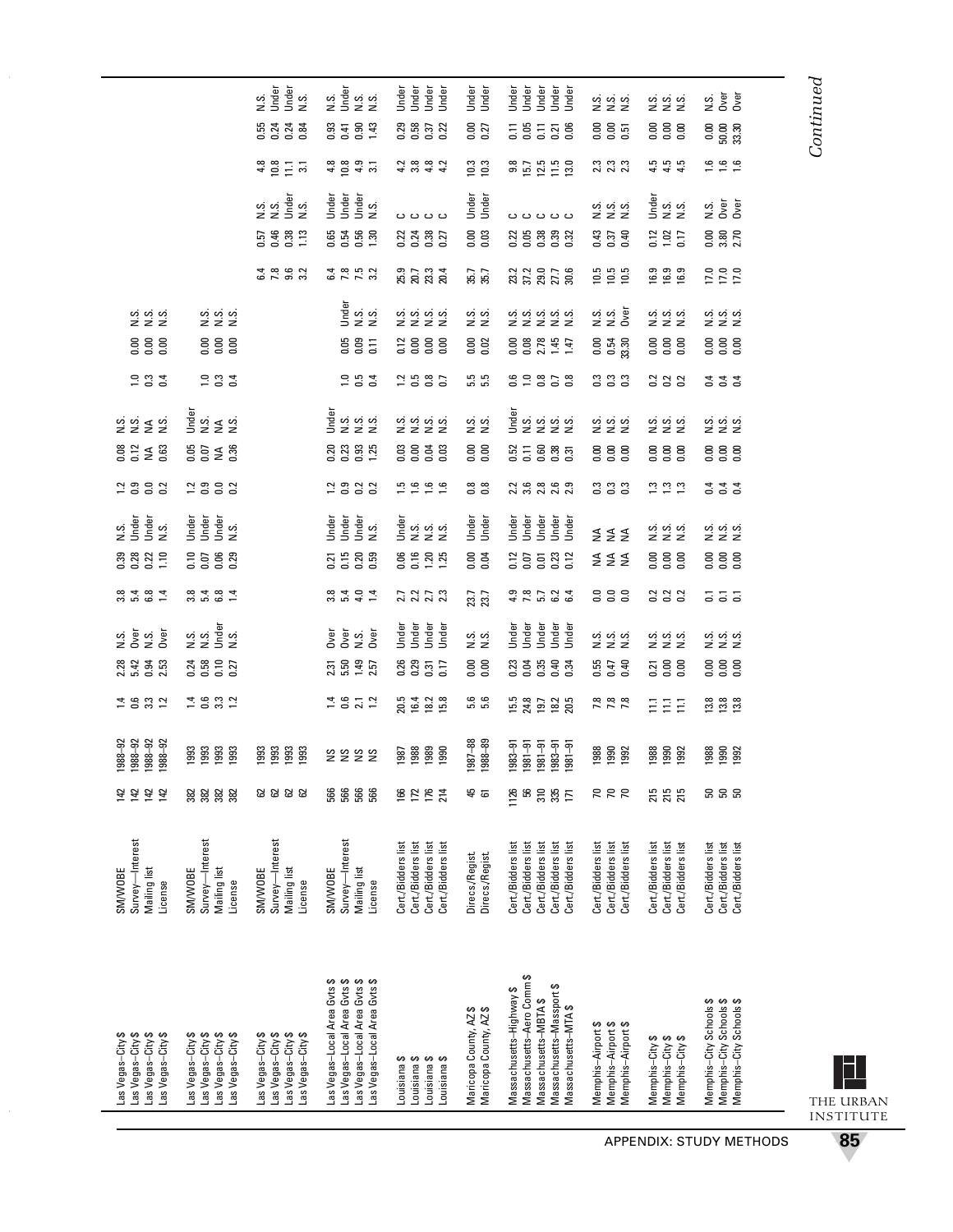| | | | | | | | | | | | | | | | | | | | | | |
|---|---|---|---|---|---|---|---|---|---|---|---|---|---|---|---|---|---|---|---|---|---|
| Las Vegas–City $ | SM/WOBE | 142 | 1988–92 | 1.4 | 2.28 | N.S. | 3.8 | 0.39 | N.S. | 1.2 | 0.08 | N.S. | 1.0 | 0.00 | N.S. | | | | | | |
| Las Vegas–City $ | Survey—Interest | 142 | 1988–92 | 0.6 | 5.42 | Over | 5.4 | 0.28 | Under | 0.9 | 0.12 | N.S. | 0.3 | 0.00 | N.S. | | | | | | |
| Las Vegas–City $ | Mailing list | 142 | 1988–92 | 3.3 | 0.94 | N.S. | 6.8 | 0.22 | Under | 0.0 | NA | NA | 0.4 | 0.00 | N.S. | | | | | | |
| Las Vegas–City $ | License | 142 | 1988–92 | 1.2 | 2.53 | Over | 1.4 | 1.10 | N.S. | 0.2 | 0.63 | N.S. | | | | | | | | | |
| Las Vegas–City $ | SM/WOBE | 382 | 1993 | 1.4 | 0.24 | N.S. | 3.8 | 0.10 | Under | 1.2 | 0.05 | Under | 1.0 | 0.00 | N.S. | | | | | | |
| Las Vegas–City $ | Survey—Interest | 382 | 1993 | 0.6 | 0.58 | N.S. | 5.4 | 0.07 | Under | 0.9 | 0.07 | N.S. | 0.3 | 0.00 | N.S. | | | | | | |
| Las Vegas–City $ | Mailing list | 382 | 1993 | 3.3 | 0.10 | Under | 6.8 | 0.06 | Under | 0.0 | NA | NA | 0.4 | 0.00 | N.S. | | | | | | |
| Las Vegas–City $ | License | 382 | 1993 | 1.2 | 0.27 | N.S. | 1.4 | 0.29 | N.S. | 0.2 | 0.36 | N.S. | | | | | | | | | |
| Las Vegas–City $ | SM/WOBE | 62 | 1993 | | | | | | | | | | | | | 6.4 | 0.57 | N.S. | 4.8 | 0.55 | N.S. |
| Las Vegas–City $ | Survey—Interest | 62 | 1993 | | | | | | | | | | | | | 7.8 | 0.46 | N.S. | 10.8 | 0.24 | Under |
| Las Vegas–City $ | Mailing list | 62 | 1993 | | | | | | | | | | | | | 9.6 | 0.38 | Under | 11.1 | 0.24 | Under |
| Las Vegas–City $ | License | 62 | 1993 | | | | | | | | | | | | | 3.2 | 1.13 | N.S. | 3.1 | 0.84 | N.S. |
| Las Vegas–Local Area Gvts $ | SM/WOBE | 566 | NS | 1.4 | 2.31 | Over | 3.8 | 0.21 | Under | 1.2 | 0.20 | Under | 1.0 | 0.05 | Under | 6.4 | 0.65 | Under | 4.8 | 0.93 | N.S. |
| Las Vegas–Local Area Gvts $ | Survey—Interest | 566 | NS | 0.6 | 5.50 | Over | 5.4 | 0.15 | Under | 0.9 | 0.23 | N.S. | 0.5 | 0.09 | N.S. | 7.8 | 0.54 | Under | 10.8 | 0.41 | Under |
| Las Vegas–Local Area Gvts $ | Mailing list | 566 | NS | 2.1 | 1.49 | N.S. | 4.0 | 0.20 | Under | 0.2 | 0.93 | N.S. | 0.4 | 0.11 | N.S. | 7.5 | 0.56 | Under | 4.9 | 0.90 | N.S. |
| Las Vegas–Local Area Gvts $ | License | 566 | NS | 1.2 | 2.57 | Over | 1.4 | 0.59 | N.S. | 0.2 | 1.25 | N.S. | | | | 3.2 | 1.30 | N.S. | 3.1 | 1.43 | N.S. |
| Louisiana $ | Cert./Bidders list | 166 | 1987 | 20.5 | 0.26 | Under | 2.7 | 0.06 | Under | 1.5 | 0.03 | N.S. | 1.2 | 0.12 | N.S. | 25.9 | 0.22 | c | 4.2 | 0.29 | Under |
| Louisiana $ | Cert./Bidders list | 172 | 1988 | 16.4 | 0.29 | Under | 2.2 | 0.16 | N.S. | 1.6 | 0.00 | N.S. | 0.5 | 0.00 | N.S. | 20.7 | 0.24 | c | 3.8 | 0.58 | Under |
| Louisiana $ | Cert./Bidders list | 176 | 1989 | 18.2 | 0.31 | Under | 2.7 | 1.20 | N.S. | 1.6 | 0.04 | N.S. | 0.8 | 0.00 | N.S. | 23.3 | 0.38 | c | 4.8 | 0.37 | Under |
| Louisiana $ | Cert./Bidders list | 214 | 1990 | 15.8 | 0.17 | Under | 2.3 | 1.25 | N.S. | 1.6 | 0.03 | N.S. | 0.7 | 0.00 | N.S. | 20.4 | 0.27 | c | 4.2 | 0.22 | Under |
| Maricopa County, AZ $ | Direcs./Regist. | 45 | 1987–88 | 5.6 | 0.00 | N.S. | 23.7 | 0.00 | Under | 0.8 | 0.00 | N.S. | 5.5 | 0.00 | N.S. | 35.7 | 0.00 | Under | 10.3 | 0.00 | Under |
| Maricopa County, AZ $ | Direcs./Regist. | 61 | 1988–89 | 5.6 | 0.00 | N.S. | 23.7 | 0.04 | Under | 0.8 | 0.00 | N.S. | 5.5 | 0.02 | N.S. | 35.7 | 0.03 | Under | 10.3 | 0.27 | Under |
| Massachusetts–Highway $ | Cert./Bidders list | 1126 | 1983–91 | 15.5 | 0.23 | Under | 4.9 | 0.12 | Under | 2.2 | 0.52 | Under | 0.6 | 0.00 | N.S. | 23.2 | 0.22 | c | 9.8 | 0.11 | Under |
| Massachusetts–Aero Comm $ | Cert./Bidders list | 56 | 1981–91 | 24.8 | 0.04 | Under | 7.8 | 0.07 | Under | 3.6 | 0.11 | N.S. | 1.0 | 0.08 | N.S. | 37.2 | 0.05 | c | 15.7 | 0.05 | Under |
| Massachusetts–MBTA $ | Cert./Bidders list | 310 | 1981–91 | 19.7 | 0.35 | Under | 5.7 | 0.01 | Under | 2.8 | 0.60 | N.S. | 0.8 | 2.78 | N.S. | 29.0 | 0.38 | c | 12.5 | 0.11 | Under |
| Massachusetts–Massport $ | Cert./Bidders list | 335 | 1983–91 | 18.2 | 0.40 | Under | 6.2 | 0.23 | Under | 2.6 | 0.38 | N.S. | 0.7 | 1.45 | N.S. | 27.7 | 0.39 | c | 11.5 | 0.21 | Under |
| Massachusetts–MTA $ | Cert./Bidders list | 171 | 1981–91 | 20.5 | 0.34 | Under | 6.4 | 0.12 | Under | 2.9 | 0.31 | N.S. | 0.8 | 1.47 | N.S. | 30.6 | 0.32 | c | 13.0 | 0.06 | Under |
| Memphis–Airport $ | Cert./Bidders list | 70 | 1988 | 7.8 | 0.55 | N.S. | 0.0 | NA | NA | 0.3 | 0.00 | N.S. | 0.3 | 0.00 | N.S. | 10.5 | 0.43 | N.S. | 2.3 | 0.00 | N.S. |
| Memphis–Airport $ | Cert./Bidders list | 70 | 1990 | 7.8 | 0.47 | N.S. | 0.0 | NA | NA | 0.3 | 0.00 | N.S. | 0.3 | 0.54 | N.S. | 10.5 | 0.37 | N.S. | 2.3 | 0.00 | N.S. |
| Memphis–Airport $ | Cert./Bidders list | 70 | 1992 | 7.8 | 0.40 | N.S. | 0.0 | NA | NA | 0.3 | 0.00 | N.S. | 0.3 | 33.30 | Over | 10.5 | 0.40 | N.S. | 2.3 | 0.51 | N.S. |
| Memphis–City $ | Cert./Bidders list | 215 | 1988 | 11.1 | 0.21 | N.S. | 0.2 | 0.00 | N.S. | 1.3 | 0.00 | N.S. | 0.2 | 0.00 | N.S. | 16.9 | 0.12 | Under | 4.5 | 0.00 | N.S. |
| Memphis–City $ | Cert./Bidders list | 215 | 1990 | 11.1 | 0.00 | N.S. | 0.2 | 0.00 | N.S. | 1.3 | 0.00 | N.S. | 0.2 | 0.00 | N.S. | 16.9 | 1.02 | N.S. | 4.5 | 0.00 | N.S. |
| Memphis–City $ | Cert./Bidders list | 215 | 1992 | 11.1 | 0.00 | N.S. | 0.2 | 0.00 | N.S. | 1.3 | 0.00 | N.S. | 0.2 | 0.00 | N.S. | 16.9 | 0.17 | N.S. | 4.5 | 0.00 | N.S. |
| Memphis–City Schools $ | Cert./Bidders list | 50 | 1988 | 13.8 | 0.00 | N.S. | 0.1 | 0.00 | N.S. | 0.4 | 0.00 | N.S. | 0.4 | 0.00 | N.S. | 17.0 | 0.00 | N.S. | 1.6 | 0.00 | N.S. |
| Memphis–City Schools $ | Cert./Bidders list | 50 | 1990 | 13.8 | 0.00 | N.S. | 0.1 | 0.00 | N.S. | 0.4 | 0.00 | N.S. | 0.4 | 0.00 | N.S. | 17.0 | 3.80 | Over | 1.6 | 50.00 | Over |
| Memphis–City Schools $ | Cert./Bidders list | 50 | 1992 | 13.8 | 0.00 | N.S. | 0.1 | 0.00 | N.S. | 0.4 | 0.00 | N.S. | 0.4 | 0.00 | N.S. | 17.0 | 2.70 | Over | 1.6 | 33.30 | Over |

*Continued*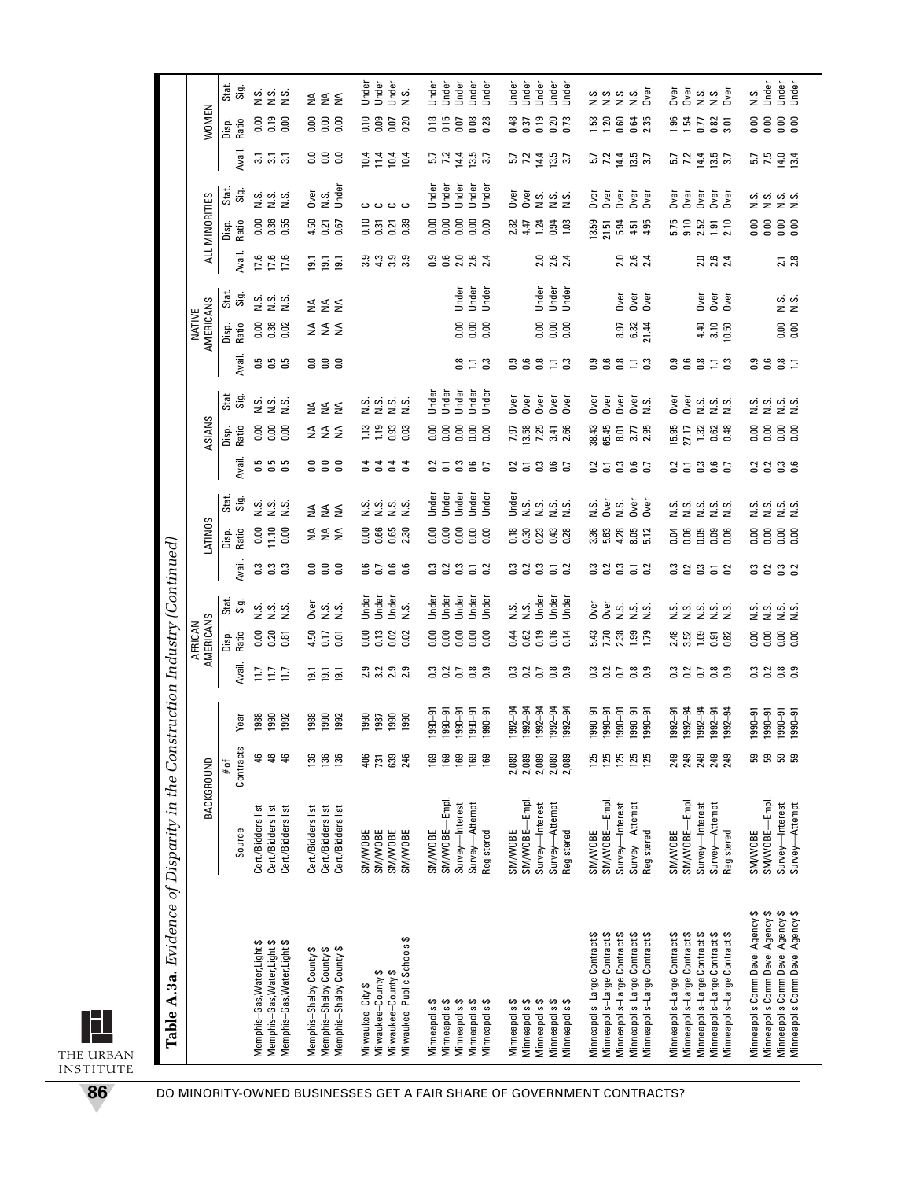**Table A.3a.** *Evidence of Disparity in the Construction Industry (Continued)*

| | BACKGROUND | | | AFRICAN AMERICANS | | | LATINOS | | | ASIANS | | | NATIVE AMERICANS | | | ALL MINORITIES | | | WOMEN | | |
|---|---|---|---|---|---|---|---|---|---|---|---|---|---|---|---|---|---|---|---|---|---|
| | Source | # of Contracts | Year | Avail. | Disp. Ratio | Stat. Sig. | Avail. | Disp. Ratio | Stat. Sig. | Avail. | Disp. Ratio | Stat. Sig. | Avail. | Disp. Ratio | Stat. Sig. | Avail. | Disp. Ratio | Stat. Sig. | Avail. | Disp. Ratio | Stat. Sig. |
| Memphis–Gas,Water,Light $ | Cert./Bidders list | 46 | 1988 | 11.7 | 0.00 | N.S. | 0.3 | 0.00 | N.S. | 0.5 | 0.00 | N.S. | 0.5 | 0.00 | N.S. | 17.6 | 0.00 | N.S. | 3.1 | 0.00 | N.S. |
| Memphis–Gas,Water,Light $ | Cert./Bidders list | 46 | 1990 | 11.7 | 0.20 | N.S. | 0.3 | 11.10 | N.S. | 0.5 | 0.00 | N.S. | 0.5 | 0.36 | N.S. | 17.6 | 0.36 | N.S. | 3.1 | 0.19 | N.S. |
| Memphis–Gas,Water,Light $ | Cert./Bidders list | 46 | 1992 | 11.7 | 0.81 | N.S. | 0.3 | 0.00 | N.S. | 0.5 | 0.00 | N.S. | 0.5 | 0.02 | N.S. | 17.6 | 0.55 | N.S. | 3.1 | 0.00 | N.S. |
| Memphis–Shelby County$ | Cert./Bidders list | 136 | 1988 | 19.1 | 4.50 | Over | 0.0 | NA | NA | 0.0 | NA | NA | 0.0 | NA | NA | 19.1 | 4.50 | Over | 0.0 | 0.00 | NA |
| Memphis–Shelby County$ | Cert./Bidders list | 136 | 1990 | 19.1 | 0.17 | N.S. | 0.0 | NA | NA | 0.0 | NA | NA | 0.0 | NA | NA | 19.1 | 0.21 | N.S. | 0.0 | 0.00 | NA |
| Memphis–Shelby County $ | Cert./Bidders list | 136 | 1992 | 19.1 | 0.01 | N.S. | 0.0 | NA | NA | 0.0 | NA | NA | 0.0 | NA | NA | 19.1 | 0.67 | Under | 0.0 | 0.00 | NA |
| Milwaukee–City $ | SM/WOBE | 406 | 1990 | 2.9 | 0.00 | Under | 0.6 | 0.00 | N.S. | 0.4 | 1.13 | N.S. | | | | 3.9 | 0.10 | C | 10.4 | 0.10 | Under |
| Milwaukee–County $ | SM/WOBE | 731 | 1987 | 3.2 | 0.13 | Under | 0.7 | 0.66 | N.S. | 0.4 | 1.19 | N.S. | | | | 4.3 | 0.31 | C | 11.4 | 0.09 | Under |
| Milwaukee–County $ | SM/WOBE | 639 | 1990 | 2.9 | 0.02 | Under | 0.6 | 0.65 | N.S. | 0.4 | 0.93 | N.S. | | | | 3.9 | 0.21 | C | 10.4 | 0.07 | Under |
| Milwaukee–Public Schools $ | SM/WOBE | 246 | 1990 | 2.9 | 0.02 | N.S. | 0.6 | 2.30 | N.S. | 0.4 | 0.03 | N.S. | | | | 3.9 | 0.39 | C | 10.4 | 0.20 | N.S. |
| Minneapolis $ | SM/WOBE | 169 | 1990–91 | 0.3 | 0.00 | Under | 0.3 | 0.00 | Under | 0.2 | 0.00 | Under | | | | 0.9 | 0.00 | Under | 5.7 | 0.18 | Under |
| Minneapolis $ | SM/WOBE—Empl. | 169 | 1990–91 | 0.2 | 0.00 | Under | 0.2 | 0.00 | Under | 0.1 | 0.00 | Under | | | | 0.6 | 0.00 | Under | 7.2 | 0.15 | Under |
| Minneapolis $ | Survey—Interest | 169 | 1990–91 | 0.7 | 0.00 | Under | 0.3 | 0.00 | Under | 0.3 | 0.00 | Under | 0.8 | 0.00 | Under | 2.0 | 0.00 | Under | 14.4 | 0.07 | Under |
| Minneapolis $ | Survey—Attempt | 169 | 1990–91 | 0.8 | 0.00 | Under | 0.1 | 0.00 | Under | 0.6 | 0.00 | Under | 1.1 | 0.00 | Under | 2.6 | 0.00 | Under | 13.5 | 0.08 | Under |
| Minneapolis $ | Registered | 169 | 1990–91 | 0.9 | 0.00 | Under | 0.2 | 0.00 | Under | 0.7 | 0.00 | Under | 0.3 | 0.00 | Under | 2.4 | 0.00 | Under | 3.7 | 0.28 | Under |
| Minneapolis $ | SM/WOBE | 2,089 | 1992–94 | 0.3 | 0.44 | N.S. | 0.3 | 0.18 | Under | 0.2 | 7.97 | Over | 0.9 | | | | 2.82 | Over | 5.7 | 0.48 | Under |
| Minneapolis $ | SM/WOBE—Empl. | 2,089 | 1992–94 | 0.2 | 0.62 | N.S. | 0.2 | 0.30 | N.S. | 0.1 | 13.58 | Over | 0.6 | | | | 4.47 | Over | 7.2 | 0.37 | Under |
| Minneapolis $ | Survey—Interest | 2,089 | 1992–94 | 0.7 | 0.19 | Under | 0.3 | 0.23 | N.S. | 0.3 | 7.25 | Over | 0.8 | 0.00 | Under | 2.0 | 1.24 | N.S. | 14.4 | 0.19 | Under |
| Minneapolis $ | Survey—Attempt | 2,089 | 1992–94 | 0.8 | 0.16 | Under | 0.1 | 0.43 | N.S. | 0.6 | 3.41 | Over | 1.1 | 0.00 | Under | 2.6 | 0.94 | N.S. | 13.5 | 0.20 | Under |
| Minneapolis $ | Registered | 2,089 | 1992–94 | 0.9 | 0.14 | Under | 0.2 | 0.28 | N.S. | 0.7 | 2.66 | Over | 0.3 | 0.00 | Under | 2.4 | 1.03 | N.S. | 3.7 | 0.73 | Under |
| Minneapolis–Large Contract $ | SM/WOBE | 125 | 1990–91 | 0.3 | 5.43 | Over | 0.3 | 3.36 | N.S. | 0.2 | 38.43 | Over | 0.9 | | | | 13.59 | Over | 5.7 | 1.53 | N.S. |
| Minneapolis–Large Contract $ | SM/WOBE—Empl. | 125 | 1990–91 | 0.2 | 7.70 | Over | 0.2 | 5.63 | Over | 0.1 | 65.45 | Over | 0.6 | | | | 21.51 | Over | 7.2 | 1.20 | N.S. |
| Minneapolis–Large Contract $ | Survey—Interest | 125 | 1990–91 | 0.7 | 2.38 | N.S. | 0.3 | 4.28 | N.S. | 0.3 | 8.01 | Over | 0.8 | 8.97 | Over | 2.0 | 5.94 | Over | 14.4 | 0.60 | N.S. |
| Minneapolis–Large Contract $ | Survey—Attempt | 125 | 1990–91 | 0.8 | 1.99 | N.S. | 0.1 | 8.05 | Over | 0.6 | 3.77 | Over | 1.1 | 6.32 | Over | 2.6 | 4.51 | Over | 13.5 | 0.64 | N.S. |
| Minneapolis–Large Contract $ | Registered | 125 | 1990–91 | 0.9 | 1.79 | N.S. | 0.2 | 5.12 | Over | 0.7 | 2.95 | N.S. | 0.3 | 21.44 | Over | 2.4 | 4.95 | Over | 3.7 | 2.35 | Over |
| Minneapolis–Large Contract $ | SM/WOBE | 249 | 1992–94 | 0.3 | 2.48 | N.S. | 0.3 | 0.04 | N.S. | 0.2 | 15.95 | Over | 0.9 | | | | 5.75 | Over | 5.7 | 1.96 | Over |
| Minneapolis–Large Contract $ | SM/WOBE—Empl. | 249 | 1992–94 | 0.2 | 3.52 | N.S. | 0.2 | 0.06 | N.S. | 0.1 | 27.17 | Over | 0.6 | | | | 9.10 | Over | 7.2 | 1.54 | Over |
| Minneapolis–Large Contract $ | Survey—Interest | 249 | 1992–94 | 0.7 | 1.09 | N.S. | 0.3 | 0.05 | N.S. | 0.3 | 1.32 | N.S. | 0.8 | 4.40 | Over | 2.0 | 2.52 | Over | 14.4 | 0.77 | N.S. |
| Minneapolis–Large Contract $ | Survey—Attempt | 249 | 1992–94 | 0.8 | 0.91 | N.S. | 0.1 | 0.09 | N.S. | 0.6 | 0.62 | N.S. | 1.1 | 3.10 | Over | 2.6 | 1.91 | Over | 13.5 | 0.82 | N.S. |
| Minneapolis–Large Contract $ | Registered | 249 | 1992–94 | 0.9 | 0.82 | N.S. | 0.2 | 0.06 | N.S. | 0.7 | 0.48 | N.S. | 0.3 | 10.50 | Over | 2.4 | 2.10 | Over | 3.7 | 3.01 | Over |
| Minneapolis Comm Devel Agency $ | SM/WOBE | 59 | 1990–91 | 0.3 | 0.00 | N.S. | 0.3 | 0.00 | N.S. | 0.2 | 0.00 | N.S. | 0.9 | | | | 0.00 | N.S. | 5.7 | 0.00 | N.S. |
| Minneapolis Comm Devel Agency $ | SM/WOBE—Empl. | 59 | 1990–91 | 0.2 | 0.00 | N.S. | 0.2 | 0.00 | N.S. | 0.2 | 0.00 | N.S. | 0.6 | | | | 0.00 | N.S. | 7.5 | 0.00 | Under |
| Minneapolis Comm Devel Agency $ | Survey—Interest | 59 | 1990–91 | 0.8 | 0.00 | N.S. | 0.3 | 0.00 | N.S. | 0.3 | 0.00 | N.S. | 0.8 | 0.00 | N.S. | 2.1 | 0.00 | N.S. | 14.0 | 0.00 | Under |
| Minneapolis Comm Devel Agency $ | Survey—Attempt | 59 | 1990–91 | 0.9 | 0.00 | N.S. | 0.2 | 0.00 | N.S. | 0.6 | 0.00 | N.S. | 1.1 | 0.00 | N.S. | 2.8 | 0.00 | N.S. | 13.4 | 0.00 | Under |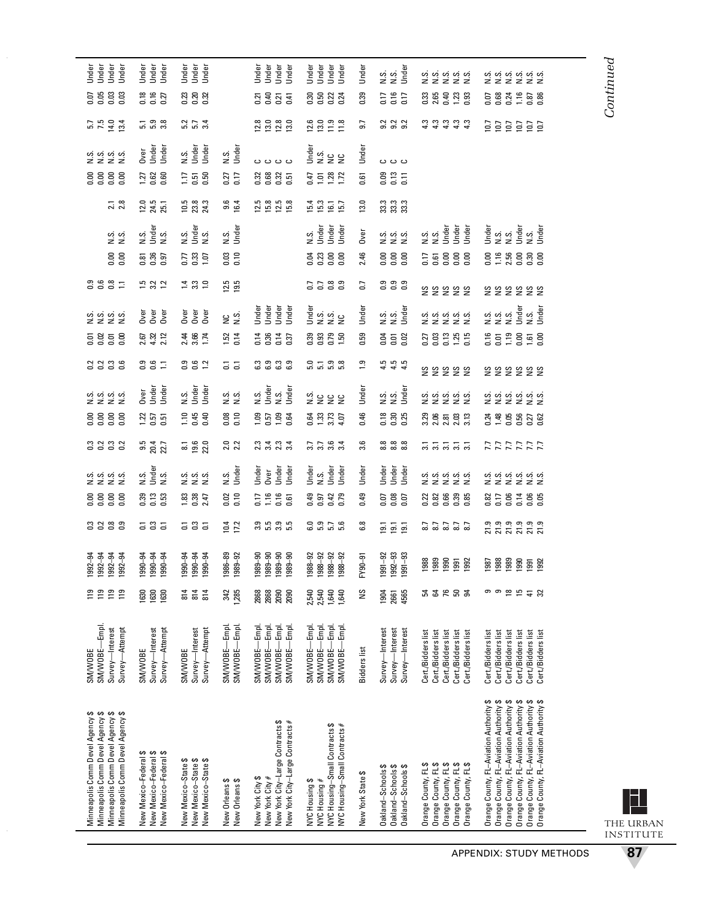| | | | | | | | | | | | | | | | | | | | | | |
|---|---|---|---|---|---|---|---|---|---|---|---|---|---|---|---|---|---|---|---|---|---|
| Minneapolis Comm Devel Agency $ | SM/WOBE | 119 | 1992–94 | 0.3 | 0.00 | N.S. | 0.3 | 0.00 | N.S. | 0.2 | 0.01 | N.S. | 0.9 | | | | 0.00 | N.S. | 5.7 | 0.07 | Under |
| Minneapolis Comm Devel Agency $ | SM/WOBE—Empl. | 119 | 1992–94 | 0.2 | 0.00 | N.S. | 0.2 | 0.00 | N.S. | 0.2 | 0.02 | N.S. | 0.6 | | | | 0.00 | N.S. | 7.5 | 0.05 | Under |
| Minneapolis Comm Devel Agency $ | Survey—Interest | 119 | 1992–94 | 0.8 | 0.00 | N.S. | 0.3 | 0.00 | N.S. | 0.3 | 0.01 | N.S. | 0.8 | 0.00 | N.S. | 2.1 | 0.00 | N.S. | 14.0 | 0.03 | Under |
| Minneapolis Comm Devel Agency $ | Survey—Attempt | 119 | 1992–94 | 0.9 | 0.00 | N.S. | 0.2 | 0.00 | N.S. | 0.6 | 0.00 | N.S. | 1.1 | 0.00 | N.S. | 2.8 | 0.00 | N.S. | 13.4 | 0.03 | Under |
| New Mexico–Federal $ | SM/WOBE | 1630 | 1990–94 | 0.1 | 0.39 | N.S. | 9.5 | 1.22 | Over | 0.9 | 2.67 | Over | 1.5 | 0.81 | N.S. | 12.0 | 1.27 | Over | 5.1 | 0.18 | Under |
| New Mexico–Federal $ | Survey—Interest | 1630 | 1990–94 | 0.3 | 0.13 | Under | 20.4 | 0.57 | Under | 0.6 | 4.32 | Over | 3.2 | 0.36 | Under | 24.5 | 0.62 | Under | 5.9 | 0.16 | Under |
| New Mexico–Federal $ | Survey—Attempt | 1630 | 1990–94 | 0.1 | 0.53 | N.S. | 22.7 | 0.51 | Under | 1.1 | 2.12 | Over | 1.2 | 0.97 | N.S. | 25.1 | 0.60 | Under | 3.8 | 0.27 | Under |
| New Mexico–State $ | SM/WOBE | 814 | 1990–94 | 0.1 | 1.83 | N.S. | 8.1 | 1.10 | N.S. | 0.9 | 2.44 | Over | 1.4 | 0.77 | N.S. | 10.5 | 1.17 | N.S. | 5.2 | 0.23 | Under |
| New Mexico–State $ | Survey—Interest | 814 | 1990–94 | 0.3 | 0.38 | N.S. | 19.6 | 0.45 | Under | 0.6 | 3.66 | Over | 3.3 | 0.33 | Under | 23.8 | 0.51 | Under | 5.7 | 0.20 | Under |
| New Mexico–State $ | Survey—Attempt | 814 | 1990–94 | 0.1 | 2.47 | N.S. | 22.0 | 0.40 | Under | 1.2 | 1.74 | Over | 1.0 | 1.07 | N.S. | 24.3 | 0.50 | Under | 3.4 | 0.32 | Under |
| New Orleans $ | SM/WOBE—Empl. | 342 | 1986–89 | 10.4 | 0.02 | N.S. | 2.0 | 0.08 | N.S. | 0.1 | 1.52 | NC | 12.5 | 0.03 | N.S. | 9.6 | 0.27 | N.S. | | | |
| New Orleans $ | SM/WOBE—Empl. | 1,285 | 1989–92 | 17.2 | 0.10 | Under | 2.2 | 0.10 | N.S. | 0.1 | 0.14 | N.S. | 19.5 | 0.10 | Under | 16.4 | 0.17 | Under | | | |
| New York City $ | SM/WOBE—Empl. | 2868 | 1989–90 | 3.9 | 0.17 | Under | 2.3 | 1.09 | N.S. | 6.3 | 0.14 | Under | | | | 12.5 | 0.32 | C | 12.8 | 0.21 | Under |
| New York City # | SM/WOBE—Empl. | 2868 | 1989–90 | 5.5 | 1.16 | Over | 3.4 | 0.57 | Under | 6.9 | 0.36 | Under | | | | 15.8 | 0.68 | C | 13.0 | 0.40 | Under |
| New York City–Large Contracts $ | SM/WOBE—Empl. | 2090 | 1989–90 | 3.9 | 0.16 | Under | 2.3 | 1.09 | N.S. | 6.3 | 0.14 | Under | | | | 12.5 | 0.32 | C | 12.8 | 0.21 | Under |
| New York City–Large Contracts # | SM/WOBE—Empl. | 2090 | 1989–90 | 5.5 | 0.61 | Under | 3.4 | 0.64 | Under | 6.9 | 0.37 | Under | | | | 15.8 | 0.51 | C | 13.0 | 0.41 | Under |
| NYC Housing $ | SM/WOBE—Empl. | 2,540 | 1988–92 | 6.0 | 0.49 | Under | 3.7 | 0.64 | N.S. | 5.0 | 0.39 | Under | 0.7 | 0.04 | N.S. | 15.4 | 0.47 | Under | 12.6 | 0.30 | Under |
| NYC Housing # | SM/WOBE—Empl. | 2,540 | 1988–92 | 5.9 | 0.97 | N.S. | 3.7 | 1.33 | NC | 5.1 | 0.93 | N.S. | 0.7 | 0.23 | Under | 15.3 | 1.01 | N.S. | 13.0 | 0.50 | Under |
| NYC Housing–Small Contracts $ | SM/WOBE—Empl. | 1,640 | 1988–92 | 5.7 | 0.42 | Under | 3.6 | 3.73 | NC | 5.9 | 0.79 | N.S. | 0.8 | 0.00 | Under | 16.1 | 1.28 | NC | 11.9 | 0.22 | Under |
| NYC Housing–Small Contracts # | SM/WOBE—Empl. | 1,640 | 1988–92 | 5.6 | 0.79 | Under | 3.4 | 4.07 | NC | 5.8 | 1.50 | NC | 0.9 | 0.00 | Under | 15.7 | 1.72 | NC | 11.8 | 0.24 | Under |
| New York State $ | Bidders list | NS | FY90–91 | 6.8 | 0.49 | Under | 3.6 | 0.46 | Under | 1.9 | 0.59 | Under | 0.7 | 2.46 | Over | 13.0 | 0.61 | Under | 9.7 | 0.39 | Under |
| Oakland–Schools $ | Survey—Interest | 1904 | 1991–92 | 19.1 | 0.07 | Under | 8.8 | 0.18 | N.S. | 4.5 | 0.04 | N.S. | 0.9 | 0.00 | N.S. | 33.3 | 0.09 | C | 9.2 | 0.17 | N.S. |
| Oakland–Schools $ | Survey—Interest | 2661 | 1992–93 | 19.1 | 0.08 | Under | 8.8 | 0.30 | N.S. | 4.5 | 0.01 | N.S. | 0.9 | 0.00 | N.S. | 33.3 | 0.13 | C | 9.2 | 0.16 | N.S. |
| Oakland–Schools $ | Survey—Interest | 4565 | 1991–93 | 19.1 | 0.07 | Under | 8.8 | 0.25 | Under | 4.5 | 0.02 | Under | 0.9 | 0.00 | N.S. | 33.3 | 0.11 | C | 9.2 | 0.17 | Under |
| Orange County, FL $ | Cert./Bidders list | 54 | 1988 | 8.7 | 0.22 | N.S. | 3.1 | 3.29 | N.S. | NS | 0.27 | N.S. | NS | 0.17 | N.S. | | | | 4.3 | 0.33 | N.S. |
| Orange County, FL $ | Cert./Bidders list | 64 | 1989 | 8.7 | 0.82 | N.S. | 3.1 | 2.06 | N.S. | NS | 0.03 | N.S. | NS | 0.61 | N.S. | | | | 4.3 | 2.65 | N.S. |
| Orange County, FL $ | Cert./Bidders list | 76 | 1990 | 8.7 | 0.66 | N.S. | 3.1 | 2.81 | N.S. | NS | 0.13 | N.S. | NS | 0.00 | Under | | | | 4.3 | 0.40 | N.S. |
| Orange County, FL $ | Cert./Bidders list | 50 | 1991 | 8.7 | 0.39 | N.S. | 3.1 | 2.03 | N.S. | NS | 1.25 | N.S. | NS | 0.00 | Under | | | | 4.3 | 1.23 | N.S. |
| Orange County, FL $ | Cert./Bidders list | 94 | 1992 | 8.7 | 0.85 | N.S. | 3.1 | 3.13 | N.S. | NS | 0.15 | N.S. | NS | 0.00 | Under | | | | 4.3 | 0.93 | N.S. |
| Orange County, FL–Aviation Authority $ | Cert./Bidders list | 9 | 1987 | 21.9 | 0.82 | N.S. | 7.7 | 0.24 | N.S. | NS | 0.16 | N.S. | NS | 0.00 | Under | | | | 10.7 | 0.07 | N.S. |
| Orange County, FL–Aviation Authority $ | Cert./Bidders list | 9 | 1988 | 21.9 | 0.17 | N.S. | 7.7 | 1.48 | N.S. | NS | 0.07 | N.S. | NS | 1.16 | N.S. | | | | 10.7 | 0.68 | N.S. |
| Orange County, FL–Aviation Authority $ | Cert./Bidders list | 18 | 1989 | 21.9 | 0.06 | N.S. | 7.7 | 0.05 | N.S. | NS | 1.19 | N.S. | NS | 2.56 | N.S. | | | | 10.7 | 0.24 | N.S. |
| Orange County, FL–Aviation Authority $ | Cert./Bidders list | 15 | 1990 | 21.9 | 0.14 | N.S. | 7.7 | 0.56 | N.S. | NS | 0.00 | Under | NS | 0.00 | Under | | | | 10.7 | 1.16 | N.S. |
| Orange County, FL–Aviation Authority $ | Cert./Bidders list | 41 | 1991 | 21.9 | 0.06 | N.S. | 7.7 | 0.27 | N.S. | NS | 1.61 | N.S. | NS | 0.30 | N.S. | | | | 10.7 | 0.87 | N.S. |
| Orange County, FL–Aviation Authority $ | Cert./Bidders list | 32 | 1992 | 21.9 | 0.05 | N.S. | 7.7 | 0.62 | N.S. | NS | 0.00 | Under | NS | 0.00 | Under | | | | 10.7 | 0.86 | N.S. |

*Continued*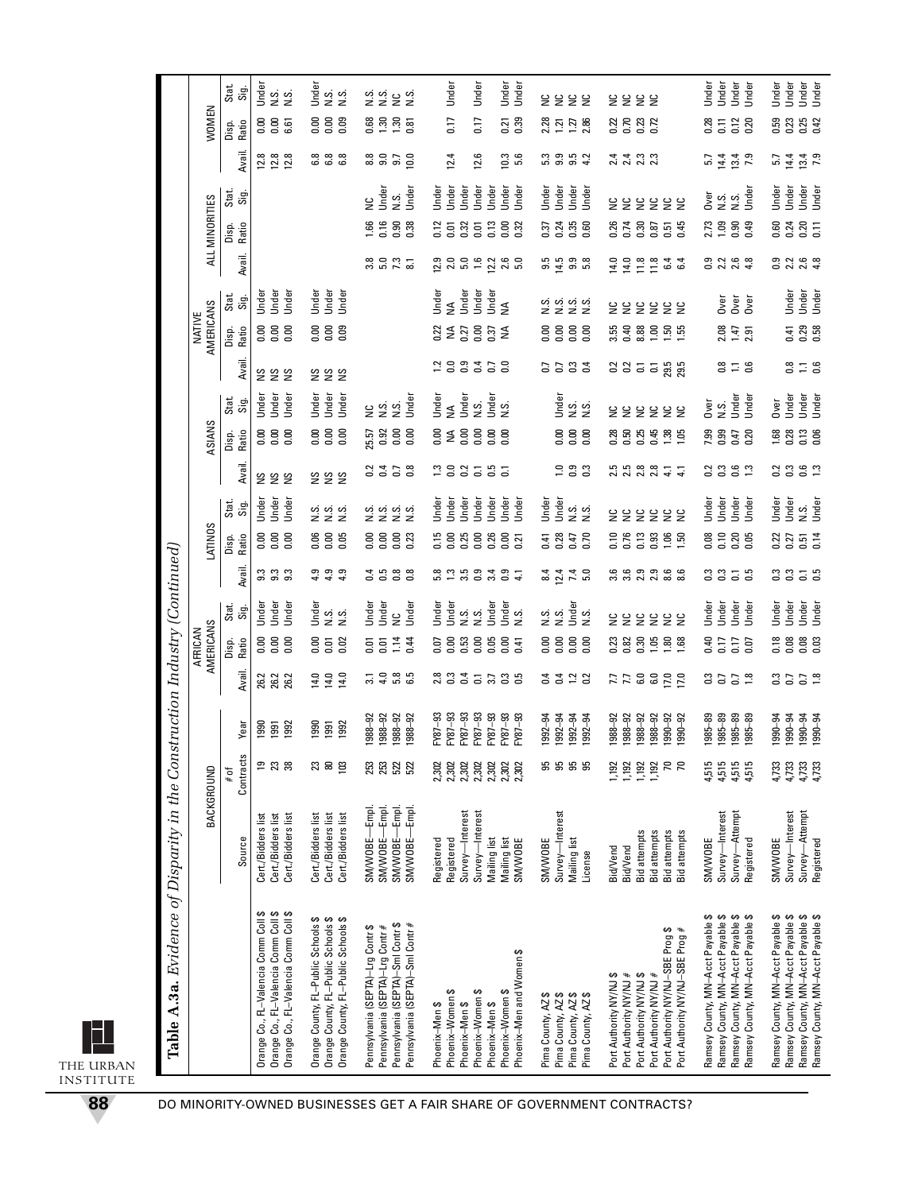**Table A.3a.** *Evidence of Disparity in the Construction Industry (Continued)*

| | BACKGROUND | | | AFRICAN AMERICANS | | | LATINOS | | | ASIANS | | | NATIVE AMERICANS | | | ALL MINORITIES | | | WOMEN | | |
|---|---|---|---|---|---|---|---|---|---|---|---|---|---|---|---|---|---|---|---|---|---|
| | Source | # of Contracts | Year | Avail. | Disp. Ratio | Stat. Sig. | Avail. | Disp. Ratio | Stat. Sig. | Avail. | Disp. Ratio | Stat. Sig. | Avail. | Disp. Ratio | Stat. Sig. | Avail. | Disp. Ratio | Stat. Sig. | Avail. | Disp. Ratio | Stat. Sig. |
| Orange Co., FL–Valencia Comm Coll $ | Cert./Bidders list | 19 | 1990 | 26.2 | 0.00 | Under | 9.3 | 0.00 | Under | NS | 0.00 | Under | NS | 0.00 | Under | | | | 12.8 | 0.00 | Under |
| Orange Co., FL–Valencia Comm Coll $ | Cert./Bidders list | 23 | 1991 | 26.2 | 0.00 | Under | 9.3 | 0.00 | Under | NS | 0.00 | Under | NS | 0.00 | Under | | | | 12.8 | 0.00 | N.S. |
| Orange Co., FL–Valencia Comm Coll $ | Cert./Bidders list | 38 | 1992 | 26.2 | 0.00 | Under | 9.3 | 0.00 | Under | NS | 0.00 | Under | NS | 0.00 | Under | | | | 12.8 | 6.61 | N.S. |
| Orange County, FL–Public Schools $ | Cert./Bidders list | 23 | 1990 | 14.0 | 0.00 | Under | 4.9 | 0.06 | N.S. | NS | 0.00 | Under | NS | 0.00 | Under | | | | 6.8 | 0.00 | Under |
| Orange County, FL–Public Schools $ | Cert./Bidders list | 80 | 1991 | 14.0 | 0.01 | N.S. | 4.9 | 0.00 | N.S. | NS | 0.00 | Under | NS | 0.00 | Under | | | | 6.8 | 0.00 | N.S. |
| Orange County, FL–Public Schools $ | Cert./Bidders list | 103 | 1992 | 14.0 | 0.02 | N.S. | 4.9 | 0.05 | N.S. | NS | 0.00 | Under | NS | 0.09 | Under | | | | 6.8 | 0.09 | N.S. |
| Pennsylvania (SEPTA)–Lrg Contr $ | SM/WOBE—Empl. | 253 | 1988–92 | 3.1 | 0.01 | Under | 0.4 | 0.00 | N.S. | 0.2 | 25.57 | NC | | | | 3.8 | 1.66 | NC | 8.8 | 0.68 | N.S. |
| Pennsylvania (SEPTA)–Lrg Contr # | SM/WOBE—Empl. | 253 | 1988–92 | 4.0 | 0.01 | Under | 0.5 | 0.00 | N.S. | 0.4 | 0.92 | N.S. | | | | 5.0 | 0.16 | Under | 9.0 | 1.30 | N.S. |
| Pennsylvania (SEPTA)–Sml Contr $ | SM/WOBE—Empl. | 522 | 1988–92 | 5.8 | 1.14 | NC | 0.8 | 0.00 | N.S. | 0.7 | 0.00 | N.S. | | | | 7.3 | 0.90 | N.S. | 9.7 | 1.30 | NC |
| Pennsylvania (SEPTA)–Sml Contr # | SM/WOBE—Empl. | 522 | 1988–92 | 6.5 | 0.44 | Under | 0.8 | 0.23 | N.S. | 0.8 | 0.00 | Under | | | | 8.1 | 0.38 | Under | 10.0 | 0.81 | N.S. |
| Phoenix–Men $ | Registered | 2,302 | FY87–93 | 2.8 | 0.07 | Under | 5.8 | 0.15 | Under | 1.3 | 0.00 | Under | 1.2 | 0.22 | Under | 12.9 | 0.12 | Under | | | |
| Phoenix–Women $ | Registered | 2,302 | FY87–93 | 0.3 | 0.00 | Under | 1.3 | 0.00 | Under | 0.0 | NA | NA | 0.0 | NA | NA | 2.0 | 0.01 | Under | 12.4 | 0.17 | Under |
| Phoenix–Men $ | Survey—Interest | 2,302 | FY87–93 | 0.4 | 0.53 | N.S. | 3.5 | 0.25 | Under | 0.2 | 0.00 | Under | 0.9 | 0.27 | Under | 5.0 | 0.32 | Under | | | |
| Phoenix–Women $ | Survey—Interest | 2,302 | FY87–93 | 0.1 | 0.00 | N.S. | 0.9 | 0.00 | Under | 0.1 | 0.00 | N.S. | 0.4 | 0.00 | Under | 1.6 | 0.01 | Under | 12.6 | 0.17 | Under |
| Phoenix–Men $ | Mailing list | 2,302 | FY87–93 | 3.7 | 0.05 | Under | 3.4 | 0.26 | Under | 0.5 | 0.00 | Under | 0.7 | 0.37 | Under | 12.2 | 0.13 | Under | | | |
| Phoenix–Women $ | Mailing list | 2,302 | FY87–93 | 0.3 | 0.00 | Under | 0.9 | 0.00 | Under | 0.1 | 0.00 | N.S. | 0.0 | NA | NA | 2.6 | 0.00 | Under | 10.3 | 0.21 | Under |
| Phoenix–Men and Women $ | SM/WOBE | 2,302 | FY87–93 | 0.5 | 0.41 | N.S. | 4.1 | 0.21 | Under | | | | | | | 5.0 | 0.32 | Under | 5.6 | 0.39 | Under |
| Pima County, AZ $ | SM/WOBE | 95 | 1992–94 | 0.4 | 0.00 | N.S. | 8.4 | 0.41 | Under | | | | 0.7 | 0.00 | N.S. | 9.5 | 0.37 | Under | 5.3 | 2.28 | NC |
| Pima County, AZ $ | Survey—Interest | 95 | 1992–94 | 0.4 | 0.00 | N.S. | 12.4 | 0.28 | Under | 1.0 | 0.00 | Under | 0.7 | 0.00 | N.S. | 14.5 | 0.24 | Under | 9.9 | 1.21 | NC |
| Pima County, AZ $ | Mailing list | 95 | 1992–94 | 1.2 | 0.00 | Under | 7.4 | 0.47 | N.S. | 0.9 | 0.00 | N.S. | 0.3 | 0.00 | N.S. | 9.9 | 0.35 | Under | 9.5 | 1.27 | NC |
| Pima County, AZ $ | License | 95 | 1992–94 | 0.2 | 0.00 | N.S. | 5.0 | 0.70 | N.S. | 0.3 | 0.00 | N.S. | 0.4 | 0.00 | N.S. | 5.8 | 0.60 | Under | 4.2 | 2.86 | NC |
| Port Authority NY/NJ $ | Bid/Vend | 1,192 | 1988–92 | 7.7 | 0.23 | NC | 3.6 | 0.10 | NC | 2.5 | 0.28 | NC | 0.2 | 3.55 | NC | 14.0 | 0.26 | NC | 2.4 | 0.22 | NC |
| Port Authority NY/NJ # | Bid/Vend | 1,192 | 1988–92 | 7.7 | 0.82 | NC | 3.6 | 0.76 | NC | 2.5 | 0.50 | NC | 0.2 | 0.40 | NC | 14.0 | 0.74 | NC | 2.4 | 0.70 | NC |
| Port Authority NY/NJ $ | Bid attempts | 1,192 | 1988–92 | 6.0 | 0.30 | NC | 2.9 | 0.13 | NC | 2.8 | 0.25 | NC | 0.1 | 8.88 | NC | 11.8 | 0.30 | NC | 2.3 | 0.23 | NC |
| Port Authority NY/NJ # | Bid attempts | 1,192 | 1988–92 | 6.0 | 1.05 | NC | 2.9 | 0.93 | NC | 2.8 | 0.45 | NC | 0.1 | 1.00 | NC | 11.8 | 0.87 | NC | 2.3 | 0.72 | NC |
| Port Authority NY/NJ–SBE Prog $ | Bid attempts | 70 | 1990–92 | 17.0 | 1.80 | NC | 8.6 | 1.06 | NC | 4.1 | 1.38 | NC | 29.5 | 1.50 | NC | 6.4 | 0.51 | NC | | | |
| Port Authority NY/NJ–SBE Prog # | Bid attempts | 70 | 1990–92 | 17.0 | 1.68 | NC | 8.6 | 1.50 | NC | 4.1 | 1.05 | NC | 29.5 | 1.55 | NC | 6.4 | 0.45 | NC | | | |
| Ramsey County, MN–Acct Payable $ | SM/WOBE | 4,515 | 1985–89 | 0.3 | 0.40 | Under | 0.3 | 0.08 | Under | 0.2 | 7.99 | Over | | | | 0.9 | 2.73 | Over | 5.7 | 0.28 | Under |
| Ramsey County, MN–Acct Payable $ | Survey—Interest | 4,515 | 1985–89 | 0.7 | 0.17 | Under | 0.3 | 0.10 | Under | 0.3 | 0.99 | N.S. | 0.8 | 2.08 | Over | 2.2 | 1.09 | N.S. | 14.4 | 0.11 | Under |
| Ramsey County, MN–Acct Payable $ | Survey—Attempt | 4,515 | 1985–89 | 0.7 | 0.17 | Under | 0.1 | 0.20 | Under | 0.6 | 0.47 | Under | 1.1 | 1.47 | Over | 2.6 | 0.90 | N.S. | 13.4 | 0.12 | Under |
| Ramsey County, MN–Acct Payable $ | Registered | 4,515 | 1985–89 | 1.8 | 0.07 | Under | 0.5 | 0.05 | Under | 1.3 | 0.20 | Under | 0.6 | 2.91 | Over | 4.8 | 0.49 | Under | 7.9 | 0.20 | Under |
| Ramsey County, MN–Acct Payable $ | SM/WOBE | 4,733 | 1990–94 | 0.3 | 0.18 | Under | 0.3 | 0.22 | Under | 0.2 | 1.68 | Over | | | | 0.9 | 0.60 | Under | 5.7 | 0.59 | Under |
| Ramsey County, MN–Acct Payable $ | Survey—Interest | 4,733 | 1990–94 | 0.7 | 0.08 | Under | 0.3 | 0.27 | Under | 0.3 | 0.28 | Under | 0.8 | 0.41 | Under | 2.2 | 0.24 | Under | 14.4 | 0.23 | Under |
| Ramsey County, MN–Acct Payable $ | Survey—Attempt | 4,733 | 1990–94 | 0.7 | 0.08 | Under | 0.1 | 0.51 | N.S. | 0.6 | 0.13 | Under | 1.1 | 0.29 | Under | 2.6 | 0.20 | Under | 13.4 | 0.25 | Under |
| Ramsey County, MN–Acct Payable $ | Registered | 4,733 | 1990–94 | 1.8 | 0.03 | Under | 0.5 | 0.14 | Under | 1.3 | 0.06 | Under | 0.6 | 0.58 | Under | 4.8 | 0.11 | Under | 7.9 | 0.42 | Under |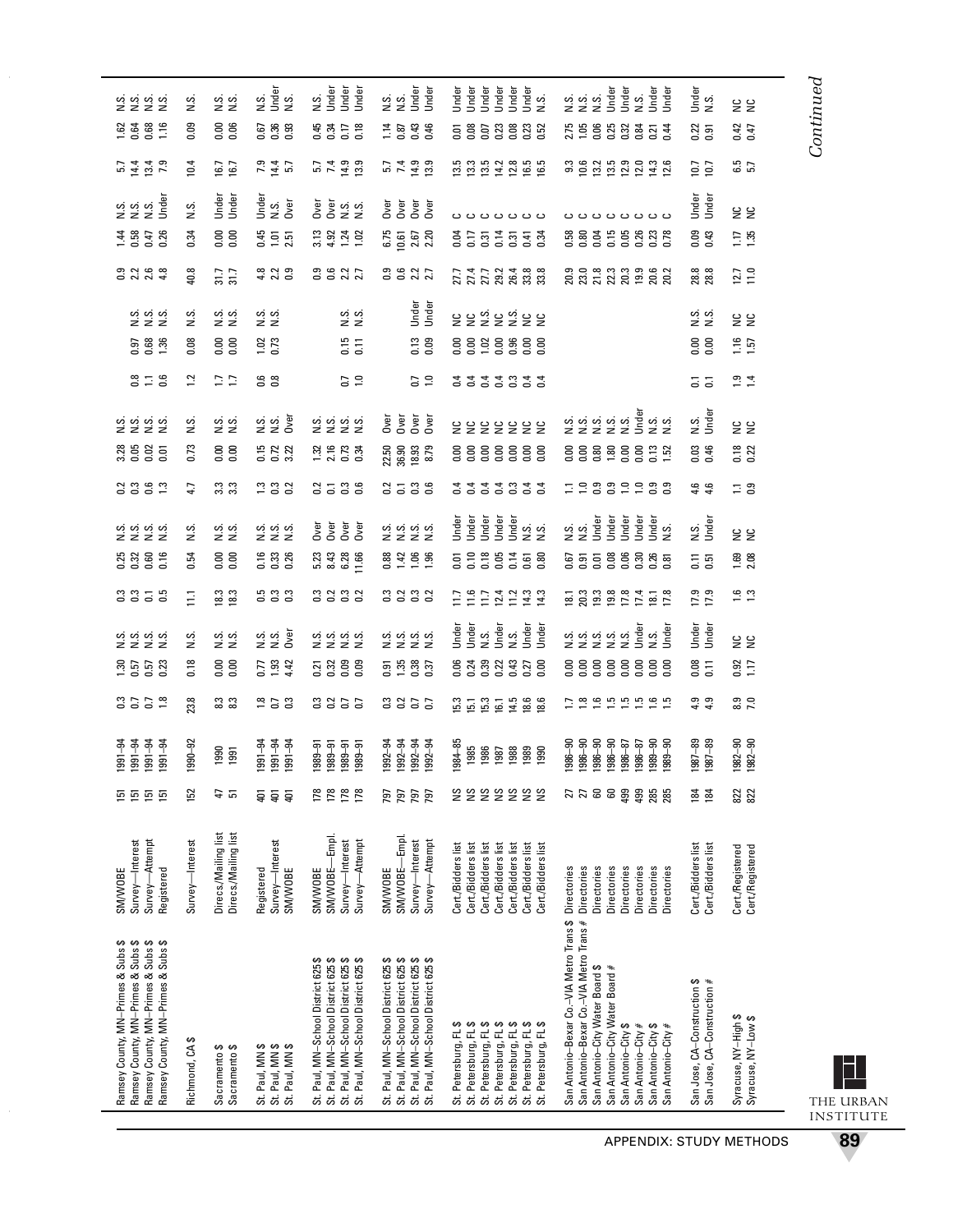| | | | | | | | | | | | | | | | | | | | | | |
|---|---|---|---|---|---|---|---|---|---|---|---|---|---|---|---|---|---|---|---|---|---|
| Ramsey County, MN–Primes & Subs $ | SM/WOBE | 151 | 1991–94 | 0.3 | 1.30 | N.S. | 0.3 | 0.25 | N.S. | 0.2 | 3.28 | N.S. | 0.8 | 0.97 | N.S. | 0.9 | 1.44 | N.S. | 5.7 | 1.62 | N.S. |
| Ramsey County, MN–Primes & Subs $ | Survey—Interest | 151 | 1991–94 | 0.7 | 0.57 | N.S. | 0.3 | 0.32 | N.S. | 0.3 | 0.05 | N.S. | 1.1 | 0.68 | N.S. | 2.2 | 0.58 | N.S. | 14.4 | 0.64 | N.S. |
| Ramsey County, MN–Primes & Subs $ | Survey—Attempt | 151 | 1991–94 | 0.7 | 0.57 | N.S. | 0.1 | 0.60 | N.S. | 0.6 | 0.02 | N.S. | 0.6 | 1.36 | N.S. | 2.6 | 0.47 | N.S. | 13.4 | 0.68 | N.S. |
| Ramsey County, MN–Primes & Subs $ | Registered | 151 | 1991–94 | 1.8 | 0.23 | N.S. | 0.5 | 0.16 | N.S. | 1.3 | 0.01 | N.S. | | | | 4.8 | 0.26 | Under | 7.9 | 1.16 | N.S. |
| Richmond, CA $ | Survey—Interest | 152 | 1990–92 | 23.8 | 0.18 | N.S. | 11.1 | 0.54 | N.S. | 4.7 | 0.73 | N.S. | 1.2 | 0.08 | N.S. | 40.8 | 0.34 | N.S. | 10.4 | 0.09 | N.S. |
| Sacramento $ | Direcs./Mailing list | 47 | 1990 | 8.3 | 0.00 | N.S. | 18.3 | 0.00 | N.S. | 3.3 | 0.00 | N.S. | 1.7 | 0.00 | N.S. | 31.7 | 0.00 | Under | 16.7 | 0.00 | N.S. |
| Sacramento $ | Direcs./Mailing list | 51 | 1991 | 8.3 | 0.00 | N.S. | 18.3 | 0.00 | N.S. | 3.3 | 0.00 | N.S. | 1.7 | 0.00 | N.S. | 31.7 | 0.00 | Under | 16.7 | 0.06 | N.S. |
| St. Paul, MN $ | Registered | 401 | 1991–94 | 1.8 | 0.77 | N.S. | 0.5 | 0.16 | N.S. | 1.3 | 0.15 | N.S. | 0.6 | 1.02 | N.S. | 4.8 | 0.45 | Under | 7.9 | 0.67 | N.S. |
| St. Paul, MN $ | Survey—Interest | 401 | 1991–94 | 0.7 | 1.93 | N.S. | 0.3 | 0.33 | N.S. | 0.3 | 0.72 | N.S. | 0.8 | 0.73 | N.S. | 2.2 | 1.01 | N.S. | 14.4 | 0.36 | Under |
| St. Paul, MN $ | SM/WOBE | 401 | 1991–94 | 0.3 | 4.42 | Over | 0.3 | 0.26 | N.S. | 0.2 | 3.22 | Over | | | | 0.9 | 2.51 | Over | 5.7 | 0.93 | N.S. |
| St. Paul, MN–School District 625 $ | SM/WOBE | 178 | 1989–91 | 0.3 | 0.21 | N.S. | 0.3 | 5.23 | Over | 0.2 | 1.32 | N.S. | | | | 0.9 | 3.13 | Over | 5.7 | 0.45 | N.S. |
| St. Paul, MN–School District 625 $ | SM/WOBE—Empl. | 178 | 1989–91 | 0.2 | 0.32 | N.S. | 0.2 | 8.43 | Over | 0.1 | 2.16 | N.S. | | | | 0.6 | 4.92 | Over | 7.4 | 0.34 | Under |
| St. Paul, MN–School District 625 $ | Survey—Interest | 178 | 1989–91 | 0.7 | 0.09 | N.S. | 0.3 | 6.28 | Over | 0.3 | 0.73 | N.S. | 0.7 | 0.15 | N.S. | 2.2 | 1.24 | N.S. | 14.9 | 0.17 | Under |
| St. Paul, MN–School District 625 $ | Survey—Attempt | 178 | 1989–91 | 0.7 | 0.09 | N.S. | 0.2 | 11.66 | Over | 0.6 | 0.34 | N.S. | 1.0 | 0.11 | N.S. | 2.7 | 1.02 | N.S. | 13.9 | 0.18 | Under |
| St. Paul, MN–School District 625 $ | SM/WOBE | 797 | 1992–94 | 0.3 | 0.91 | N.S. | 0.3 | 0.88 | N.S. | 0.2 | 22.50 | Over | | | | 0.9 | 6.75 | Over | 5.7 | 1.14 | N.S. |
| St. Paul, MN–School District 625 $ | SM/WOBE—Empl. | 797 | 1992–94 | 0.2 | 1.35 | N.S. | 0.2 | 1.42 | N.S. | 0.1 | 36.90 | Over | | | | 0.6 | 10.61 | Over | 7.4 | 0.87 | N.S. |
| St. Paul, MN–School District 625 $ | Survey—Interest | 797 | 1992–94 | 0.7 | 0.38 | N.S. | 0.3 | 1.06 | N.S. | 0.3 | 18.93 | Over | 0.7 | 0.13 | Under | 2.2 | 2.67 | Over | 14.9 | 0.43 | Under |
| St. Paul, MN–School District 625 $ | Survey—Attempt | 797 | 1992–94 | 0.7 | 0.37 | N.S. | 0.2 | 1.96 | N.S. | 0.6 | 8.79 | Over | 1.0 | 0.09 | Under | 2.7 | 2.20 | Over | 13.9 | 0.46 | Under |
| St. Petersburg, FL $ | Cert./Bidders list | NS | 1984–85 | 15.3 | 0.06 | Under | 11.7 | 0.01 | Under | 0.4 | 0.00 | NC | 0.4 | 0.00 | NC | 27.7 | 0.04 | C | 13.5 | 0.01 | Under |
| St. Petersburg, FL $ | Cert./Bidders list | NS | 1985 | 15.1 | 0.24 | Under | 11.6 | 0.10 | Under | 0.4 | 0.00 | NC | 0.4 | 0.00 | NC | 27.4 | 0.17 | C | 13.3 | 0.08 | Under |
| St. Petersburg, FL $ | Cert./Bidders list | NS | 1986 | 15.3 | 0.39 | N.S. | 11.7 | 0.18 | Under | 0.4 | 0.00 | NC | 0.4 | 1.02 | N.S. | 27.7 | 0.31 | C | 13.5 | 0.07 | Under |
| St. Petersburg, FL $ | Cert./Bidders list | NS | 1987 | 16.1 | 0.22 | Under | 12.4 | 0.05 | Under | 0.4 | 0.00 | NC | 0.4 | 0.00 | NC | 29.2 | 0.14 | C | 14.2 | 0.23 | Under |
| St. Petersburg, FL $ | Cert./Bidders list | NS | 1988 | 14.5 | 0.43 | N.S. | 11.2 | 0.14 | Under | 0.3 | 0.00 | NC | 0.3 | 0.96 | N.S. | 26.4 | 0.31 | C | 12.8 | 0.08 | Under |
| St. Petersburg, FL $ | Cert./Bidders list | NS | 1989 | 18.6 | 0.27 | Under | 14.3 | 0.61 | N.S. | 0.4 | 0.00 | NC | 0.4 | 0.00 | NC | 33.8 | 0.41 | C | 16.5 | 0.23 | Under |
| St. Petersburg, FL $ | Cert./Bidders list | NS | 1990 | 18.6 | 0.00 | Under | 14.3 | 0.80 | N.S. | 0.4 | 0.00 | NC | 0.4 | 0.00 | NC | 33.8 | 0.34 | C | 16.5 | 0.52 | N.S. |
| San Antonio–Bexar Co.–VIA Metro Trans $ | Directories | 27 | 1986–90 | 1.7 | 0.00 | N.S. | 18.1 | 0.67 | N.S. | 1.1 | 0.00 | N.S. | | | | 20.9 | 0.58 | C | 9.3 | 2.75 | N.S. |
| San Antonio–Bexar Co.–VIA Metro Trans # | Directories | 27 | 1986–90 | 1.8 | 0.00 | N.S. | 20.3 | 0.91 | N.S. | 1.0 | 0.00 | N.S. | | | | 23.0 | 0.80 | C | 10.6 | 1.05 | N.S. |
| San Antonio–City Water Board $ | Directories | 60 | 1986–90 | 1.6 | 0.00 | N.S. | 19.3 | 0.01 | Under | 0.9 | 0.80 | N.S. | | | | 21.8 | 0.04 | C | 13.2 | 0.06 | N.S. |
| San Antonio–City Water Board # | Directories | 60 | 1986–90 | 1.5 | 0.00 | N.S. | 19.8 | 0.08 | Under | 0.9 | 1.80 | N.S. | | | | 22.3 | 0.15 | C | 13.5 | 0.25 | Under |
| San Antonio–City $ | Directories | 499 | 1986–87 | 1.5 | 0.00 | N.S. | 17.8 | 0.06 | Under | 1.0 | 0.00 | N.S. | | | | 20.3 | 0.05 | C | 12.9 | 0.32 | Under |
| San Antonio–City # | Directories | 499 | 1986–87 | 1.5 | 0.00 | Under | 17.4 | 0.30 | Under | 1.0 | 0.00 | Under | | | | 19.9 | 0.26 | C | 12.0 | 0.84 | N.S. |
| San Antonio–City $ | Directories | 285 | 1989–90 | 1.6 | 0.00 | N.S. | 18.1 | 0.26 | Under | 0.9 | 0.13 | N.S. | | | | 20.6 | 0.23 | C | 14.3 | 0.21 | Under |
| San Antonio–City # | Directories | 285 | 1989–90 | 1.5 | 0.00 | Under | 17.8 | 0.81 | N.S. | 0.9 | 1.52 | N.S. | | | | 20.2 | 0.78 | C | 12.6 | 0.44 | Under |
| San Jose, CA–Construction $ | Cert./Bidders list | 184 | 1987–89 | 4.9 | 0.08 | Under | 17.9 | 0.11 | N.S. | 4.6 | 0.03 | N.S. | 0.1 | 0.00 | N.S. | 28.8 | 0.09 | Under | 10.7 | 0.22 | Under |
| San Jose, CA–Construction # | Cert./Bidders list | 184 | 1987–89 | 4.9 | 0.11 | Under | 17.9 | 0.51 | Under | 4.6 | 0.46 | Under | 0.1 | 0.00 | N.S. | 28.8 | 0.43 | Under | 10.7 | 0.91 | N.S. |
| Syracuse, NY–High $ | Cert./Registered | 822 | 1982–90 | 8.9 | 0.92 | NC | 1.6 | 1.69 | NC | 1.1 | 0.18 | NC | 1.9 | 1.16 | NC | 12.7 | 1.17 | NC | 6.5 | 0.42 | NC |
| Syracuse, NY–Low $ | Cert./Registered | 822 | 1982–90 | 7.0 | 1.17 | NC | 1.3 | 2.08 | NC | 0.9 | 0.22 | NC | 1.4 | 1.57 | NC | 11.0 | 1.35 | NC | 5.7 | 0.47 | NC |

*Continued*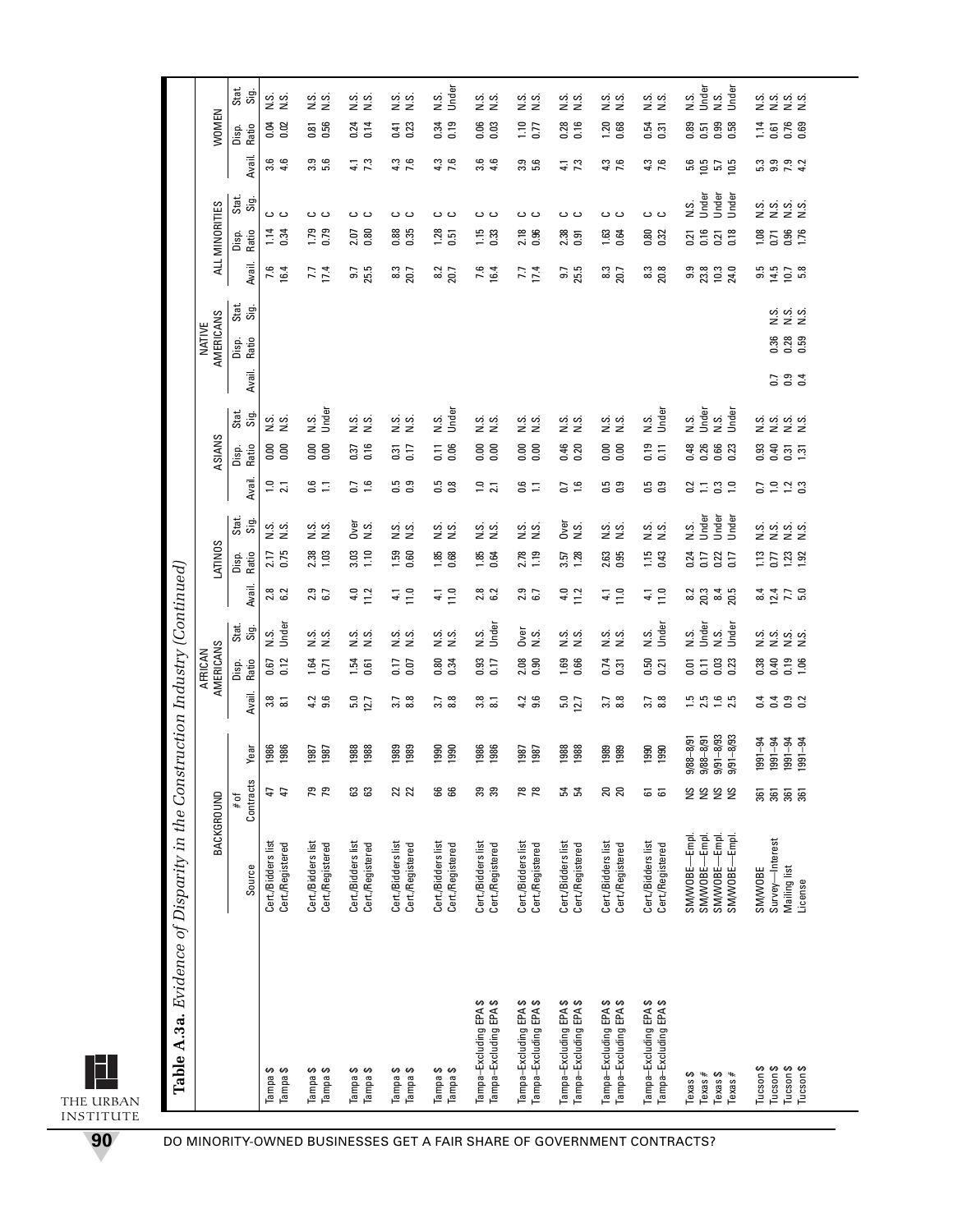**Table A.3a.** *Evidence of Disparity in the Construction Industry (Continued)*

| | BACKGROUND | | | | AFRICAN AMERICANS | | | LATINOS | | | ASIANS | | | NATIVE AMERICANS | | | ALL MINORITIES | | | WOMEN | | |
|---|---|---|---|---|---|---|---|---|---|---|---|---|---|---|---|---|---|---|---|---|---|---|
| | Source | # of Contracts | Year | Avail. | Disp. Ratio | Stat. Sig. | Avail. | Disp. Ratio | Stat. Sig. | Avail. | Disp. Ratio | Stat. Sig. | Avail. | Disp. Ratio | Stat. Sig. | Avail. | Disp. Ratio | Stat. Sig. | Avail. | Disp. Ratio | Stat. Sig. |
| Tampa $ | Cert./Bidders list | 47 | 1986 | 3.8 | 0.67 | N.S. | 2.8 | 2.17 | N.S. | 1.0 | 0.00 | N.S. | | | | 7.6 | 1.14 | C | 3.6 | 0.04 | N.S. |
| Tampa $ | Cert./Registered | 47 | 1986 | 8.1 | 0.12 | Under | 6.2 | 0.75 | N.S. | 2.1 | 0.00 | N.S. | | | | 16.4 | 0.34 | C | 4.6 | 0.02 | N.S. |
| Tampa $ | Cert./Bidders list | 79 | 1987 | 4.2 | 1.64 | N.S. | 2.9 | 2.38 | N.S. | 0.6 | 0.00 | N.S. | | | | 7.7 | 1.79 | C | 3.9 | 0.81 | N.S. |
| Tampa $ | Cert./Registered | 79 | 1987 | 9.6 | 0.71 | N.S. | 6.7 | 1.03 | N.S. | 1.1 | 0.00 | Under | | | | 17.4 | 0.79 | C | 5.6 | 0.56 | N.S. |
| Tampa $ | Cert./Bidders list | 63 | 1988 | 5.0 | 1.54 | N.S. | 4.0 | 3.03 | Over | 0.7 | 0.37 | N.S. | | | | 9.7 | 2.07 | C | 4.1 | 0.24 | N.S. |
| Tampa $ | Cert./Registered | 63 | 1988 | 12.7 | 0.61 | N.S. | 11.2 | 1.10 | N.S. | 1.6 | 0.16 | N.S. | | | | 25.5 | 0.80 | C | 7.3 | 0.14 | N.S. |
| Tampa $ | Cert./Bidders list | 22 | 1989 | 3.7 | 0.17 | N.S. | 4.1 | 1.59 | N.S. | 0.5 | 0.31 | N.S. | | | | 8.3 | 0.88 | C | 4.3 | 0.41 | N.S. |
| Tampa $ | Cert./Registered | 22 | 1989 | 8.8 | 0.07 | N.S. | 11.0 | 0.60 | N.S. | 0.9 | 0.17 | N.S. | | | | 20.7 | 0.35 | C | 7.6 | 0.23 | N.S. |
| Tampa $ | Cert./Bidders list | 66 | 1990 | 3.7 | 0.80 | N.S. | 4.1 | 1.85 | N.S. | 0.5 | 0.11 | N.S. | | | | 8.2 | 1.28 | C | 4.3 | 0.34 | N.S. |
| Tampa $ | Cert./Registered | 66 | 1990 | 8.8 | 0.34 | N.S. | 11.0 | 0.68 | N.S. | 0.8 | 0.06 | Under | | | | 20.7 | 0.51 | C | 7.6 | 0.19 | Under |
| Tampa–Excluding EPA $ | Cert./Bidders list | 39 | 1986 | 3.8 | 0.93 | N.S. | 2.8 | 1.85 | N.S. | 1.0 | 0.00 | N.S. | | | | 7.6 | 1.15 | C | 3.6 | 0.06 | N.S. |
| Tampa–Excluding EPA $ | Cert./Registered | 39 | 1986 | 8.1 | 0.17 | Under | 6.2 | 0.64 | N.S. | 2.1 | 0.00 | N.S. | | | | 16.4 | 0.33 | C | 4.6 | 0.03 | N.S. |
| Tampa–Excluding EPA $ | Cert./Bidders list | 78 | 1987 | 4.2 | 2.08 | Over | 2.9 | 2.78 | N.S. | 0.6 | 0.00 | N.S. | | | | 7.7 | 2.18 | C | 3.9 | 1.10 | N.S. |
| Tampa–Excluding EPA $ | Cert./Registered | 78 | 1987 | 9.6 | 0.90 | N.S. | 6.7 | 1.19 | N.S. | 1.1 | 0.00 | N.S. | | | | 17.4 | 0.96 | C | 5.6 | 0.77 | N.S. |
| Tampa–Excluding EPA $ | Cert./Bidders list | 54 | 1988 | 5.0 | 1.69 | N.S. | 4.0 | 3.57 | Over | 0.7 | 0.46 | N.S. | | | | 9.7 | 2.38 | C | 4.1 | 0.28 | N.S. |
| Tampa–Excluding EPA $ | Cert./Registered | 54 | 1988 | 12.7 | 0.66 | N.S. | 11.2 | 1.28 | N.S. | 1.6 | 0.20 | N.S. | | | | 25.5 | 0.91 | C | 7.3 | 0.16 | N.S. |
| Tampa–Excluding EPA $ | Cert./Bidders list | 20 | 1989 | 3.7 | 0.74 | N.S. | 4.1 | 2.63 | N.S. | 0.5 | 0.00 | N.S. | | | | 8.3 | 1.63 | C | 4.3 | 1.20 | N.S. |
| Tampa–Excluding EPA $ | Cert./Registered | 20 | 1989 | 8.8 | 0.31 | N.S. | 11.0 | 0.95 | N.S. | 0.9 | 0.00 | N.S. | | | | 20.7 | 0.64 | C | 7.6 | 0.68 | N.S. |
| Tampa–Excluding EPA $ | Cert./Bidders list | 61 | 1990 | 3.7 | 0.50 | N.S. | 4.1 | 1.15 | N.S. | 0.5 | 0.19 | N.S. | | | | 8.3 | 0.80 | C | 4.3 | 0.54 | N.S. |
| Tampa–Excluding EPA $ | Cert./Registered | 61 | 1990 | 8.8 | 0.21 | Under | 11.0 | 0.43 | N.S. | 0.9 | 0.11 | Under | | | | 20.8 | 0.32 | C | 7.6 | 0.31 | N.S. |
| Texas $ | SM/WOBE—Empl. | NS | 9/88–8/91 | 1.5 | 0.01 | N.S. | 8.2 | 0.24 | N.S. | 0.2 | 0.48 | N.S. | | | | 9.9 | 0.21 | N.S. | 5.6 | 0.89 | N.S. |
| Texas # | SM/WOBE—Empl. | NS | 9/88–8/91 | 2.5 | 0.11 | Under | 20.3 | 0.17 | Under | 1.1 | 0.26 | Under | | | | 23.8 | 0.16 | Under | 10.5 | 0.51 | Under |
| Texas $ | SM/WOBE—Empl. | NS | 9/91–8/93 | 1.6 | 0.03 | N.S. | 8.4 | 0.22 | Under | 0.3 | 0.66 | N.S. | | | | 10.3 | 0.21 | Under | 5.7 | 0.99 | N.S. |
| Texas # | SM/WOBE—Empl. | NS | 9/91–8/93 | 2.5 | 0.23 | Under | 20.5 | 0.17 | Under | 1.0 | 0.23 | Under | | | | 24.0 | 0.18 | Under | 10.5 | 0.58 | Under |
| Tucson $ | SM/WOBE | 361 | 1991–94 | 0.4 | 0.38 | N.S. | 8.4 | 1.13 | N.S. | 0.7 | 0.93 | N.S. | 0.7 | | | 9.5 | 1.08 | N.S. | 5.3 | 1.14 | N.S. |
| Tucson $ | Survey—Interest | 361 | 1991–94 | 0.4 | 0.40 | N.S. | 12.4 | 0.77 | N.S. | 1.0 | 0.40 | N.S. | 0.9 | 0.36 | N.S. | 14.5 | 0.71 | N.S. | 9.9 | 0.61 | N.S. |
| Tucson $ | Mailing list | 361 | 1991–94 | 0.9 | 0.19 | N.S. | 7.7 | 1.23 | N.S. | 1.2 | 0.31 | N.S. | 0.4 | 0.28 | N.S. | 10.7 | 0.96 | N.S. | 7.9 | 0.76 | N.S. |
| Tucson $ | License | 361 | 1991–94 | 0.2 | 1.06 | N.S. | 5.0 | 1.92 | N.S. | 0.3 | 1.31 | N.S. | | 0.59 | N.S. | 5.8 | 1.76 | N.S. | 4.2 | 0.69 | N.S. |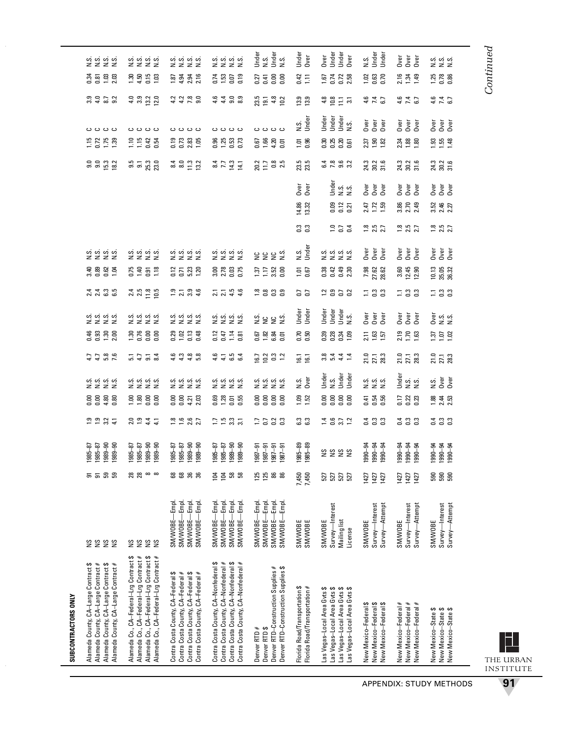**SUBCONTRACTORS ONLY**

| | | | | | | | | | | | | | | | | | | | | | |
|---|---|---|---|---|---|---|---|---|---|---|---|---|---|---|---|---|---|---|---|---|---|
| Alameda County, CA–Large Contract $ | NS | 91 | 1985–87 | 1.9 | 0.00 | N.S. | 4.7 | 0.46 | N.S. | 2.4 | 3.40 | N.S. | | | | 9.0 | 1.15 | C | 3.9 | 0.34 | N.S. |
| Alameda County, CA–Large Contract # | NS | 91 | 1985–87 | 1.9 | 0.00 | N.S. | 4.7 | 0.93 | N.S. | 2.4 | 0.89 | N.S. | | | | 9.0 | 0.72 | C | 4.0 | 0.81 | N.S. |
| Alameda County, CA–Large Contract $ | NS | 59 | 1989–90 | 3.2 | 4.80 | N.S. | 5.8 | 1.30 | N.S. | 6.3 | 0.62 | N.S. | | | | 15.3 | 1.75 | C | 8.7 | 1.03 | N.S. |
| Alameda County, CA–Large Contract # | NS | 59 | 1989–90 | 4.1 | 0.80 | N.S. | 7.6 | 2.00 | N.S. | 6.5 | 1.04 | N.S. | | | | 18.2 | 1.39 | C | 9.2 | 2.03 | N.S. |
| Alameda Co., CA–Federal–Lrg Contract $ | NS | 28 | 1985–87 | 2.0 | 1.00 | N.S. | 5.1 | 1.30 | N.S. | 2.4 | 0.75 | N.S. | | | | 9.5 | 1.10 | C | 4.0 | 1.30 | N.S. |
| Alameda Co., CA–Federal–Lrg Contract # | NS | 28 | 1985–87 | 1.9 | 1.80 | N.S. | 4.7 | 0.76 | N.S. | 2.5 | 1.40 | N.S. | | | | 9.1 | 1.15 | C | 3.9 | 4.50 | N.S. |
| Alameda Co., CA–Federal–Lrg Contract $ | NS | 8 | 1989–90 | 4.4 | 0.00 | N.S. | 9.1 | 0.00 | N.S. | 11.8 | 0.91 | N.S. | | | | 25.3 | 0.42 | C | 13.2 | 0.15 | N.S. |
| Alameda Co., CA–Federal–Lrg Contract # | NS | 8 | 1989–90 | 4.1 | 0.00 | N.S. | 8.4 | 0.00 | N.S. | 10.5 | 1.18 | N.S. | | | | 23.0 | 0.54 | C | 12.0 | 1.03 | N.S. |
| Contra Costa County, CA–Federal $ | SM/WOBE—Empl. | 68 | 1985–87 | 1.8 | 0.00 | N.S. | 4.6 | 0.29 | N.S. | 1.9 | 0.12 | N.S. | | | | 8.4 | 0.19 | C | 4.2 | 1.87 | N.S. |
| Contra Costa County, CA–Federal # | SM/WOBE—Empl. | 68 | 1985–87 | 1.6 | 0.00 | N.S. | 4.3 | 1.02 | N.S. | 2.1 | 0.71 | N.S. | | | | 8.0 | 0.73 | C | 4.2 | 4.94 | N.S. |
| Contra Costa County, CA–Federal $ | SM/WOBE—Empl. | 36 | 1989–90 | 2.6 | 4.21 | N.S. | 4.8 | 0.13 | N.S. | 3.9 | 5.23 | N.S. | | | | 11.3 | 2.83 | C | 7.8 | 2.94 | N.S. |
| Contra Costa County, CA–Federal # | SM/WOBE—Empl. | 36 | 1989–90 | 2.7 | 2.03 | N.S. | 5.8 | 0.48 | N.S. | 4.6 | 1.20 | N.S. | | | | 13.2 | 1.05 | C | 9.0 | 2.16 | N.S. |
| Contra Costa County, CA–Nonfederal $ | SM/WOBE—Empl. | 104 | 1985–87 | 1.7 | 0.69 | N.S. | 4.6 | 0.12 | N.S. | 2.1 | 3.00 | N.S. | | | | 8.4 | 0.96 | C | 4.6 | 0.74 | N.S. |
| Contra Costa County, CA–Nonfederal # | SM/WOBE—Empl. | 104 | 1985–87 | 1.5 | 1.28 | N.S. | 4.1 | 0.47 | N.S. | 2.1 | 2.78 | N.S. | | | | 7.7 | 1.25 | C | 4.4 | 1.53 | N.S. |
| Contra Costa County, CA–Nonfederal $ | SM/WOBE—Empl. | 58 | 1989–90 | 3.3 | 0.01 | N.S. | 6.5 | 1.14 | N.S. | 4.5 | 0.03 | N.S. | | | | 14.3 | 0.53 | C | 9.0 | 0.07 | N.S. |
| Contra Costa County, CA–Nonfederal # | SM/WOBE—Empl. | 58 | 1989–90 | 3.1 | 0.55 | N.S. | 6.4 | 0.81 | N.S. | 4.6 | 0.75 | N.S. | | | | 14.1 | 0.73 | C | 8.9 | 0.19 | N.S. |
| Denver RTD # | SM/WOBE—Empl. | 125 | 1987–91 | 1.7 | 0.00 | N.S. | 16.7 | 0.67 | N.S. | 1.8 | 1.37 | NC | | | | 20.2 | 0.67 | C | 23.5 | 0.27 | Under |
| Denver RTD $ | SM/WOBE—Empl. | 125 | 1987–91 | 0.7 | 0.00 | N.S. | 10.2 | 1.82 | NC | 0.8 | 1.17 | NC | | | | 11.7 | 1.66 | C | 19.1 | 0.41 | N.S. |
| Denver RTD–Construction Supplies # | SM/WOBE—Empl. | 86 | 1987–91 | 0.2 | 0.00 | N.S. | 0.3 | 6.84 | NC | 0.3 | 3.52 | NC | | | | 0.8 | 4.20 | C | 4.8 | 0.00 | Under |
| Denver RTD–Construction Supplies $ | SM/WOBE—Empl. | 86 | 1987–91 | 0.3 | 0.00 | N.S. | 1.2 | 0.01 | N.S. | 0.9 | 0.00 | N.S. | | | | 2.5 | 0.01 | C | 10.2 | 0.00 | N.S. |
| Florida Road/Transportation $ | SM/WOBE | 7,450 | 1985–89 | 6.3 | 1.09 | N.S. | 16.1 | 0.70 | Under | 0.7 | 1.01 | N.S. | 0.3 | 14.86 | Over | 23.5 | 1.01 | N.S. | 13.9 | 0.42 | Under |
| Florida Road/Transportation # | SM/WOBE | 7,450 | 1985–89 | 6.3 | 1.52 | Over | 16.1 | 0.50 | Under | 0.7 | 0.67 | Under | 0.3 | 13.32 | Over | 23.5 | 0.96 | Under | 13.9 | 1.11 | Over |
| Las Vegas–Local Area Gvts $ | SM/WOBE | 527 | NS | 1.4 | 0.00 | Under | 3.8 | 0.39 | Under | 1.2 | 0.38 | N.S. | 1.0 | | | 6.4 | 0.30 | Under | 4.8 | 1.67 | Over |
| Las Vegas–Local Area Gvts $ | Survey—Interest | 527 | NS | 0.6 | 0.00 | N.S. | 5.4 | 0.28 | Under | 0.9 | 0.42 | N.S. | 0.7 | 0.09 | Under | 7.8 | 0.25 | Under | 10.8 | 0.74 | Under |
| Las Vegas–Local Area Gvts $ | Mailing list | 527 | NS | 3.7 | 0.00 | Under | 4.4 | 0.34 | Under | 0.7 | 0.49 | N.S. | 0.7 | 0.12 | N.S. | 9.6 | 0.20 | Under | 11.1 | 0.72 | Under |
| Las Vegas–Local Area Gvts $ | License | 527 | NS | 1.2 | 0.00 | Under | 1.4 | 1.09 | N.S. | 0.2 | 2.30 | N.S. | 0.4 | 0.21 | N.S. | 3.2 | 0.61 | N.S. | 3.1 | 2.58 | Over |
| New Mexico–Federal $ | SM/WOBE | 1427 | 1990–94 | 0.4 | 0.41 | N.S. | 21.0 | 2.11 | Over | 1.1 | 7.98 | Over | 1.8 | 2.47 | Over | 24.3 | 2.37 | Over | 4.6 | 1.02 | N.S. |
| New Mexico–Federal $ | Survey—Interest | 1427 | 1990–94 | 0.3 | 0.54 | N.S. | 27.1 | 1.63 | Over | 0.3 | 27.62 | Over | 2.5 | 1.72 | Over | 30.2 | 1.90 | Over | 7.4 | 0.63 | Under |
| New Mexico–Federal $ | Survey—Attempt | 1427 | 1990–94 | 0.3 | 0.56 | N.S. | 28.3 | 1.57 | Over | 0.3 | 28.62 | Over | 2.7 | 1.59 | Over | 31.6 | 1.82 | Over | 6.7 | 0.70 | Under |
| New Mexico–Federal # | SM/WOBE | 1427 | 1990–94 | 0.4 | 0.17 | Under | 21.0 | 2.19 | Over | 1.1 | 3.60 | Over | 1.8 | 3.86 | Over | 24.3 | 2.34 | Over | 4.6 | 2.16 | Over |
| New Mexico–Federal # | Survey—Interest | 1427 | 1990–94 | 0.3 | 0.22 | N.S. | 27.1 | 1.70 | Over | 0.3 | 12.45 | Over | 2.5 | 2.70 | Over | 30.2 | 1.88 | Over | 7.4 | 1.34 | Over |
| New Mexico–Federal # | Survey—Attempt | 1427 | 1990–94 | 0.3 | 0.23 | N.S. | 28.3 | 1.63 | Over | 0.3 | 12.90 | Over | 2.7 | 2.49 | Over | 31.6 | 1.80 | Over | 6.7 | 1.49 | Over |
| New Mexico–State $ | SM/WOBE | 590 | 1990–94 | 0.4 | 1.88 | N.S. | 21.0 | 1.37 | Over | 1.1 | 10.13 | Over | 1.8 | 3.52 | Over | 24.3 | 1.93 | Over | 4.6 | 1.25 | N.S. |
| New Mexico–State $ | Survey—Interest | 590 | 1990–94 | 0.3 | 2.44 | Over | 27.1 | 1.07 | N.S. | 0.3 | 35.05 | Over | 2.5 | 2.46 | Over | 30.2 | 1.55 | Over | 7.4 | 0.78 | N.S. |
| New Mexico–State $ | Survey—Attempt | 590 | 1990–94 | 0.3 | 2.53 | Over | 28.3 | 1.02 | N.S. | 0.3 | 36.32 | Over | 2.7 | 2.27 | Over | 31.6 | 1.48 | Over | 6.7 | 0.86 | N.S. |

*Continued*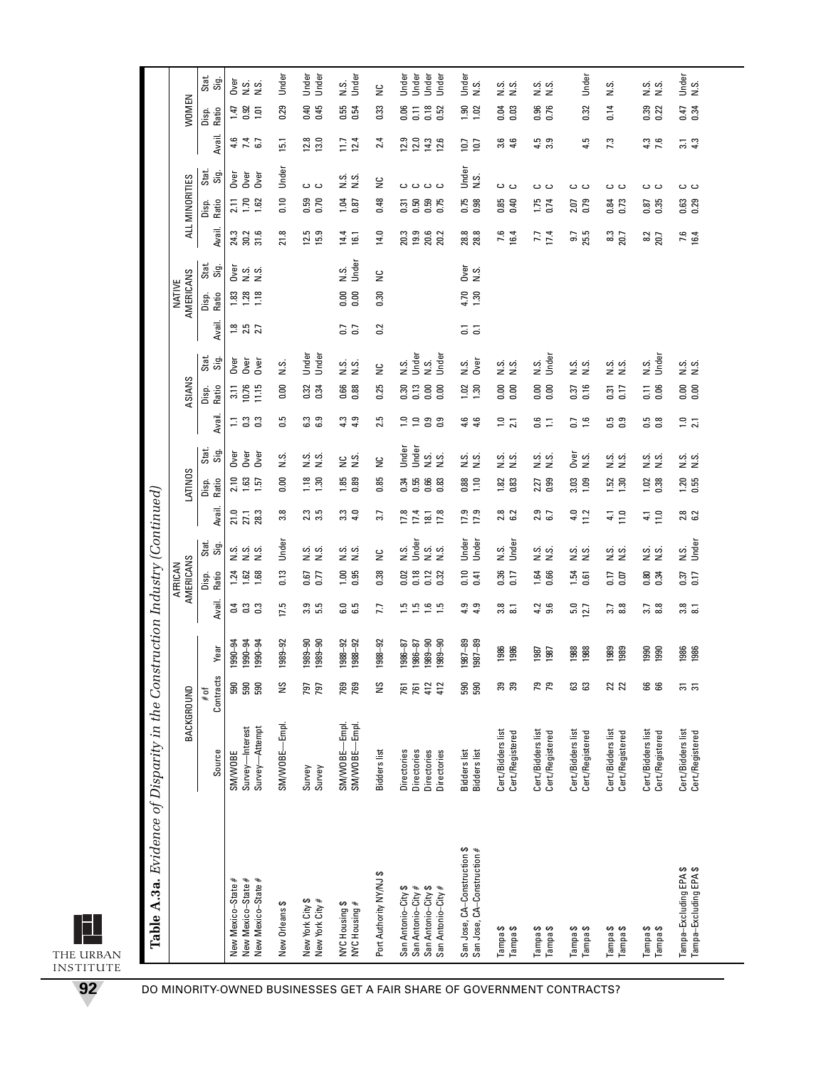**Table A.3a.** *Evidence of Disparity in the Construction Industry (Continued)*

| | BACKGROUND | | | AFRICAN AMERICANS | | | LATINOS | | | ASIANS | | | NATIVE AMERICANS | | | ALL MINORITIES | | | WOMEN | | |
|---|---|---|---|---|---|---|---|---|---|---|---|---|---|---|---|---|---|---|---|---|---|
| | Source | # of Contracts | Year | Avail. | Disp. Ratio | Stat. Sig. | Avail. | Disp. Ratio | Stat. Sig. | Avail. | Disp. Ratio | Stat. Sig. | Avail. | Disp. Ratio | Stat. Sig. | Avail. | Disp. Ratio | Stat. Sig. | Avail. | Disp. Ratio | Stat. Sig. |
| New Mexico–State # | SM/WOBE | 590 | 1990–94 | 0.4 | 1.24 | N.S. | 21.0 | 2.10 | Over | 1.1 | 3.11 | Over | 1.8 | 1.83 | Over | 24.3 | 2.11 | Over | 4.6 | 1.47 | Over |
| New Mexico–State # | Survey—Interest | 590 | 1990–94 | 0.3 | 1.62 | N.S. | 27.1 | 1.63 | Over | 0.3 | 10.76 | Over | 2.5 | 1.28 | N.S. | 30.2 | 1.70 | Over | 7.4 | 0.92 | N.S. |
| New Mexico–State # | Survey—Attempt | 590 | 1990–94 | 0.3 | 1.68 | N.S. | 28.3 | 1.57 | Over | 0.3 | 11.15 | Over | 2.7 | 1.18 | N.S. | 31.6 | 1.62 | Over | 6.7 | 1.01 | N.S. |
| New Orleans $ | SM/WOBE—Empl. | NS | 1989–92 | 17.5 | 0.13 | Under | 3.8 | 0.00 | N.S. | 0.5 | 0.00 | N.S. | | | | 21.8 | 0.10 | Under | 15.1 | 0.29 | Under |
| New York City $ | Survey | 797 | 1989–90 | 3.9 | 0.67 | N.S. | 2.3 | 1.18 | N.S. | 6.3 | 0.32 | Under | | | | 12.5 | 0.59 | C | 12.8 | 0.40 | Under |
| New York City # | Survey | 797 | 1989–90 | 5.5 | 0.77 | N.S. | 3.5 | 1.30 | N.S. | 6.9 | 0.34 | Under | | | | 15.9 | 0.70 | C | 13.0 | 0.45 | Under |
| NYC Housing $ | SM/WOBE—Empl. | 769 | 1988–92 | 6.0 | 1.00 | N.S. | 3.3 | 1.85 | NC | 4.3 | 0.66 | N.S. | 0.7 | 0.00 | N.S. | 14.4 | 1.04 | N.S. | 11.7 | 0.55 | N.S. |
| NYC Housing # | SM/WOBE—Empl. | 769 | 1988–92 | 6.5 | 0.95 | N.S. | 4.0 | 0.89 | N.S. | 4.9 | 0.88 | N.S. | 0.7 | 0.00 | Under | 16.1 | 0.87 | N.S. | 12.4 | 0.54 | Under |
| Port Authority NY/NJ $ | Bidders list | NS | 1988–92 | 7.7 | 0.38 | NC | 3.7 | 0.85 | NC | 2.5 | 0.25 | NC | 0.2 | 0.30 | NC | 14.0 | 0.48 | NC | 2.4 | 0.33 | NC |
| San Antonio–City $ | Directories | 761 | 1986–87 | 1.5 | 0.02 | N.S. | 17.8 | 0.34 | Under | 1.0 | 0.30 | N.S. | | | | 20.3 | 0.31 | C | 12.9 | 0.06 | Under |
| San Antonio–City # | Directories | 761 | 1986–87 | 1.5 | 0.18 | Under | 17.4 | 0.55 | Under | 1.0 | 0.13 | Under | | | | 19.9 | 0.50 | C | 12.0 | 0.11 | Under |
| San Antonio–City $ | Directories | 412 | 1989–90 | 1.6 | 0.12 | N.S. | 18.1 | 0.66 | N.S. | 0.9 | 0.00 | N.S. | | | | 20.6 | 0.59 | C | 14.3 | 0.18 | Under |
| San Antonio–City # | Directories | 412 | 1989–90 | 1.5 | 0.32 | N.S. | 17.8 | 0.83 | N.S. | 0.9 | 0.00 | Under | | | | 20.2 | 0.75 | C | 12.6 | 0.52 | Under |
| San Jose, CA–Construction $ | Bidders list | 590 | 1987–89 | 4.9 | 0.10 | Under | 17.9 | 0.88 | N.S. | 4.6 | 1.02 | N.S. | 0.1 | 4.70 | Over | 28.8 | 0.75 | Under | 10.7 | 1.90 | Under |
| San Jose, CA–Construction # | Bidders list | 590 | 1987–89 | 4.9 | 0.41 | Under | 17.9 | 1.10 | N.S. | 4.6 | 1.30 | Over | 0.1 | 1.30 | N.S. | 28.8 | 0.98 | N.S. | 10.7 | 1.02 | N.S. |
| Tampa $ | Cert./Bidders list | 39 | 1986 | 3.8 | 0.36 | N.S. | 2.8 | 1.82 | N.S. | 1.0 | 0.00 | N.S. | | | | 7.6 | 0.85 | C | 3.6 | 0.04 | N.S. |
| Tampa $ | Cert./Registered | 39 | 1986 | 8.1 | 0.17 | Under | 6.2 | 0.83 | N.S. | 2.1 | 0.00 | N.S. | | | | 16.4 | 0.40 | C | 4.6 | 0.03 | N.S. |
| Tampa $ | Cert./Bidders list | 79 | 1987 | 4.2 | 1.64 | N.S. | 2.9 | 2.27 | N.S. | 0.6 | 0.00 | N.S. | | | | 7.7 | 1.75 | C | 4.5 | 0.96 | N.S. |
| Tampa $ | Cert./Registered | 79 | 1987 | 9.6 | 0.66 | N.S. | 6.7 | 0.99 | N.S. | 1.1 | 0.00 | Under | | | | 17.4 | 0.74 | C | 3.9 | 0.76 | N.S. |
| Tampa $ | Cert./Bidders list | 63 | 1988 | 5.0 | 1.54 | N.S. | 4.0 | 3.03 | Over | 0.7 | 0.37 | N.S. | | | | 9.7 | 2.07 | C | | | |
| Tampa $ | Cert./Registered | 63 | 1988 | 12.7 | 0.61 | N.S. | 11.2 | 1.09 | N.S. | 1.6 | 0.16 | N.S. | | | | 25.5 | 0.79 | C | 4.5 | 0.32 | Under |
| Tampa $ | Cert./Bidders list | 22 | 1989 | 3.7 | 0.17 | N.S. | 4.1 | 1.52 | N.S. | 0.5 | 0.31 | N.S. | | | | 8.3 | 0.84 | C | 7.3 | 0.14 | N.S. |
| Tampa $ | Cert./Registered | 22 | 1989 | 8.8 | 0.07 | N.S. | 11.0 | 1.30 | N.S. | 0.9 | 0.17 | N.S. | | | | 20.7 | 0.73 | C | | | |
| Tampa $ | Cert./Bidders list | 66 | 1990 | 3.7 | 0.80 | N.S. | 4.1 | 1.02 | N.S. | 0.5 | 0.11 | N.S. | | | | 8.2 | 0.87 | C | 4.3 | 0.39 | N.S. |
| Tampa $ | Cert./Registered | 66 | 1990 | 8.8 | 0.34 | N.S. | 11.0 | 0.38 | N.S. | 0.8 | 0.06 | Under | | | | 20.7 | 0.35 | C | 7.6 | 0.22 | N.S. |
| Tampa–Excluding EPA $ | Cert./Bidders list | 31 | 1986 | 3.8 | 0.37 | N.S. | 2.8 | 1.20 | N.S. | 1.0 | 0.00 | N.S. | | | | 7.6 | 0.63 | C | 3.1 | 0.47 | Under |
| Tampa–Excluding EPA $ | Cert./Registered | 31 | 1986 | 8.1 | 0.17 | Under | 6.2 | 0.55 | N.S. | 2.1 | 0.00 | N.S. | | | | 16.4 | 0.29 | C | 4.3 | 0.34 | N.S. |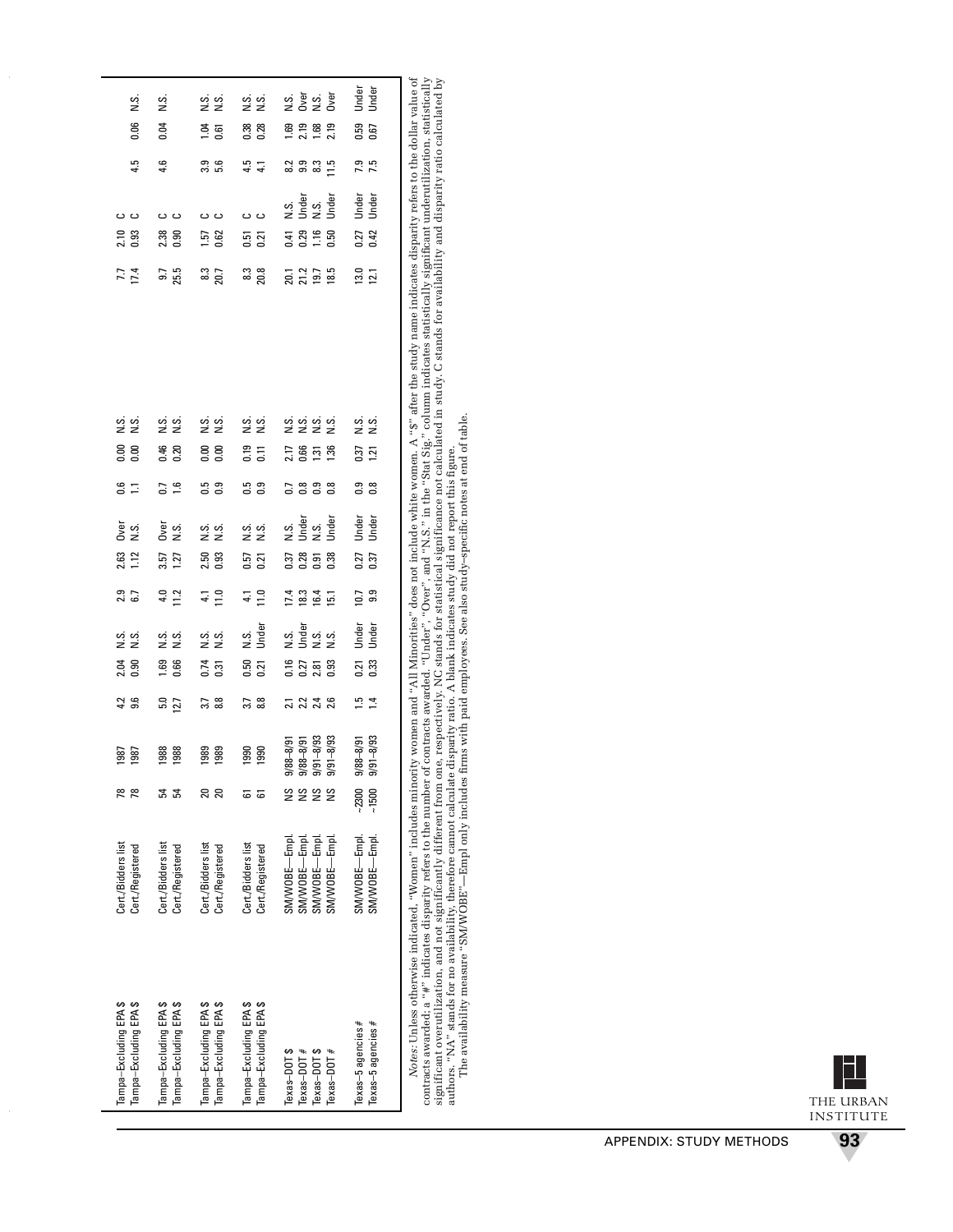| | | | | | | | | | | | | | | | | | | | | | |
|---|---|---|---|---|---|---|---|---|---|---|---|---|---|---|---|---|---|---|---|---|---|
| Tampa–Excluding EPA $ | Cert./Bidders list | 78 | 1987 | 4.2 | 2.04 | N.S. | 2.9 | 2.63 | Over | 0.6 | 0.00 | N.S. | | | | 7.7 | 2.10 | C | 4.5 | 0.06 | N.S. |
| Tampa–Excluding EPA $ | Cert./Registered | 78 | 1987 | 9.6 | 0.90 | N.S. | 6.7 | 1.12 | N.S. | 1.1 | 0.00 | N.S. | | | | 17.4 | 0.93 | C | | | |
| Tampa–Excluding EPA $ | Cert./Bidders list | 54 | 1988 | 5.0 | 1.69 | N.S. | 4.0 | 3.57 | Over | 0.7 | 0.46 | N.S. | | | | 9.7 | 2.38 | C | 4.6 | 0.04 | N.S. |
| Tampa–Excluding EPA $ | Cert./Registered | 54 | 1988 | 12.7 | 0.66 | N.S. | 11.2 | 1.27 | N.S. | 1.6 | 0.20 | N.S. | | | | 25.5 | 0.90 | C | | | |
| Tampa–Excluding EPA $ | Cert./Bidders list | 20 | 1989 | 3.7 | 0.74 | N.S. | 4.1 | 2.50 | N.S. | 0.5 | 0.00 | N.S. | | | | 8.3 | 1.57 | C | 3.9 | 1.04 | N.S. |
| Tampa–Excluding EPA $ | Cert./Registered | 20 | 1989 | 8.8 | 0.31 | N.S. | 11.0 | 0.93 | N.S. | 0.9 | 0.00 | N.S. | | | | 20.7 | 0.62 | C | 5.6 | 0.61 | N.S. |
| Tampa–Excluding EPA $ | Cert./Bidders list | 61 | 1990 | 3.7 | 0.50 | N.S. | 4.1 | 0.57 | N.S. | 0.5 | 0.19 | N.S. | | | | 8.3 | 0.51 | C | 4.5 | 0.38 | N.S. |
| Tampa–Excluding EPA $ | Cert./Registered | 61 | 1990 | 8.8 | 0.21 | Under | 11.0 | 0.21 | N.S. | 0.9 | 0.11 | N.S. | | | | 20.8 | 0.21 | C | 4.1 | 0.28 | N.S. |
| Texas–DOT $ | SM/WOBE—Empl. | NS | 9/88–8/91 | 2.1 | 0.16 | N.S. | 17.4 | 0.37 | N.S. | 0.7 | 2.17 | N.S. | | | | 20.1 | 0.41 | N.S. | 8.2 | 1.69 | N.S. |
| Texas–DOT # | SM/WOBE—Empl. | NS | 9/88–8/91 | 2.2 | 0.27 | Under | 18.3 | 0.28 | Under | 0.8 | 0.66 | N.S. | | | | 21.2 | 0.29 | Under | 9.9 | 2.19 | Over |
| Texas–DOT $ | SM/WOBE—Empl. | NS | 9/91–8/93 | 2.4 | 2.81 | N.S. | 16.4 | 0.91 | N.S. | 0.9 | 1.31 | N.S. | | | | 19.7 | 1.16 | N.S. | 8.3 | 1.68 | N.S. |
| Texas–DOT # | SM/WOBE—Empl. | NS | 9/91–8/93 | 2.6 | 0.93 | N.S. | 15.1 | 0.38 | Under | 0.8 | 1.36 | N.S. | | | | 18.5 | 0.50 | Under | 11.5 | 2.19 | Over |
| Texas–5 agencies # | SM/WOBE—Empl. | ~2300 | 9/88–8/91 | 1.5 | 0.21 | Under | 10.7 | 0.27 | Under | 0.9 | 0.37 | N.S. | | | | 13.0 | 0.27 | Under | 7.9 | 0.59 | Under |
| Texas–5 agencies # | SM/WOBE—Empl. | ~1500 | 9/91–8/93 | 1.4 | 0.33 | Under | 9.9 | 0.37 | Under | 0.8 | 1.21 | N.S. | | | | 12.1 | 0.42 | Under | 7.5 | 0.67 | Under |

*Notes:* Unless otherwise indicated, "Women" includes minority women and "All Minorities" does not include white women. A "$" after the study name indicates disparity refers to the dollar value of contracts awarded; a "#" indicates disparity refers to the number of contracts awarded. "Under", "Over", and "N.S." in the "Stat Sig." column indicates statistically significant underutilization, statistically significant overutilization, and not significantly different from one, respectively. NC stands for statistical significance not calculated in study. C stands for availability and disparity ratio calculated by authors. "NA" stands for no availability, therefore cannot calculate disparity ratio. A blank indicates study did not report this figure.

The availability measure "SM/WOBE"—Empl only includes firms with paid employees. See also study-specific notes at end of table.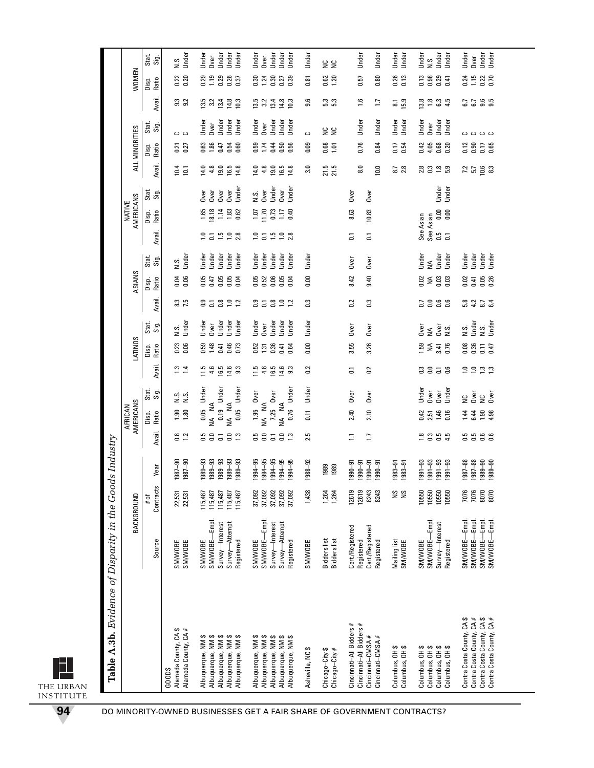**Table A.3b.** *Evidence of Disparity in the Goods Industry*

| | BACKGROUND | | | AFRICAN AMERICANS | | | LATINOS | | | ASIANS | | | NATIVE AMERICANS | | | ALL MINORITIES | | | WOMEN | | |
|---|---|---|---|---|---|---|---|---|---|---|---|---|---|---|---|---|---|---|---|---|---|
| | Source | # of Contracts | Year | Avail. | Disp. Ratio | Stat. Sig. | Avail. | Disp. Ratio | Stat. Sig. | Avail. | Disp. Ratio | Stat. Sig. | Avail. | Disp. Ratio | Stat. Sig. | Avail. | Disp. Ratio | Stat. Sig. | Avail. | Disp. Ratio | Stat. Sig. |
| GOODS | | | | | | | | | | | | | | | | | | | | | |
| Alameda County, CA $ | SM/WOBE | 22,531 | 1987–90 | 0.8 | 1.90 | N.S. | 1.3 | 0.23 | N.S. | 8.3 | 0.04 | N.S. | | | | 10.4 | 0.21 | C | 9.3 | 0.22 | N.S. |
| Alameda County, CA # | SM/WOBE | 22,531 | 1987–90 | 1.2 | 1.80 | N.S. | 1.4 | 0.06 | Under | 7.5 | 0.06 | Under | | | | 10.1 | 0.27 | C | 9.2 | 0.20 | Under |
| Albuquerque, NM $ | SM/WOBE | 115,487 | 1989–93 | 0.5 | 0.05 | Under | 11.5 | 0.59 | Under | 0.9 | 0.05 | Under | 1.0 | 1.65 | Over | 14.0 | 0.63 | Under | 13.5 | 0.29 | Under |
| Albuquerque, NM $ | SM/WOBE—Empl. | 115,487 | 1989–93 | 0.0 | NA | NA | 4.6 | 1.48 | Over | 0.1 | 0.47 | Under | 0.1 | 18.18 | Over | 4.8 | 1.86 | Over | 3.2 | 1.19 | Over |
| Albuquerque, NM $ | Survey—Interest | 115,487 | 1989–93 | 0.1 | 0.19 | Under | 16.5 | 0.41 | Under | 0.8 | 0.05 | Under | 1.5 | 1.14 | Over | 19.0 | 0.47 | Under | 13.4 | 0.29 | Under |
| Albuquerque, NM $ | Survey—Attempt | 115,487 | 1989–93 | 0.0 | NA | NA | 14.6 | 0.46 | Under | 1.0 | 0.05 | Under | 1.0 | 1.83 | Over | 16.5 | 0.54 | Under | 14.8 | 0.26 | Under |
| Albuquerque, NM $ | Registered | 115,487 | 1989–93 | 1.3 | 0.05 | Under | 9.3 | 0.73 | Under | 1.2 | 0.04 | Under | 2.8 | 0.62 | Under | 14.8 | 0.60 | Under | 10.3 | 0.37 | Under |
| Albuquerque, NM $ | SM/WOBE | 37,092 | 1994–95 | 0.5 | 1.95 | Over | 11.5 | 0.52 | Under | 0.9 | 0.05 | Under | 1.0 | 1.07 | N.S. | 14.0 | 0.59 | Under | 13.5 | 0.30 | Under |
| Albuquerque, NM $ | SM/WOBE—Empl. | 37,092 | 1994–95 | 0.0 | NA | NA | 4.6 | 1.31 | Over | 0.1 | 0.52 | Under | 0.1 | 11.70 | Over | 4.8 | 1.74 | Over | 3.2 | 1.24 | Over |
| Albuquerque, NM $ | Survey—Interest | 37,092 | 1994–95 | 0.1 | 7.25 | Over | 16.5 | 0.36 | Under | 0.8 | 0.06 | Under | 1.5 | 0.73 | Under | 19.0 | 0.44 | Under | 13.4 | 0.30 | Under |
| Albuquerque, NM $ | Survey—Attempt | 37,092 | 1994–95 | 0.0 | NA | NA | 14.6 | 0.41 | Under | 1.0 | 0.05 | Under | 1.0 | 1.17 | Over | 16.5 | 0.50 | Under | 14.8 | 0.27 | Under |
| Albuquerque, NM $ | Registered | 37,092 | 1994–95 | 1.3 | 0.76 | Under | 9.3 | 0.64 | Under | 1.2 | 0.04 | Under | 2.8 | 0.40 | Under | 14.8 | 0.56 | Under | 10.3 | 0.39 | Under |
| Asheville, NC $ | SM/WOBE | 1,438 | 1988–92 | 2.5 | 0.11 | Under | 0.2 | 0.00 | Under | 0.3 | 0.00 | Under | | | | 3.0 | 0.09 | C | 9.6 | 0.81 | Under |
| Chicago–City $ | Bidders list | 1,264 | 1989 | | | | | | | | | | | | | 21.5 | 0.68 | NC | 5.3 | 0.62 | NC |
| Chicago–City # | Bidders list | 1,264 | 1989 | | | | | | | | | | | | | 21.5 | 1.01 | NC | 5.3 | 1.20 | NC |
| Cincinnati–All Bidders # | Cert./Registered | 12619 | 1990–91 | 1.1 | 2.40 | Over | 0.1 | 3.55 | Over | 0.2 | 8.42 | Over | 0.1 | 8.63 | Over | | | | | | |
| Cincinnati–All Bidders # | Registered | 12619 | 1990–91 | | | | | | | | | | | | | 8.0 | 0.76 | Under | 1.6 | 0.57 | Under |
| Cincinnati–CMSA # | Cert./Registered | 8243 | 1990–91 | 1.7 | 2.10 | Over | 0.2 | 3.26 | Over | 0.3 | 9.40 | Over | 0.1 | 10.83 | Over | | | | | | |
| Cincinnati–CMSA # | Registered | 8243 | 1990–91 | | | | | | | | | | | | | 10.0 | 0.84 | Under | 1.7 | 0.80 | Under |
| Columbus, OH $ | Mailing list | NS | 1983–91 | | | | | | | | | | | | | 8.7 | 0.17 | Under | 8.1 | 0.26 | Under |
| Columbus, OH $ | SM/WOBE | NS | 1983–91 | | | | | | | | | | | | | 2.8 | 0.54 | Under | 15.9 | 0.13 | Under |
| Columbus, OH $ | SM/WOBE | 10550 | 1991–93 | 1.8 | 0.42 | Under | 0.3 | 1.59 | Over | 0.7 | 0.02 | Under | See Asian | | | 2.8 | 0.42 | Under | 13.8 | 0.13 | Under |
| Columbus, OH $ | SM/WOBE—Empl. | 10550 | 1991–93 | 0.3 | 2.51 | Over | 0.0 | NA | NA | 0.0 | NA | NA | See Asian | | | 0.3 | 4.05 | Over | 1.8 | 0.98 | N.S. |
| Columbus, OH $ | Survey—Interest | 10550 | 1991–93 | 0.5 | 1.46 | Over | 0.1 | 3.41 | Over | 0.6 | 0.03 | Under | 0.5 | 0.00 | Under | 1.8 | 0.68 | Under | 6.3 | 0.29 | Under |
| Columbus, OH $ | Registered | 10550 | 1991–93 | 4.5 | 0.16 | Under | 0.6 | 0.76 | N.S. | 0.6 | 0.03 | Under | 0.1 | 0.00 | Under | 5.9 | 0.20 | Under | 4.5 | 0.41 | Under |
| Contra Costa County, CA $ | SM/WOBE—Empl. | 7076 | 1987–88 | 0.5 | 1.44 | NC | 1.0 | 0.08 | N.S. | 5.8 | 0.02 | Under | | | | 7.2 | 0.12 | C | 6.7 | 0.24 | Under |
| Contra Costa County, CA # | SM/WOBE—Empl. | 7076 | 1987–88 | 0.5 | 6.44 | Over | 1.0 | 0.36 | Under | 4.2 | 0.41 | Under | | | | 5.7 | 0.90 | C | 6.7 | 1.15 | Over |
| Contra Costa County, CA $ | SM/WOBE—Empl. | 8070 | 1989–90 | 0.6 | 1.90 | NC | 1.3 | 0.11 | N.S. | 8.7 | 0.05 | Under | | | | 10.6 | 0.17 | C | 9.6 | 0.22 | Under |
| Contra Costa County, CA # | SM/WOBE—Empl. | 8070 | 1989–90 | 0.6 | 4.98 | Over | 1.3 | 0.47 | Under | 6.4 | 0.26 | Under | | | | 8.3 | 0.65 | C | 9.5 | 0.70 | Under |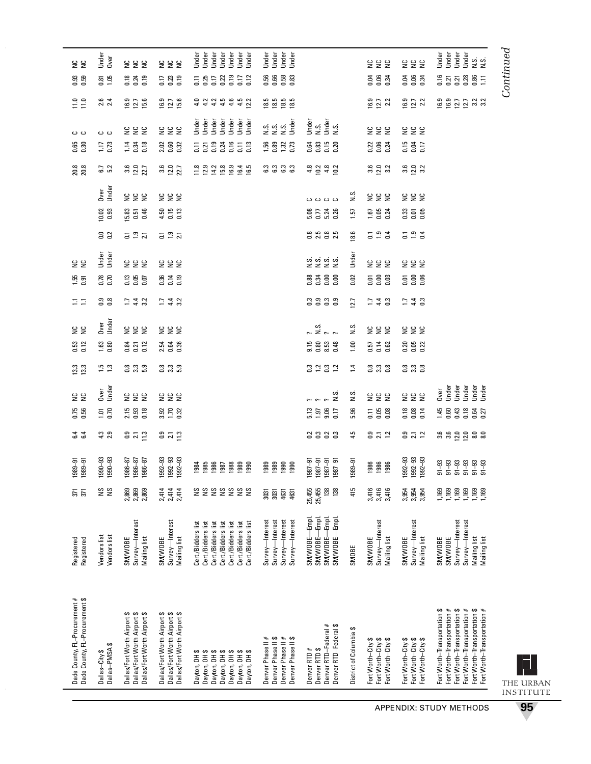| | | | | | | | | | | | | | | | | | | | | | |
|---|---|---|---|---|---|---|---|---|---|---|---|---|---|---|---|---|---|---|---|---|---|
| Dade County, FL–Procurement # | Registered | 371 | 1989–91 | 6.4 | 0.75 | NC | 13.3 | 0.53 | NC | 1.1 | 1.55 | NC | | | | 20.8 | 0.65 | C | 11.0 | 0.93 | NC |
| Dade County, FL–Procurement $ | Registered | 371 | 1989–91 | 6.4 | 0.56 | NC | 13.3 | 0.12 | NC | 1.1 | 0.91 | NC | | | | 20.8 | 0.30 | C | 11.0 | 0.59 | NC |
| Dallas–City $ | Vendors list | NS | 1990–93 | 4.3 | 1.01 | Over | 1.5 | 1.63 | Over | 0.9 | 0.78 | Under | 0.0 | 10.02 | Over | 6.7 | 1.17 | C | 2.6 | 0.81 | Under |
| Dallas–PMSA $ | Vendors list | NS | 1990–93 | 2.9 | 0.70 | Under | 1.3 | 0.80 | Under | 0.8 | 0.70 | Under | 0.2 | 0.93 | Under | 5.2 | 0.73 | C | 2.4 | 1.05 | Over |
| Dallas/Fort Worth Airport $ | SM/WOBE | 2,869 | 1986–87 | 0.9 | 2.15 | NC | 0.8 | 0.84 | NC | 1.7 | 0.13 | NC | 0.1 | 15.83 | NC | 3.6 | 1.14 | NC | 16.9 | 0.18 | NC |
| Dallas/Fort Worth Airport $ | Survey—Interest | 2,869 | 1986–87 | 2.1 | 0.93 | NC | 3.3 | 0.21 | NC | 4.4 | 0.05 | NC | 1.9 | 0.51 | NC | 12.0 | 0.34 | NC | 12.7 | 0.24 | NC |
| Dallas/Fort Worth Airport $ | Mailing list | 2,869 | 1986–87 | 11.3 | 0.18 | NC | 5.9 | 0.12 | NC | 3.2 | 0.07 | NC | 2.1 | 0.46 | NC | 22.7 | 0.18 | NC | 15.6 | 0.19 | NC |
| Dallas/Fort Worth Airport $ | SM/WOBE | 2,414 | 1992–93 | 0.9 | 3.92 | NC | 0.8 | 2.54 | NC | 1.7 | 0.36 | NC | 0.1 | 4.50 | NC | 3.6 | 2.02 | NC | 16.9 | 0.17 | NC |
| Dallas/Fort Worth Airport $ | Survey—Interest | 2,414 | 1992–93 | 2.1 | 1.70 | NC | 3.3 | 0.64 | NC | 4.4 | 0.14 | NC | 1.9 | 0.15 | NC | 12.0 | 0.60 | NC | 12.7 | 0.23 | NC |
| Dallas/Fort Worth Airport $ | Mailing list | 2,414 | 1992–93 | 11.3 | 0.32 | NC | 5.9 | 0.36 | NC | 3.2 | 0.19 | NC | 2.1 | 0.13 | NC | 22.7 | 0.32 | NC | 15.6 | 0.19 | NC |
| Dayton, OH $ | Cert./Bidders list | NS | 1984 | | | | | | | | | | | | | 11.8 | 0.11 | Under | 4.0 | 0.11 | Under |
| Dayton, OH $ | Cert./Bidders list | NS | 1985 | | | | | | | | | | | | | 12.9 | 0.21 | Under | 4.2 | 0.25 | Under |
| Dayton, OH $ | Cert./Bidders list | NS | 1986 | | | | | | | | | | | | | 14.2 | 0.19 | Under | 4.2 | 0.17 | Under |
| Dayton, OH $ | Cert./Bidders list | NS | 1987 | | | | | | | | | | | | | 15.8 | 0.24 | Under | 4.5 | 0.22 | Under |
| Dayton, OH $ | Cert./Bidders list | NS | 1988 | | | | | | | | | | | | | 16.9 | 0.16 | Under | 4.6 | 0.19 | Under |
| Dayton, OH $ | Cert./Bidders list | NS | 1989 | | | | | | | | | | | | | 16.4 | 0.11 | Under | 4.5 | 0.17 | Under |
| Dayton, OH $ | Cert./Bidders list | NS | 1990 | | | | | | | | | | | | | 16.5 | 0.13 | Under | 12.2 | 0.12 | Under |
| Denver Phase II # | Survey—Interest | 3031 | 1989 | | | | | | | | | | | | | 6.3 | 1.56 | N.S. | 18.5 | 0.56 | Under |
| Denver Phase II $ | Survey—Interest | 3031 | 1989 | | | | | | | | | | | | | 6.3 | 0.89 | N.S. | 18.5 | 0.66 | Under |
| Denver Phase II # | Survey—Interest | 4631 | 1990 | | | | | | | | | | | | | 6.3 | 1.32 | N.S. | 18.5 | 0.58 | Under |
| Denver Phase II $ | Survey—Interest | 4631 | 1990 | | | | | | | | | | | | | 6.3 | 0.73 | Under | 18.5 | 0.83 | Under |
| Denver RTD # | SM/WOBE—Empl. | 25,455 | 1987–91 | 0.2 | 5.13 | ? | 0.3 | 9.15 | ? | 0.3 | 0.88 | N.S. | 0.8 | 5.08 | C | 4.8 | 0.64 | Under | | | |
| Denver RTD $ | SM/WOBE—Empl. | 25,455 | 1987–91 | 0.3 | 1.97 | ? | 1.2 | 0.80 | N.S. | 0.9 | 0.34 | N.S. | 2.5 | 0.77 | C | 10.2 | 0.83 | N.S. | | | |
| Denver RTD–Federal # | SM/WOBE—Empl. | 138 | 1987–91 | 0.2 | 9.06 | ? | 0.3 | 8.53 | ? | 0.3 | 0.00 | N.S. | 0.8 | 5.24 | C | 4.8 | 0.15 | Under | | | |
| Denver RTD–Federal $ | SM/WOBE—Empl. | 138 | 1987–91 | 0.3 | 0.17 | N.S. | 1.2 | 0.48 | ? | 0.9 | 0.00 | N.S. | 2.5 | 0.26 | C | 10.2 | 0.20 | N.S. | | | |
| District of Columbia $ | SMOBE | 415 | 1989–91 | 4.5 | 5.96 | N.S. | 1.4 | 1.00 | N.S. | 12.7 | 0.02 | Under | 18.6 | 1.57 | N.S. | | | | | | |
| Fort Worth–City $ | SM/WOBE | 3,416 | 1986 | 0.9 | 0.11 | NC | 0.8 | 0.57 | NC | 1.7 | 0.01 | NC | 0.1 | 1.67 | NC | 3.6 | 0.22 | NC | 16.9 | 0.04 | NC |
| Fort Worth–City $ | Survey—Interest | 3,416 | 1986 | 2.1 | 0.05 | NC | 3.3 | 0.14 | NC | 4.4 | 0.00 | NC | 1.9 | 0.05 | NC | 12.0 | 0.06 | NC | 12.7 | 0.06 | NC |
| Fort Worth–City $ | Mailing list | 3,416 | 1986 | 1.2 | 0.08 | NC | 0.8 | 0.62 | NC | 0.3 | 0.03 | NC | 0.4 | 0.24 | NC | 3.2 | 0.24 | NC | 2.2 | 0.34 | NC |
| Fort Worth–City $ | SM/WOBE | 3,954 | 1992–93 | 0.9 | 0.18 | NC | 0.8 | 0.20 | NC | 1.7 | 0.01 | NC | 0.1 | 0.33 | NC | 3.6 | 0.15 | NC | 16.9 | 0.04 | NC |
| Fort Worth–City $ | Survey—Interest | 3,954 | 1992–93 | 2.1 | 0.08 | NC | 3.3 | 0.05 | NC | 4.4 | 0.00 | NC | 1.9 | 0.01 | NC | 12.0 | 0.04 | NC | 12.7 | 0.06 | NC |
| Fort Worth–City $ | Mailing list | 3,954 | 1992–93 | 1.2 | 0.14 | NC | 0.8 | 0.22 | NC | 0.3 | 0.06 | NC | 0.4 | 0.05 | NC | 3.2 | 0.17 | NC | 2.2 | 0.34 | NC |
| Fort Worth–Transportation $ | SM/WOBE | 1,169 | 91–93 | 3.6 | 1.45 | Over | | | | | | | | | | | | | 16.9 | 0.16 | Under |
| Fort Worth–Transportation # | SM/WOBE | 1,169 | 91–93 | 3.6 | 0.60 | Under | | | | | | | | | | | | | 16.9 | 0.21 | Under |
| Fort Worth–Transportation $ | Survey—Interest | 1,169 | 91–93 | 12.0 | 0.43 | Under | | | | | | | | | | | | | 12.7 | 0.21 | Under |
| Fort Worth–Transportation # | Survey—Interest | 1,169 | 91–93 | 12.0 | 0.18 | Under | | | | | | | | | | | | | 12.7 | 0.28 | Under |
| Fort Worth–Transportation $ | Mailing list | 1,169 | 91–93 | 8.0 | 0.64 | Under | | | | | | | | | | | | | 3.2 | 0.86 | N.S. |
| Fort Worth–Transportation # | Mailing list | 1,169 | 91–93 | 8.0 | 0.27 | Under | | | | | | | | | | | | | 3.2 | 1.11 | N.S. |

*Continued*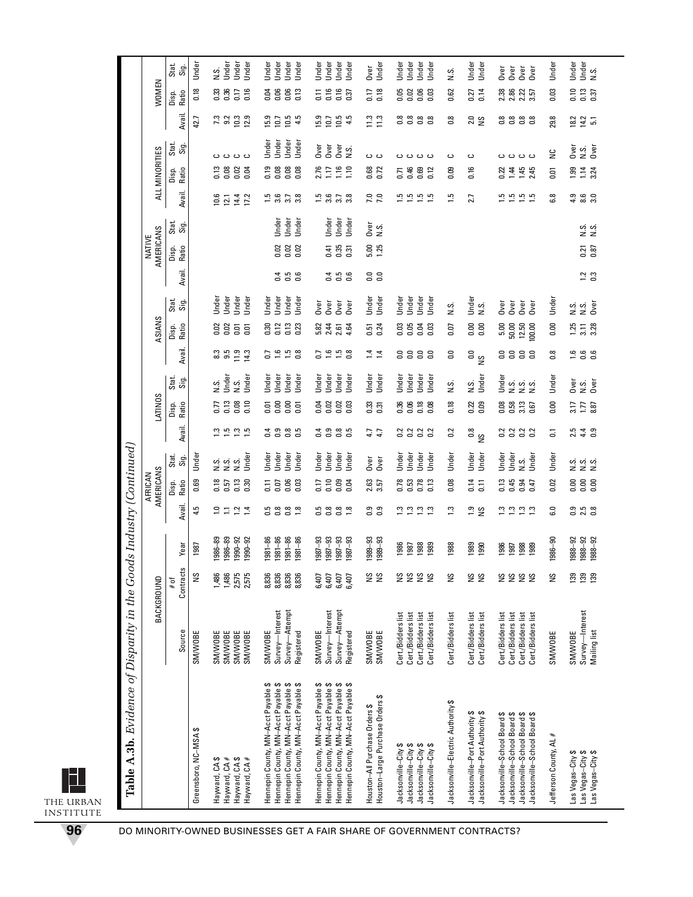**Table A.3b.** *Evidence of Disparity in the Goods Industry (Continued)*

| | BACKGROUND | | | AFRICAN AMERICANS | | | LATINOS | | | ASIANS | | | NATIVE AMERICANS | | | ALL MINORITIES | | | WOMEN | | |
|---|---|---|---|---|---|---|---|---|---|---|---|---|---|---|---|---|---|---|---|---|---|
| | Source | # of Contracts | Year | Avail. | Disp. Ratio | Stat. Sig. | Avail. | Disp. Ratio | Stat. Sig. | Avail. | Disp. Ratio | Stat. Sig. | Avail. | Disp. Ratio | Stat. Sig. | Avail. | Disp. Ratio | Stat. Sig. | Avail. | Disp. Ratio | Stat. Sig. |
| Greensboro, NC–MSA $ | SM/WOBE | NS | 1987 | 4.5 | 0.69 | Under | | | | | | | | | | | | | 42.7 | 0.18 | Under |
| Hayward, CA $ | SM/WOBE | 1,486 | 1986–89 | 1.0 | 0.18 | N.S. | 1.3 | 0.77 | N.S. | 8.3 | 0.02 | Under | | | | 10.6 | 0.13 | C | 7.3 | 0.33 | N.S. |
| Hayward, CA # | SM/WOBE | 1,486 | 1986–89 | 1.1 | 0.57 | N.S. | 1.5 | 0.13 | Under | 9.5 | 0.02 | Under | | | | 12.1 | 0.08 | C | 9.2 | 0.36 | Under |
| Hayward, CA $ | SM/WOBE | 2,575 | 1990–92 | 1.2 | 0.13 | N.S. | 1.3 | 0.08 | N.S. | 11.9 | 0.01 | Under | | | | 14.4 | 0.02 | C | 10.3 | 0.17 | Under |
| Hayward, CA # | SM/WOBE | 2,575 | 1990–92 | 1.4 | 0.30 | Under | 1.5 | 0.10 | Under | 14.3 | 0.01 | Under | | | | 17.2 | 0.04 | C | 12.9 | 0.16 | Under |
| Hennepin County, MN–Acct Payable $ | SM/WOBE | 8,836 | 1981–86 | 0.5 | 0.11 | Under | 0.4 | 0.01 | Under | 0.7 | 0.30 | Under | | | | 1.5 | 0.19 | Under | 15.9 | 0.04 | Under |
| Hennepin County, MN–Acct Payable $ | Survey—Interest | 8,836 | 1981–86 | 0.8 | 0.07 | Under | 0.9 | 0.00 | Under | 1.6 | 0.12 | Under | 0.4 | 0.02 | Under | 3.6 | 0.08 | Under | 10.7 | 0.06 | Under |
| Hennepin County, MN–Acct Payable $ | Survey—Attempt | 8,836 | 1981–86 | 0.8 | 0.06 | Under | 0.8 | 0.00 | Under | 1.5 | 0.13 | Under | 0.5 | 0.02 | Under | 3.7 | 0.08 | Under | 10.5 | 0.06 | Under |
| Hennepin County, MN–Acct Payable $ | Registered | 8,836 | 1981–86 | 1.8 | 0.03 | Under | 0.5 | 0.01 | Under | 0.8 | 0.23 | Under | 0.6 | 0.02 | Under | 3.8 | 0.08 | Under | 4.5 | 0.13 | Under |
| Hennepin County, MN–Acct Payable $ | SM/WOBE | 6,407 | 1987–93 | 0.5 | 0.17 | Under | 0.4 | 0.04 | Under | 0.7 | 5.82 | Over | | | | 1.5 | 2.76 | Over | 15.9 | 0.11 | Under |
| Hennepin County, MN–Acct Payable $ | Survey—Interest | 6,407 | 1987–93 | 0.8 | 0.10 | Under | 0.9 | 0.02 | Under | 1.6 | 2.44 | Over | 0.4 | 0.41 | Under | 3.6 | 1.17 | Over | 10.7 | 0.16 | Under |
| Hennepin County, MN–Acct Payable $ | Survey—Attempt | 6,407 | 1987–93 | 0.8 | 0.09 | Under | 0.8 | 0.02 | Under | 1.5 | 2.61 | Over | 0.5 | 0.35 | Under | 3.7 | 1.16 | Over | 10.5 | 0.16 | Under |
| Hennepin County, MN–Acct Payable $ | Registered | 6,407 | 1987–93 | 1.8 | 0.04 | Under | 0.5 | 0.03 | Under | 0.8 | 4.64 | Over | 0.6 | 0.31 | Under | 3.8 | 1.10 | N.S. | 4.5 | 0.37 | Under |
| Houston–All Purchase Orders $ | SM/WOBE | NS | 1989–93 | 0.9 | 2.63 | Over | 4.7 | 0.33 | Under | 1.4 | 0.51 | Under | 0.0 | 5.00 | Over | 7.0 | 0.68 | C | 11.3 | 0.17 | Over |
| Houston–Large Purchase Orders $ | SM/WOBE | NS | 1989–93 | 0.9 | 3.57 | Over | 4.7 | 0.31 | Under | 1.4 | 0.24 | Under | 0.0 | 1.25 | N.S. | 7.0 | 0.72 | C | 11.3 | 0.18 | Under |
| Jacksonville–City $ | Cert./Bidders list | NS | 1986 | 1.3 | 0.78 | Under | 0.2 | 0.36 | Under | 0.0 | 0.03 | Under | | | | 1.5 | 0.71 | C | 0.8 | 0.05 | Under |
| Jacksonville–City $ | Cert./Bidders list | NS | 1987 | 1.3 | 0.53 | Under | 0.2 | 0.06 | Under | 0.0 | 0.05 | Under | | | | 1.5 | 0.46 | C | 0.8 | 0.02 | Under |
| Jacksonville–City $ | Cert./Bidders list | NS | 1988 | 1.3 | 0.78 | Under | 0.2 | 0.18 | Under | 0.0 | 0.04 | Under | | | | 1.5 | 0.69 | C | 0.8 | 0.06 | Under |
| Jacksonville–City $ | Cert./Bidders list | NS | 1989 | 1.3 | 0.13 | Under | 0.2 | 0.08 | Under | 0.0 | 0.03 | Under | | | | 1.5 | 0.12 | C | 0.8 | 0.03 | Under |
| Jacksonville–Electric Authority $ | Cert./Bidders list | NS | 1988 | 1.3 | 0.08 | Under | 0.2 | 0.18 | N.S. | 0.0 | 0.07 | N.S. | | | | 1.5 | 0.09 | C | 0.8 | 0.62 | N.S. |
| Jacksonville–Port Authority $ | Cert./Bidders list | NS | 1989 | 1.9 | 0.14 | Under | 0.8 | 0.22 | N.S. | 0.0 | 0.00 | Under | | | | 2.7 | 0.16 | C | 2.0 | 0.27 | Under |
| Jacksonville–Port Authority $ | Cert./Bidders list | NS | 1990 | NS | 0.11 | Under | NS | 0.09 | Under | NS | 0.00 | N.S. | | | | | | | NS | 0.14 | Under |
| Jacksonville–School Board $ | Cert./Bidders list | NS | 1986 | 1.3 | 0.13 | Under | 0.2 | 0.08 | Under | 0.0 | 5.00 | Over | | | | 1.5 | 0.22 | C | 0.8 | 2.38 | Over |
| Jacksonville–School Board $ | Cert./Bidders list | NS | 1987 | 1.3 | 0.45 | Under | 0.2 | 0.58 | N.S. | 0.0 | 50.00 | Over | | | | 1.5 | 1.44 | C | 0.8 | 2.86 | Over |
| Jacksonville–School Board $ | Cert./Bidders list | NS | 1988 | 1.3 | 0.94 | N.S. | 0.2 | 3.13 | N.S. | 0.0 | 12.50 | Over | | | | 1.5 | 1.45 | C | 0.8 | 2.22 | Over |
| Jacksonville–School Board $ | Cert./Bidders list | NS | 1989 | 1.3 | 0.47 | Under | 0.2 | 0.67 | N.S. | 0.0 | 100.00 | Over | | | | 1.5 | 2.45 | C | 0.8 | 3.57 | Over |
| Jefferson County, AL # | SM/WOBE | NS | 1986–90 | 6.0 | 0.02 | Under | 0.1 | 0.00 | Under | 0.8 | 0.00 | Under | | | | 6.8 | 0.01 | NC | 29.8 | 0.03 | Under |
| Las Vegas–City $ | SM/WOBE | 139 | 1988–92 | 0.9 | 0.00 | N.S. | 2.5 | 3.17 | Over | 1.6 | 1.25 | N.S. | | | | 4.9 | 1.99 | Over | 18.2 | 0.10 | Under |
| Las Vegas–City $ | Survey—Interest | 139 | 1988–92 | 2.5 | 0.00 | N.S. | 4.4 | 1.77 | N.S. | 0.6 | 3.11 | N.S. | 1.2 | 0.21 | N.S. | 8.6 | 1.14 | N.S. | 14.2 | 0.13 | Under |
| Las Vegas–City $ | Mailing list | 139 | 1988–92 | 0.8 | 0.00 | N.S. | 0.9 | 8.87 | Over | 0.6 | 3.28 | Over | 0.3 | 0.87 | N.S. | 3.0 | 3.24 | Over | 5.1 | 0.37 | N.S. |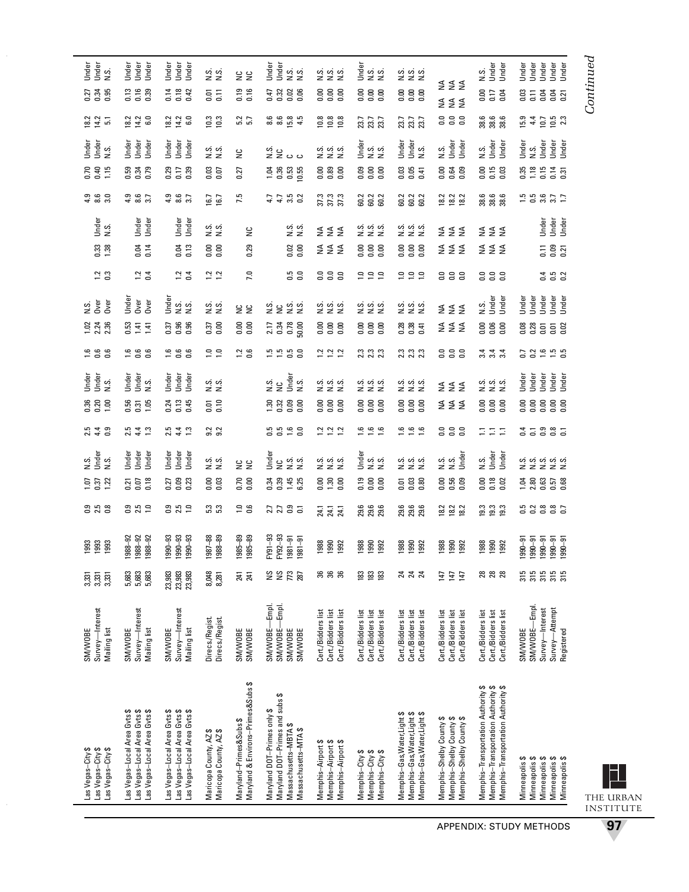| | | | | | | | | | | | | | | | | | | | | | |
|---|---|---|---|---|---|---|---|---|---|---|---|---|---|---|---|---|---|---|---|---|---|
| Las Vegas–City $ | SM/WOBE | 3,331 | 1993 | 0.9 | 1.07 | N.S. | 2.5 | 0.36 | Under | 1.6 | 1.02 | N.S. | | | | 4.9 | 0.70 | Under | 18.2 | 0.27 | Under |
| Las Vegas–City $ | Survey—Interest | 3,331 | 1993 | 2.5 | 0.37 | Under | 4.4 | 0.20 | Under | 0.6 | 2.24 | Over | 1.2 | 0.33 | Under | 8.6 | 0.40 | Under | 14.2 | 0.34 | Under |
| Las Vegas–City $ | Mailing list | 3,331 | 1993 | 0.8 | 1.22 | N.S. | 0.9 | 1.00 | N.S. | 0.6 | 2.36 | Over | 0.3 | 1.38 | N.S. | 3.0 | 1.15 | N.S. | 5.1 | 0.95 | N.S. |
| Las Vegas–Local Area Gvts $ | SM/WOBE | 5,683 | 1988–92 | 0.9 | 0.21 | Under | 2.5 | 0.56 | Under | 1.6 | 0.53 | Under | | | | 4.9 | 0.59 | Under | 18.2 | 0.13 | Under |
| Las Vegas–Local Area Gvts $ | Survey—Interest | 5,683 | 1988–92 | 2.5 | 0.07 | Under | 4.4 | 0.31 | Under | 0.6 | 1.41 | Over | 1.2 | 0.04 | Under | 8.6 | 0.34 | Under | 14.2 | 0.16 | Under |
| Las Vegas–Local Area Gvts $ | Mailing list | 5,683 | 1988–92 | 1.0 | 0.18 | Under | 1.3 | 1.05 | N.S. | 0.6 | 1.41 | Over | 0.4 | 0.14 | Under | 3.7 | 0.79 | Under | 6.0 | 0.39 | Under |
| Las Vegas–Local Area Gvts $ | SM/WOBE | 23,983 | 1990–93 | 0.9 | 0.27 | Under | 2.5 | 0.24 | Under | 1.6 | 0.37 | Under | | | | 4.9 | 0.29 | Under | 18.2 | 0.14 | Under |
| Las Vegas–Local Area Gvts $ | Survey—Interest | 23,983 | 1990–93 | 2.5 | 0.09 | Under | 4.4 | 0.13 | Under | 0.6 | 0.96 | N.S. | 1.2 | 0.04 | Under | 8.6 | 0.17 | Under | 14.2 | 0.18 | Under |
| Las Vegas–Local Area Gvts $ | Mailing list | 23,983 | 1990–93 | 1.0 | 0.23 | Under | 1.3 | 0.45 | Under | 0.6 | 0.96 | N.S. | 0.4 | 0.13 | Under | 3.7 | 0.39 | Under | 6.0 | 0.42 | Under |
| Maricopa County, AZ $ | Direcs./Regist. | 8,048 | 1987–88 | 5.3 | 0.00 | N.S. | 9.2 | 0.01 | N.S. | 1.0 | 0.37 | N.S. | 1.2 | 0.00 | N.S. | 16.7 | 0.03 | N.S. | 10.3 | 0.01 | N.S. |
| Maricopa County, AZ $ | Direcs./Regist. | 8,281 | 1988–89 | 5.3 | 0.03 | N.S. | 9.2 | 0.10 | N.S. | 1.0 | 0.00 | N.S. | 1.2 | 0.00 | N.S. | 16.7 | 0.07 | N.S. | 10.3 | 0.11 | N.S. |
| Maryland–Primes&Subs $ | SM/WOBE | 241 | 1985–89 | 1.0 | 0.70 | NC | | | | 1.2 | 0.00 | NC | 7.0 | 0.29 | NC | 7.5 | 0.27 | NC | 5.2 | 0.19 | NC |
| Maryland & Environs–Primes&Subs $ | SM/WOBE | 241 | 1985–89 | 0.6 | 0.00 | NC | | | | 0.6 | 0.00 | NC | | | | | | | 5.7 | 0.16 | NC |
| Maryland DOT–Primes only $ | SM/WOBE—Empl. | NS | FY91–93 | 2.7 | 0.34 | Under | 0.5 | 1.30 | N.S. | 1.5 | 2.17 | N.S. | | | | 4.7 | 1.04 | N.S. | 8.6 | 0.47 | Under |
| Maryland DOT–Primes and subs $ | SM/WOBE—Empl. | NS | FY92–93 | 2.7 | 0.39 | NC | 0.5 | 0.32 | NC | 1.5 | 0.34 | NC | | | | 4.7 | 0.36 | NC | 8.6 | 0.32 | Under |
| Massachusetts–MBTA $ | SM/WOBE | 773 | 1981–91 | 0.9 | 1.45 | N.S. | 1.6 | 0.09 | Under | 0.5 | 0.78 | N.S. | 0.5 | 0.02 | N.S. | 3.5 | 0.53 | C | 15.8 | 0.02 | N.S. |
| Massachusetts–MTA $ | SM/WOBE | 287 | 1981–91 | 0.1 | 6.25 | N.S. | 0.0 | 0.00 | N.S. | 0.0 | 50.00 | N.S. | 0.0 | 0.00 | N.S. | 0.2 | 10.55 | C | 4.5 | 0.06 | N.S. |
| Memphis–Airport $ | Cert./Bidders list | 36 | 1988 | 24.1 | 0.00 | N.S. | 1.2 | 0.00 | N.S. | 1.2 | 0.00 | N.S. | 0.0 | NA | NA | 37.3 | 0.00 | N.S. | 10.8 | 0.00 | N.S. |
| Memphis–Airport $ | Cert./Bidders list | 36 | 1990 | 24.1 | 1.30 | N.S. | 1.2 | 0.00 | N.S. | 1.2 | 0.00 | N.S. | 0.0 | NA | NA | 37.3 | 0.89 | N.S. | 10.8 | 0.00 | N.S. |
| Memphis–Airport $ | Cert./Bidders list | 36 | 1992 | 24.1 | 0.00 | N.S. | 1.2 | 0.00 | N.S. | 1.2 | 0.00 | N.S. | 0.0 | NA | NA | 37.3 | 0.00 | N.S. | 10.8 | 0.00 | N.S. |
| Memphis–City $ | Cert./Bidders list | 183 | 1988 | 29.6 | 0.19 | Under | 1.6 | 0.00 | N.S. | 2.3 | 0.00 | N.S. | 1.0 | 0.00 | N.S. | 60.2 | 0.09 | Under | 23.7 | 0.00 | Under |
| Memphis–City $ | Cert./Bidders list | 183 | 1990 | 29.6 | 0.00 | N.S. | 1.6 | 0.00 | N.S. | 2.3 | 0.00 | N.S. | 1.0 | 0.00 | N.S. | 60.2 | 0.00 | N.S. | 23.7 | 0.00 | N.S. |
| Memphis–City $ | Cert./Bidders list | 183 | 1992 | 29.6 | 0.00 | N.S. | 1.6 | 0.00 | N.S. | 2.3 | 0.00 | N.S. | 1.0 | 0.00 | N.S. | 60.2 | 0.00 | N.S. | 23.7 | 0.00 | N.S. |
| Memphis–Gas,Water,Light $ | Cert./Bidders list | 24 | 1988 | 29.6 | 0.01 | N.S. | 1.6 | 0.00 | N.S. | 2.3 | 0.28 | N.S. | 1.0 | 0.00 | N.S. | 60.2 | 0.03 | Under | 23.7 | 0.00 | N.S. |
| Memphis–Gas,Water,Light $ | Cert./Bidders list | 24 | 1990 | 29.6 | 0.03 | N.S. | 1.6 | 0.00 | N.S. | 2.3 | 0.38 | N.S. | 1.0 | 0.00 | N.S. | 60.2 | 0.05 | Under | 23.7 | 0.00 | N.S. |
| Memphis–Gas,Water,Light $ | Cert./Bidders list | 24 | 1992 | 29.6 | 0.80 | N.S. | 1.6 | 0.00 | N.S. | 2.3 | 0.41 | N.S. | 1.0 | 0.00 | N.S. | 60.2 | 0.41 | N.S. | 23.7 | 0.00 | N.S. |
| Memphis–Shelby County $ | Cert./Bidders list | 147 | 1988 | 18.2 | 0.00 | N.S. | 0.0 | NA | NA | 0.0 | NA | NA | 0.0 | NA | NA | 18.2 | 0.00 | N.S. | 0.0 | NA | NA |
| Memphis–Shelby County $ | Cert./Bidders list | 147 | 1990 | 18.2 | 0.56 | N.S. | 0.0 | NA | NA | 0.0 | NA | NA | 0.0 | NA | NA | 18.2 | 0.64 | Under | 0.0 | NA | NA |
| Memphis–Shelby County $ | Cert./Bidders list | 147 | 1992 | 18.2 | 0.09 | Under | 0.0 | NA | NA | 0.0 | NA | NA | 0.0 | NA | NA | 18.2 | 0.09 | Under | 0.0 | NA | NA |
| Memphis–Transportation Authority $ | Cert./Bidders list | 28 | 1988 | 19.3 | 0.00 | N.S. | 1.1 | 0.00 | N.S. | 3.4 | 0.00 | N.S. | 0.0 | NA | NA | 38.6 | 0.00 | N.S. | 38.6 | 0.00 | N.S. |
| Memphis–Transportation Authority $ | Cert./Bidders list | 28 | 1990 | 19.3 | 0.18 | Under | 1.1 | 0.00 | N.S. | 3.4 | 0.06 | Under | 0.0 | NA | NA | 38.6 | 0.15 | Under | 38.6 | 0.17 | Under |
| Memphis–Transportation Authority $ | Cert./Bidders list | 28 | 1992 | 19.3 | 0.02 | Under | 1.1 | 0.00 | N.S. | 3.4 | 0.00 | Under | 0.0 | NA | NA | 38.6 | 0.03 | Under | 38.6 | 0.04 | Under |
| Minneapolis $ | SM/WOBE | 315 | 1990–91 | 0.5 | 1.04 | N.S. | 0.4 | 0.00 | Under | 0.7 | 0.08 | Under | | | | 1.5 | 0.35 | Under | 15.9 | 0.03 | Under |
| Minneapolis $ | SM/WOBE—Empl. | 315 | 1990–91 | 0.2 | 2.80 | N.S. | 0.1 | 0.00 | Under | 0.2 | 0.28 | Under | | | | 0.5 | 1.18 | N.S. | 4.4 | 0.11 | Under |
| Minneapolis $ | Survey—Interest | 315 | 1990–91 | 0.8 | 0.63 | N.S. | 0.9 | 0.00 | Under | 1.6 | 0.01 | Under | 0.4 | 0.11 | Under | 3.6 | 0.15 | Under | 10.7 | 0.04 | Under |
| Minneapolis $ | Survey—Attempt | 315 | 1990–91 | 0.8 | 0.57 | N.S. | 0.8 | 0.00 | Under | 1.5 | 0.01 | Under | 0.5 | 0.09 | Under | 3.7 | 0.14 | Under | 10.5 | 0.04 | Under |
| Minneapolis $ | Registered | 315 | 1990–91 | 0.7 | 0.68 | N.S. | 0.1 | 0.00 | Under | 0.5 | 0.02 | Under | 0.2 | 0.21 | Under | 1.7 | 0.31 | Under | 2.3 | 0.21 | Under |

*Continued*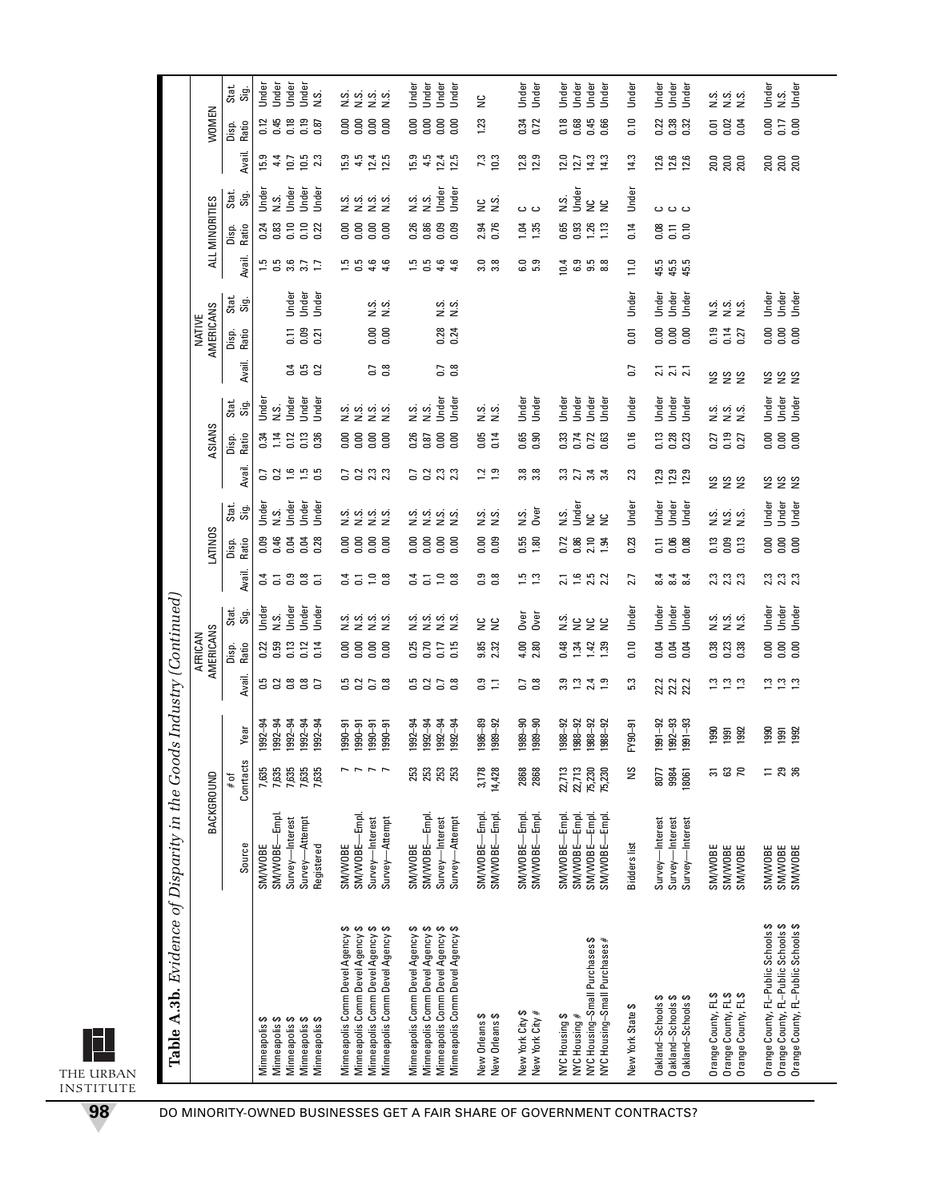**Table A.3b.** *Evidence of Disparity in the Goods Industry (Continued)*

| | BACKGROUND | | | AFRICAN AMERICANS | | | LATINOS | | | ASIANS | | | NATIVE AMERICANS | | | ALL MINORITIES | | | WOMEN | | |
|---|---|---|---|---|---|---|---|---|---|---|---|---|---|---|---|---|---|---|---|---|---|
| | Source | # of Contracts | Year | Avail. | Disp. Ratio | Stat. Sig. | Avail. | Disp. Ratio | Stat. Sig. | Avail. | Disp. Ratio | Stat. Sig. | Avail. | Disp. Ratio | Stat. Sig. | Avail. | Disp. Ratio | Stat. Sig. | Avail. | Disp. Ratio | Stat. Sig. |
| Minneapolis $ | SM/WOBE | 7,635 | 1992–94 | 0.5 | 0.22 | Under | 0.4 | 0.09 | Under | 0.7 | 0.34 | Under | | | | 1.5 | 0.24 | Under | 15.9 | 0.12 | Under |
| Minneapolis $ | SM/WOBE—Empl. | 7,635 | 1992–94 | 0.2 | 0.59 | N.S. | 0.1 | 0.46 | N.S. | 0.2 | 1.14 | N.S. | | | | 0.5 | 0.83 | N.S. | 4.4 | 0.45 | Under |
| Minneapolis $ | Survey—Interest | 7,635 | 1992–94 | 0.8 | 0.13 | Under | 0.9 | 0.04 | Under | 1.6 | 0.12 | Under | 0.4 | 0.11 | Under | 3.6 | 0.10 | Under | 10.7 | 0.18 | Under |
| Minneapolis $ | Survey—Attempt | 7,635 | 1992–94 | 0.8 | 0.12 | Under | 0.8 | 0.04 | Under | 1.5 | 0.13 | Under | 0.5 | 0.09 | Under | 3.7 | 0.10 | Under | 10.5 | 0.19 | Under |
| Minneapolis $ | Registered | 7,635 | 1992–94 | 0.7 | 0.14 | Under | 0.1 | 0.28 | Under | 0.5 | 0.36 | Under | 0.2 | 0.21 | Under | 1.7 | 0.22 | Under | 2.3 | 0.87 | N.S. |
| Minneapolis Comm Devel Agency $ | SM/WOBE | 7 | 1990–91 | 0.5 | 0.00 | N.S. | 0.4 | 0.00 | N.S. | 0.7 | 0.00 | N.S. | | | | 1.5 | 0.00 | N.S. | 15.9 | 0.00 | N.S. |
| Minneapolis Comm Devel Agency $ | SM/WOBE—Empl. | 7 | 1990–91 | 0.2 | 0.00 | N.S. | 0.1 | 0.00 | N.S. | 0.2 | 0.00 | N.S. | | | | 0.5 | 0.00 | N.S. | 4.5 | 0.00 | N.S. |
| Minneapolis Comm Devel Agency $ | Survey—Interest | 7 | 1990–91 | 0.7 | 0.00 | N.S. | 1.0 | 0.00 | N.S. | 2.3 | 0.00 | N.S. | 0.7 | 0.00 | N.S. | 4.6 | 0.00 | N.S. | 12.4 | 0.00 | N.S. |
| Minneapolis Comm Devel Agency $ | Survey—Attempt | 7 | 1990–91 | 0.8 | 0.00 | N.S. | 0.8 | 0.00 | N.S. | 2.3 | 0.00 | N.S. | 0.8 | 0.00 | N.S. | 4.6 | 0.00 | N.S. | 12.5 | 0.00 | N.S. |
| Minneapolis Comm Devel Agency $ | SM/WOBE | 253 | 1992–94 | 0.5 | 0.25 | N.S. | 0.4 | 0.00 | N.S. | 0.7 | 0.26 | N.S. | | | | 1.5 | 0.26 | N.S. | 15.9 | 0.00 | Under |
| Minneapolis Comm Devel Agency $ | SM/WOBE—Empl. | 253 | 1992–94 | 0.2 | 0.70 | N.S. | 0.1 | 0.00 | N.S. | 0.2 | 0.87 | N.S. | | | | 0.5 | 0.86 | N.S. | 4.5 | 0.00 | Under |
| Minneapolis Comm Devel Agency $ | Survey—Interest | 253 | 1992–94 | 0.7 | 0.17 | N.S. | 1.0 | 0.00 | N.S. | 2.3 | 0.00 | Under | 0.7 | 0.28 | N.S. | 4.6 | 0.09 | Under | 12.4 | 0.00 | Under |
| Minneapolis Comm Devel Agency $ | Survey—Attempt | 253 | 1992–94 | 0.8 | 0.15 | N.S. | 0.8 | 0.00 | N.S. | 2.3 | 0.00 | Under | 0.8 | 0.24 | N.S. | 4.6 | 0.09 | Under | 12.5 | 0.00 | Under |
| New Orleans $ | SM/WOBE—Empl. | 3,178 | 1986–89 | 0.9 | 9.85 | NC | 0.9 | 0.00 | N.S. | 1.2 | 0.05 | N.S. | | | | 3.0 | 2.94 | NC | 7.3 | 1.23 | NC |
| New Orleans $ | SM/WOBE—Empl. | 14,428 | 1989–92 | 1.1 | 2.32 | NC | 0.8 | 0.09 | N.S. | 1.9 | 0.14 | N.S. | | | | 3.8 | 0.76 | N.S. | 10.3 | | |
| New York City $ | SM/WOBE—Empl. | 2868 | 1989–90 | 0.7 | 4.00 | Over | 1.5 | 0.55 | N.S. | 3.8 | 0.65 | Under | | | | 6.0 | 1.04 | C | 12.8 | 0.34 | Under |
| New York City # | SM/WOBE—Empl. | 2868 | 1989–90 | 0.8 | 2.80 | Over | 1.3 | 1.80 | Over | 3.8 | 0.90 | Under | | | | 5.9 | 1.35 | C | 12.9 | 0.72 | Under |
| NYC Housing $ | SM/WOBE—Empl. | 22,713 | 1988–92 | 3.9 | 0.48 | N.S. | 2.1 | 0.72 | N.S. | 3.3 | 0.33 | Under | | | | 10.4 | 0.65 | N.S. | 12.0 | 0.18 | Under |
| NYC Housing # | SM/WOBE—Empl. | 22,713 | 1988–92 | 1.3 | 1.34 | NC | 1.6 | 0.86 | Under | 2.7 | 0.74 | Under | | | | 6.9 | 0.93 | Under | 12.7 | 0.68 | Under |
| NYC Housing–Small Purchases $ | SM/WOBE—Empl. | 75,230 | 1988–92 | 2.4 | 1.42 | NC | 2.5 | 2.10 | NC | 3.4 | 0.72 | Under | | | | 9.5 | 1.26 | NC | 14.3 | 0.45 | Under |
| NYC Housing–Small Purchases # | SM/WOBE—Empl. | 75,230 | 1988–92 | 1.9 | 1.39 | NC | 2.2 | 1.94 | NC | 3.4 | 0.63 | Under | | | | 8.8 | 1.13 | NC | 14.3 | 0.66 | Under |
| New York State $ | Bidders list | NS | FY90–91 | 5.3 | 0.10 | Under | 2.7 | 0.23 | Under | 2.3 | 0.16 | Under | 0.7 | 0.01 | Under | 11.0 | 0.14 | Under | 14.3 | 0.10 | Under |
| Oakland–Schools $ | Survey—Interest | 8077 | 1991–92 | 22.2 | 0.04 | Under | 8.4 | 0.11 | Under | 12.9 | 0.13 | Under | 2.1 | 0.00 | Under | 45.5 | 0.08 | C | 12.6 | 0.22 | Under |
| Oakland–Schools $ | Survey—Interest | 9984 | 1992–93 | 22.2 | 0.04 | Under | 8.4 | 0.06 | Under | 12.9 | 0.28 | Under | 2.1 | 0.00 | Under | 45.5 | 0.11 | C | 12.6 | 0.38 | Under |
| Oakland–Schools $ | Survey—Interest | 18061 | 1991–93 | 22.2 | 0.04 | Under | 8.4 | 0.08 | Under | 12.9 | 0.23 | Under | 2.1 | 0.00 | Under | 45.5 | 0.10 | C | 12.6 | 0.32 | Under |
| Orange County, FL $ | SM/WOBE | 31 | 1990 | 1.3 | 0.38 | N.S. | 2.3 | 0.13 | N.S. | NS | 0.27 | N.S. | NS | 0.19 | N.S. | | | | 20.0 | 0.01 | N.S. |
| Orange County, FL $ | SM/WOBE | 63 | 1991 | 1.3 | 0.23 | N.S. | 2.3 | 0.09 | N.S. | NS | 0.19 | N.S. | NS | 0.14 | N.S. | | | | 20.0 | 0.02 | N.S. |
| Orange County, FL $ | SM/WOBE | 70 | 1992 | 1.3 | 0.38 | N.S. | 2.3 | 0.13 | N.S. | NS | 0.27 | N.S. | NS | 0.27 | N.S. | | | | 20.0 | 0.04 | N.S. |
| Orange County, FL–Public Schools $ | SM/WOBE | 11 | 1990 | 1.3 | 0.00 | Under | 2.3 | 0.00 | Under | NS | 0.00 | Under | NS | 0.00 | Under | | | | 20.0 | 0.00 | Under |
| Orange County, FL–Public Schools $ | SM/WOBE | 29 | 1991 | 1.3 | 0.00 | Under | 2.3 | 0.00 | Under | NS | 0.00 | Under | NS | 0.00 | Under | | | | 20.0 | 0.17 | N.S. |
| Orange County, FL–Public Schools $ | SM/WOBE | 36 | 1992 | 1.3 | 0.00 | Under | 2.3 | 0.00 | Under | NS | 0.00 | Under | NS | 0.00 | Under | | | | 20.0 | 0.00 | Under |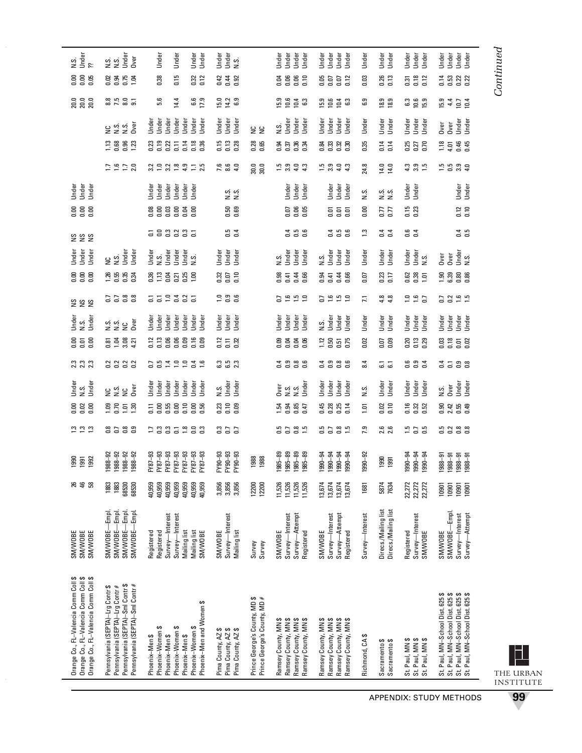| | | | | | | | | | | | | | | | | | | | | | |
|---|---|---|---|---|---|---|---|---|---|---|---|---|---|---|---|---|---|---|---|---|---|
| Orange Co., FL–Valencia Comm Coll $ | SM/WOBE | 26 | 1990 | 1.3 | 0.00 | Under | 2.3 | 0.00 | Under | NS | 0.00 | Under | NS | 0.00 | Under | | | | 20.0 | 0.00 | N.S. |
| Orange Co., FL–Valencia Comm Coll $ | SM/WOBE | 46 | 1991 | 1.3 | 0.02 | N.S. | 2.3 | 0.01 | N.S. | NS | 0.00 | Under | NS | 0.00 | Under | | | | 20.0 | 0.00 | Under |
| Orange Co., FL–Valencia Comm Coll $ | SM/WOBE | 58 | 1992 | 1.3 | 0.00 | Under | 2.3 | 0.00 | Under | NS | 0.00 | Under | NS | 0.00 | Under | | | | 20.0 | 0.05 | ?? |
| Pennsylvania (SEPTA)–Lrg Contr $ | SM/WOBE—Empl. | 1883 | 1988–92 | 0.8 | 1.09 | NC | 0.2 | 0.81 | N.S. | 0.7 | 1.26 | NC | | | | 1.7 | 1.13 | NC | 8.8 | 0.02 | N.S. |
| Pennsylvania (SEPTA)–Lrg Contr # | SM/WOBE—Empl. | 1883 | 1988–92 | 0.7 | 0.70 | N.S. | 0.2 | 1.04 | N.S. | 0.7 | 0.55 | N.S. | | | | 1.6 | 0.68 | N.S. | 7.5 | 0.94 | N.S. |
| Pennsylvania (SEPTA)–Sml Contr $ | SM/WOBE—Empl. | 68530 | 1988–92 | 0.8 | 1.01 | NC | 0.2 | 3.08 | NC | 0.8 | 0.35 | Under | | | | 1.7 | 0.96 | N.S. | 8.0 | 0.75 | Under |
| Pennsylvania (SEPTA)–Sml Contr # | SM/WOBE—Empl. | 68530 | 1988–92 | 0.9 | 1.30 | Over | 0.2 | 4.21 | Over | 0.8 | 0.34 | Under | | | | 2.0 | 1.23 | Over | 9.1 | 1.04 | Over |
| Phoenix–Men $ | Registered | 40,959 | FY87–93 | 1.7 | 0.11 | Under | 0.7 | 0.12 | Under | 0.1 | 0.36 | Under | 0.1 | 0.08 | Under | 3.2 | 0.23 | Under | | | |
| Phoenix–Women $ | Registered | 40,959 | FY87–93 | 0.3 | 0.00 | Under | 0.5 | 0.13 | Under | 0.1 | 1.13 | N.S. | 0.0 | 0.00 | Under | 1.0 | 0.19 | Under | 5.6 | 0.38 | Under |
| Phoenix–Men $ | Survey—Interest | 40,959 | FY87–93 | 0.3 | 0.55 | Under | 1.4 | 0.06 | Under | 1.0 | 0.04 | Under | 0.3 | 0.03 | Under | 3.2 | 0.22 | Under | | | |
| Phoenix–Women $ | Survey—Interest | 40,959 | FY87–93 | 0.1 | 0.00 | Under | 1.0 | 0.06 | Under | 0.4 | 0.21 | Under | 0.2 | 0.00 | Under | 1.8 | 0.11 | Under | 14.4 | 0.15 | Under |
| Phoenix–Men $ | Mailing list | 40,959 | FY87–93 | 1.8 | 0.10 | Under | 1.0 | 0.09 | Under | 0.2 | 0.25 | Under | 0.3 | 0.04 | Under | 4.9 | 0.14 | Under | | | |
| Phoenix–Women $ | Mailing list | 40,959 | FY87–93 | 0.0 | 0.00 | Under | 0.4 | 0.16 | Under | 0.1 | 1.00 | N.S. | 0.1 | 0.00 | Under | 1.1 | 0.18 | Under | 6.6 | 0.32 | Under |
| Phoenix–Men and Women $ | SM/WOBE | 40,959 | FY87–93 | 0.3 | 0.56 | Under | 1.6 | 0.09 | Under | | | | | | | 2.5 | 0.36 | Under | 17.9 | 0.12 | Under |
| Pima County, AZ $ | SM/WOBE | 3,856 | FY90–93 | 0.3 | 0.23 | N.S. | 6.3 | 0.12 | Under | 1.0 | 0.32 | Under | | | | 7.6 | 0.15 | Under | 15.0 | 0.42 | Under |
| Pima County, AZ $ | Survey—Interest | 3,856 | FY90–93 | 0.7 | 0.10 | Under | 6.5 | 0.11 | Under | 0.9 | 0.07 | Under | 0.5 | 0.50 | N.S. | 8.6 | 0.13 | Under | 14.2 | 0.44 | Under |
| Pima County, AZ $ | Mailing list | 3,856 | FY90–93 | 0.7 | 0.09 | Under | 2.3 | 0.32 | Under | 0.6 | 0.10 | Under | 0.4 | 0.69 | N.S. | 4.0 | 0.28 | Under | 6.9 | 0.92 | N.S. |
| Prince George's County, MD $ | Survey | 12200 | 1988 | | | | | | | | | | | | | 30.0 | 0.28 | NC | | | |
| Prince George's County, MD # | Survey | 12200 | 1988 | | | | | | | | | | | | | 30.0 | 0.65 | NC | | | |
| Ramsey County, MN $ | SM/WOBE | 11,526 | 1985–89 | 0.5 | 1.54 | Over | 0.4 | 0.09 | Under | 0.7 | 0.98 | N.S. | | | | 1.5 | 0.94 | N.S. | 15.9 | 0.04 | Under |
| Ramsey County, MN $ | Survey—Interest | 11,526 | 1985–89 | 0.7 | 0.94 | N.S. | 0.9 | 0.04 | Under | 1.6 | 0.41 | Under | 0.4 | 0.07 | Under | 3.9 | 0.37 | Under | 10.6 | 0.06 | Under |
| Ramsey County, MN $ | Survey—Attempt | 11,526 | 1985–89 | 0.8 | 0.85 | N.S. | 0.8 | 0.04 | Under | 1.5 | 0.44 | Under | 0.5 | 0.06 | Under | 4.0 | 0.36 | Under | 10.4 | 0.06 | Under |
| Ramsey County, MN $ | Registered | 11,526 | 1985–89 | 1.5 | 0.47 | Under | 0.6 | 0.06 | Under | 1.0 | 0.66 | Under | 0.6 | 0.05 | Under | 4.3 | 0.34 | Under | 6.3 | 0.34 | Under |
| Ramsey County, MN $ | SM/WOBE | 13,674 | 1990–94 | 0.5 | 0.45 | Under | 0.4 | 1.12 | N.S. | 0.7 | 0.94 | N.S. | | | | 1.5 | 0.84 | Under | 15.9 | 0.05 | Under |
| Ramsey County, MN $ | Survey—Interest | 13,674 | 1990–94 | 0.7 | 0.28 | Under | 0.9 | 0.50 | Under | 1.6 | 0.41 | Under | 0.4 | 0.01 | Under | 3.9 | 0.33 | Under | 10.6 | 0.07 | Under |
| Ramsey County, MN $ | Survey—Attempt | 13,674 | 1990–94 | 0.8 | 0.25 | Under | 0.8 | 0.51 | Under | 1.5 | 0.44 | Under | 0.5 | 0.01 | Under | 4.0 | 0.32 | Under | 10.4 | 0.07 | Under |
| Ramsey County, MN $ | Registered | 13,674 | 1990–94 | 1.5 | 0.14 | Under | 0.6 | 0.75 | Under | 1.0 | 0.66 | Under | 0.6 | 0.01 | Under | 4.3 | 0.30 | Under | 6.3 | 0.12 | Under |
| Richmond, CA $ | Survey—Interest | 1681 | 1990–92 | 7.9 | 1.01 | N.S. | 8.4 | 0.02 | Under | 7.1 | 0.07 | Under | 1.3 | 0.00 | N.S. | 24.8 | 0.35 | Under | 6.9 | 0.03 | Under |
| Sacramento $ | Direcs./Mailing list | 5874 | 1990 | 2.6 | 0.02 | Under | 6.1 | 0.07 | Under | 4.8 | 0.23 | Under | 0.4 | 0.77 | N.S. | 14.0 | 0.14 | Under | 18.9 | 0.26 | Under |
| Sacramento $ | Direcs./Mailing list | 7634 | 1991 | 2.6 | 0.10 | Under | 6.1 | 0.09 | Under | 4.8 | 0.17 | Under | 0.4 | 0.77 | N.S. | 14.0 | 0.14 | Under | 18.9 | 0.13 | Under |
| St. Paul, MN $ | Registered | 22,272 | 1990–94 | 1.5 | 0.16 | Under | 0.6 | 0.20 | Under | 1.0 | 0.62 | Under | 0.6 | 0.15 | Under | 4.3 | 0.25 | Under | 6.3 | 0.31 | Under |
| St. Paul, MN $ | Survey—Interest | 22,272 | 1990–94 | 0.7 | 0.32 | Under | 0.9 | 0.13 | Under | 1.6 | 0.38 | Under | 0.4 | 0.23 | Under | 3.9 | 0.27 | Under | 10.6 | 0.18 | Under |
| St. Paul, MN $ | SM/WOBE | 22,272 | 1990–94 | 0.5 | 0.52 | Under | 0.4 | 0.29 | Under | 0.7 | 1.01 | N.S. | | | | 1.5 | 0.70 | Under | 15.9 | 0.12 | Under |
| St. Paul, MN–School Dist. 625 $ | SM/WOBE | 10901 | 1988–91 | 0.5 | 0.90 | N.S. | 0.4 | 0.03 | Under | 0.7 | 1.90 | Over | | | | 1.5 | 1.18 | Over | 15.9 | 0.14 | Under |
| St. Paul, MN–School Dist. 625 $ | SM/WOBE—Empl. | 10901 | 1988–91 | 0.2 | 2.42 | Over | 0.1 | 0.18 | Under | 0.2 | 6.39 | Over | | | | 0.5 | 4.01 | Over | 4.4 | 0.53 | Under |
| St. Paul, MN–School Dist. 625 $ | Survey—Interest | 10901 | 1988–91 | 0.8 | 0.55 | Under | 0.9 | 0.01 | Under | 1.6 | 0.80 | Under | 0.4 | 0.12 | Under | 3.9 | 0.46 | Under | 10.7 | 0.22 | Under |
| St. Paul, MN–School Dist. 625 $ | Survey—Attempt | 10901 | 1988–91 | 0.8 | 0.49 | Under | 0.8 | 0.02 | Under | 1.5 | 0.86 | N.S. | 0.5 | 0.10 | Under | 4.0 | 0.45 | Under | 10.4 | 0.22 | Under |

*Continued*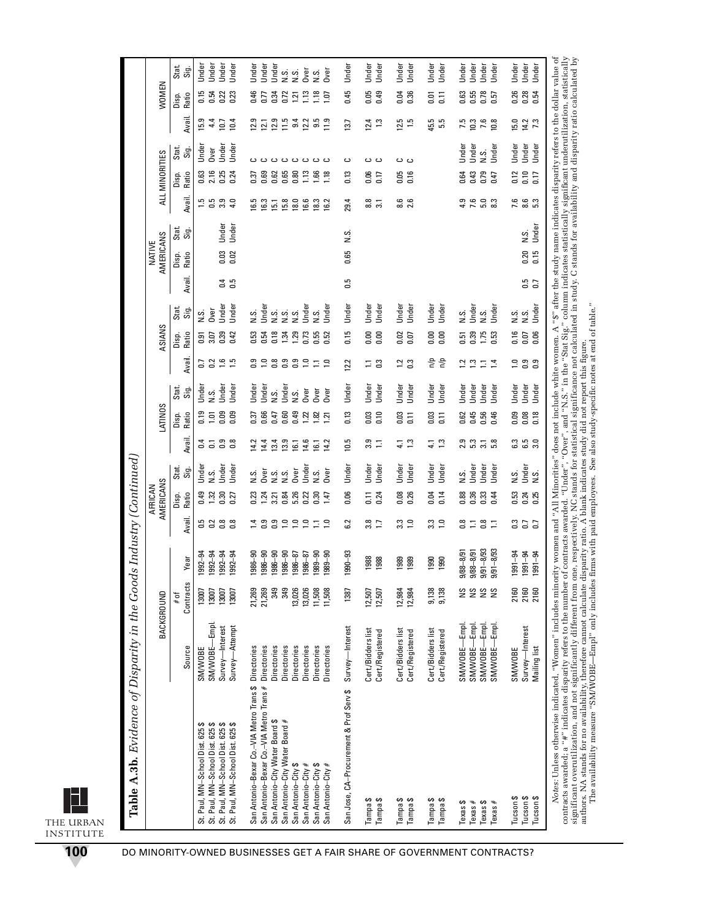**Table A.3b.** *Evidence of Disparity in the Goods Industry (Continued)*

| | BACKGROUND | | | AFRICAN AMERICANS | | | LATINOS | | | ASIANS | | | NATIVE AMERICANS | | | ALL MINORITIES | | | WOMEN | | |
|---|---|---|---|---|---|---|---|---|---|---|---|---|---|---|---|---|---|---|---|---|---|
| | Source | # of Contracts | Year | Avail. | Disp. Ratio | Stat. Sig. | Avail. | Disp. Ratio | Stat. Sig. | Avail. | Disp. Ratio | Stat. Sig. | Avail. | Disp. Ratio | Stat. Sig. | Avail. | Disp. Ratio | Stat. Sig. | Avail. | Disp. Ratio | Stat. Sig. |
| St. Paul, MN–School Dist. 625 $ | SM/WOBE | 13007 | 1992–94 | 0.5 | 0.49 | Under | 0.4 | 0.19 | Under | 0.7 | 0.91 | N.S. | | | | 1.5 | 0.63 | Under | 15.9 | 0.15 | Under |
| St. Paul, MN–School Dist. 625 $ | SM/WOBE—Empl. | 13007 | 1992–94 | 0.2 | 1.32 | N.S. | 0.1 | 1.01 | N.S. | 0.2 | 3.07 | Over | | | | 0.5 | 2.16 | Over | 4.4 | 0.54 | Under |
| St. Paul, MN–School Dist. 625 $ | Survey—Interest | 13007 | 1992–94 | 0.8 | 0.30 | Under | 0.9 | 0.09 | Under | 1.6 | 0.39 | Under | 0.4 | 0.03 | Under | 3.9 | 0.25 | Under | 10.7 | 0.22 | Under |
| St. Paul, MN–School Dist. 625 $ | Survey—Attempt | 13007 | 1992–94 | 0.8 | 0.27 | Under | 0.8 | 0.09 | Under | 1.5 | 0.42 | Under | 0.5 | 0.02 | Under | 4.0 | 0.24 | Under | 10.4 | 0.23 | Under |
| San Antonio–Bexar Co.–VIA Metro Trans $ | Directories | 21,269 | 1986–90 | 1.4 | 0.23 | N.S. | 14.2 | 0.37 | Under | 0.9 | 0.53 | N.S. | | | | 16.5 | 0.37 | C | 12.9 | 0.46 | Under |
| San Antonio–Bexar Co.–VIA Metro Trans # | Directories | 21,269 | 1986–90 | 0.9 | 1.24 | Over | 14.4 | 0.66 | Under | 1.0 | 0.54 | Under | | | | 16.3 | 0.69 | C | 12.1 | 0.77 | Under |
| San Antonio–City Water Board $ | Directories | 349 | 1986–90 | 0.9 | 3.21 | N.S. | 13.4 | 0.47 | N.S. | 0.8 | 0.18 | N.S. | | | | 15.1 | 0.62 | C | 12.9 | 0.34 | Under |
| San Antonio–City Water Board # | Directories | 349 | 1986–90 | 1.0 | 0.84 | N.S. | 13.9 | 0.60 | Under | 0.9 | 1.34 | N.S. | | | | 15.8 | 0.65 | C | 11.5 | 0.72 | N.S. |
| San Antonio–City $ | Directories | 13,026 | 1986–87 | 1.0 | 5.26 | Over | 16.1 | 0.49 | N.S. | 0.9 | 1.29 | N.S. | | | | 18.0 | 0.80 | C | 9.4 | 1.21 | N.S. |
| San Antonio–City # | Directories | 13,026 | 1986–87 | 1.0 | 0.22 | Under | 14.6 | 1.22 | Over | 1.0 | 0.73 | Under | | | | 16.6 | 1.13 | C | 12.2 | 1.13 | Over |
| San Antonio–City $ | Directories | 11,508 | 1989–90 | 1.1 | 0.30 | N.S. | 16.1 | 1.82 | Over | 1.1 | 0.55 | N.S. | | | | 18.3 | 1.66 | C | 9.5 | 1.18 | N.S. |
| San Antonio–City # | Directories | 11,508 | 1989–90 | 1.0 | 1.47 | Over | 14.2 | 1.21 | Over | 1.0 | 0.52 | Under | | | | 16.2 | 1.18 | C | 11.9 | 1.07 | Over |
| San Jose, CA–Procurement & Prof Serv $ | Survey—Interest | 1387 | 1990–93 | 6.2 | 0.06 | Under | 10.5 | 0.13 | Under | 12.2 | 0.15 | Under | 0.5 | 0.65 | N.S. | 29.4 | 0.13 | C | 13.7 | 0.45 | Under |
| Tampa $ | Cert./Bidders list | 12,507 | 1988 | 3.8 | 0.11 | Under | 3.9 | 0.03 | Under | 1.1 | 0.00 | Under | | | | 8.8 | 0.06 | C | 12.4 | 0.05 | Under |
| Tampa $ | Cert./Registered | 12,507 | 1988 | 1.7 | 0.24 | Under | 1.1 | 0.10 | Under | 0.3 | 0.00 | Under | | | | 3.1 | 0.17 | C | 1.3 | 0.49 | Under |
| Tampa $ | Cert./Bidders list | 12,984 | 1989 | 3.3 | 0.08 | Under | 4.1 | 0.03 | Under | 1.2 | 0.02 | Under | | | | 8.6 | 0.05 | C | 12.5 | 0.04 | Under |
| Tampa $ | Cert./Registered | 12,984 | 1989 | 1.0 | 0.26 | Under | 1.3 | 0.11 | Under | 0.3 | 0.07 | Under | | | | 2.6 | 0.16 | C | 1.5 | 0.36 | Under |
| Tampa $ | Cert./Bidders list | 9,138 | 1990 | 3.3 | 0.04 | Under | 4.1 | 0.03 | Under | n/p | 0.00 | Under | | | | | | | 45.5 | 0.01 | Under |
| Tampa $ | Cert./Registered | 9,138 | 1990 | 1.3 | 0.14 | Under | 1.3 | 0.11 | Under | n/p | 0.00 | Under | | | | | | | 5.5 | 0.11 | Under |
| Texas $ | SM/WOBE—Empl. | NS | 9/88–8/91 | 0.8 | 0.88 | N.S. | 2.9 | 0.62 | Under | 1.2 | 0.51 | N.S. | | | | 4.9 | 0.64 | Under | 7.5 | 0.63 | Under |
| Texas # | SM/WOBE—Empl. | NS | 9/88–8/91 | 1.1 | 0.36 | Under | 5.3 | 0.45 | Under | 1.3 | 0.39 | Under | | | | 7.6 | 0.43 | Under | 10.3 | 0.55 | Under |
| Texas $ | SM/WOBE—Empl. | NS | 9/91–8/93 | 0.8 | 0.33 | Under | 3.1 | 0.56 | Under | 1.1 | 1.75 | N.S. | | | | 5.0 | 0.79 | N.S. | 7.6 | 0.78 | Under |
| Texas # | SM/WOBE—Empl. | NS | 9/91–8/93 | 1.1 | 0.44 | Under | 5.8 | 0.46 | Under | 1.4 | 0.53 | Under | | | | 8.3 | 0.47 | Under | 10.8 | 0.57 | Under |
| Tucson $ | SM/WOBE | 2160 | 1991–94 | 0.3 | 0.53 | N.S. | 6.3 | 0.09 | Under | 1.0 | 0.16 | N.S. | | | | 7.6 | 0.12 | Under | 15.0 | 0.26 | Under |
| Tucson $ | Survey—Interest | 2160 | 1991–94 | 0.7 | 0.24 | Under | 6.5 | 0.08 | Under | 0.9 | 0.07 | N.S. | 0.5 | 0.20 | N.S. | 8.6 | 0.10 | Under | 14.2 | 0.28 | Under |
| Tucson $ | Mailing list | 2160 | 1991–94 | 0.7 | 0.25 | N.S. | 3.0 | 0.18 | Under | 0.9 | 0.06 | Under | 0.7 | 0.15 | Under | 5.3 | 0.17 | Under | 7.3 | 0.54 | Under |

*Notes*: Unless otherwise indicated, "Women" includes minority women and "All Minorities" does not include white women. A "$" after the study name indicates disparity refers to the dollar value of contracts awarded; a "#" indicates disparity refers to the number of contracts awarded. "Under", "Over", and "N.S." in the "Stat Sig." column indicates statistically significant underutilization, statistically significant overutilization, and not significantly different from one, respectively. NC stands for statistical significance not calculated in study. C stands for availability and disparity ratio calculated by authors. NA stands for no availability, therefore cannot calculate disparity ratio. A blank indicates study did not report this figure.

The availability measure "SM/WOBE—Empl" only includes firms with paid employees. See also study-specific notes at end of table."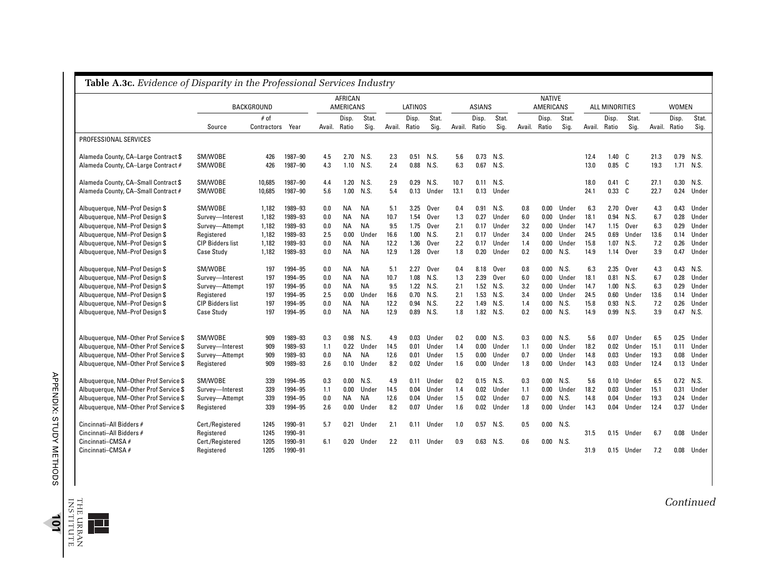**Table A.3c.** *Evidence of Disparity in the Professional Services Industry*

| | BACKGROUND | | | AFRICAN AMERICANS | | | LATINOS | | | ASIANS | | | NATIVE AMERICANS | | | ALL MINORITIES | | | WOMEN | | |
|---|---|---|---|---|---|---|---|---|---|---|---|---|---|---|---|---|---|---|---|---|---|
| | Source | # of Contractors | Year | Avail. | Disp. Ratio | Stat. Sig. | Avail. | Disp. Ratio | Stat. Sig. | Avail. | Disp. Ratio | Stat. Sig. | Avail. | Disp. Ratio | Stat. Sig. | Avail. | Disp. Ratio | Stat. Sig. | Avail. | Disp. Ratio | Stat. Sig. |
| PROFESSIONAL SERVICES | | | | | | | | | | | | | | | | | | | | | |
| Alameda County, CA–Large Contract $ | SM/WOBE | 426 | 1987–90 | 4.5 | 2.70 | N.S. | 2.3 | 0.51 | N.S. | 5.6 | 0.73 | N.S. | | | | 12.4 | 1.40 | C | 21.3 | 0.79 | N.S. |
| Alameda County, CA–Large Contract # | SM/WOBE | 426 | 1987–90 | 4.3 | 1.10 | N.S. | 2.4 | 0.88 | N.S. | 6.3 | 0.67 | N.S. | | | | 13.0 | 0.85 | C | 19.3 | 1.71 | N.S. |
| Alameda County, CA–Small Contract $ | SM/WOBE | 10,685 | 1987–90 | 4.4 | 1.20 | N.S. | 2.9 | 0.29 | N.S. | 10.7 | 0.11 | N.S. | | | | 18.0 | 0.41 | C | 27.1 | 0.30 | N.S. |
| Alameda County, CA–Small Contract # | SM/WOBE | 10,685 | 1987–90 | 5.6 | 1.00 | N.S. | 5.4 | 0.13 | Under | 13.1 | 0.13 | Under | | | | 24.1 | 0.33 | C | 22.7 | 0.24 | Under |
| Albuquerque, NM–Prof Design $ | SM/WOBE | 1,182 | 1989–93 | 0.0 | NA | NA | 5.1 | 3.25 | Over | 0.4 | 0.91 | N.S. | 0.8 | 0.00 | Under | 6.3 | 2.70 | Over | 4.3 | 0.43 | Under |
| Albuquerque, NM–Prof Design $ | Survey—Interest | 1,182 | 1989–93 | 0.0 | NA | NA | 10.7 | 1.54 | Over | 1.3 | 0.27 | Under | 6.0 | 0.00 | Under | 18.1 | 0.94 | N.S. | 6.7 | 0.28 | Under |
| Albuquerque, NM–Prof Design $ | Survey—Attempt | 1,182 | 1989–93 | 0.0 | NA | NA | 9.5 | 1.75 | Over | 2.1 | 0.17 | Under | 3.2 | 0.00 | Under | 14.7 | 1.15 | Over | 6.3 | 0.29 | Under |
| Albuquerque, NM–Prof Design $ | Registered | 1,182 | 1989–93 | 2.5 | 0.00 | Under | 16.6 | 1.00 | N.S. | 2.1 | 0.17 | Under | 3.4 | 0.00 | Under | 24.5 | 0.69 | Under | 13.6 | 0.14 | Under |
| Albuquerque, NM–Prof Design $ | CIP Bidders list | 1,182 | 1989–93 | 0.0 | NA | NA | 12.2 | 1.36 | Over | 2.2 | 0.17 | Under | 1.4 | 0.00 | Under | 15.8 | 1.07 | N.S. | 7.2 | 0.26 | Under |
| Albuquerque, NM–Prof Design $ | Case Study | 1,182 | 1989–93 | 0.0 | NA | NA | 12.9 | 1.28 | Over | 1.8 | 0.20 | Under | 0.2 | 0.00 | N.S. | 14.9 | 1.14 | Over | 3.9 | 0.47 | Under |
| Albuquerque, NM–Prof Design $ | SM/WOBE | 197 | 1994–95 | 0.0 | NA | NA | 5.1 | 2.27 | Over | 0.4 | 8.18 | Over | 0.8 | 0.00 | N.S. | 6.3 | 2.35 | Over | 4.3 | 0.43 | N.S. |
| Albuquerque, NM–Prof Design $ | Survey—Interest | 197 | 1994–95 | 0.0 | NA | NA | 10.7 | 1.08 | N.S. | 1.3 | 2.39 | Over | 6.0 | 0.00 | Under | 18.1 | 0.81 | N.S. | 6.7 | 0.28 | Under |
| Albuquerque, NM–Prof Design $ | Survey—Attempt | 197 | 1994–95 | 0.0 | NA | NA | 9.5 | 1.22 | N.S. | 2.1 | 1.52 | N.S. | 3.2 | 0.00 | Under | 14.7 | 1.00 | N.S. | 6.3 | 0.29 | Under |
| Albuquerque, NM–Prof Design $ | Registered | 197 | 1994–95 | 2.5 | 0.00 | Under | 16.6 | 0.70 | N.S. | 2.1 | 1.53 | N.S. | 3.4 | 0.00 | Under | 24.5 | 0.60 | Under | 13.6 | 0.14 | Under |
| Albuquerque, NM–Prof Design $ | CIP Bidders list | 197 | 1994–95 | 0.0 | NA | NA | 12.2 | 0.94 | N.S. | 2.2 | 1.49 | N.S. | 1.4 | 0.00 | N.S. | 15.8 | 0.93 | N.S. | 7.2 | 0.26 | Under |
| Albuquerque, NM–Prof Design $ | Case Study | 197 | 1994–95 | 0.0 | NA | NA | 12.9 | 0.89 | N.S. | 1.8 | 1.82 | N.S. | 0.2 | 0.00 | N.S. | 14.9 | 0.99 | N.S. | 3.9 | 0.47 | N.S. |
| Albuquerque, NM–Other Prof Service $ | SM/WOBE | 909 | 1989–93 | 0.3 | 0.98 | N.S. | 4.9 | 0.03 | Under | 0.2 | 0.00 | N.S. | 0.3 | 0.00 | N.S. | 5.6 | 0.07 | Under | 6.5 | 0.25 | Under |
| Albuquerque, NM–Other Prof Service $ | Survey—Interest | 909 | 1989–93 | 1.1 | 0.22 | Under | 14.5 | 0.01 | Under | 1.4 | 0.00 | Under | 1.1 | 0.00 | Under | 18.2 | 0.02 | Under | 15.1 | 0.11 | Under |
| Albuquerque, NM–Other Prof Service $ | Survey—Attempt | 909 | 1989–93 | 0.0 | NA | NA | 12.6 | 0.01 | Under | 1.5 | 0.00 | Under | 0.7 | 0.00 | Under | 14.8 | 0.03 | Under | 19.3 | 0.08 | Under |
| Albuquerque, NM–Other Prof Service $ | Registered | 909 | 1989–93 | 2.6 | 0.10 | Under | 8.2 | 0.02 | Under | 1.6 | 0.00 | Under | 1.8 | 0.00 | Under | 14.3 | 0.03 | Under | 12.4 | 0.13 | Under |
| Albuquerque, NM–Other Prof Service $ | SM/WOBE | 339 | 1994–95 | 0.3 | 0.00 | N.S. | 4.9 | 0.11 | Under | 0.2 | 0.15 | N.S. | 0.3 | 0.00 | N.S. | 5.6 | 0.10 | Under | 6.5 | 0.72 | N.S. |
| Albuquerque, NM–Other Prof Service $ | Survey—Interest | 339 | 1994–95 | 1.1 | 0.00 | Under | 14.5 | 0.04 | Under | 1.4 | 0.02 | Under | 1.1 | 0.00 | Under | 18.2 | 0.03 | Under | 15.1 | 0.31 | Under |
| Albuquerque, NM–Other Prof Service $ | Survey—Attempt | 339 | 1994–95 | 0.0 | NA | NA | 12.6 | 0.04 | Under | 1.5 | 0.02 | Under | 0.7 | 0.00 | N.S. | 14.8 | 0.04 | Under | 19.3 | 0.24 | Under |
| Albuquerque, NM–Other Prof Service $ | Registered | 339 | 1994–95 | 2.6 | 0.00 | Under | 8.2 | 0.07 | Under | 1.6 | 0.02 | Under | 1.8 | 0.00 | Under | 14.3 | 0.04 | Under | 12.4 | 0.37 | Under |
| Cincinnati–All Bidders # | Cert./Registered | 1245 | 1990–91 | 5.7 | 0.21 | Under | 2.1 | 0.11 | Under | 1.0 | 0.57 | N.S. | 0.5 | 0.00 | N.S. | | | | | | |
| Cincinnati–All Bidders # | Registered | 1245 | 1990–91 | | | | | | | | | | | | | 31.5 | 0.15 | Under | 6.7 | 0.08 | Under |
| Cincinnati–CMSA # | Cert./Registered | 1205 | 1990–91 | 6.1 | 0.20 | Under | 2.2 | 0.11 | Under | 0.9 | 0.63 | N.S. | 0.6 | 0.00 | N.S. | | | | | | |
| Cincinnati–CMSA # | Registered | 1205 | 1990–91 | | | | | | | | | | | | | 31.9 | 0.15 | Under | 7.2 | 0.08 | Under |

*Continued*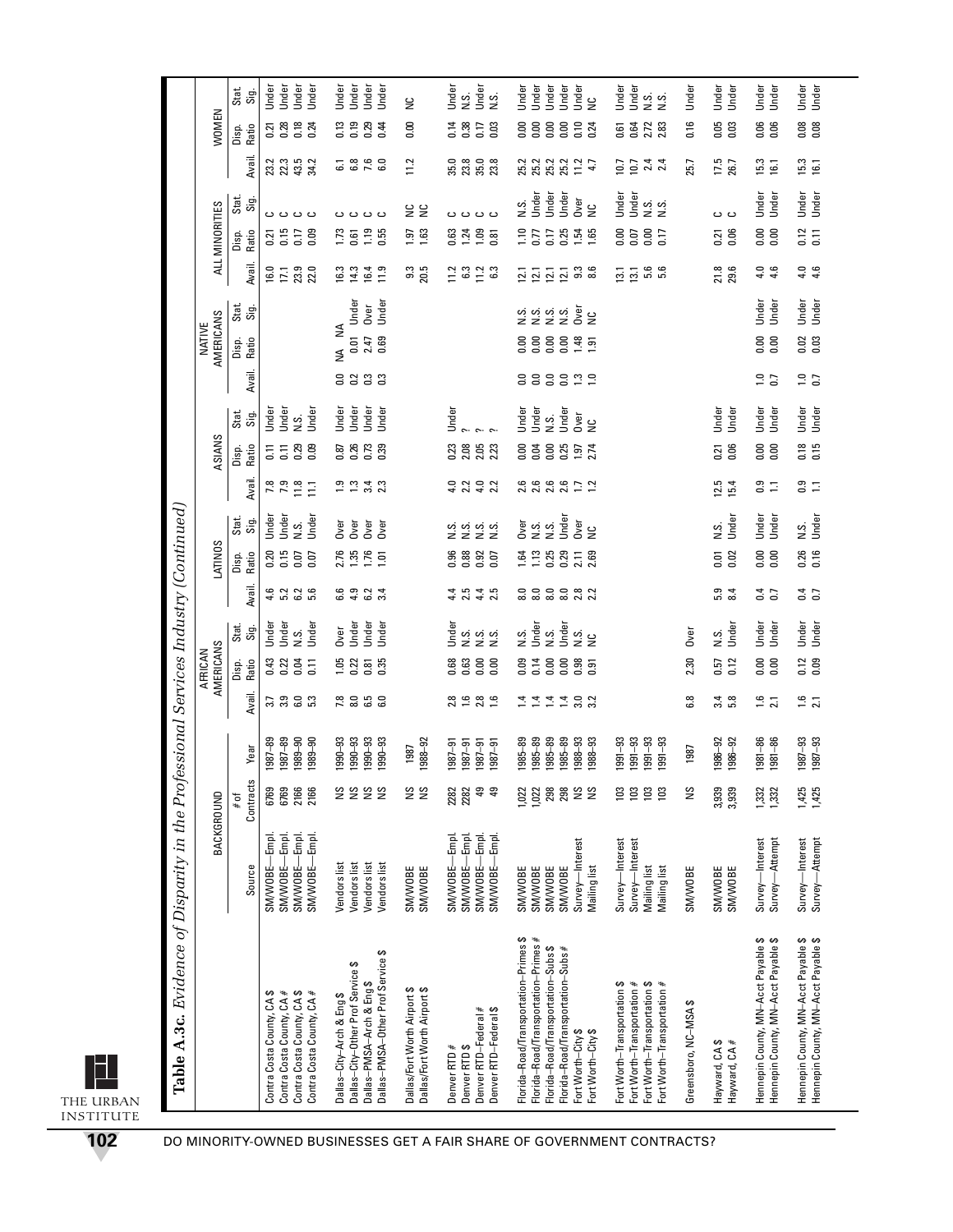**Table A.3c.** *Evidence of Disparity in the Professional Services Industry (Continued)*

| | BACKGROUND | | | AFRICAN AMERICANS | | | LATINOS | | | ASIANS | | | NATIVE AMERICANS | | | ALL MINORITIES | | | WOMEN | | |
|---|---|---|---|---|---|---|---|---|---|---|---|---|---|---|---|---|---|---|---|---|---|
| | Source | # of Contracts | Year | Avail. | Disp. Ratio | Stat. Sig. | Avail. | Disp. Ratio | Stat. Sig. | Avail. | Disp. Ratio | Stat. Sig. | Avail. | Disp. Ratio | Stat. Sig. | Avail. | Disp. Ratio | Stat. Sig. | Avail. | Disp. Ratio | Stat. Sig. |
| Contra Costa County, CA $ | SM/WOBE—Empl. | 6769 | 1987–89 | 3.7 | 0.43 | Under | 4.6 | 0.20 | Under | 7.8 | 0.11 | Under | | | | 16.0 | 0.21 | C | 23.2 | 0.21 | Under |
| Contra Costa County, CA # | SM/WOBE—Empl. | 6769 | 1987–89 | 3.9 | 0.22 | Under | 5.2 | 0.15 | Under | 7.9 | 0.11 | Under | | | | 17.1 | 0.15 | C | 22.3 | 0.28 | Under |
| Contra Costa County, CA $ | SM/WOBE—Empl. | 2166 | 1989–90 | 6.0 | 0.04 | N.S. | 6.2 | 0.07 | N.S. | 11.8 | 0.29 | N.S. | | | | 23.9 | 0.17 | C | 43.5 | 0.18 | Under |
| Contra Costa County, CA # | SM/WOBE—Empl. | 2166 | 1989–90 | 5.3 | 0.11 | Under | 5.6 | 0.07 | Under | 11.1 | 0.09 | Under | | | | 22.0 | 0.09 | C | 34.2 | 0.24 | Under |
| Dallas–City–Arch & Eng $ | Vendors list | NS | 1990–93 | 7.8 | 1.05 | Over | 6.6 | 2.76 | Over | 1.9 | 0.87 | Under | 0.0 | NA | NA | 16.3 | 1.73 | C | 6.1 | 0.13 | Under |
| Dallas–City–Other Prof Service $ | Vendors list | NS | 1990–93 | 8.0 | 0.22 | Under | 4.9 | 1.35 | Over | 1.3 | 0.26 | Under | 0.2 | 0.01 | Under | 14.3 | 0.61 | C | 6.8 | 0.19 | Under |
| Dallas–PMSA–Arch & Eng $ | Vendors list | NS | 1990–93 | 6.5 | 0.81 | Under | 6.2 | 1.76 | Over | 3.4 | 0.73 | Under | 0.3 | 2.47 | Over | 16.4 | 1.19 | C | 7.6 | 0.29 | Under |
| Dallas–PMSA–Other Prof Service $ | Vendors list | NS | 1990–93 | 6.0 | 0.35 | Under | 3.4 | 1.01 | Over | 2.3 | 0.39 | Under | 0.3 | 0.69 | Under | 11.9 | 0.55 | C | 6.0 | 0.44 | Under |
| Dallas/Fort Worth Airport $ | SM/WOBE | NS | 1987 | | | | | | | | | | | | | 9.3 | 1.97 | NC | 11.2 | 0.00 | NC |
| Dallas/Fort Worth Airport $ | SM/WOBE | NS | 1988–92 | | | | | | | | | | | | | 20.5 | 1.63 | NC | | | |
| Denver RTD # | SM/WOBE—Empl. | 2282 | 1987–91 | 2.8 | 0.68 | Under | 4.4 | 0.96 | N.S. | 4.0 | 0.23 | Under | | | | 11.2 | 0.63 | C | 35.0 | 0.14 | Under |
| Denver RTD $ | SM/WOBE—Empl. | 2282 | 1987–91 | 1.6 | 0.63 | N.S. | 2.5 | 0.88 | N.S. | 2.2 | 2.08 | ? | | | | 6.3 | 1.24 | C | 23.8 | 0.38 | N.S. |
| Denver RTD–Federal # | SM/WOBE—Empl. | 49 | 1987–91 | 2.8 | 0.00 | N.S. | 4.4 | 0.92 | N.S. | 4.0 | 2.05 | ? | | | | 11.2 | 1.09 | C | 35.0 | 0.17 | Under |
| Denver RTD–Federal $ | SM/WOBE—Empl. | 49 | 1987–91 | 1.6 | 0.00 | N.S. | 2.5 | 0.07 | N.S. | 2.2 | 2.23 | ? | | | | 6.3 | 0.81 | C | 23.8 | 0.03 | N.S. |
| Florida–Road/Transportation–Primes $ | SM/WOBE | 1,022 | 1985–89 | 1.4 | 0.09 | N.S. | 8.0 | 1.64 | Over | 2.6 | 0.00 | Under | 0.0 | 0.00 | N.S. | 12.1 | 1.10 | N.S. | 25.2 | 0.00 | Under |
| Florida–Road/Transportation–Primes # | SM/WOBE | 1,022 | 1985–89 | 1.4 | 0.14 | Under | 8.0 | 1.13 | N.S. | 2.6 | 0.04 | Under | 0.0 | 0.00 | N.S. | 12.1 | 0.77 | Under | 25.2 | 0.00 | Under |
| Florida–Road/Transportation–Subs $ | SM/WOBE | 298 | 1985–89 | 1.4 | 0.00 | N.S. | 8.0 | 0.25 | N.S. | 2.6 | 0.00 | N.S. | 0.0 | 0.00 | N.S. | 12.1 | 0.17 | Under | 25.2 | 0.00 | Under |
| Florida–Road/Transportation–Subs # | SM/WOBE | 298 | 1985–89 | 1.4 | 0.00 | Under | 8.0 | 0.29 | Under | 2.6 | 0.25 | Under | 0.0 | 0.00 | N.S. | 12.1 | 0.25 | Under | 25.2 | 0.00 | Under |
| Fort Worth–City $ | Survey—Interest | NS | 1988–93 | 3.0 | 0.98 | N.S. | 2.8 | 2.11 | Over | 1.7 | 1.97 | Over | 1.3 | 1.48 | Over | 9.3 | 1.54 | Over | 11.2 | 0.10 | Under |
| Fort Worth–City $ | Mailing list | NS | 1988–93 | 3.2 | 0.91 | NC | 2.2 | 2.69 | NC | 1.2 | 2.74 | NC | 1.0 | 1.91 | NC | 8.6 | 1.65 | NC | 4.7 | 0.24 | NC |
| Fort Worth–Transportation $ | Survey—Interest | 103 | 1991–93 | | | | | | | | | | | | | 13.1 | 0.00 | Under | 10.7 | 0.61 | Under |
| Fort Worth–Transportation # | Survey—Interest | 103 | 1991–93 | | | | | | | | | | | | | 13.1 | 0.07 | Under | 10.7 | 0.64 | Under |
| Fort Worth–Transportation $ | Mailing list | 103 | 1991–93 | | | | | | | | | | | | | 5.6 | 0.00 | N.S. | 2.4 | 2.72 | N.S. |
| Fort Worth–Transportation # | Mailing list | 103 | 1991–93 | | | | | | | | | | | | | 5.6 | 0.17 | N.S. | 2.4 | 2.83 | N.S. |
| Greensboro, NC–MSA $ | SM/WOBE | NS | 1987 | 6.8 | 2.30 | Over | | | | | | | | | | | | | 25.7 | 0.16 | Under |
| Hayward, CA $ | SM/WOBE | 3,939 | 1986–92 | 3.4 | 0.57 | N.S. | 5.9 | 0.01 | N.S. | 12.5 | 0.21 | Under | | | | 21.8 | 0.21 | C | 17.5 | 0.05 | Under |
| Hayward, CA # | SM/WOBE | 3,939 | 1986–92 | 5.8 | 0.12 | Under | 8.4 | 0.02 | Under | 15.4 | 0.06 | Under | | | | 29.6 | 0.06 | C | 26.7 | 0.03 | Under |
| Hennepin County, MN–Acct Payable $ | Survey—Interest | 1,332 | 1981–86 | 1.6 | 0.00 | Under | 0.4 | 0.00 | Under | 0.9 | 0.00 | Under | 1.0 | 0.00 | Under | 4.0 | 0.00 | Under | 15.3 | 0.06 | Under |
| Hennepin County, MN–Acct Payable $ | Survey—Attempt | 1,332 | 1981–86 | 2.1 | 0.00 | Under | 0.7 | 0.00 | Under | 1.1 | 0.00 | Under | 0.7 | 0.00 | Under | 4.6 | 0.00 | Under | 16.1 | 0.06 | Under |
| Hennepin County, MN–Acct Payable $ | Survey—Interest | 1,425 | 1987–93 | 1.6 | 0.12 | Under | 0.4 | 0.26 | N.S. | 0.9 | 0.18 | Under | 1.0 | 0.02 | Under | 4.0 | 0.12 | Under | 15.3 | 0.08 | Under |
| Hennepin County, MN–Acct Payable $ | Survey—Attempt | 1,425 | 1987–93 | 2.1 | 0.09 | Under | 0.7 | 0.16 | Under | 1.1 | 0.15 | Under | 0.7 | 0.03 | Under | 4.6 | 0.11 | Under | 16.1 | 0.08 | Under |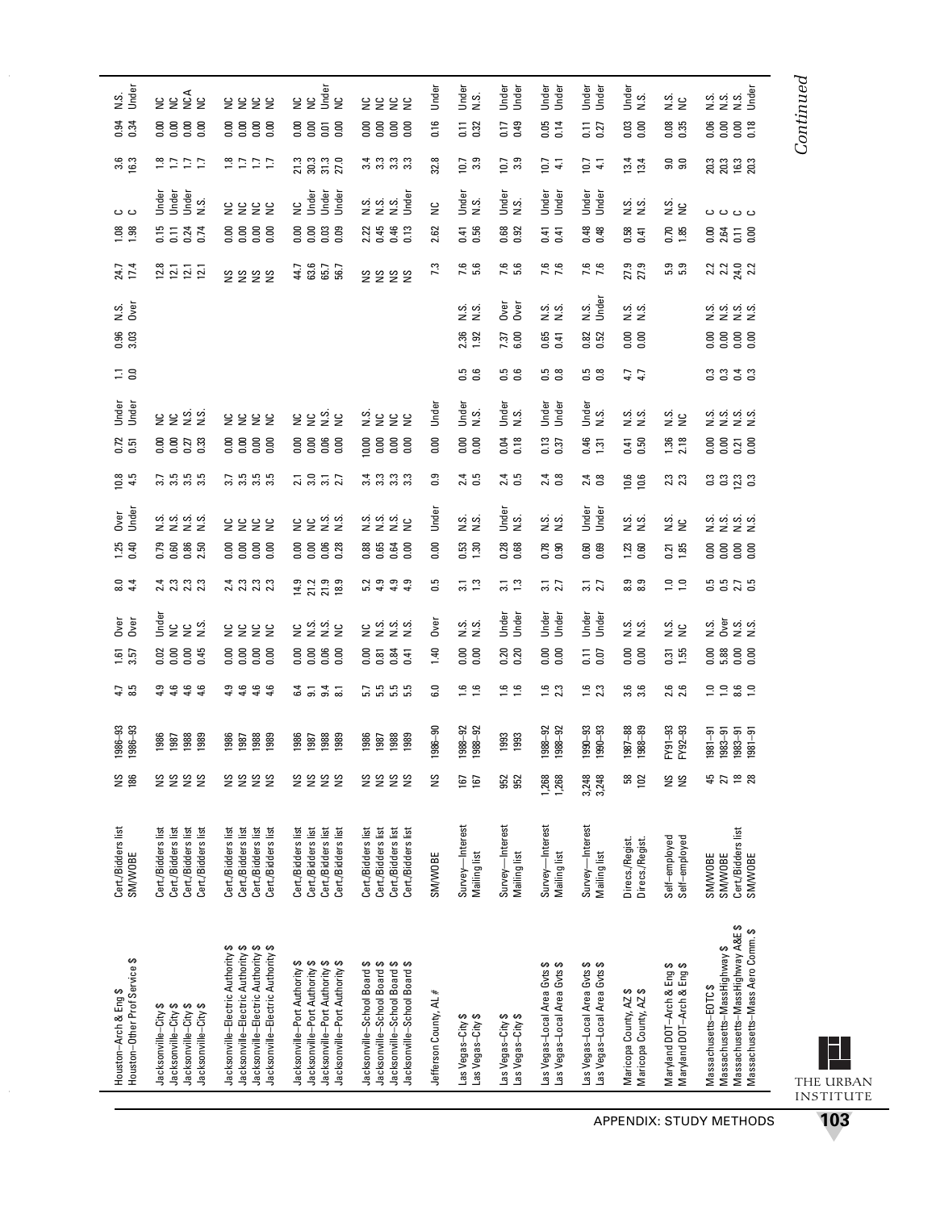| | | | | | | | | | | | | | | | | | | | | | |
|---|---|---|---|---|---|---|---|---|---|---|---|---|---|---|---|---|---|---|---|---|---|
| Houston–Arch & Eng $ | Cert./Bidders list | NS | 1986–93 | 4.7 | 1.61 | Over | 8.0 | 1.25 | Over | 10.8 | 0.72 | Under | 1.1 | 0.96 | N.S. | 24.7 | 1.08 | C | 3.6 | 0.94 | N.S. |
| Houston–Other Prof Service $ | SM/WOBE | 186 | 1986–93 | 8.5 | 3.57 | Over | 4.4 | 0.40 | Under | 4.5 | 0.51 | Under | 0.0 | 3.03 | Over | 17.4 | 1.98 | C | 16.3 | 0.34 | Under |
| Jacksonville–City $ | Cert./Bidders list | NS | 1986 | 4.9 | 0.02 | Under | 2.4 | 0.79 | N.S. | 3.7 | 0.00 | NC | | | | 12.8 | 0.15 | Under | 1.8 | 0.00 | NC |
| Jacksonville–City $ | Cert./Bidders list | NS | 1987 | 4.6 | 0.00 | NC | 2.3 | 0.60 | N.S. | 3.5 | 0.00 | NC | | | | 12.1 | 0.11 | Under | 1.7 | 0.00 | NC |
| Jacksonville–City $ | Cert./Bidders list | NS | 1988 | 4.6 | 0.00 | NC | 2.3 | 0.86 | N.S. | 3.5 | 0.27 | N.S. | | | | 12.1 | 0.24 | Under | 1.7 | 0.00 | NCA |
| Jacksonville–City $ | Cert./Bidders list | NS | 1989 | 4.6 | 0.45 | N.S. | 2.3 | 2.50 | N.S. | 3.5 | 0.33 | N.S. | | | | 12.1 | 0.74 | N.S. | 1.7 | 0.00 | NC |
| Jacksonville–Electric Authority $ | Cert./Bidders list | NS | 1986 | 4.9 | 0.00 | NC | 2.4 | 0.00 | NC | 3.7 | 0.00 | NC | | | | NS | 0.00 | NC | 1.8 | 0.00 | NC |
| Jacksonville–Electric Authority $ | Cert./Bidders list | NS | 1987 | 4.6 | 0.00 | NC | 2.3 | 0.00 | NC | 3.5 | 0.00 | NC | | | | NS | 0.00 | NC | 1.7 | 0.00 | NC |
| Jacksonville–Electric Authority $ | Cert./Bidders list | NS | 1988 | 4.6 | 0.00 | NC | 2.3 | 0.00 | NC | 3.5 | 0.00 | NC | | | | NS | 0.00 | NC | 1.7 | 0.00 | NC |
| Jacksonville–Electric Authority $ | Cert./Bidders list | NS | 1989 | 4.6 | 0.00 | NC | 2.3 | 0.00 | NC | 3.5 | 0.00 | NC | | | | NS | 0.00 | NC | 1.7 | 0.00 | NC |
| Jacksonville–Port Authority $ | Cert./Bidders list | NS | 1986 | 6.4 | 0.00 | NC | 14.9 | 0.00 | NC | 2.1 | 0.00 | NC | | | | 44.7 | 0.00 | NC | 21.3 | 0.00 | NC |
| Jacksonville–Port Authority $ | Cert./Bidders list | NS | 1987 | 9.1 | 0.00 | N.S. | 21.2 | 0.00 | NC | 3.0 | 0.00 | NC | | | | 63.6 | 0.00 | Under | 30.3 | 0.00 | NC |
| Jacksonville–Port Authority $ | Cert./Bidders list | NS | 1988 | 9.4 | 0.06 | N.S. | 21.9 | 0.06 | N.S. | 3.1 | 0.06 | N.S. | | | | 65.7 | 0.03 | Under | 31.3 | 0.01 | Under |
| Jacksonville–Port Authority $ | Cert./Bidders list | NS | 1989 | 8.1 | 0.00 | NC | 18.9 | 0.28 | N.S. | 2.7 | 0.00 | NC | | | | 56.7 | 0.09 | Under | 27.0 | 0.00 | NC |
| Jacksonville–School Board $ | Cert./Bidders list | NS | 1986 | 5.7 | 0.00 | NC | 5.2 | 0.88 | N.S. | 3.4 | 10.00 | N.S. | | | | NS | 2.22 | N.S. | 3.4 | 0.00 | NC |
| Jacksonville–School Board $ | Cert./Bidders list | NS | 1987 | 5.5 | 0.81 | N.S. | 4.9 | 0.65 | N.S. | 3.3 | 0.00 | NC | | | | NS | 0.45 | N.S. | 3.3 | 0.00 | NC |
| Jacksonville–School Board $ | Cert./Bidders list | NS | 1988 | 5.5 | 0.84 | N.S. | 4.9 | 0.64 | N.S. | 3.3 | 0.00 | NC | | | | NS | 0.46 | N.S. | 3.3 | 0.00 | NC |
| Jacksonville–School Board $ | Cert./Bidders list | NS | 1989 | 5.5 | 0.41 | N.S. | 4.9 | 0.00 | NC | 3.3 | 0.00 | NC | | | | NS | 0.13 | Under | 3.3 | 0.00 | NC |
| Jefferson County, AL # | SM/WOBE | NS | 1986–90 | 6.0 | 1.40 | Over | 0.5 | 0.00 | Under | 0.9 | 0.00 | Under | | | | 7.3 | 2.62 | NC | 32.8 | 0.16 | Under |
| Las Vegas–City $ | Survey—Interest | 167 | 1988–92 | 1.6 | 0.00 | N.S. | 3.1 | 0.53 | N.S. | 2.4 | 0.00 | Under | 0.5 | 2.36 | N.S. | 7.6 | 0.41 | Under | 10.7 | 0.11 | Under |
| Las Vegas–City $ | Mailing list | 167 | 1988–92 | 1.6 | 0.00 | N.S. | 1.3 | 1.30 | N.S. | 0.5 | 0.00 | N.S. | 0.6 | 1.92 | N.S. | 5.6 | 0.56 | N.S. | 3.9 | 0.32 | N.S. |
| Las Vegas–City $ | Survey—Interest | 952 | 1993 | 1.6 | 0.20 | Under | 3.1 | 0.28 | Under | 2.4 | 0.04 | Under | 0.5 | 7.37 | Over | 7.6 | 0.68 | Under | 10.7 | 0.17 | Under |
| Las Vegas–City $ | Mailing list | 952 | 1993 | 1.6 | 0.20 | Under | 1.3 | 0.68 | N.S. | 0.5 | 0.18 | N.S. | 0.6 | 6.00 | Over | 5.6 | 0.92 | N.S. | 3.9 | 0.49 | Under |
| Las Vegas–Local Area Gvts $ | Survey—Interest | 1,268 | 1988–92 | 1.6 | 0.00 | Under | 3.1 | 0.78 | N.S. | 2.4 | 0.13 | Under | 0.5 | 0.65 | N.S. | 7.6 | 0.41 | Under | 10.7 | 0.05 | Under |
| Las Vegas–Local Area Gvts $ | Mailing list | 1,268 | 1988–92 | 2.3 | 0.00 | Under | 2.7 | 0.90 | N.S. | 0.8 | 0.37 | Under | 0.8 | 0.41 | N.S. | 7.6 | 0.41 | Under | 4.1 | 0.14 | Under |
| Las Vegas–Local Area Gvts $ | Survey—Interest | 3,248 | 1990–93 | 1.6 | 0.11 | Under | 3.1 | 0.60 | Under | 2.4 | 0.46 | Under | 0.5 | 0.82 | N.S. | 7.6 | 0.48 | Under | 10.7 | 0.11 | Under |
| Las Vegas–Local Area Gvts $ | Mailing list | 3,248 | 1990–93 | 2.3 | 0.07 | Under | 2.7 | 0.69 | Under | 0.8 | 1.31 | N.S. | 0.8 | 0.52 | Under | 7.6 | 0.48 | Under | 4.1 | 0.27 | Under |
| Maricopa County, AZ $ | Direcs./Regist. | 58 | 1987–88 | 3.6 | 0.00 | N.S. | 8.9 | 1.23 | N.S. | 10.6 | 0.41 | N.S. | 4.7 | 0.00 | N.S. | 27.9 | 0.58 | N.S. | 13.4 | 0.03 | Under |
| Maricopa County, AZ $ | Direcs./Regist. | 102 | 1988–89 | 3.6 | 0.00 | N.S. | 8.9 | 0.60 | N.S. | 10.6 | 0.50 | N.S. | 4.7 | 0.00 | N.S. | 27.9 | 0.41 | N.S. | 13.4 | 0.00 | N.S. |
| Maryland DOT–Arch & Eng $ | Self-employed | NS | FY91–93 | 2.6 | 0.31 | N.S. | 1.0 | 0.21 | N.S. | 2.3 | 1.36 | N.S. | | | | 5.9 | 0.70 | N.S. | 9.0 | 0.08 | N.S. |
| Maryland DOT–Arch & Eng $ | Self-employed | NS | FY92–93 | 2.6 | 1.55 | NC | 1.0 | 1.85 | NC | 2.3 | 2.18 | NC | | | | 5.9 | 1.85 | NC | 9.0 | 0.35 | NC |
| Massachusetts–EOTC $ | SM/WOBE | 45 | 1981–91 | 1.0 | 0.00 | N.S. | 0.5 | 0.00 | N.S. | 0.3 | 0.00 | N.S. | 0.3 | 0.00 | N.S. | 2.2 | 0.00 | C | 20.3 | 0.06 | N.S. |
| Massachusetts–MassHighway $ | SM/WOBE | 27 | 1983–91 | 1.0 | 5.88 | Over | 0.5 | 0.00 | N.S. | 0.3 | 0.00 | N.S. | 0.3 | 0.00 | N.S. | 2.2 | 2.64 | C | 20.3 | 0.00 | N.S. |
| Massachusetts–MassHighway A&E $ | Cert./Bidders list | 18 | 1983–91 | 8.6 | 0.00 | N.S. | 2.7 | 0.00 | N.S. | 12.3 | 0.21 | N.S. | 0.4 | 0.00 | N.S. | 24.0 | 0.11 | C | 16.3 | 0.00 | N.S. |
| Massachusetts–Mass Aero Comm. $ | SM/WOBE | 28 | 1981–91 | 1.0 | 0.00 | N.S. | 0.5 | 0.00 | N.S. | 0.3 | 0.00 | N.S. | 0.3 | 0.00 | N.S. | 2.2 | 0.00 | C | 20.3 | 0.18 | Under |

*Continued*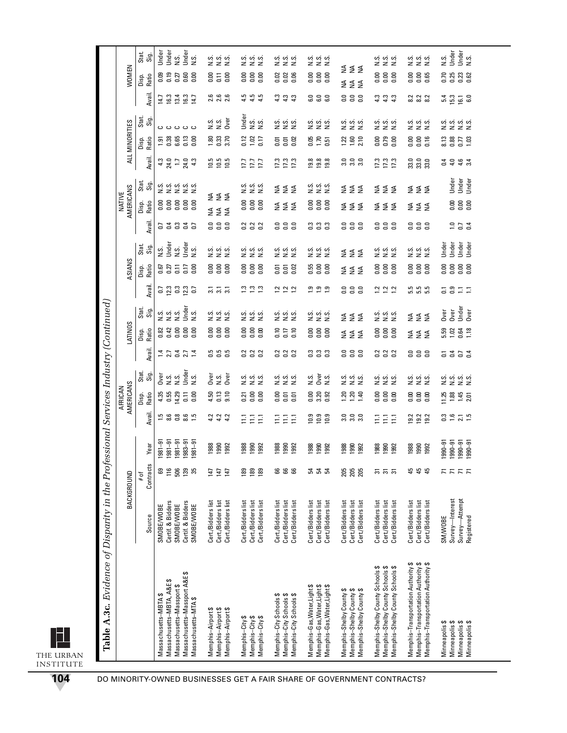**Table A.3c.** *Evidence of Disparity in the Professional Services Industry (Continued)*

| | BACKGROUND | | | AFRICAN AMERICANS | | | LATINOS | | | ASIANS | | | NATIVE AMERICANS | | | ALL MINORITIES | | | WOMEN | | |
|---|---|---|---|---|---|---|---|---|---|---|---|---|---|---|---|---|---|---|---|---|---|
| | Source | # of Contracts | Year | Avail. | Disp. Ratio | Stat. Sig. | Avail. | Disp. Ratio | Stat. Sig. | Avail. | Disp. Ratio | Stat. Sig. | Avail. | Disp. Ratio | Stat. Sig. | Avail. | Disp. Ratio | Stat. Sig. | Avail. | Disp. Ratio | Stat. Sig. |
| Massachusetts–MBTA $ | SMOBE/WOBE | 69 | 1981–91 | 1.5 | 4.35 | Over | 1.4 | 0.82 | N.S. | 0.7 | 0.67 | N.S. | 0.7 | 0.00 | N.S. | 4.3 | 1.91 | C | 14.7 | 0.09 | Under |
| Massachusetts–MBTA, A&E $ | Certif. & Bidders | 116 | 1981–91 | 8.6 | 0.55 | N.S. | 2.7 | 0.42 | N.S. | 12.3 | 0.27 | Under | 0.4 | 0.00 | N.S. | 24.0 | 0.38 | C | 16.3 | 0.19 | Under |
| Massachusetts–Massport $ | SMOBE/WOBE | 506 | 1981–91 | 0.8 | 14.29 | N.S. | 0.4 | 0.00 | N.S. | 0.3 | 0.11 | N.S. | 0.3 | 0.00 | N.S. | 1.7 | 6.65 | C | 13.4 | 0.27 | N.S. |
| Massachusetts–Massport A&E $ | Certif. & Bidders | 139 | 1983–91 | 8.6 | 0.11 | Under | 2.7 | 0.00 | Under | 12.3 | 0.17 | Under | 0.4 | 0.00 | N.S. | 24.0 | 0.13 | C | 16.3 | 0.60 | Under |
| Massachusetts–MTA $ | SMOBE/WOBE | 35 | 1981–91 | 1.5 | 0.00 | N.S. | 1.4 | 0.00 | N.S. | 0.7 | 0.00 | N.S. | 0.7 | 0.00 | N.S. | 4.3 | 0.00 | C | 14.7 | 0.00 | N.S. |
| Memphis–Airport $ | Cert./Bidders list | 147 | 1988 | 4.2 | 4.50 | Over | 0.5 | 0.00 | N.S. | 3.1 | 0.00 | N.S. | 0.0 | NA | NA | 10.5 | 1.80 | N.S. | 2.6 | 0.00 | N.S. |
| Memphis–Airport $ | Cert./Bidders list | 147 | 1990 | 4.2 | 0.13 | N.S. | 0.5 | 0.00 | N.S. | 3.1 | 0.00 | N.S. | 0.0 | NA | NA | 10.5 | 0.33 | N.S. | 2.6 | 0.11 | N.S. |
| Memphis–Airport $ | Cert./Bidders list | 147 | 1992 | 4.2 | 9.10 | Over | 0.5 | 0.00 | N.S. | 3.1 | 0.00 | N.S. | 0.0 | NA | NA | 10.5 | 3.70 | Over | 2.6 | 0.00 | N.S. |
| Memphis–City $ | Cert./Bidders list | 189 | 1988 | 11.1 | 0.21 | N.S. | 0.2 | 0.00 | N.S. | 1.3 | 0.00 | N.S. | 0.2 | 0.00 | N.S. | 17.7 | 0.12 | Under | 4.5 | 0.00 | N.S. |
| Memphis–City $ | Cert./Bidders list | 189 | 1990 | 11.1 | 0.00 | N.S. | 0.2 | 0.00 | N.S. | 1.3 | 0.00 | N.S. | 0.2 | 0.00 | N.S. | 17.7 | 1.02 | N.S. | 4.5 | 0.00 | N.S. |
| Memphis–City $ | Cert./Bidders list | 189 | 1992 | 11.1 | 0.00 | N.S. | 0.2 | 0.00 | N.S. | 1.3 | 0.00 | N.S. | 0.2 | 0.00 | N.S. | 17.7 | 0.17 | N.S. | 4.5 | 0.00 | N.S. |
| Memphis–City Schools $ | Cert./Bidders list | 66 | 1988 | 11.1 | 0.00 | N.S. | 0.2 | 0.10 | N.S. | 1.2 | 0.01 | N.S. | 0.0 | NA | NA | 17.3 | 0.01 | N.S. | 4.3 | 0.02 | N.S. |
| Memphis–City Schools $ | Cert./Bidders list | 66 | 1990 | 11.1 | 0.01 | N.S. | 0.2 | 0.17 | N.S. | 1.2 | 0.01 | N.S. | 0.0 | NA | NA | 17.3 | 0.01 | N.S. | 4.3 | 0.02 | N.S. |
| Memphis–City Schools $ | Cert./Bidders list | 66 | 1992 | 11.1 | 0.01 | N.S. | 0.2 | 0.10 | N.S. | 1.2 | 0.02 | N.S. | 0.0 | NA | NA | 17.3 | 0.02 | N.S. | 4.3 | 0.06 | N.S. |
| Memphis–Gas,Water,Light $ | Cert./Bidders list | 54 | 1988 | 10.9 | 0.00 | N.S. | 0.3 | 0.00 | N.S. | 1.9 | 0.55 | N.S. | 0.3 | 0.00 | N.S. | 19.8 | 0.05 | N.S. | 6.0 | 0.00 | N.S. |
| Memphis–Gas,Water,Light $ | Cert./Bidders list | 54 | 1990 | 10.9 | 3.20 | Over | 0.3 | 0.00 | N.S. | 1.9 | 0.00 | N.S. | 0.3 | 0.00 | N.S. | 19.8 | 1.70 | N.S. | 6.0 | 0.00 | N.S. |
| Memphis–Gas,Water,Light $ | Cert./Bidders list | 54 | 1992 | 10.9 | 0.92 | N.S. | 0.3 | 0.00 | N.S. | 1.9 | 0.00 | N.S. | 0.3 | 0.00 | N.S. | 19.8 | 0.51 | N.S. | 6.0 | 0.00 | N.S. |
| Memphis–Shelby County $ | Cert./Bidders list | 205 | 1988 | 3.0 | 1.20 | N.S. | 0.0 | NA | NA | 0.0 | NA | NA | 0.0 | NA | NA | 3.0 | 1.22 | N.S. | 0.0 | NA | NA |
| Memphis–Shelby County $ | Cert./Bidders list | 205 | 1990 | 3.0 | 1.20 | N.S. | 0.0 | NA | NA | 0.0 | NA | NA | 0.0 | NA | NA | 3.0 | 1.60 | N.S. | 0.0 | NA | NA |
| Memphis–Shelby County $ | Cert./Bidders list | 205 | 1992 | 3.0 | 1.40 | N.S. | 0.0 | NA | NA | 0.0 | NA | NA | 0.0 | NA | NA | 3.0 | 2.10 | N.S. | 0.0 | NA | NA |
| Memphis–Shelby County Schools $ | Cert./Bidders list | 31 | 1988 | 11.1 | 0.00 | N.S. | 0.2 | 0.00 | N.S. | 1.2 | 0.00 | N.S. | 0.0 | NA | NA | 17.3 | 0.00 | N.S. | 4.3 | 0.00 | N.S. |
| Memphis–Shelby County Schools $ | Cert./Bidders list | 31 | 1990 | 11.1 | 0.00 | N.S. | 0.2 | 0.00 | N.S. | 1.2 | 0.00 | N.S. | 0.0 | NA | NA | 17.3 | 0.79 | N.S. | 4.3 | 0.00 | N.S. |
| Memphis–Shelby County Schools $ | Cert./Bidders list | 31 | 1992 | 11.1 | 0.00 | N.S. | 0.2 | 0.00 | N.S. | 1.2 | 0.00 | N.S. | 0.0 | NA | NA | 17.3 | 0.00 | N.S. | 4.3 | 0.00 | N.S. |
| Memphis–Transportation Authority $ | Cert./Bidders list | 45 | 1988 | 19.2 | 0.00 | N.S. | 0.0 | NA | NA | 5.5 | 0.00 | N.S. | 0.0 | NA | NA | 33.0 | 0.00 | N.S. | 8.2 | 0.00 | N.S. |
| Memphis–Transportation Authority $ | Cert./Bidders list | 45 | 1990 | 19.2 | 0.00 | N.S. | 0.0 | NA | NA | 5.5 | 0.00 | N.S. | 0.0 | NA | NA | 33.0 | 0.00 | N.S. | 8.2 | 0.00 | N.S. |
| Memphis–Transportation Authority $ | Cert./Bidders list | 45 | 1992 | 19.2 | 0.00 | N.S. | 0.0 | NA | NA | 5.5 | 0.00 | N.S. | 0.0 | NA | NA | 33.0 | 0.16 | N.S. | 8.2 | 0.65 | N.S. |
| Minneapolis $ | SM/WOBE | 71 | 1990–91 | 0.3 | 11.25 | N.S. | 0.1 | 5.59 | Over | 0.1 | 0.00 | Under | 1.0 | | | 0.4 | 8.13 | N.S. | 5.4 | 0.70 | N.S. |
| Minneapolis $ | Survey—Interest | 71 | 1990–91 | 1.6 | 1.88 | N.S. | 0.4 | 1.02 | Over | 0.9 | 0.00 | Under | 0.7 | 0.00 | Under | 4.0 | 0.88 | N.S. | 15.3 | 0.25 | Under |
| Minneapolis $ | Survey—Attempt | 71 | 1990–91 | 2.1 | 1.45 | N.S. | 0.7 | 0.64 | Under | 1.1 | 0.00 | Under | 0.4 | 0.00 | Under | 4.6 | 0.77 | N.S. | 16.1 | 0.23 | Under |
| Minneapolis $ | Registered | 71 | 1990–91 | 1.5 | 2.01 | N.S. | 0.4 | 1.18 | Over | 1.1 | 0.00 | Under | | 0.00 | Under | 3.4 | 1.03 | N.S. | 6.0 | 0.62 | N.S. |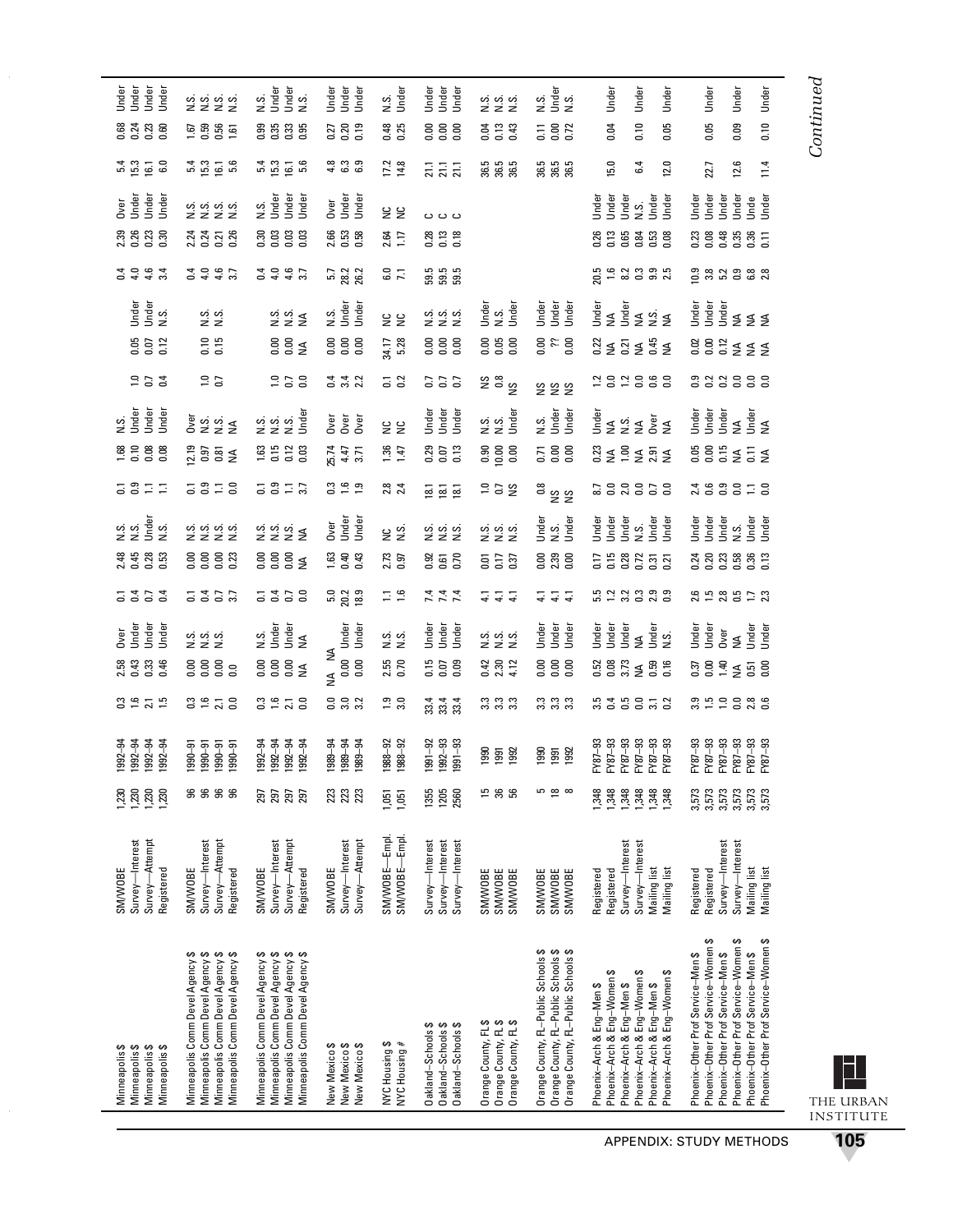| | | | | | | | | | | | | | | | | | | | | | |
|---|---|---|---|---|---|---|---|---|---|---|---|---|---|---|---|---|---|---|---|---|---|
| Minneapolis $ | SM/WOBE | 1,230 | 1992–94 | 0.3 | 2.58 | Over | 0.1 | 2.48 | N.S. | 0.1 | 1.68 | N.S. | 1.0 | 0.05 | Under | 0.4 | 2.39 | Over | 5.4 | 0.68 | Under |
| Minneapolis $ | Survey—Interest | 1,230 | 1992–94 | 1.6 | 0.45 | Under | 0.4 | 0.45 | N.S. | 0.9 | 0.10 | Under | 0.7 | 0.07 | Under | 4.0 | 0.26 | Under | 15.3 | 0.24 | Under |
| Minneapolis $ | Survey—Attempt | 1,230 | 1992–94 | 2.1 | 0.33 | Under | 0.7 | 0.28 | Under | 1.1 | 0.08 | Under | 0.4 | 0.12 | N.S. | 4.6 | 0.23 | Under | 16.1 | 0.23 | Under |
| Minneapolis $ | Registered | 1,230 | 1992–94 | 1.5 | 0.46 | Under | 0.4 | 0.53 | N.S. | 1.1 | 0.08 | Under | | | | 3.4 | 0.30 | Under | 6.0 | 0.60 | Under |
| Minneapolis Comm Devel Agency $ | SM/WOBE | 96 | 1990–91 | 0.3 | 0.00 | N.S. | 0.1 | 0.00 | N.S. | 0.1 | 12.19 | Over | 1.0 | 0.10 | N.S. | 0.4 | 2.24 | N.S. | 5.4 | 1.67 | N.S. |
| Minneapolis Comm Devel Agency $ | Survey—Interest | 96 | 1990–91 | 1.6 | 0.00 | N.S. | 0.4 | 0.00 | N.S. | 0.9 | 0.97 | N.S. | 0.7 | 0.15 | N.S. | 4.0 | 0.24 | N.S. | 15.3 | 0.59 | N.S. |
| Minneapolis Comm Devel Agency $ | Survey—Attempt | 96 | 1990–91 | 2.1 | 0.00 | N.S. | 0.7 | 0.00 | N.S. | 1.1 | 0.81 | N.S. | | | | 4.6 | 0.21 | N.S. | 16.1 | 0.56 | N.S. |
| Minneapolis Comm Devel Agency $ | Registered | 96 | 1990–91 | 0.0 | 0.0 | | 3.7 | 0.23 | N.S. | 0.0 | NA | NA | | | | 3.7 | 0.26 | N.S. | 5.6 | 1.61 | N.S. |
| Minneapolis Comm Devel Agency $ | SM/WOBE | 297 | 1992–94 | 0.3 | 0.00 | N.S. | 0.1 | 0.00 | N.S. | 0.1 | 1.63 | N.S. | 1.0 | 0.00 | N.S. | 0.4 | 0.30 | N.S. | 5.4 | 0.99 | N.S. |
| Minneapolis Comm Devel Agency $ | Survey—Interest | 297 | 1992–94 | 1.6 | 0.00 | Under | 0.4 | 0.00 | N.S. | 0.9 | 0.15 | N.S. | 0.7 | 0.00 | N.S. | 4.0 | 0.03 | Under | 15.3 | 0.35 | Under |
| Minneapolis Comm Devel Agency $ | Survey—Attempt | 297 | 1992–94 | 2.1 | 0.00 | Under | 0.7 | 0.00 | N.S. | 1.1 | 0.12 | N.S. | 0.0 | NA | NA | 4.6 | 0.03 | Under | 16.1 | 0.33 | Under |
| Minneapolis Comm Devel Agency $ | Registered | 297 | 1992–94 | 0.0 | NA | NA | 0.0 | NA | NA | 3.7 | 0.03 | Under | | | | 3.7 | 0.03 | Under | 5.6 | 0.95 | N.S. |
| New Mexico $ | SM/WOBE | 223 | 1989–94 | 0.0 | NA | NA | 5.0 | 1.63 | Over | 0.3 | 25.74 | Over | 0.4 | 0.00 | N.S. | 5.7 | 2.66 | Over | 4.8 | 0.27 | Under |
| New Mexico $ | Survey—Interest | 223 | 1989–94 | 3.0 | 0.00 | Under | 20.2 | 0.40 | Under | 1.6 | 4.47 | Over | 3.4 | 0.00 | Under | 28.2 | 0.53 | Under | 6.3 | 0.20 | Under |
| New Mexico $ | Survey—Attempt | 223 | 1989–94 | 3.2 | 0.00 | Under | 18.9 | 0.43 | Under | 1.9 | 3.71 | Over | 2.2 | 0.00 | Under | 26.2 | 0.58 | Under | 6.9 | 0.19 | Under |
| NYC Housing $ | SM/WOBE—Empl. | 1,051 | 1988–92 | 1.9 | 2.55 | N.S. | 1.1 | 2.73 | NC | 2.8 | 1.36 | NC | 0.1 | 34.17 | NC | 6.0 | 2.64 | NC | 17.2 | 0.48 | N.S. |
| NYC Housing # | SM/WOBE—Empl. | 1,051 | 1988–92 | 3.0 | 0.70 | N.S. | 1.6 | 0.97 | N.S. | 2.4 | 1.47 | NC | 0.2 | 5.28 | NC | 7.1 | 1.17 | NC | 14.8 | 0.25 | Under |
| Oakland–Schools $ | Survey—Interest | 1355 | 1991–92 | 33.4 | 0.15 | Under | 7.4 | 0.92 | N.S. | 18.1 | 0.29 | Under | 0.7 | 0.00 | N.S. | 59.5 | 0.28 | C | 21.1 | 0.00 | Under |
| Oakland–Schools $ | Survey—Interest | 1205 | 1992–93 | 33.4 | 0.07 | Under | 7.4 | 0.61 | N.S. | 18.1 | 0.07 | Under | 0.7 | 0.00 | N.S. | 59.5 | 0.13 | C | 21.1 | 0.00 | Under |
| Oakland–Schools $ | Survey—Interest | 2560 | 1991–93 | 33.4 | 0.09 | Under | 7.4 | 0.70 | N.S. | 18.1 | 0.13 | Under | 0.7 | 0.00 | N.S. | 59.5 | 0.18 | C | 21.1 | 0.00 | Under |
| Orange County, FL $ | SM/WOBE | 15 | 1990 | 3.3 | 0.42 | N.S. | 4.1 | 0.01 | N.S. | 1.0 | 0.90 | N.S. | NS | 0.00 | Under | | | | 36.5 | 0.04 | N.S. |
| Orange County, FL $ | SM/WOBE | 36 | 1991 | 3.3 | 2.30 | N.S. | 4.1 | 0.17 | N.S. | 0.7 | 10.00 | N.S. | 0.8 | 0.05 | N.S. | | | | 36.5 | 0.13 | N.S. |
| Orange County, FL $ | SM/WOBE | 56 | 1992 | 3.3 | 4.12 | N.S. | 4.1 | 0.37 | N.S. | NS | 0.00 | Under | NS | 0.00 | Under | | | | 36.5 | 0.43 | N.S. |
| Orange County, FL–Public Schools $ | SM/WOBE | 5 | 1990 | 3.3 | 0.00 | Under | 4.1 | 0.00 | Under | 0.8 | 0.71 | N.S. | NS | 0.00 | Under | | | | 36.5 | 0.11 | N.S. |
| Orange County, FL–Public Schools $ | SM/WOBE | 18 | 1991 | 3.3 | 0.00 | Under | 4.1 | 2.39 | N.S. | NS | 0.00 | Under | NS | ?? | Under | | | | 36.5 | 0.00 | Under |
| Orange County, FL–Public Schools $ | SM/WOBE | 8 | 1992 | 3.3 | 0.00 | Under | 4.1 | 0.00 | Under | NS | 0.00 | Under | NS | 0.00 | Under | | | | 36.5 | 0.72 | N.S. |
| Phoenix–Arch & Eng–Men $ | Registered | 1,348 | FY87–93 | 3.5 | 0.52 | Under | 5.5 | 0.17 | Under | 8.7 | 0.23 | Under | 1.2 | 0.22 | Under | 20.5 | 0.26 | Under | | | |
| Phoenix–Arch & Eng–Women $ | Registered | 1,348 | FY87–93 | 0.4 | 0.08 | Under | 1.2 | 0.15 | Under | 0.0 | NA | NA | 0.0 | NA | NA | 1.6 | 0.13 | Under | 15.0 | 0.04 | Under |
| Phoenix–Arch & Eng–Men $ | Survey—Interest | 1,348 | FY87–93 | 0.5 | 3.73 | Under | 3.2 | 0.28 | Under | 2.0 | 1.00 | N.S. | 1.2 | 0.21 | Under | 8.2 | 0.65 | Under | | | |
| Phoenix–Arch & Eng–Women $ | Survey—Interest | 1,348 | FY87–93 | 0.0 | NA | NA | 0.3 | 0.72 | N.S. | 0.0 | NA | NA | 0.0 | NA | NA | 0.3 | 0.84 | N.S. | 6.4 | 0.10 | Under |
| Phoenix–Arch & Eng–Men $ | Mailing list | 1,348 | FY87–93 | 3.1 | 0.59 | Under | 2.9 | 0.31 | Under | 0.7 | 2.91 | Over | 0.6 | 0.45 | N.S. | 9.9 | 0.53 | Under | | | |
| Phoenix–Arch & Eng–Women $ | Mailing list | 1,348 | FY87–93 | 0.2 | 0.16 | N.S. | 0.9 | 0.21 | Under | 0.0 | NA | NA | 0.0 | NA | NA | 2.5 | 0.08 | Under | 12.0 | 0.05 | Under |
| Phoenix–Other Prof Service–Men $ | Registered | 3,573 | FY87–93 | 3.9 | 0.37 | Under | 2.6 | 0.24 | Under | 2.4 | 0.05 | Under | 0.9 | 0.02 | Under | 10.9 | 0.23 | Under | | | |
| Phoenix–Other Prof Service–Women $ | Registered | 3,573 | FY87–93 | 1.5 | 0.08 | Under | 1.5 | 0.20 | Under | 0.6 | 0.00 | Under | 0.2 | 0.00 | Under | 3.8 | 0.08 | Under | 22.7 | 0.05 | Under |
| Phoenix–Other Prof Service–Men $ | Survey—Interest | 3,573 | FY87–93 | 1.0 | 1.40 | Over | 2.8 | 0.23 | Under | 0.9 | 0.15 | Under | 0.2 | 0.12 | Under | 5.2 | 0.48 | Under | | | |
| Phoenix–Other Prof Service–Women $ | Survey—Interest | 3,573 | FY87–93 | 0.0 | NA | NA | 0.5 | 0.58 | N.S. | 0.0 | NA | NA | 0.0 | NA | NA | 0.9 | 0.35 | Under | 12.6 | 0.09 | Under |
| Phoenix–Other Prof Service–Men $ | Mailing list | 3,573 | FY87–93 | 2.8 | 0.51 | Under | 1.7 | 0.36 | Under | 1.1 | 0.11 | Under | 0.0 | NA | NA | 6.8 | 0.36 | Unde | | | |
| Phoenix–Other Prof Service–Women $ | Mailing list | 3,573 | FY87–93 | 0.6 | 0.00 | Under | 2.3 | 0.13 | Under | 0.0 | NA | NA | 0.0 | NA | NA | 2.8 | 0.11 | Under | 11.4 | 0.10 | Under |

*Continued*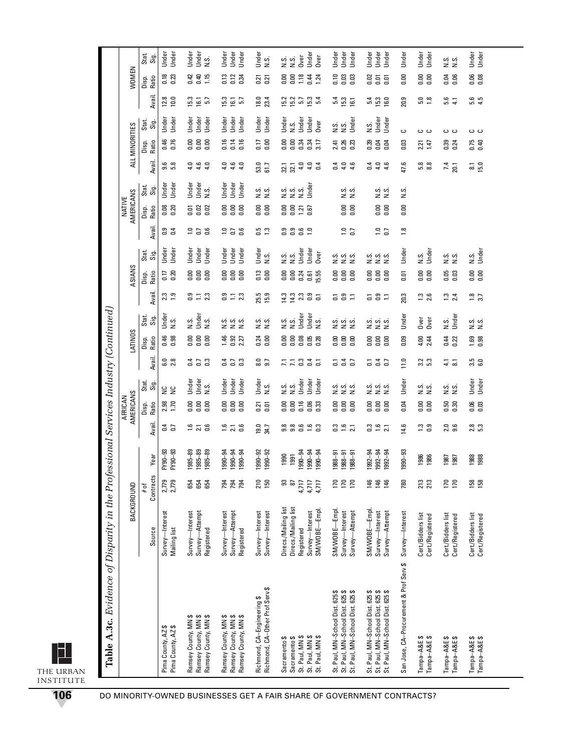**Table A.3c.** *Evidence of Disparity in the Professional Services Industry (Continued)*

| | BACKGROUND | | | AFRICAN AMERICANS | | | LATINOS | | | ASIANS | | | NATIVE AMERICANS | | | ALL MINORITIES | | | WOMEN | | |
|---|---|---|---|---|---|---|---|---|---|---|---|---|---|---|---|---|---|---|---|---|---|
| | Source | # of Contracts | Year | Avail. | Disp. Ratio | Stat. Sig. | Avail. | Disp. Ratio | Stat. Sig. | Avail. | Disp. Ratio | Stat. Sig. | Avail. | Disp. Ratio | Stat. Sig. | Avail. | Disp. Ratio | Stat. Sig. | Avail. | Disp. Ratio | Stat. Sig. |
| Pima County, AZ $ | Survey—Interest | 2,779 | FY90–93 | 0.4 | 2.98 | NC | 6.0 | 0.46 | Under | 2.3 | 0.17 | Under | 0.9 | 0.08 | Under | 9.6 | 0.46 | Under | 12.8 | 0.18 | Under |
| Pima County, AZ $ | Mailing list | 2,779 | FY90–93 | 0.7 | 1.70 | NC | 2.8 | 0.98 | N.S. | 1.9 | 0.20 | Under | 0.4 | 0.20 | Under | 5.8 | 0.76 | Under | 10.0 | 0.23 | Under |
| Ramsey County, MN $ | Survey—Interest | 654 | 1985–89 | 1.6 | 0.00 | Under | 0.4 | 0.00 | N.S. | 0.9 | 0.00 | Under | 1.0 | 0.01 | Under | 4.0 | 0.00 | Under | 15.3 | 0.42 | Under |
| Ramsey County, MN $ | Survey—Attempt | 654 | 1985–89 | 2.1 | 0.00 | Under | 0.7 | 0.00 | Under | 1.1 | 0.00 | Under | 0.7 | 0.02 | Under | 4.6 | 0.00 | Under | 16.1 | 0.40 | Under |
| Ramsey County, MN $ | Registered | 654 | 1985–89 | 0.6 | 0.00 | N.S. | 0.3 | 0.00 | N.S. | 2.3 | 0.00 | Under | 0.6 | 0.02 | N.S. | 4.0 | 0.00 | Under | 5.7 | 1.15 | N.S. |
| Ramsey County, MN $ | Survey—Interest | 794 | 1990–94 | 1.6 | 0.00 | Under | 0.4 | 1.46 | N.S. | 0.9 | 0.00 | Under | 1.0 | 0.00 | Under | 4.0 | 0.16 | Under | 15.3 | 0.13 | Under |
| Ramsey County, MN $ | Survey—Attempt | 794 | 1990–94 | 2.1 | 0.00 | Under | 0.7 | 0.92 | N.S. | 1.1 | 0.00 | Under | 0.7 | 0.00 | Under | 4.6 | 0.14 | Under | 16.1 | 0.12 | Under |
| Ramsey County, MN $ | Registered | 794 | 1990–94 | 0.6 | 0.00 | Under | 0.3 | 2.27 | N.S. | 2.3 | 0.00 | Under | 0.6 | 0.00 | Under | 4.0 | 0.16 | Under | 5.7 | 0.34 | Under |
| Richmond, CA–Engineering $ | Survey—Interest | 210 | 1990–92 | 19.0 | 0.21 | Under | 8.0 | 0.24 | N.S. | 25.5 | 0.13 | Under | 0.5 | 0.00 | N.S. | 53.0 | 0.17 | Under | 18.0 | 0.21 | Under |
| Richmond, CA–Other Prof Serv $ | Survey—Interest | 150 | 1990–92 | 34.7 | 0.01 | N.S. | 9.7 | 0.00 | N.S. | 15.9 | 0.00 | N.S. | 1.3 | 0.00 | N.S. | 61.7 | 0.00 | Under | 23.4 | 0.21 | N.S. |
| Sacramento $ | Direcs./Mailing list | 93 | 1990 | 9.8 | 0.00 | N.S. | 7.1 | 0.00 | N.S. | 14.3 | 0.00 | N.S. | 0.9 | 0.00 | N.S. | 32.1 | 0.00 | Under | 15.2 | 0.00 | N.S. |
| Sacramento $ | Direcs./Mailing list | 87 | 1991 | 9.8 | 0.00 | N.S. | 7.1 | 0.00 | N.S. | 14.3 | 0.00 | N.S. | 0.9 | 0.00 | N.S. | 32.1 | 0.00 | N.S. | 15.2 | 0.00 | N.S. |
| St. Paul, MN $ | Registered | 4,717 | 1990–94 | 0.6 | 0.16 | Under | 0.3 | 0.08 | Under | 2.3 | 0.24 | Under | 0.6 | 1.21 | N.S. | 4.0 | 0.34 | Under | 5.7 | 1.18 | Over |
| St. Paul, MN $ | Survey—Interest | 4,717 | 1990–94 | 1.6 | 0.06 | Under | 0.4 | 0.05 | Under | 0.9 | 0.61 | Under | 1.0 | 0.67 | Under | 4.0 | 0.34 | Under | 15.3 | 0.44 | Under |
| St. Paul, MN $ | SM/WOBE—Empl. | 4,717 | 1990–94 | 0.3 | 0.33 | Under | 0.1 | 0.28 | N.S. | 0.1 | 15.55 | Over | | | | 0.4 | 3.17 | Over | 5.4 | 1.24 | Over |
| St. Paul, MN–School Dist. 625 $ | SM/WOBE—Empl. | 170 | 1988–91 | 0.3 | 0.00 | N.S. | 0.1 | 0.00 | N.S. | 0.1 | 0.00 | N.S. | | | | 0.4 | 2.41 | N.S. | 5.4 | 0.10 | Under |
| St. Paul, MN–School Dist. 625 $ | Survey—Interest | 170 | 1988–91 | 1.6 | 0.00 | N.S. | 0.4 | 0.00 | N.S. | 0.9 | 0.00 | N.S. | 1.0 | 0.00 | N.S. | 4.0 | 0.26 | N.S. | 15.3 | 0.03 | Under |
| St. Paul, MN–School Dist. 625 $ | Survey—Attempt | 170 | 1988–91 | 2.1 | 0.00 | N.S. | 0.7 | 0.00 | N.S. | 1.1 | 0.00 | N.S. | 0.7 | 0.00 | N.S. | 4.6 | 0.23 | Under | 16.1 | 0.03 | Under |
| St. Paul, MN–School Dist. 625 $ | SM/WOBE—Empl. | 146 | 1992–94 | 0.3 | 0.00 | N.S. | 0.1 | 0.00 | N.S. | 0.1 | 0.00 | N.S. | | | | 0.4 | 0.39 | N.S. | 5.4 | 0.02 | Under |
| St. Paul, MN–School Dist. 625 $ | Survey—Interest | 146 | 1992–94 | 1.6 | 0.00 | N.S. | 0.4 | 0.00 | N.S. | 0.9 | 0.00 | N.S. | 1.0 | 0.00 | N.S. | 4.0 | 0.04 | Under | 15.3 | 0.01 | Under |
| St. Paul, MN–School Dist. 625 $ | Survey—Attempt | 146 | 1992–94 | 2.1 | 0.00 | N.S. | 0.7 | 0.00 | N.S. | 1.1 | 0.00 | N.S. | 0.7 | 0.00 | N.S. | 4.6 | 0.04 | Under | 16.0 | 0.01 | Under |
| San Jose, CA–Procurement & Prof Serv $ | Survey—Interest | 780 | 1990–93 | 14.6 | 0.04 | Under | 11.0 | 0.09 | Under | 20.3 | 0.01 | Under | 1.8 | 0.00 | N.S. | 47.6 | 0.03 | C | 20.9 | 0.00 | Under |
| Tampa–A&E $ | Cert./Bidders list | 213 | 1986 | 1.3 | 0.00 | N.S. | 3.2 | 4.00 | Over | 1.3 | 0.00 | N.S. | | | | 5.8 | 2.21 | C | 5.0 | 0.00 | Under |
| Tampa–A&E $ | Cert./Registered | 213 | 1986 | 0.9 | 0.00 | N.S. | 5.3 | 2.44 | Over | 2.6 | 0.00 | Under | | | | 8.8 | 1.47 | C | 1.8 | 0.00 | Under |
| Tampa–A&E $ | Cert./Bidders list | 170 | 1987 | 2.0 | 0.50 | N.S. | 4.1 | 0.44 | N.S. | 1.3 | 0.05 | N.S. | | | | 7.4 | 0.39 | C | 5.6 | 0.04 | N.S. |
| Tampa–A&E $ | Cert./Registered | 170 | 1987 | 9.6 | 0.30 | N.S. | 8.1 | 0.22 | Under | 2.4 | 0.03 | N.S. | | | | 20.1 | 0.24 | C | 4.1 | 0.06 | N.S. |
| Tampa–A&E $ | Cert./Bidders list | 158 | 1988 | 2.8 | 0.06 | Under | 3.5 | 1.69 | N.S. | 1.8 | 0.00 | N.S. | | | | 8.1 | 0.75 | C | 5.6 | 0.06 | Under |
| Tampa–A&E $ | Cert./Registered | 158 | 1988 | 5.3 | 0.03 | Under | 6.0 | 0.98 | N.S. | 3.7 | 0.00 | Under | | | | 15.0 | 0.40 | C | 4.5 | 0.08 | Under |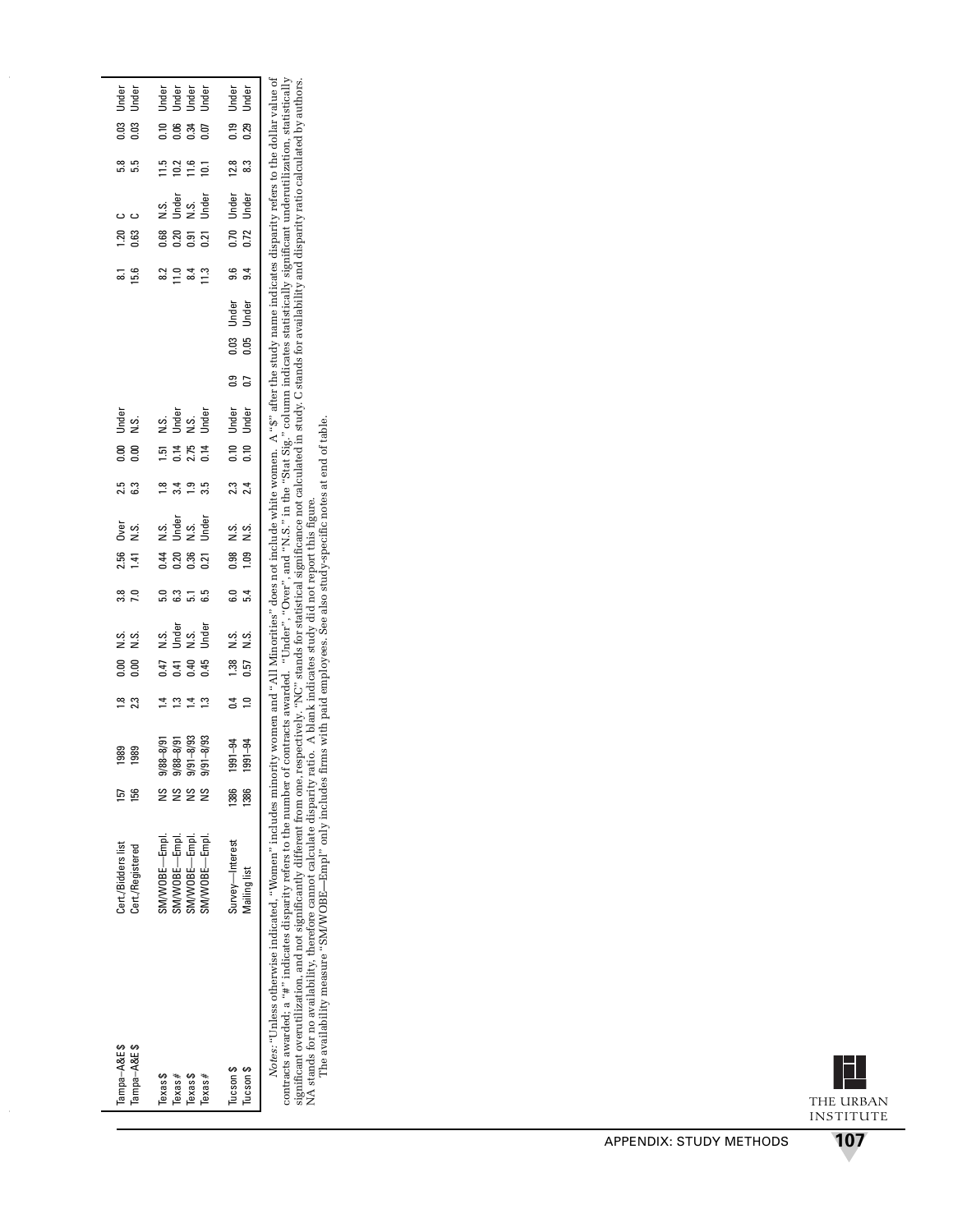| | | | | | | | | | | | | | | | | | | | | | |
|---|---|---|---|---|---|---|---|---|---|---|---|---|---|---|---|---|---|---|---|---|---|
| Tampa—A&E $ | Cert./Bidders list | 157 | 1989 | 1.8 | 0.00 | N.S. | 3.8 | 2.56 | Over | 2.5 | 0.00 | Under | | | | 8.1 | 1.20 | C | 5.8 | 0.03 | Under |
| Tampa—A&E $ | Cert./Registered | 156 | 1989 | 2.3 | 0.00 | N.S. | 7.0 | 1.41 | N.S. | 6.3 | 0.00 | N.S. | | | | 15.6 | 0.63 | C | 5.5 | 0.03 | Under |
| Texas $ | SM/WOBE—Empl. | NS | 9/88–8/91 | 1.4 | 0.47 | N.S. | 5.0 | 0.44 | N.S. | 1.8 | 1.51 | N.S. | | | | 8.2 | 0.68 | N.S. | 11.5 | 0.10 | Under |
| Texas # | SM/WOBE—Empl. | NS | 9/88–8/91 | 1.3 | 0.41 | Under | 6.3 | 0.20 | Under | 3.4 | 0.14 | Under | | | | 11.0 | 0.20 | Under | 10.2 | 0.06 | Under |
| Texas $ | SM/WOBE—Empl. | NS | 9/91–8/93 | 1.4 | 0.40 | N.S. | 5.1 | 0.36 | N.S. | 1.9 | 2.75 | N.S. | | | | 8.4 | 0.91 | N.S. | 11.6 | 0.34 | Under |
| Texas # | SM/WOBE—Empl. | NS | 9/91–8/93 | 1.3 | 0.45 | Under | 6.5 | 0.21 | Under | 3.5 | 0.14 | Under | | | | 11.3 | 0.21 | Under | 10.1 | 0.07 | Under |
| Tucson $ | Survey—Interest | 1386 | 1991–94 | 0.4 | 1.38 | N.S. | 6.0 | 0.98 | N.S. | 2.3 | 0.10 | Under | 0.9 | 0.03 | Under | 9.6 | 0.70 | Under | 12.8 | 0.19 | Under |
| Tucson $ | Mailing list | 1386 | 1991–94 | 1.0 | 0.57 | N.S. | 5.4 | 1.09 | N.S. | 2.4 | 0.10 | Under | 0.7 | 0.05 | Under | 9.4 | 0.72 | Under | 8.3 | 0.29 | Under |

*Notes:* "Unless otherwise indicated, "Women" includes minority women and "All Minorities" does not include white women. A "$" after the study name indicates disparity refers to the dollar value of contracts awarded; a "#" indicates disparity refers to the number of contracts awarded. "Under", "Over", and "N.S." in the "Stat Sig." column indicates statistically significant underutilization, statistically significant overutilization, and not significantly different from one, respectively. "NC" stands for statistical significance not calculated in study. C stands for availability and disparity ratio calculated by authors. NA stands for no availability, therefore cannot calculate disparity ratio. A blank indicates study did not report this figure.

The availability measure "SM/WOBE—Empl" only includes firms with paid employees. See also study-specific notes at end of table.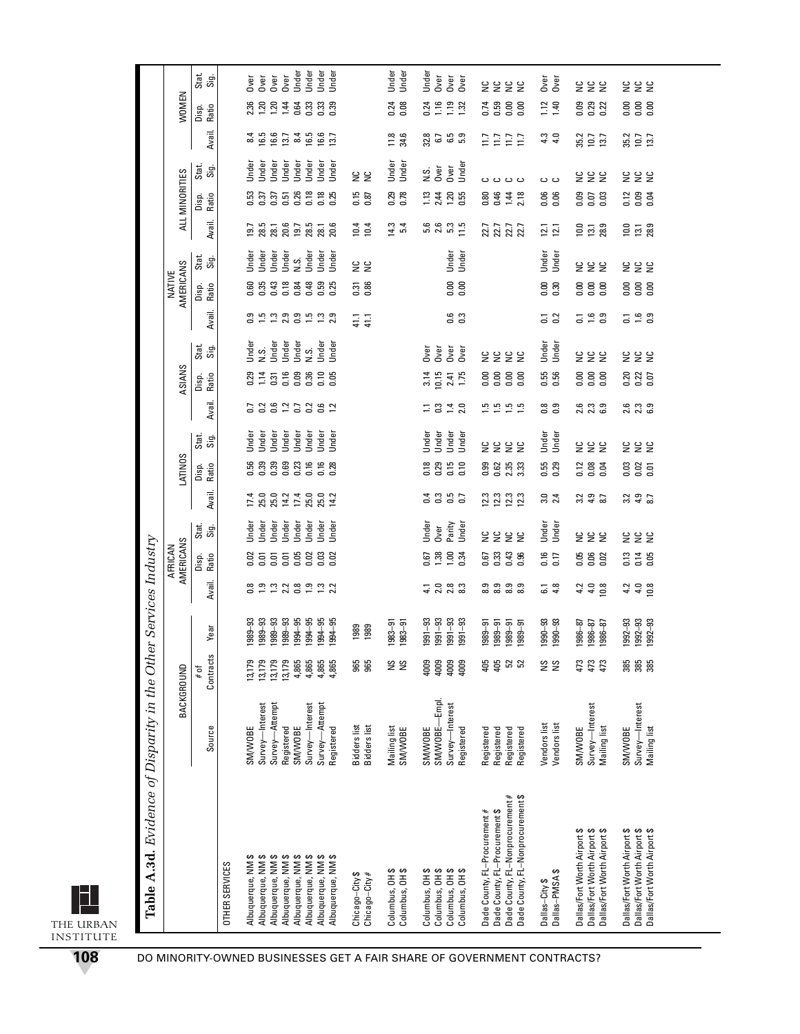**Table A.3d.** *Evidence of Disparity in the Other Services Industry*

| | BACKGROUND | | | AFRICAN AMERICANS | | | LATINOS | | | ASIANS | | | NATIVE AMERICANS | | | ALL MINORITIES | | | WOMEN | | |
|---|---|---|---|---|---|---|---|---|---|---|---|---|---|---|---|---|---|---|---|---|---|
| | Source | # of Contracts | Year | Avail. | Disp. Ratio | Stat. Sig. | Avail. | Disp. Ratio | Stat. Sig. | Avail. | Disp. Ratio | Stat. Sig. | Avail. | Disp. Ratio | Stat. Sig. | Avail. | Disp. Ratio | Stat. Sig. | Avail. | Disp. Ratio | Stat. Sig. |
| OTHER SERVICES | | | | | | | | | | | | | | | | | | | | | |
| Albuquerque, NM $ | SM/WOBE | 13,179 | 1989–93 | 0.8 | 0.02 | Under | 17.4 | 0.56 | Under | 0.7 | 0.29 | Under | 0.9 | 0.60 | Under | 19.7 | 0.53 | Under | 8.4 | 2.36 | Over |
| Albuquerque, NM $ | Survey—Interest | 13,179 | 1989–93 | 1.9 | 0.01 | Under | 25.0 | 0.39 | Under | 0.2 | 1.14 | N.S. | 1.5 | 0.35 | Under | 28.5 | 0.37 | Under | 16.5 | 1.20 | Over |
| Albuquerque, NM $ | Survey—Attempt | 13,179 | 1989–93 | 1.3 | 0.01 | Under | 25.0 | 0.39 | Under | 0.6 | 0.31 | Under | 1.3 | 0.43 | Under | 28.1 | 0.37 | Under | 16.6 | 1.20 | Over |
| Albuquerque, NM $ | Registered | 13,179 | 1989–93 | 2.2 | 0.01 | Under | 14.2 | 0.69 | Under | 1.2 | 0.16 | Under | 2.9 | 0.18 | Under | 20.6 | 0.51 | Under | 13.7 | 1.44 | Over |
| Albuquerque, NM $ | SM/WOBE | 4,865 | 1994–95 | 0.8 | 0.05 | Under | 17.4 | 0.23 | Under | 0.7 | 0.09 | Under | 0.9 | 0.84 | N.S. | 19.7 | 0.26 | Under | 8.4 | 0.64 | Under |
| Albuquerque, NM $ | Survey—Interest | 4,865 | 1994–95 | 1.9 | 0.02 | Under | 25.0 | 0.16 | Under | 0.2 | 0.36 | N.S. | 1.5 | 0.48 | Under | 28.5 | 0.18 | Under | 16.5 | 0.33 | Under |
| Albuquerque, NM $ | Survey—Attempt | 4,865 | 1994–95 | 1.3 | 0.03 | Under | 25.0 | 0.16 | Under | 0.6 | 0.10 | Under | 1.3 | 0.59 | Under | 28.1 | 0.18 | Under | 16.6 | 0.33 | Under |
| Albuquerque, NM $ | Registered | 4,865 | 1994–95 | 2.2 | 0.02 | Under | 14.2 | 0.28 | Under | 1.2 | 0.05 | Under | 2.9 | 0.25 | Under | 20.6 | 0.25 | Under | 13.7 | 0.39 | Under |
| Chicago–City $ | Bidders list | 965 | 1989 | | | | | | | | | | 41.1 | 0.31 | NC | 10.4 | 0.15 | NC | | | |
| Chicago–City # | Bidders list | 965 | 1989 | | | | | | | | | | 41.1 | 0.86 | NC | 10.4 | 0.87 | NC | | | |
| Columbus, OH $ | Mailing list | NS | 1983–91 | | | | | | | | | | | | | 14.3 | 0.29 | Under | 11.8 | 0.24 | Under |
| Columbus, OH $ | SM/WOBE | NS | 1983–91 | | | | | | | | | | | | | 5.4 | 0.78 | Under | 34.6 | 0.08 | Under |
| Columbus, OH $ | SM/WOBE | 4009 | 1991–93 | 4.1 | 0.67 | Under | 0.4 | 0.18 | Under | 1.1 | 3.14 | Over | | | | 5.6 | 1.13 | N.S. | 32.8 | 0.24 | Under |
| Columbus, OH $ | SM/WOBE—Empl. | 4009 | 1991–93 | 2.0 | 1.38 | Over | 0.3 | 0.29 | Under | 0.3 | 10.15 | Over | | | | 2.6 | 2.44 | Over | 6.7 | 1.16 | Over |
| Columbus, OH $ | Survey—Interest | 4009 | 1991–93 | 2.8 | 1.00 | Parity | 0.5 | 0.15 | Under | 1.4 | 2.41 | Over | 0.6 | 0.00 | Under | 5.3 | 1.20 | Over | 6.5 | 1.19 | Over |
| Columbus, OH $ | Registered | 4009 | 1991–93 | 8.3 | 0.34 | Under | 0.7 | 0.10 | Under | 2.0 | 1.75 | Over | 0.3 | 0.00 | Under | 11.5 | 0.55 | Under | 5.9 | 1.32 | Over |
| Dade County, FL–Procurement # | Registered | 405 | 1989–91 | 8.9 | 0.67 | NC | 12.3 | 0.99 | NC | 1.5 | 0.00 | NC | | | | 22.7 | 0.80 | C | 11.7 | 0.74 | NC |
| Dade County, FL–Procurement $ | Registered | 405 | 1989–91 | 8.9 | 0.33 | NC | 12.3 | 0.62 | NC | 1.5 | 0.00 | NC | | | | 22.7 | 0.46 | C | 11.7 | 0.59 | NC |
| Dade County, FL–Nonprocurement # | Registered | 52 | 1989–91 | 8.9 | 0.43 | NC | 12.3 | 2.35 | NC | 1.5 | 0.00 | NC | | | | 22.7 | 1.44 | C | 11.7 | 0.00 | NC |
| Dade County, FL–Nonprocurement $ | Registered | 52 | 1989–91 | 8.9 | 0.96 | NC | 12.3 | 3.33 | NC | 1.5 | 0.00 | NC | | | | 22.7 | 2.18 | C | 11.7 | 0.00 | NC |
| Dallas–City $ | Vendors list | NS | 1990–93 | 6.1 | 0.16 | Under | 3.0 | 0.55 | Under | 0.8 | 0.55 | Under | 0.1 | 0.00 | Under | 12.1 | 0.06 | C | 4.3 | 1.12 | Over |
| Dallas–PMSA $ | Vendors list | NS | 1990–93 | 4.8 | 0.17 | Under | 2.4 | 0.29 | Under | 0.9 | 0.56 | Under | 0.2 | 0.30 | Under | 12.1 | 0.06 | C | 4.0 | 1.40 | Over |
| Dallas/Fort Worth Airport $ | SM/WOBE | 473 | 1986–87 | 4.2 | 0.05 | NC | 3.2 | 0.12 | NC | 2.6 | 0.00 | NC | 0.1 | 0.00 | NC | 10.0 | 0.09 | NC | 35.2 | 0.09 | NC |
| Dallas/Fort Worth Airport $ | Survey—Interest | 473 | 1986–87 | 4.0 | 0.06 | NC | 4.9 | 0.08 | NC | 2.3 | 0.00 | NC | 1.6 | 0.00 | NC | 13.1 | 0.07 | NC | 10.7 | 0.29 | NC |
| Dallas/Fort Worth Airport $ | Mailing list | 473 | 1986–87 | 10.8 | 0.02 | NC | 8.7 | 0.04 | NC | 6.9 | 0.00 | NC | 0.9 | 0.00 | NC | 28.9 | 0.03 | NC | 13.7 | 0.22 | NC |
| Dallas/Fort Worth Airport $ | SM/WOBE | 385 | 1992–93 | 4.2 | 0.13 | NC | 3.2 | 0.03 | NC | 2.6 | 0.20 | NC | 0.1 | 0.00 | NC | 10.0 | 0.12 | NC | 35.2 | 0.00 | NC |
| Dallas/Fort Worth Airport $ | Survey—Interest | 385 | 1992–93 | 4.0 | 0.14 | NC | 4.9 | 0.02 | NC | 2.3 | 0.22 | NC | 1.6 | 0.00 | NC | 13.1 | 0.09 | NC | 10.7 | 0.00 | NC |
| Dallas/Fort Worth Airport $ | Mailing list | 385 | 1992–93 | 10.8 | 0.05 | NC | 8.7 | 0.01 | NC | 6.9 | 0.07 | NC | 0.9 | 0.00 | NC | 28.9 | 0.04 | NC | 13.7 | 0.00 | NC |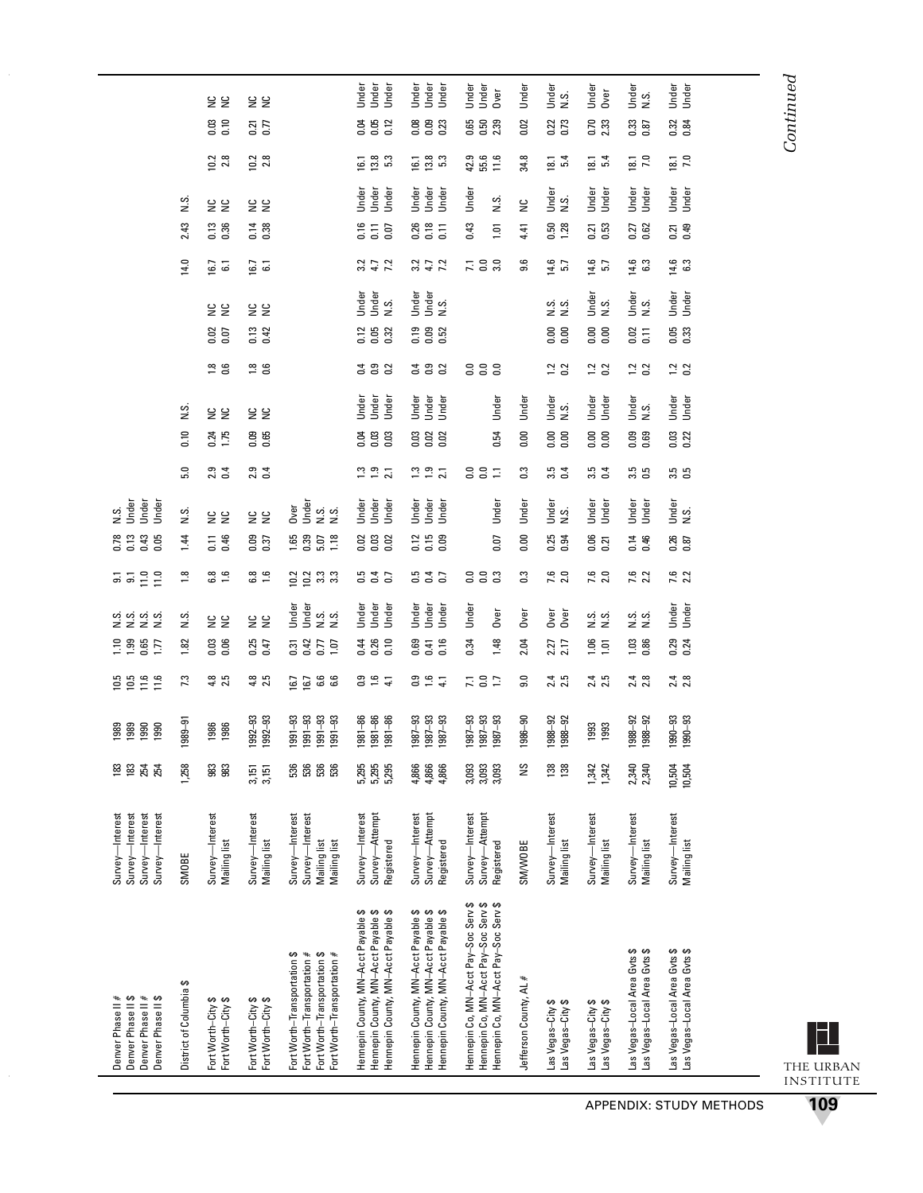| | | | | | | | | | | | | | | | | | | | | | |
|---|---|---|---|---|---|---|---|---|---|---|---|---|---|---|---|---|---|---|---|---|---|
| Denver Phase II # | Survey—Interest | 183 | 1989 | 10.5 | 1.10 | N.S. | 9.1 | 0.78 | N.S. | | | | | | | | | | | | |
| Denver Phase II $ | Survey—Interest | 183 | 1989 | 10.5 | 1.99 | N.S. | 9.1 | 0.13 | Under | | | | | | | | | | | | |
| Denver Phase II # | Survey—Interest | 254 | 1990 | 11.6 | 0.65 | N.S. | 11.0 | 0.43 | Under | | | | | | | | | | | | |
| Denver Phase II $ | Survey—Interest | 254 | 1990 | 11.6 | 1.77 | N.S. | 11.0 | 0.05 | Under | | | | | | | | | | | | |
| District of Columbia $ | SMOBE | 1,258 | 1989–91 | 7.3 | 1.82 | N.S. | 1.8 | 1.44 | N.S. | 5.0 | 0.10 | N.S. | | | | 14.0 | 2.43 | N.S. | | | |
| Fort Worth–City $ | Survey—Interest | 983 | 1986 | 4.8 | 0.03 | NC | 6.8 | 0.11 | NC | 2.9 | 0.24 | NC | 1.8 | 0.02 | NC | 16.7 | 0.13 | NC | 10.2 | 0.03 | NC |
| Fort Worth–City $ | Mailing list | 983 | 1986 | 2.5 | 0.06 | NC | 1.6 | 0.46 | NC | 0.4 | 1.75 | NC | 0.6 | 0.07 | NC | 6.1 | 0.36 | NC | 2.8 | 0.10 | NC |
| Fort Worth–City $ | Survey—Interest | 3,151 | 1992–93 | 4.8 | 0.25 | NC | 6.8 | 0.09 | NC | 2.9 | 0.09 | NC | 1.8 | 0.13 | NC | 16.7 | 0.14 | NC | 10.2 | 0.21 | NC |
| Fort Worth–City $ | Mailing list | 3,151 | 1992–93 | 2.5 | 0.47 | NC | 1.6 | 0.37 | NC | 0.4 | 0.65 | NC | 0.6 | 0.42 | NC | 6.1 | 0.38 | NC | 2.8 | 0.77 | NC |
| Fort Worth–Transportation $ | Survey—Interest | 536 | 1991–93 | 16.7 | 0.31 | Under | 10.2 | 1.65 | Over | | | | | | | | | | | | |
| Fort Worth–Transportation # | Survey—Interest | 536 | 1991–93 | 16.7 | 0.42 | Under | 10.2 | 0.39 | Under | | | | | | | | | | | | |
| Fort Worth–Transportation $ | Mailing list | 536 | 1991–93 | 6.6 | 0.77 | N.S. | 3.3 | 5.07 | N.S. | | | | | | | | | | | | |
| Fort Worth–Transportation # | Mailing list | 536 | 1991–93 | 6.6 | 1.07 | N.S. | 3.3 | 1.18 | N.S. | | | | | | | | | | | | |
| Hennepin County, MN–Acct Payable $ | Survey—Interest | 5,295 | 1981–86 | 0.9 | 0.44 | Under | 0.5 | 0.02 | Under | 1.3 | 0.04 | Under | 0.4 | 0.12 | Under | 3.2 | 0.16 | Under | 16.1 | 0.04 | Under |
| Hennepin County, MN–Acct Payable $ | Survey—Attempt | 5,295 | 1981–86 | 1.6 | 0.26 | Under | 0.4 | 0.03 | Under | 1.9 | 0.03 | Under | 0.9 | 0.05 | Under | 4.7 | 0.11 | Under | 13.8 | 0.05 | Under |
| Hennepin County, MN–Acct Payable $ | Registered | 5,295 | 1981–86 | 4.1 | 0.10 | Under | 0.7 | 0.02 | Under | 2.1 | 0.03 | Under | 0.2 | 0.32 | N.S. | 7.2 | 0.07 | Under | 5.3 | 0.12 | Under |
| Hennepin County, MN–Acct Payable $ | Survey—Interest | 4,866 | 1987–93 | 0.9 | 0.69 | Under | 0.5 | 0.12 | Under | 1.3 | 0.03 | Under | 0.4 | 0.19 | Under | 3.2 | 0.26 | Under | 16.1 | 0.08 | Under |
| Hennepin County, MN–Acct Payable $ | Survey—Attempt | 4,866 | 1987–93 | 1.6 | 0.41 | Under | 0.4 | 0.15 | Under | 1.9 | 0.02 | Under | 0.9 | 0.09 | Under | 4.7 | 0.18 | Under | 13.8 | 0.09 | Under |
| Hennepin County, MN–Acct Payable $ | Registered | 4,866 | 1987–93 | 4.1 | 0.16 | Under | 0.7 | 0.09 | Under | 2.1 | 0.02 | Under | 0.2 | 0.52 | N.S. | 7.2 | 0.11 | Under | 5.3 | 0.23 | Under |
| Hennepin Co, MN–Acct Pay–Soc Serv $ | Survey—Interest | 3,093 | 1987–93 | 7.1 | 0.34 | Under | 0.0 | | | 0.0 | | | 0.0 | | | 7.1 | 0.43 | Under | 42.9 | 0.65 | Under |
| Hennepin Co, MN–Acct Pay–Soc Serv $ | Survey—Attempt | 3,093 | 1987–93 | 0.0 | | | 0.0 | | | 0.0 | | | 0.0 | | | 0.0 | | | 55.6 | 0.50 | Under |
| Hennepin Co, MN–Acct Pay–Soc Serv $ | Registered | 3,093 | 1987–93 | 1.7 | 1.48 | Over | 0.3 | 0.07 | Under | 1.1 | 0.54 | Under | 0.0 | | | 3.0 | 1.01 | N.S. | 11.6 | 2.39 | Over |
| Jefferson County, AL # | SM/WOBE | NS | 1986–90 | 9.0 | 2.04 | Over | 0.3 | 0.00 | Under | 0.3 | 0.00 | Under | | | | 9.6 | 4.41 | NC | 34.8 | 0.02 | Under |
| Las Vegas–City $ | Survey—Interest | 138 | 1988–92 | 2.4 | 2.27 | Over | 7.6 | 0.25 | Under | 3.5 | 0.00 | Under | 1.2 | 0.00 | N.S. | 14.6 | 0.50 | Under | 18.1 | 0.22 | Under |
| Las Vegas–City $ | Mailing list | 138 | 1988–92 | 2.5 | 2.17 | Over | 2.0 | 0.94 | N.S. | 0.4 | 0.00 | N.S. | 0.2 | 0.00 | N.S. | 5.7 | 1.28 | N.S. | 5.4 | 0.73 | N.S. |
| Las Vegas–City $ | Survey—Interest | 1,342 | 1993 | 2.4 | 1.06 | N.S. | 7.6 | 0.06 | Under | 3.5 | 0.00 | Under | 1.2 | 0.00 | Under | 14.6 | 0.21 | Under | 18.1 | 0.70 | Under |
| Las Vegas–City $ | Mailing list | 1,342 | 1993 | 2.5 | 1.01 | N.S. | 2.0 | 0.21 | Under | 0.4 | 0.00 | Under | 0.2 | 0.00 | N.S. | 5.7 | 0.53 | Under | 5.4 | 2.33 | Over |
| Las Vegas–Local Area Gvts $ | Survey—Interest | 2,340 | 1988–92 | 2.4 | 1.03 | N.S. | 7.6 | 0.14 | Under | 3.5 | 0.09 | Under | 1.2 | 0.02 | Under | 14.6 | 0.27 | Under | 18.1 | 0.33 | Under |
| Las Vegas–Local Area Gvts $ | Mailing list | 2,340 | 1988–92 | 2.8 | 0.86 | N.S. | 2.2 | 0.46 | Under | 0.5 | 0.69 | N.S. | 0.2 | 0.11 | N.S. | 6.3 | 0.62 | Under | 7.0 | 0.87 | N.S. |
| Las Vegas–Local Area Gvts $ | Survey—Interest | 10,504 | 1990–93 | 2.4 | 0.29 | Under | 7.6 | 0.26 | Under | 3.5 | 0.03 | Under | 1.2 | 0.05 | Under | 14.6 | 0.21 | Under | 18.1 | 0.32 | Under |
| Las Vegas–Local Area Gvts $ | Mailing list | 10,504 | 1990–93 | 2.8 | 0.24 | Under | 2.2 | 0.87 | N.S. | 0.5 | 0.22 | Under | 0.2 | 0.33 | Under | 6.3 | 0.49 | Under | 7.0 | 0.84 | Under |

*Continued*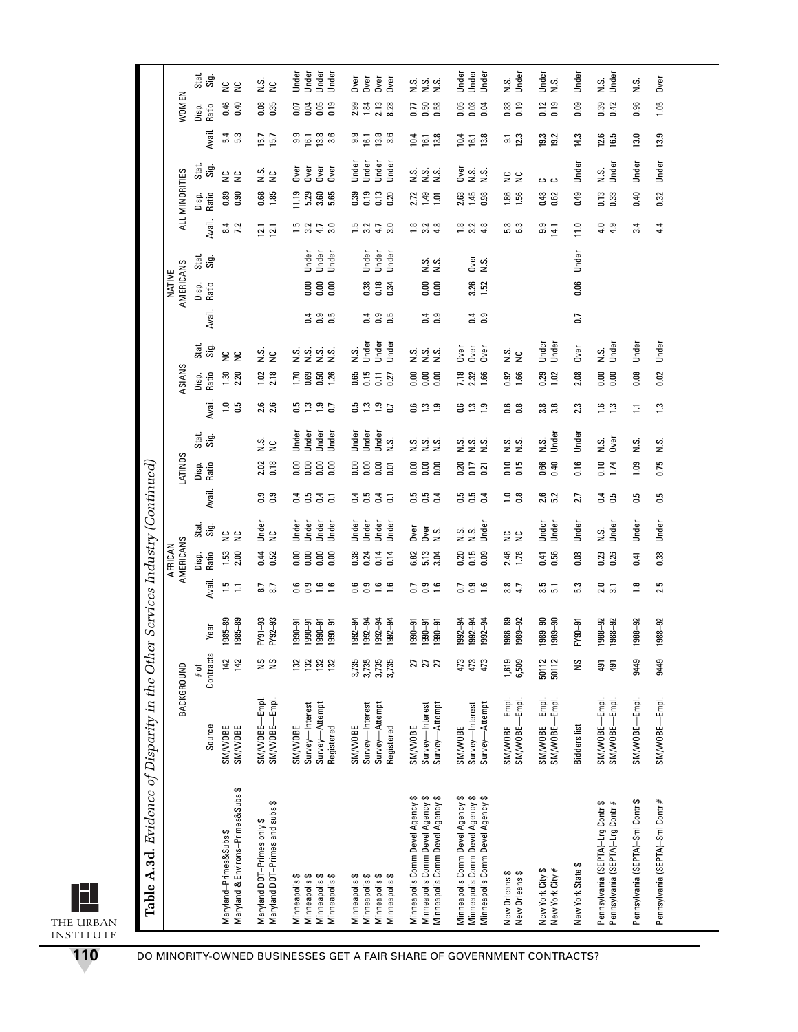**Table A.3d.** *Evidence of Disparity in the Other Services Industry (Continued)*

| | BACKGROUND | | | AFRICAN AMERICANS | | | LATINOS | | | ASIANS | | | NATIVE AMERICANS | | | ALL MINORITIES | | | WOMEN | | |
|---|---|---|---|---|---|---|---|---|---|---|---|---|---|---|---|---|---|---|---|---|---|
| | Source | # of Contracts | Year | Avail. | Disp. Ratio | Stat. Sig. | Avail. | Disp. Ratio | Stat. Sig. | Avail. | Disp. Ratio | Stat. Sig. | Avail. | Disp. Ratio | Stat. Sig. | Avail. | Disp. Ratio | Stat. Sig. | Avail. | Disp. Ratio | Stat. Sig. |
| Maryland–Primes&Subs $ | SM/WOBE | 142 | 1985–89 | 1.5 | 1.53 | NC | | | | 1.0 | 1.30 | NC | | | | 8.4 | 0.89 | NC | 5.4 | 0.46 | NC |
| Maryland & Environs–Primes&Subs $ | SM/WOBE | 142 | 1985–89 | 1.1 | 2.00 | NC | | | | 0.5 | 2.20 | NC | | | | 7.2 | 0.90 | NC | 5.3 | 0.40 | NC |
| Maryland DOT–Primes only $ | SM/WOBE—Empl. | NS | FY91–93 | 8.7 | 0.44 | Under | 0.9 | 2.02 | N.S. | 2.6 | 1.02 | N.S. | | | | 12.1 | 0.68 | N.S. | 15.7 | 0.08 | N.S. |
| Maryland DOT–Primes and subs $ | SM/WOBE—Empl. | NS | FY92–93 | 8.7 | 0.52 | NC | 0.9 | 0.18 | NC | 2.6 | 2.18 | NC | | | | 12.1 | 1.85 | NC | 15.7 | 0.35 | NC |
| Minneapolis $ | SM/WOBE | 132 | 1990–91 | 0.6 | 0.00 | Under | 0.4 | 0.00 | Under | 0.5 | 1.70 | N.S. | | | | 1.5 | 11.19 | Over | 9.9 | 0.07 | Under |
| Minneapolis $ | Survey—Interest | 132 | 1990–91 | 0.9 | 0.00 | Under | 0.5 | 0.00 | Under | 1.3 | 0.69 | N.S. | 0.4 | 0.00 | Under | 3.2 | 5.29 | Over | 16.1 | 0.04 | Under |
| Minneapolis $ | Survey—Attempt | 132 | 1990–91 | 1.6 | 0.00 | Under | 0.4 | 0.00 | Under | 1.9 | 0.50 | N.S. | 0.9 | 0.00 | Under | 4.7 | 3.60 | Over | 13.8 | 0.05 | Under |
| Minneapolis $ | Registered | 132 | 1990–91 | 1.6 | 0.00 | Under | 0.1 | 0.00 | Under | 0.7 | 1.26 | N.S. | 0.5 | 0.00 | Under | 3.0 | 5.65 | Over | 3.6 | 0.19 | Under |
| Minneapolis $ | SM/WOBE | 3,735 | 1992–94 | 0.6 | 0.38 | Under | 0.4 | 0.00 | Under | 0.5 | 0.65 | N.S. | | | | 1.5 | 0.39 | Under | 9.9 | 2.99 | Over |
| Minneapolis $ | Survey—Interest | 3,735 | 1992–94 | 0.9 | 0.24 | Under | 0.5 | 0.00 | Under | 1.3 | 0.15 | Under | 0.4 | 0.38 | Under | 3.2 | 0.19 | Under | 16.1 | 1.84 | Over |
| Minneapolis $ | Survey—Attempt | 3,735 | 1992–94 | 1.6 | 0.14 | Under | 0.4 | 0.00 | Under | 1.9 | 0.11 | Under | 0.9 | 0.18 | Under | 4.7 | 0.13 | Under | 13.8 | 2.13 | Over |
| Minneapolis $ | Registered | 3,735 | 1992–94 | 1.6 | 0.14 | Under | 0.1 | 0.01 | N.S. | 0.7 | 0.27 | Under | 0.5 | 0.34 | Under | 3.0 | 0.20 | Under | 3.6 | 8.28 | Over |
| Minneapolis Comm Devel Agency $ | SM/WOBE | 27 | 1990–91 | 0.7 | 6.82 | Over | 0.5 | 0.00 | N.S. | 0.6 | 0.00 | N.S. | | | | 1.8 | 2.72 | N.S. | 10.4 | 0.77 | N.S. |
| Minneapolis Comm Devel Agency $ | Survey—Interest | 27 | 1990–91 | 0.9 | 5.13 | Over | 0.5 | 0.00 | N.S. | 1.3 | 0.00 | N.S. | 0.4 | 0.00 | N.S. | 3.2 | 1.49 | N.S. | 16.1 | 0.50 | N.S. |
| Minneapolis Comm Devel Agency $ | Survey—Attempt | 27 | 1990–91 | 1.6 | 3.04 | N.S. | 0.4 | 0.00 | N.S. | 1.9 | 0.00 | N.S. | 0.9 | 0.00 | N.S. | 4.8 | 1.01 | N.S. | 13.8 | 0.58 | N.S. |
| Minneapolis Comm Devel Agency $ | SM/WOBE | 473 | 1992–94 | 0.7 | 0.20 | N.S. | 0.5 | 0.20 | N.S. | 0.6 | 7.18 | Over | | | | 1.8 | 2.63 | Over | 10.4 | 0.05 | Under |
| Minneapolis Comm Devel Agency $ | Survey—Interest | 473 | 1992–94 | 0.9 | 0.15 | N.S. | 0.5 | 0.17 | N.S. | 1.3 | 2.32 | Over | 0.4 | 3.26 | Over | 3.2 | 1.45 | N.S. | 16.1 | 0.03 | Under |
| Minneapolis Comm Devel Agency $ | Survey—Attempt | 473 | 1992–94 | 1.6 | 0.09 | Under | 0.4 | 0.21 | N.S. | 1.9 | 1.66 | Over | 0.9 | 1.52 | N.S. | 4.8 | 0.98 | N.S. | 13.8 | 0.04 | Under |
| New Orleans $ | SM/WOBE—Empl. | 1,619 | 1986–89 | 3.8 | 2.46 | NC | 1.0 | 0.10 | N.S. | 0.6 | 0.92 | N.S. | | | | 5.3 | 1.86 | NC | 9.1 | 0.33 | N.S. |
| New Orleans $ | SM/WOBE—Empl. | 6,509 | 1989–92 | 4.7 | 1.78 | NC | 0.8 | 0.15 | N.S. | 0.8 | 1.66 | NC | | | | 6.3 | 1.56 | NC | 12.3 | 0.19 | Under |
| New York City $ | SM/WOBE—Empl. | 50112 | 1989–90 | 3.5 | 0.41 | Under | 2.6 | 0.66 | N.S. | 3.8 | 0.29 | Under | | | | 9.9 | 0.43 | C | 19.3 | 0.12 | Under |
| New York City # | SM/WOBE—Empl. | 50112 | 1989–90 | 5.1 | 0.56 | Under | 5.2 | 0.40 | Under | 3.8 | 1.02 | Under | | | | 14.1 | 0.62 | C | 19.2 | 0.19 | N.S. |
| New York State $ | Bidders list | NS | FY90–91 | 5.3 | 0.03 | Under | 2.7 | 0.16 | Under | 2.3 | 2.08 | Over | 0.7 | 0.06 | Under | 11.0 | 0.49 | Under | 14.3 | 0.09 | Under |
| Pennsylvania (SEPTA)–Lrg Contr $ | SM/WOBE—Empl. | 491 | 1988–92 | 2.0 | 0.23 | N.S. | 0.4 | 0.10 | N.S. | 1.6 | 0.00 | N.S. | | | | 4.0 | 0.13 | N.S. | 12.6 | 0.39 | N.S. |
| Pennsylvania (SEPTA)–Lrg Contr # | SM/WOBE—Empl. | 491 | 1988–92 | 3.1 | 0.26 | Under | 0.5 | 1.74 | Over | 1.3 | 0.00 | Under | | | | 4.9 | 0.33 | Under | 16.5 | 0.42 | Under |
| Pennsylvania (SEPTA)–Sml Contr $ | SM/WOBE—Empl. | 9449 | 1988–92 | 1.8 | 0.41 | Under | 0.5 | 1.09 | N.S. | 1.1 | 0.08 | Under | | | | 3.4 | 0.40 | Under | 13.0 | 0.96 | N.S. |
| Pennsylvania (SEPTA)–Sml Contr # | SM/WOBE—Empl. | 9449 | 1988–92 | 2.5 | 0.38 | Under | 0.5 | 0.75 | N.S. | 1.3 | 0.02 | Under | | | | 4.4 | 0.32 | Under | 13.9 | 1.05 | Over |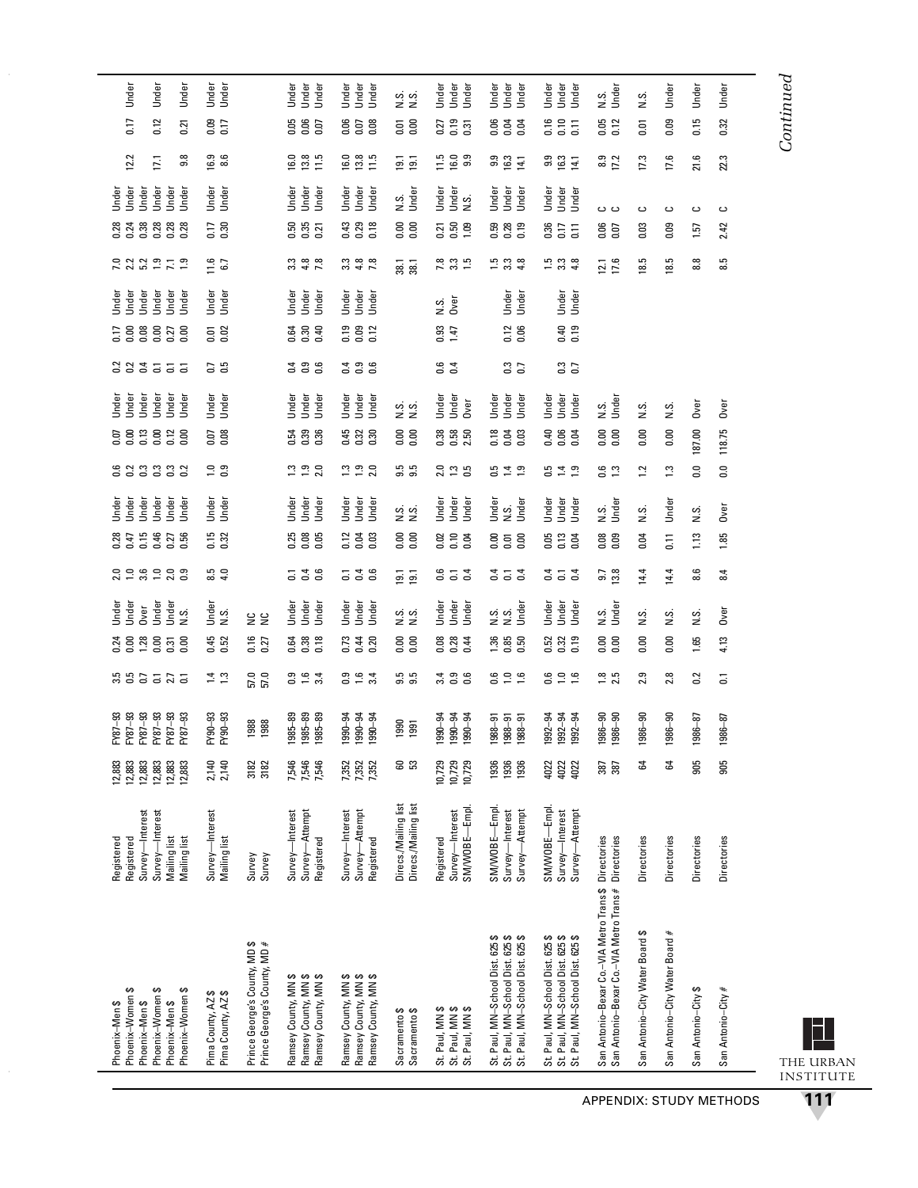| Jurisdiction | Availability measure | N | Years | | | | | | | | | | | | | | | | | | |
|---|---|---|---|---|---|---|---|---|---|---|---|---|---|---|---|---|---|---|---|---|---|
| Phoenix–Men $ | Registered | 12,883 | FY87–93 | 3.5 | 0.24 | Under | 2.0 | 0.28 | Under | 0.6 | 0.07 | Under | 0.2 | 0.17 | Under | 7.0 | 0.28 | Under | 12.2 | 0.17 | Under |
| Phoenix–Women $ | Registered | 12,883 | FY87–93 | 0.5 | 0.00 | Under | 1.0 | 0.47 | Under | 0.2 | 0.00 | Under | 0.2 | 0.00 | Under | 2.2 | 0.24 | Under | | | |
| Phoenix–Men $ | Survey—Interest | 12,883 | FY87–93 | 0.7 | 1.28 | Over | 3.6 | 0.15 | Under | 0.3 | 0.13 | Under | 0.4 | 0.08 | Under | 5.2 | 0.38 | Under | 17.1 | 0.12 | Under |
| Phoenix–Women $ | Survey—Interest | 12,883 | FY87–93 | 0.1 | 0.00 | Under | 1.0 | 0.46 | Under | 0.3 | 0.00 | Under | 0.1 | 0.00 | Under | 1.9 | 0.28 | Under | | | |
| Phoenix–Men $ | Mailing list | 12,883 | FY87–93 | 2.7 | 0.31 | Under | 2.0 | 0.27 | Under | 0.3 | 0.12 | Under | 0.1 | 0.27 | Under | 7.1 | 0.28 | Under | 9.8 | 0.21 | Under |
| Phoenix–Women $ | Mailing list | 12,883 | FY87–93 | 0.1 | 0.00 | N.S. | 0.9 | 0.56 | Under | 0.2 | 0.00 | Under | 0.1 | 0.00 | Under | 1.9 | 0.28 | Under | | | |
| Pima County, AZ $ | Survey—Interest | 2,140 | FY90–93 | 1.4 | 0.45 | Under | 8.5 | 0.15 | Under | 1.0 | 0.07 | Under | 0.7 | 0.01 | Under | 11.6 | 0.17 | Under | 16.9 | 0.09 | Under |
| Pima County, AZ $ | Mailing list | 2,140 | FY90–93 | 1.3 | 0.52 | N.S. | 4.0 | 0.32 | Under | 0.9 | 0.08 | Under | 0.5 | 0.02 | Under | 6.7 | 0.30 | Under | 8.6 | 0.17 | Under |
| Prince George's County, MD $ | Survey | 3182 | 1988 | 57.0 | 0.16 | NC | | | | | | | | | | | | | | | |
| Prince George's County, MD # | Survey | 3182 | 1988 | 57.0 | 0.27 | NC | | | | | | | | | | | | | | | |
| Ramsey County, MN $ | Survey—Interest | 7,546 | 1985–89 | 0.9 | 0.64 | Under | 0.1 | 0.25 | Under | 1.3 | 0.54 | Under | 0.4 | 0.64 | Under | 3.3 | 0.50 | Under | 16.0 | 0.05 | Under |
| Ramsey County, MN $ | Survey—Attempt | 7,546 | 1985–89 | 1.6 | 0.38 | Under | 0.4 | 0.08 | Under | 1.9 | 0.39 | Under | 0.9 | 0.30 | Under | 4.8 | 0.35 | Under | 13.8 | 0.06 | Under |
| Ramsey County, MN $ | Registered | 7,546 | 1985–89 | 3.4 | 0.18 | Under | 0.6 | 0.05 | Under | 2.0 | 0.36 | Under | 0.6 | 0.40 | Under | 7.8 | 0.21 | Under | 11.5 | 0.07 | Under |
| Ramsey County, MN $ | Survey—Interest | 7,352 | 1990–94 | 0.9 | 0.73 | Under | 0.1 | 0.12 | Under | 1.3 | 0.45 | Under | 0.4 | 0.19 | Under | 3.3 | 0.43 | Under | 16.0 | 0.06 | Under |
| Ramsey County, MN $ | Survey—Attempt | 7,352 | 1990–94 | 1.6 | 0.44 | Under | 0.4 | 0.04 | Under | 1.9 | 0.32 | Under | 0.9 | 0.09 | Under | 4.8 | 0.29 | Under | 13.8 | 0.07 | Under |
| Ramsey County, MN $ | Registered | 7,352 | 1990–94 | 3.4 | 0.20 | Under | 0.6 | 0.03 | Under | 2.0 | 0.30 | Under | 0.6 | 0.12 | Under | 7.8 | 0.18 | Under | 11.5 | 0.08 | Under |
| Sacramento $ | Direcs./Mailing list | 60 | 1990 | 9.5 | 0.00 | N.S. | 19.1 | 0.00 | N.S. | 9.5 | 0.00 | N.S. | | | | 38.1 | 0.00 | N.S. | 19.1 | 0.01 | N.S. |
| Sacramento $ | Direcs./Mailing list | 53 | 1991 | 9.5 | 0.00 | N.S. | 19.1 | 0.00 | N.S. | 9.5 | 0.00 | N.S. | | | | 38.1 | 0.00 | Under | 19.1 | 0.00 | N.S. |
| St. Paul, MN $ | Registered | 10,729 | 1990–94 | 3.4 | 0.08 | Under | 0.6 | 0.02 | Under | 2.0 | 0.38 | Under | 0.6 | 0.93 | N.S. | 7.8 | 0.21 | Under | 11.5 | 0.27 | Under |
| St. Paul, MN $ | Survey—Interest | 10,729 | 1990–94 | 0.9 | 0.28 | Under | 0.1 | 0.10 | Under | 1.3 | 0.58 | Under | 0.4 | 1.47 | Over | 3.3 | 0.50 | Under | 16.0 | 0.19 | Under |
| St. Paul, MN $ | SM/WOBE—Empl. | 10,729 | 1990–94 | 0.6 | 0.44 | Under | 0.4 | 0.04 | Under | 0.5 | 2.50 | Over | | | | 1.5 | 1.09 | N.S. | 9.9 | 0.31 | Under |
| St. Paul, MN–School Dist. 625 $ | SM/WOBE—Empl. | 1936 | 1988–91 | 0.6 | 1.36 | N.S. | 0.4 | 0.00 | Under | 0.5 | 0.18 | Under | | | | 1.5 | 0.59 | Under | 9.9 | 0.06 | Under |
| St. Paul, MN–School Dist. 625 $ | Survey—Interest | 1936 | 1988–91 | 1.0 | 0.85 | N.S. | 0.1 | 0.01 | N.S. | 1.4 | 0.04 | Under | 0.3 | 0.12 | Under | 3.3 | 0.28 | Under | 16.3 | 0.04 | Under |
| St. Paul, MN–School Dist. 625 $ | Survey—Attempt | 1936 | 1988–91 | 1.6 | 0.50 | Under | 0.4 | 0.00 | Under | 1.9 | 0.03 | Under | 0.7 | 0.06 | Under | 4.8 | 0.19 | Under | 14.1 | 0.04 | Under |
| St. Paul, MN–School Dist. 625 $ | SM/WOBE—Empl. | 4022 | 1992–94 | 0.6 | 0.52 | Under | 0.4 | 0.05 | Under | 0.5 | 0.40 | Under | | | | 1.5 | 0.36 | Under | 9.9 | 0.16 | Under |
| St. Paul, MN–School Dist. 625 $ | Survey—Interest | 4022 | 1992–94 | 1.0 | 0.32 | Under | 0.1 | 0.13 | Under | 1.4 | 0.06 | Under | 0.3 | 0.40 | Under | 3.3 | 0.17 | Under | 16.3 | 0.10 | Under |
| St. Paul, MN–School Dist. 625 $ | Survey—Attempt | 4022 | 1992–94 | 1.6 | 0.19 | Under | 0.4 | 0.04 | Under | 1.9 | 0.04 | Under | 0.7 | 0.19 | Under | 4.8 | 0.11 | Under | 14.1 | 0.11 | Under |
| San Antonio–Bexar Co.–VIA Metro Trans $ | Directories | 387 | 1986–90 | 1.8 | 0.00 | N.S. | 9.7 | 0.08 | N.S. | 0.6 | 0.00 | N.S. | | | | 12.1 | 0.06 | C | 8.9 | 0.05 | N.S. |
| San Antonio–Bexar Co.–VIA Metro Trans # | Directories | 387 | 1986–90 | 2.5 | 0.00 | Under | 13.8 | 0.09 | Under | 1.3 | 0.00 | Under | | | | 17.6 | 0.07 | C | 17.2 | 0.12 | Under |
| San Antonio–City Water Board $ | Directories | 64 | 1986–90 | 2.9 | 0.00 | N.S. | 14.4 | 0.04 | N.S. | 1.2 | 0.00 | N.S. | | | | 18.5 | 0.03 | C | 17.3 | 0.01 | N.S. |
| San Antonio–City Water Board # | Directories | 64 | 1986–90 | 2.8 | 0.00 | N.S. | 14.4 | 0.11 | Under | 1.3 | 0.00 | N.S. | | | | 18.5 | 0.09 | C | 17.6 | 0.09 | Under |
| San Antonio–City $ | Directories | 905 | 1986–87 | 0.2 | 1.65 | N.S. | 8.6 | 1.13 | N.S. | 0.0 | 187.00 | Over | | | | 8.8 | 1.57 | C | 21.6 | 0.15 | Under |
| San Antonio–City # | Directories | 905 | 1986–87 | 0.1 | 4.13 | Over | 8.4 | 1.85 | Over | 0.0 | 118.75 | Over | | | | 8.5 | 2.42 | C | 22.3 | 0.32 | Under |

*Continued*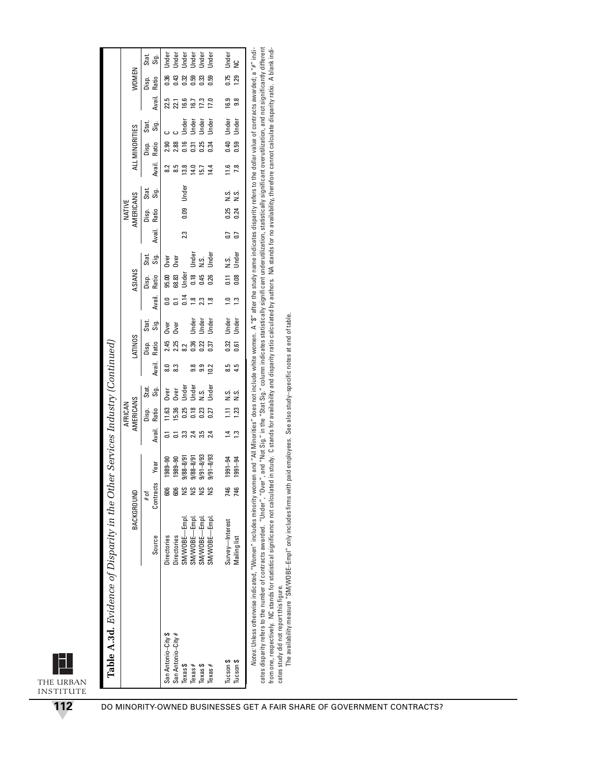**Table A.3d.** *Evidence of Disparity in the Other Services Industry (Continued)*

| | BACKGROUND | | | AFRICAN AMERICANS | | | LATINOS | | | ASIANS | | | NATIVE AMERICANS | | | ALL MINORITIES | | | WOMEN | | |
|---|---|---|---|---|---|---|---|---|---|---|---|---|---|---|---|---|---|---|---|---|---|
| | Source | # of Contracts | Year | Avail. | Disp. Ratio | Stat. Sig. | Avail. | Disp. Ratio | Stat. Sig. | Avail. | Disp. Ratio | Stat. Sig. | Avail. | Disp. Ratio | Stat. Sig. | Avail. | Disp. Ratio | Stat. Sig. | Avail. | Disp. Ratio | Stat. Sig. |
| San Antonio–City $ | Directories | 606 | 1989–90 | 0.1 | 11.63 | Over | 8.0 | 2.45 | Over | 0.0 | 95.00 | Over | | | | 8.2 | 2.90 | C | 22.5 | 0.36 | Under |
| San Antonio–City # | Directories | 606 | 1989–90 | 0.1 | 15.36 | Over | 8.3 | 2.25 | Over | 0.1 | 68.83 | Over | | | | 8.5 | 2.88 | C | 22.1 | 0.43 | Under |
| Texas $ | SM/WOBE—Empl. | NS | 9/88–8/91 | 3.3 | 0.25 | Under | | 8.2 | | 0.14 | Under | | 2.3 | 0.09 | Under | 13.8 | 0.16 | Under | 16.6 | 0.32 | Under |
| Texas # | SM/WOBE—Empl. | NS | 9/88–8/91 | 2.4 | 0.18 | Under | 9.8 | 0.36 | Under | 1.8 | 0.18 | Under | | | | 14.0 | 0.31 | Under | 16.7 | 0.59 | Under |
| Texas $ | SM/WOBE—Empl. | NS | 9/91–8/93 | 3.5 | 0.23 | N.S. | 9.9 | 0.22 | Under | 2.3 | 0.45 | N.S. | | | | 15.7 | 0.25 | Under | 17.3 | 0.33 | Under |
| Texas # | SM/WOBE—Empl. | NS | 9/91–8/93 | 2.4 | 0.27 | Under | 10.2 | 0.37 | Under | 1.8 | 0.26 | Under | | | | 14.4 | 0.34 | Under | 17.0 | 0.59 | Under |
| Tucson $ | Survey—Interest | 746 | 1991–94 | 1.4 | 1.11 | N.S. | 8.5 | 0.32 | Under | 1.0 | 0.11 | N.S. | 0.7 | 0.25 | N.S. | 11.6 | 0.40 | Under | 16.9 | 0.75 | Under |
| Tucson $ | Mailing list | 746 | 1991–94 | 1.3 | 1.23 | N.S. | 4.5 | 0.61 | Under | 1.3 | 0.08 | Under | 0.7 | 0.24 | N.S. | 7.8 | 0.59 | Under | 9.8 | 1.29 | NC |

*Notes:* Unless otherwise indicated, "Women" includes minority women and "All Minorities" does not include white women. A "$" after the study name indicates disparity refers to the dollar value of contracts awarded; a "#" indicates disparity refers to the number of contracts awarded. "Under", "Over", and "Not Sig." in the "Stat Sig." column indicates statistically significant underutilization, statistically significant overutilization, and not significantly different from one, respectively. NC stands for statistical significance not calculated in study. C stands for availability and disparity ratio calculated by authors. NA stands for no availability, therefore cannot calculate disparity ratio. A blank indicates study did not report this figure.

The availability measure "SM/WOBE–Empl" only includes firms with paid employees. See also study–specific notes at end of table.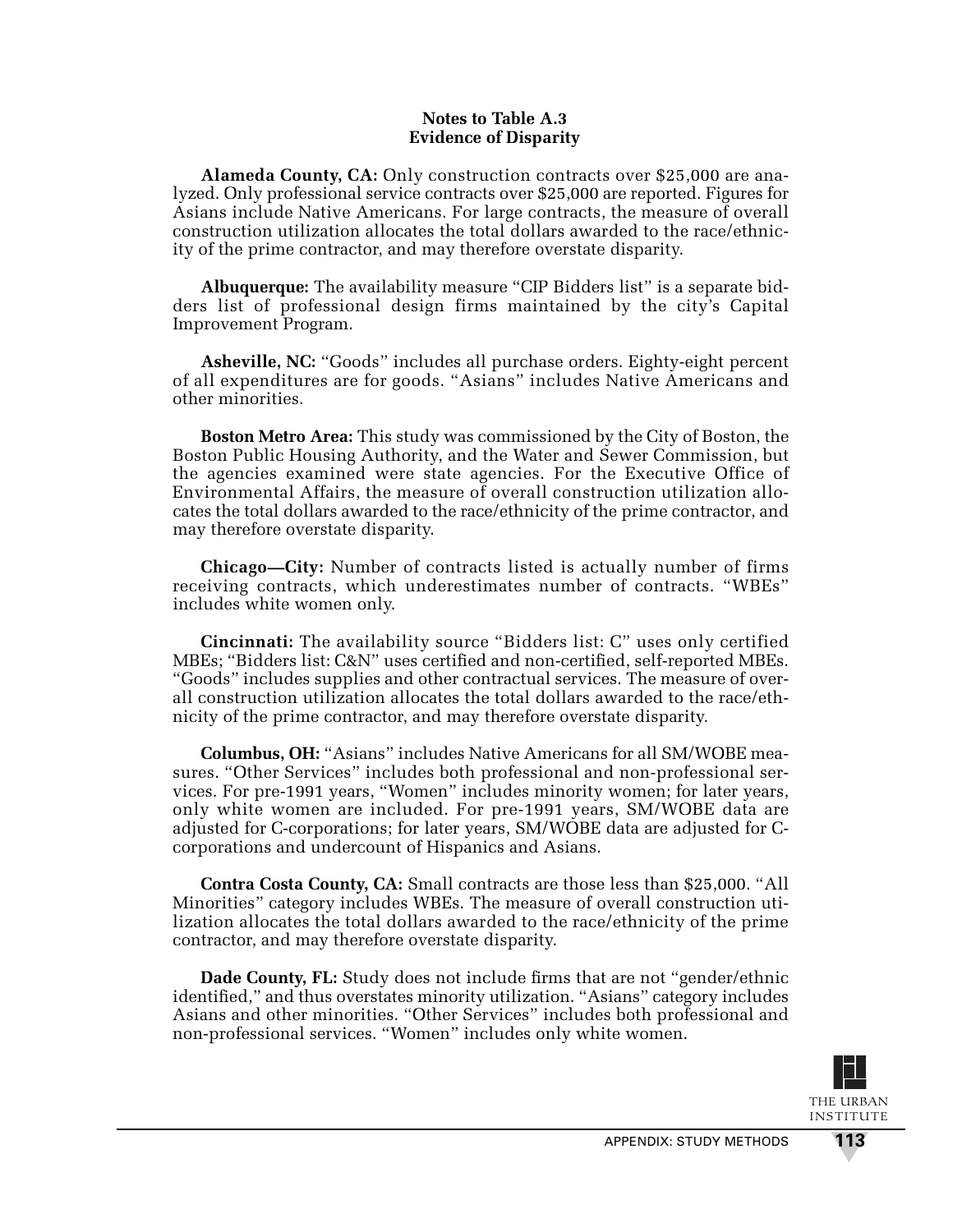**Notes to Table A.3**
**Evidence of Disparity**

**Alameda County, CA:** Only construction contracts over $25,000 are analyzed. Only professional service contracts over $25,000 are reported. Figures for Asians include Native Americans. For large contracts, the measure of overall construction utilization allocates the total dollars awarded to the race/ethnicity of the prime contractor, and may therefore overstate disparity.

**Albuquerque:** The availability measure "CIP Bidders list" is a separate bidders list of professional design firms maintained by the city's Capital Improvement Program.

**Asheville, NC:** "Goods" includes all purchase orders. Eighty-eight percent of all expenditures are for goods. "Asians" includes Native Americans and other minorities.

**Boston Metro Area:** This study was commissioned by the City of Boston, the Boston Public Housing Authority, and the Water and Sewer Commission, but the agencies examined were state agencies. For the Executive Office of Environmental Affairs, the measure of overall construction utilization allocates the total dollars awarded to the race/ethnicity of the prime contractor, and may therefore overstate disparity.

**Chicago—City:** Number of contracts listed is actually number of firms receiving contracts, which underestimates number of contracts. "WBEs" includes white women only.

**Cincinnati:** The availability source "Bidders list: C" uses only certified MBEs; "Bidders list: C&N" uses certified and non-certified, self-reported MBEs. "Goods" includes supplies and other contractual services. The measure of overall construction utilization allocates the total dollars awarded to the race/ethnicity of the prime contractor, and may therefore overstate disparity.

**Columbus, OH:** "Asians" includes Native Americans for all SM/WOBE measures. "Other Services" includes both professional and non-professional services. For pre-1991 years, "Women" includes minority women; for later years, only white women are included. For pre-1991 years, SM/WOBE data are adjusted for C-corporations; for later years, SM/WOBE data are adjusted for C-corporations and undercount of Hispanics and Asians.

**Contra Costa County, CA:** Small contracts are those less than $25,000. "All Minorities" category includes WBEs. The measure of overall construction utilization allocates the total dollars awarded to the race/ethnicity of the prime contractor, and may therefore overstate disparity.

**Dade County, FL:** Study does not include firms that are not "gender/ethnic identified," and thus overstates minority utilization. "Asians" category includes Asians and other minorities. "Other Services" includes both professional and non-professional services. "Women" includes only white women.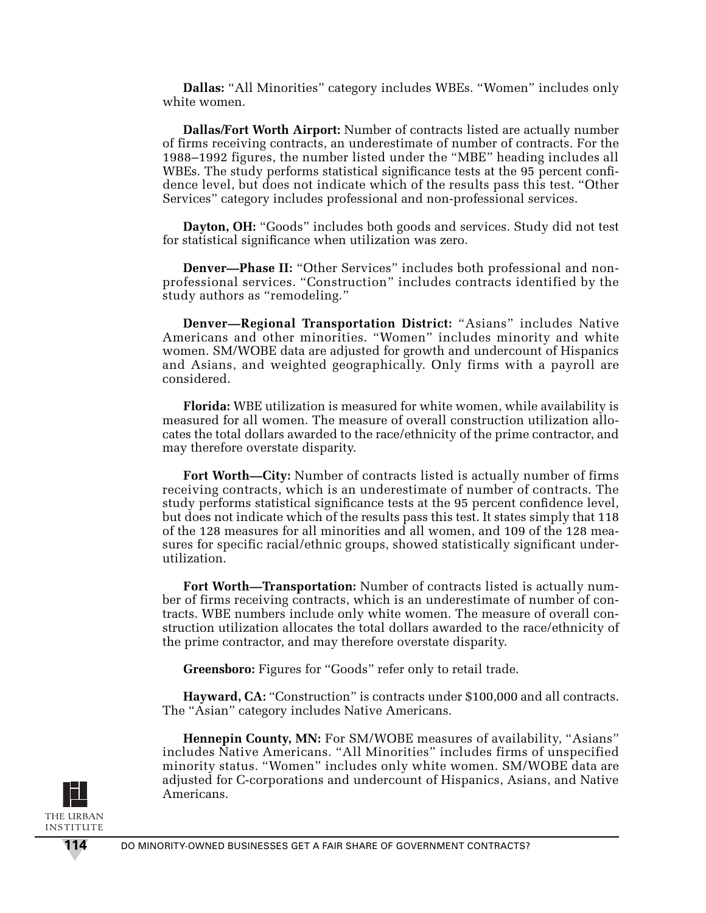**Dallas:** "All Minorities" category includes WBEs. "Women" includes only white women.

**Dallas/Fort Worth Airport:** Number of contracts listed are actually number of firms receiving contracts, an underestimate of number of contracts. For the 1988–1992 figures, the number listed under the "MBE" heading includes all WBEs. The study performs statistical significance tests at the 95 percent confidence level, but does not indicate which of the results pass this test. "Other Services" category includes professional and non-professional services.

**Dayton, OH:** "Goods" includes both goods and services. Study did not test for statistical significance when utilization was zero.

**Denver—Phase II:** "Other Services" includes both professional and non-professional services. "Construction" includes contracts identified by the study authors as "remodeling."

**Denver—Regional Transportation District:** "Asians" includes Native Americans and other minorities. "Women" includes minority and white women. SM/WOBE data are adjusted for growth and undercount of Hispanics and Asians, and weighted geographically. Only firms with a payroll are considered.

**Florida:** WBE utilization is measured for white women, while availability is measured for all women. The measure of overall construction utilization allocates the total dollars awarded to the race/ethnicity of the prime contractor, and may therefore overstate disparity.

**Fort Worth—City:** Number of contracts listed is actually number of firms receiving contracts, which is an underestimate of number of contracts. The study performs statistical significance tests at the 95 percent confidence level, but does not indicate which of the results pass this test. It states simply that 118 of the 128 measures for all minorities and all women, and 109 of the 128 measures for specific racial/ethnic groups, showed statistically significant underutilization.

**Fort Worth—Transportation:** Number of contracts listed is actually number of firms receiving contracts, which is an underestimate of number of contracts. WBE numbers include only white women. The measure of overall construction utilization allocates the total dollars awarded to the race/ethnicity of the prime contractor, and may therefore overstate disparity.

**Greensboro:** Figures for "Goods" refer only to retail trade.

**Hayward, CA:** "Construction" is contracts under $100,000 and all contracts. The "Asian" category includes Native Americans.

**Hennepin County, MN:** For SM/WOBE measures of availability, "Asians" includes Native Americans. "All Minorities" includes firms of unspecified minority status. "Women" includes only white women. SM/WOBE data are adjusted for C-corporations and undercount of Hispanics, Asians, and Native Americans.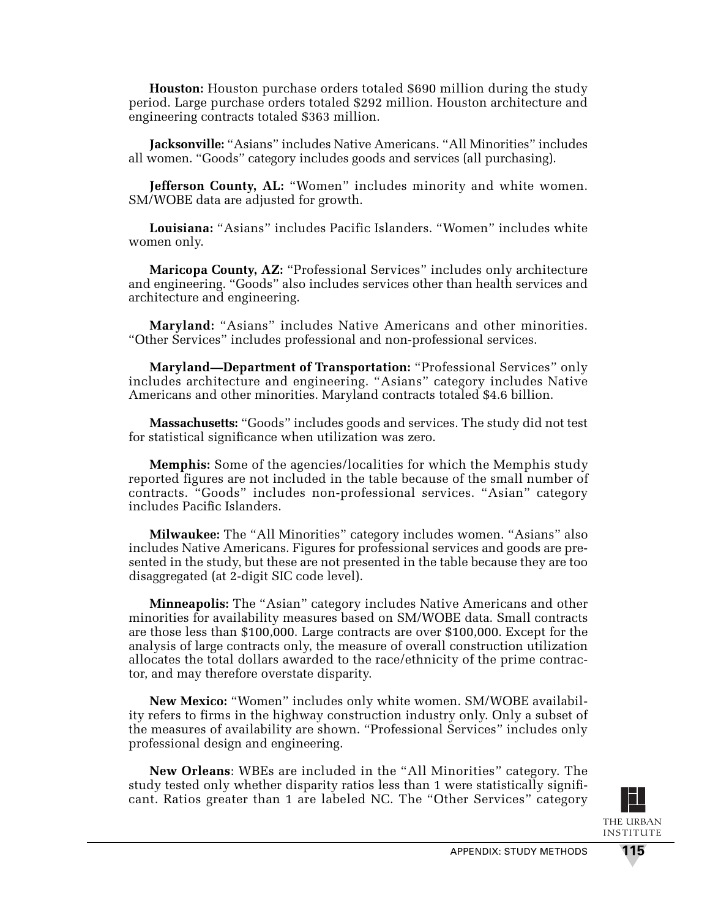**Houston:** Houston purchase orders totaled $690 million during the study period. Large purchase orders totaled $292 million. Houston architecture and engineering contracts totaled $363 million.

**Jacksonville:** "Asians" includes Native Americans. "All Minorities" includes all women. "Goods" category includes goods and services (all purchasing).

**Jefferson County, AL:** "Women" includes minority and white women. SM/WOBE data are adjusted for growth.

**Louisiana:** "Asians" includes Pacific Islanders. "Women" includes white women only.

**Maricopa County, AZ:** "Professional Services" includes only architecture and engineering. "Goods" also includes services other than health services and architecture and engineering.

**Maryland:** "Asians" includes Native Americans and other minorities. "Other Services" includes professional and non-professional services.

**Maryland—Department of Transportation:** "Professional Services" only includes architecture and engineering. "Asians" category includes Native Americans and other minorities. Maryland contracts totaled $4.6 billion.

**Massachusetts:** "Goods" includes goods and services. The study did not test for statistical significance when utilization was zero.

**Memphis:** Some of the agencies/localities for which the Memphis study reported figures are not included in the table because of the small number of contracts. "Goods" includes non-professional services. "Asian" category includes Pacific Islanders.

**Milwaukee:** The "All Minorities" category includes women. "Asians" also includes Native Americans. Figures for professional services and goods are presented in the study, but these are not presented in the table because they are too disaggregated (at 2-digit SIC code level).

**Minneapolis:** The "Asian" category includes Native Americans and other minorities for availability measures based on SM/WOBE data. Small contracts are those less than $100,000. Large contracts are over $100,000. Except for the analysis of large contracts only, the measure of overall construction utilization allocates the total dollars awarded to the race/ethnicity of the prime contractor, and may therefore overstate disparity.

**New Mexico:** "Women" includes only white women. SM/WOBE availability refers to firms in the highway construction industry only. Only a subset of the measures of availability are shown. "Professional Services" includes only professional design and engineering.

**New Orleans**: WBEs are included in the "All Minorities" category. The study tested only whether disparity ratios less than 1 were statistically significant. Ratios greater than 1 are labeled NC. The "Other Services" category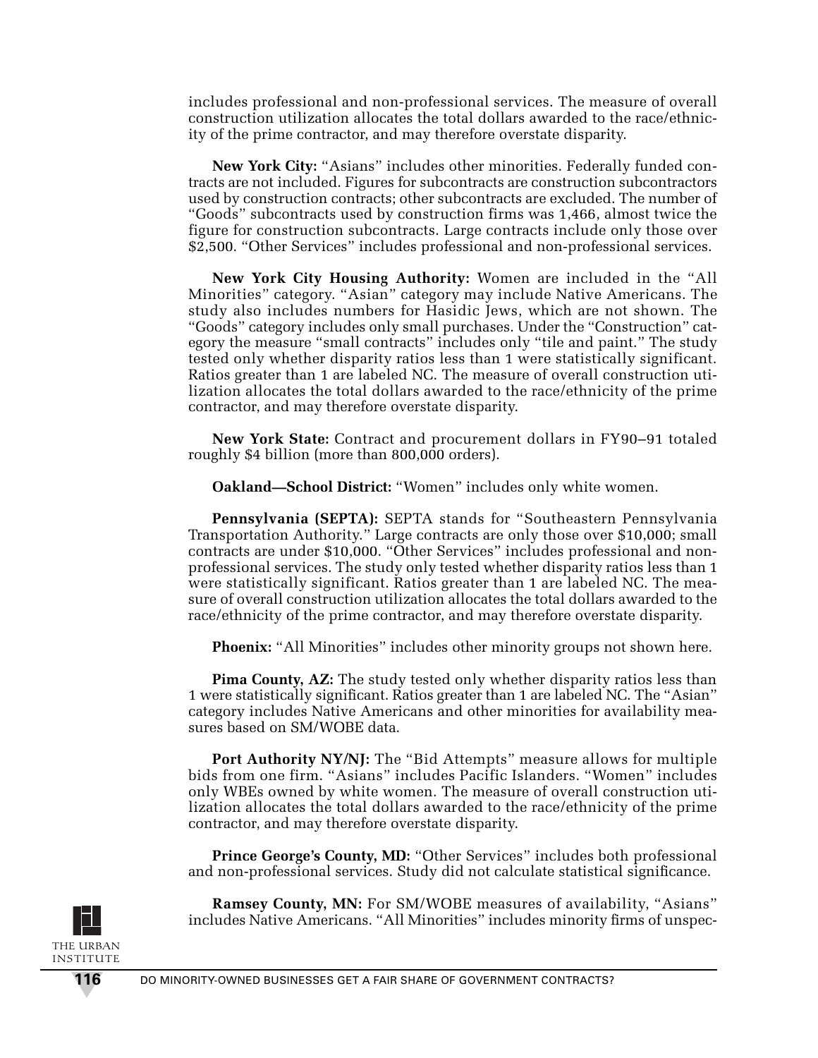includes professional and non-professional services. The measure of overall construction utilization allocates the total dollars awarded to the race/ethnicity of the prime contractor, and may therefore overstate disparity.

**New York City:** "Asians" includes other minorities. Federally funded contracts are not included. Figures for subcontracts are construction subcontractors used by construction contracts; other subcontracts are excluded. The number of "Goods" subcontracts used by construction firms was 1,466, almost twice the figure for construction subcontracts. Large contracts include only those over $2,500. "Other Services" includes professional and non-professional services.

**New York City Housing Authority:** Women are included in the "All Minorities" category. "Asian" category may include Native Americans. The study also includes numbers for Hasidic Jews, which are not shown. The "Goods" category includes only small purchases. Under the "Construction" category the measure "small contracts" includes only "tile and paint." The study tested only whether disparity ratios less than 1 were statistically significant. Ratios greater than 1 are labeled NC. The measure of overall construction utilization allocates the total dollars awarded to the race/ethnicity of the prime contractor, and may therefore overstate disparity.

**New York State:** Contract and procurement dollars in FY90–91 totaled roughly $4 billion (more than 800,000 orders).

**Oakland—School District:** "Women" includes only white women.

**Pennsylvania (SEPTA):** SEPTA stands for "Southeastern Pennsylvania Transportation Authority." Large contracts are only those over $10,000; small contracts are under $10,000. "Other Services" includes professional and non-professional services. The study only tested whether disparity ratios less than 1 were statistically significant. Ratios greater than 1 are labeled NC. The measure of overall construction utilization allocates the total dollars awarded to the race/ethnicity of the prime contractor, and may therefore overstate disparity.

**Phoenix:** "All Minorities" includes other minority groups not shown here.

**Pima County, AZ:** The study tested only whether disparity ratios less than 1 were statistically significant. Ratios greater than 1 are labeled NC. The "Asian" category includes Native Americans and other minorities for availability measures based on SM/WOBE data.

**Port Authority NY/NJ:** The "Bid Attempts" measure allows for multiple bids from one firm. "Asians" includes Pacific Islanders. "Women" includes only WBEs owned by white women. The measure of overall construction utilization allocates the total dollars awarded to the race/ethnicity of the prime contractor, and may therefore overstate disparity.

**Prince George's County, MD:** "Other Services" includes both professional and non-professional services. Study did not calculate statistical significance.

**Ramsey County, MN:** For SM/WOBE measures of availability, "Asians" includes Native Americans. "All Minorities" includes minority firms of unspec-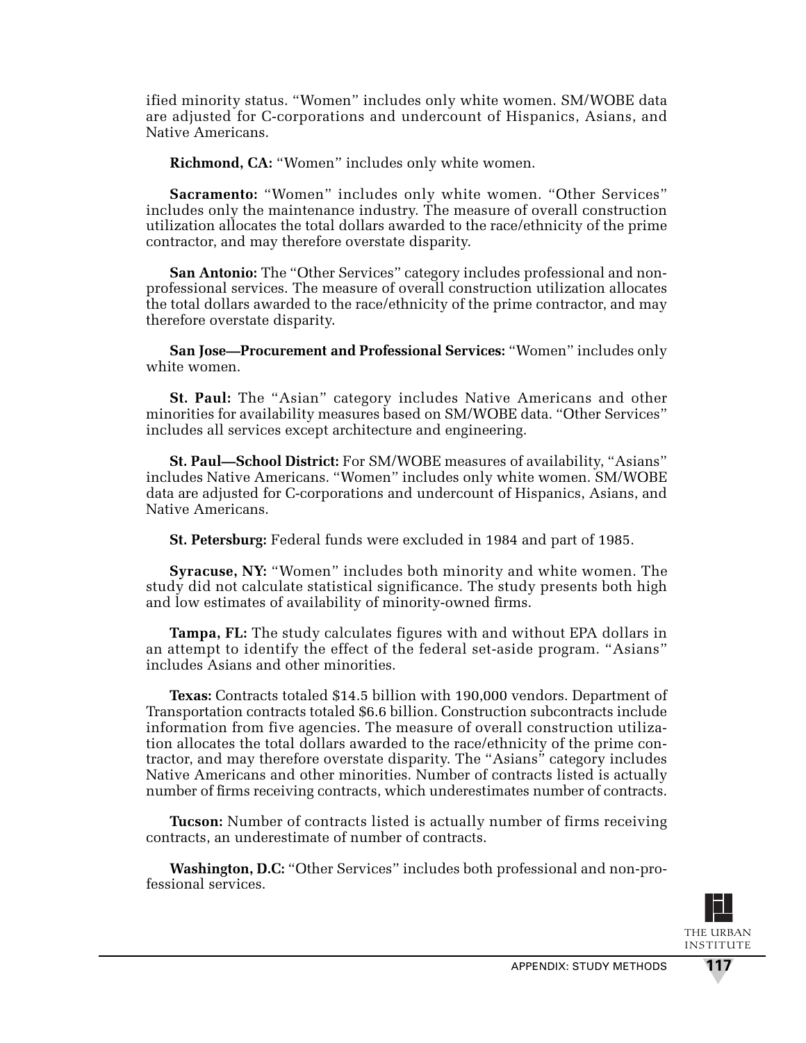ified minority status. “Women” includes only white women. SM/WOBE data are adjusted for C-corporations and undercount of Hispanics, Asians, and Native Americans.

**Richmond, CA:** “Women” includes only white women.

**Sacramento:** “Women” includes only white women. “Other Services” includes only the maintenance industry. The measure of overall construction utilization allocates the total dollars awarded to the race/ethnicity of the prime contractor, and may therefore overstate disparity.

**San Antonio:** The “Other Services” category includes professional and non-professional services. The measure of overall construction utilization allocates the total dollars awarded to the race/ethnicity of the prime contractor, and may therefore overstate disparity.

**San Jose—Procurement and Professional Services:** “Women” includes only white women.

**St. Paul:** The “Asian” category includes Native Americans and other minorities for availability measures based on SM/WOBE data. “Other Services” includes all services except architecture and engineering.

**St. Paul—School District:** For SM/WOBE measures of availability, “Asians” includes Native Americans. “Women” includes only white women. SM/WOBE data are adjusted for C-corporations and undercount of Hispanics, Asians, and Native Americans.

**St. Petersburg:** Federal funds were excluded in 1984 and part of 1985.

**Syracuse, NY:** “Women” includes both minority and white women. The study did not calculate statistical significance. The study presents both high and low estimates of availability of minority-owned firms.

**Tampa, FL:** The study calculates figures with and without EPA dollars in an attempt to identify the effect of the federal set-aside program. “Asians” includes Asians and other minorities.

**Texas:** Contracts totaled $14.5 billion with 190,000 vendors. Department of Transportation contracts totaled $6.6 billion. Construction subcontracts include information from five agencies. The measure of overall construction utilization allocates the total dollars awarded to the race/ethnicity of the prime contractor, and may therefore overstate disparity. The “Asians” category includes Native Americans and other minorities. Number of contracts listed is actually number of firms receiving contracts, which underestimates number of contracts.

**Tucson:** Number of contracts listed is actually number of firms receiving contracts, an underestimate of number of contracts.

**Washington, D.C:** “Other Services” includes both professional and non-professional services.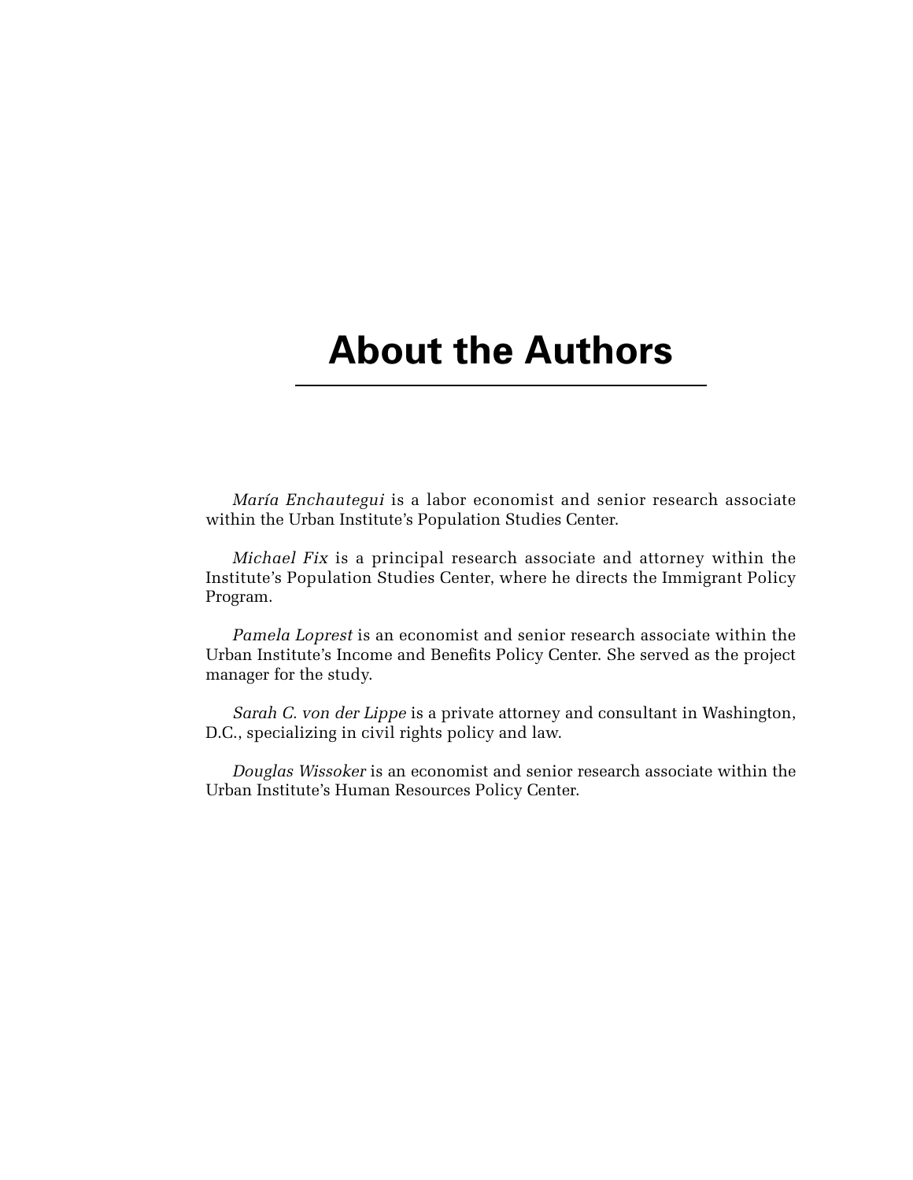# About the Authors

*María Enchautegui* is a labor economist and senior research associate within the Urban Institute's Population Studies Center.

*Michael Fix* is a principal research associate and attorney within the Institute's Population Studies Center, where he directs the Immigrant Policy Program.

*Pamela Loprest* is an economist and senior research associate within the Urban Institute's Income and Benefits Policy Center. She served as the project manager for the study.

*Sarah C. von der Lippe* is a private attorney and consultant in Washington, D.C., specializing in civil rights policy and law.

*Douglas Wissoker* is an economist and senior research associate within the Urban Institute's Human Resources Policy Center.